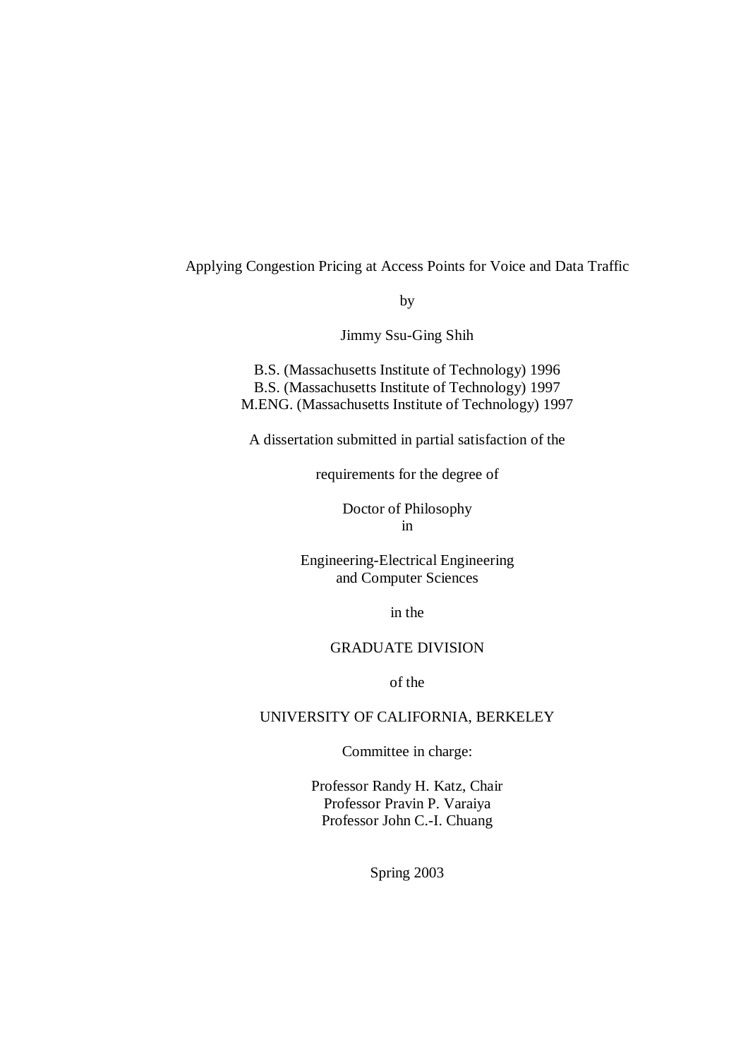# Applying Congestion Pricing at Access Points for Voice and Data Traffic

by

Jimmy Ssu-Ging Shih

B.S. (Massachusetts Institute of Technology) 1996
B.S. (Massachusetts Institute of Technology) 1997
M.ENG. (Massachusetts Institute of Technology) 1997

A dissertation submitted in partial satisfaction of the

requirements for the degree of

Doctor of Philosophy
in

Engineering-Electrical Engineering
and Computer Sciences

in the

GRADUATE DIVISION

of the

UNIVERSITY OF CALIFORNIA, BERKELEY

Committee in charge:

Professor Randy H. Katz, Chair
Professor Pravin P. Varaiya
Professor John C.-I. Chuang

Spring 2003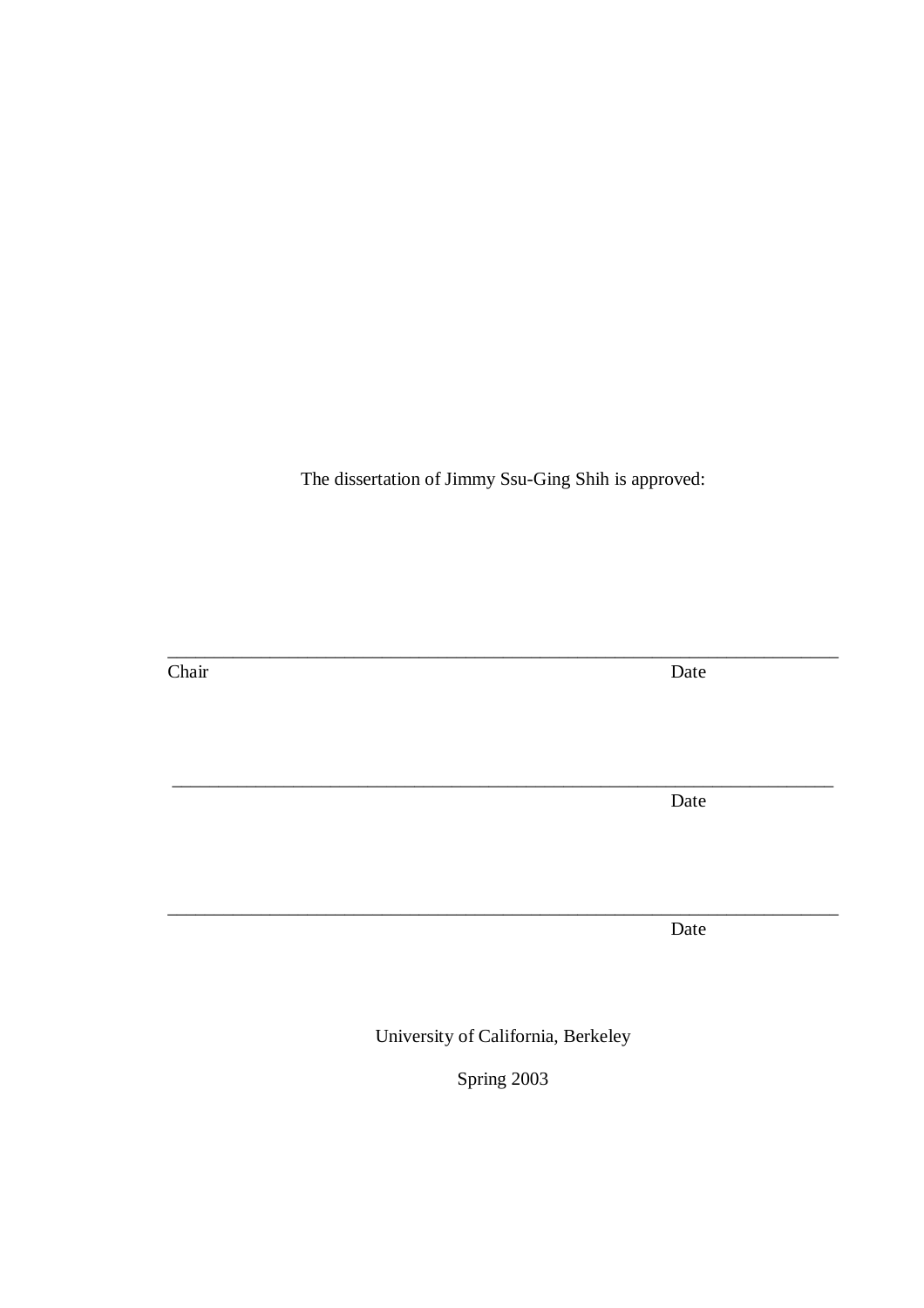The dissertation of Jimmy Ssu-Ging Shih is approved:

\_\_\_\_\_\_\_\_\_\_\_\_\_\_\_\_\_\_\_\_\_\_\_\_\_\_\_\_\_\_\_\_\_\_\_\_\_\_\_\_\_\_\_\_\_\_\_\_\_\_\_\_\_\_\_\_\_\_\_\_\_\_\_\_\_\_\_\_\_\_

Chair                                                                                                   Date

\_\_\_\_\_\_\_\_\_\_\_\_\_\_\_\_\_\_\_\_\_\_\_\_\_\_\_\_\_\_\_\_\_\_\_\_\_\_\_\_\_\_\_\_\_\_\_\_\_\_\_\_\_\_\_\_\_\_\_\_\_\_\_\_\_\_\_\_\_\_

Date

\_\_\_\_\_\_\_\_\_\_\_\_\_\_\_\_\_\_\_\_\_\_\_\_\_\_\_\_\_\_\_\_\_\_\_\_\_\_\_\_\_\_\_\_\_\_\_\_\_\_\_\_\_\_\_\_\_\_\_\_\_\_\_\_\_\_\_\_\_\_

Date

University of California, Berkeley

Spring 2003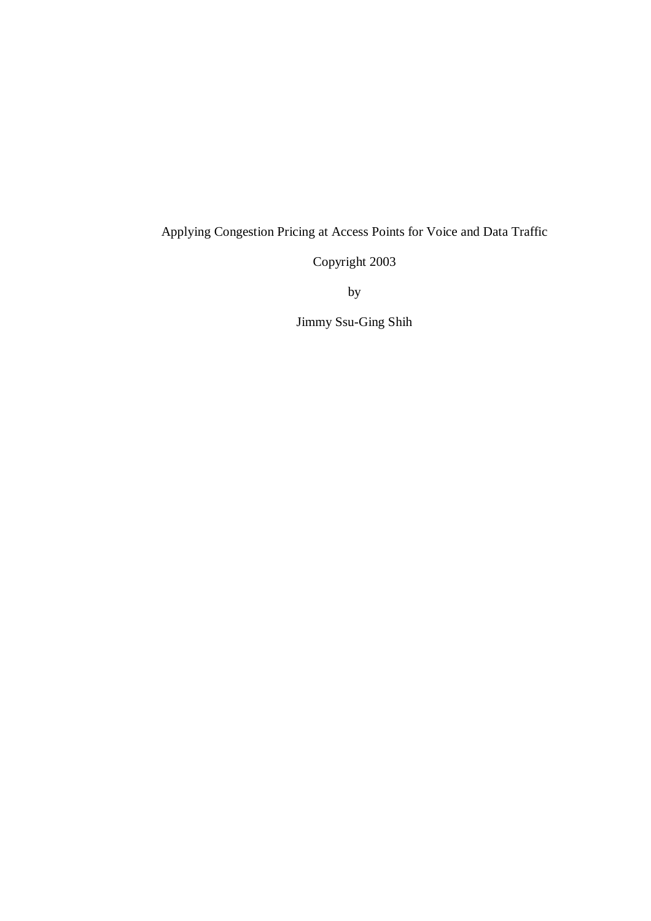Applying Congestion Pricing at Access Points for Voice and Data Traffic

Copyright 2003

by

Jimmy Ssu-Ging Shih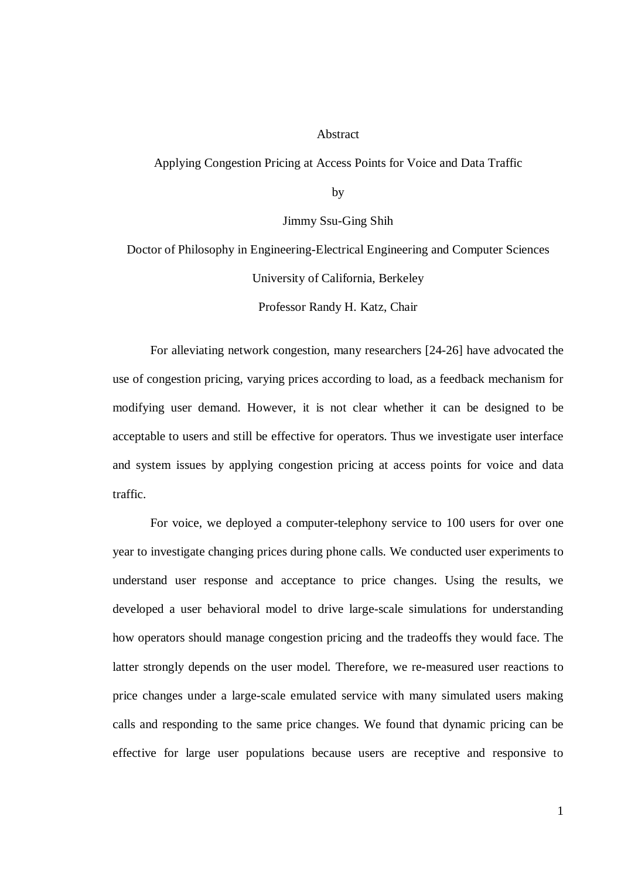# Abstract

Applying Congestion Pricing at Access Points for Voice and Data Traffic

by

Jimmy Ssu-Ging Shih

Doctor of Philosophy in Engineering-Electrical Engineering and Computer Sciences

University of California, Berkeley

Professor Randy H. Katz, Chair

For alleviating network congestion, many researchers [24-26] have advocated the use of congestion pricing, varying prices according to load, as a feedback mechanism for modifying user demand. However, it is not clear whether it can be designed to be acceptable to users and still be effective for operators. Thus we investigate user interface and system issues by applying congestion pricing at access points for voice and data traffic.

For voice, we deployed a computer-telephony service to 100 users for over one year to investigate changing prices during phone calls. We conducted user experiments to understand user response and acceptance to price changes. Using the results, we developed a user behavioral model to drive large-scale simulations for understanding how operators should manage congestion pricing and the tradeoffs they would face. The latter strongly depends on the user model. Therefore, we re-measured user reactions to price changes under a large-scale emulated service with many simulated users making calls and responding to the same price changes. We found that dynamic pricing can be effective for large user populations because users are receptive and responsive to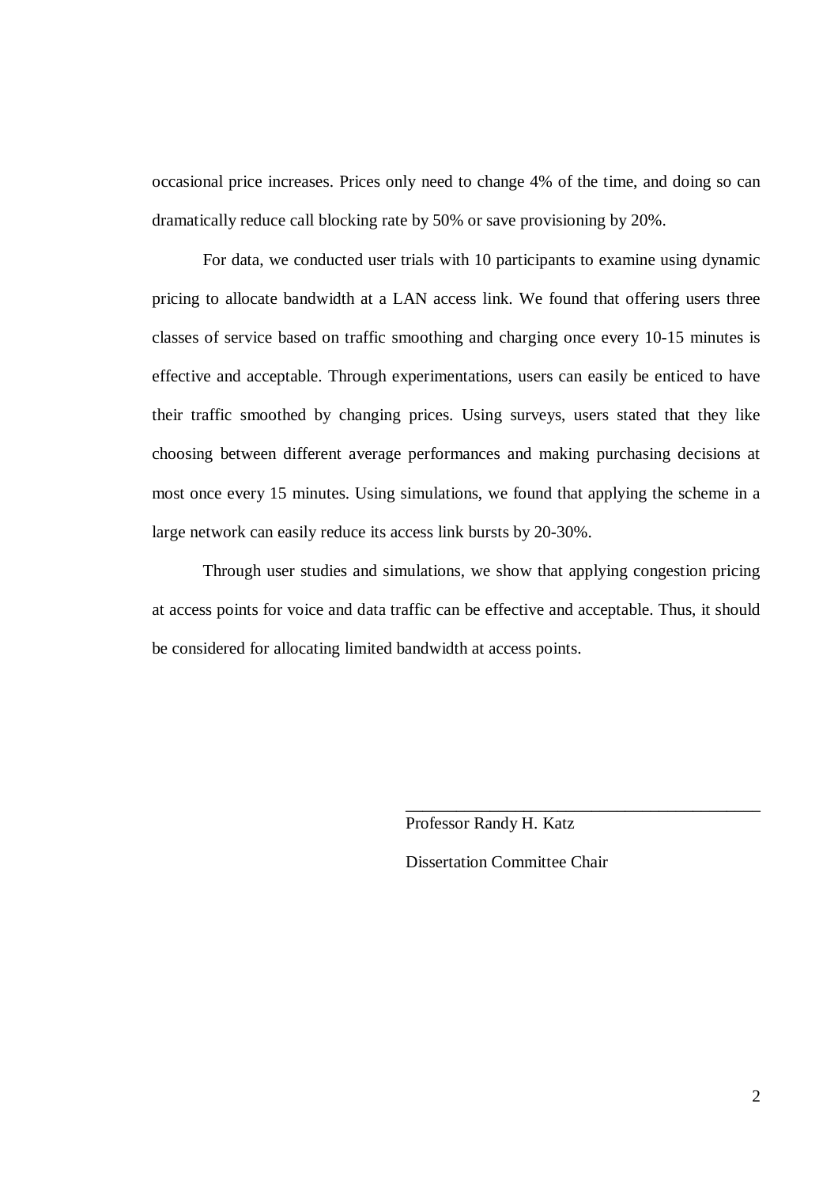occasional price increases. Prices only need to change 4% of the time, and doing so can dramatically reduce call blocking rate by 50% or save provisioning by 20%.

For data, we conducted user trials with 10 participants to examine using dynamic pricing to allocate bandwidth at a LAN access link. We found that offering users three classes of service based on traffic smoothing and charging once every 10-15 minutes is effective and acceptable. Through experimentations, users can easily be enticed to have their traffic smoothed by changing prices. Using surveys, users stated that they like choosing between different average performances and making purchasing decisions at most once every 15 minutes. Using simulations, we found that applying the scheme in a large network can easily reduce its access link bursts by 20-30%.

Through user studies and simulations, we show that applying congestion pricing at access points for voice and data traffic can be effective and acceptable. Thus, it should be considered for allocating limited bandwidth at access points.

\_\_\_\_\_\_\_\_\_\_\_\_\_\_\_\_\_\_\_\_\_\_\_\_\_\_\_\_\_\_\_\_\_\_\_\_\_\_\_\_

Professor Randy H. Katz

Dissertation Committee Chair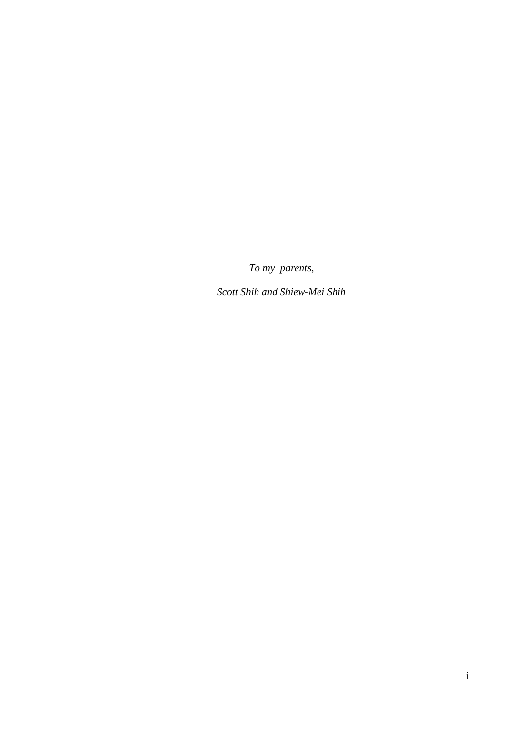*To my parents,*

*Scott Shih and Shiew-Mei Shih*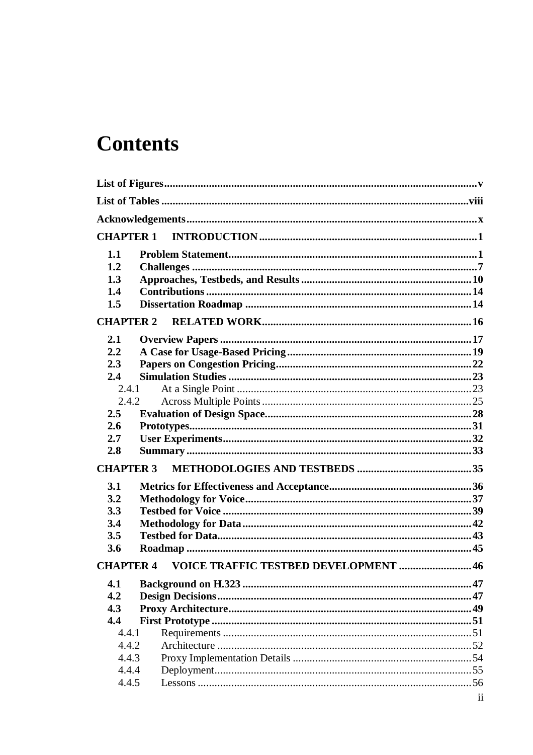# Contents

**List of Figures** ... v

**List of Tables** ... viii

**Acknowledgements** ... x

**CHAPTER 1 INTRODUCTION** ... 1

- **1.1 Problem Statement** ... 1
- **1.2 Challenges** ... 7
- **1.3 Approaches, Testbeds, and Results** ... 10
- **1.4 Contributions** ... 14
- **1.5 Dissertation Roadmap** ... 14

**CHAPTER 2 RELATED WORK** ... 16

- **2.1 Overview Papers** ... 17
- **2.2 A Case for Usage-Based Pricing** ... 19
- **2.3 Papers on Congestion Pricing** ... 22
- **2.4 Simulation Studies** ... 23
  - 2.4.1 At a Single Point ... 23
  - 2.4.2 Across Multiple Points ... 25
- **2.5 Evaluation of Design Space** ... 28
- **2.6 Prototypes** ... 31
- **2.7 User Experiments** ... 32
- **2.8 Summary** ... 33

**CHAPTER 3 METHODOLOGIES AND TESTBEDS** ... 35

- **3.1 Metrics for Effectiveness and Acceptance** ... 36
- **3.2 Methodology for Voice** ... 37
- **3.3 Testbed for Voice** ... 39
- **3.4 Methodology for Data** ... 42
- **3.5 Testbed for Data** ... 43
- **3.6 Roadmap** ... 45

**CHAPTER 4 VOICE TRAFFIC TESTBED DEVELOPMENT** ... 46

- **4.1 Background on H.323** ... 47
- **4.2 Design Decisions** ... 47
- **4.3 Proxy Architecture** ... 49
- **4.4 First Prototype** ... 51
  - 4.4.1 Requirements ... 51
  - 4.4.2 Architecture ... 52
  - 4.4.3 Proxy Implementation Details ... 54
  - 4.4.4 Deployment ... 55
  - 4.4.5 Lessons ... 56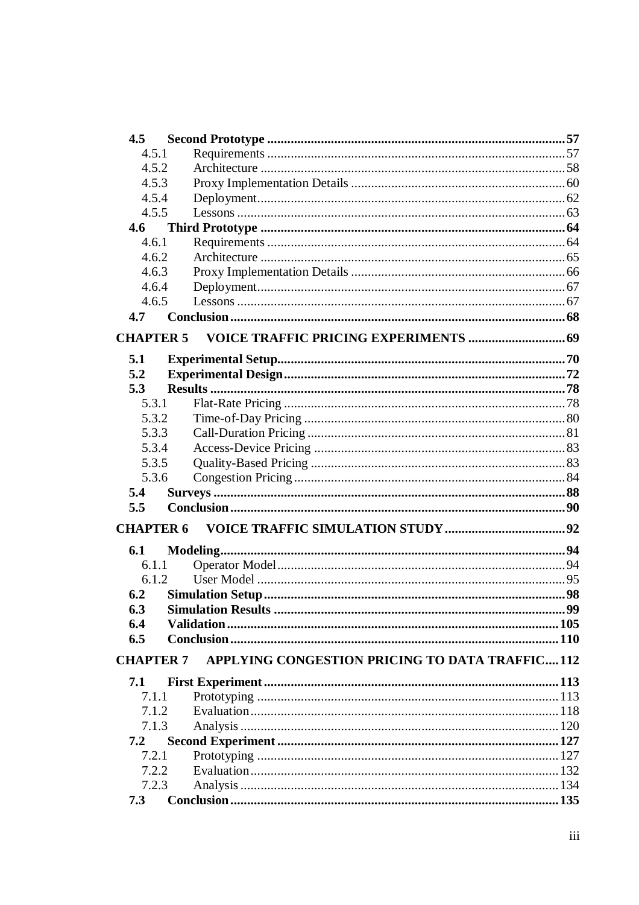- **4.5 Second Prototype** ..... **57**
  - 4.5.1 Requirements ..... 57
  - 4.5.2 Architecture ..... 58
  - 4.5.3 Proxy Implementation Details ..... 60
  - 4.5.4 Deployment ..... 62
  - 4.5.5 Lessons ..... 63
- **4.6 Third Prototype** ..... **64**
  - 4.6.1 Requirements ..... 64
  - 4.6.2 Architecture ..... 65
  - 4.6.3 Proxy Implementation Details ..... 66
  - 4.6.4 Deployment ..... 67
  - 4.6.5 Lessons ..... 67
- **4.7 Conclusion** ..... **68**

**CHAPTER 5 VOICE TRAFFIC PRICING EXPERIMENTS** ..... **69**

- **5.1 Experimental Setup** ..... **70**
- **5.2 Experimental Design** ..... **72**
- **5.3 Results** ..... **78**
  - 5.3.1 Flat-Rate Pricing ..... 78
  - 5.3.2 Time-of-Day Pricing ..... 80
  - 5.3.3 Call-Duration Pricing ..... 81
  - 5.3.4 Access-Device Pricing ..... 83
  - 5.3.5 Quality-Based Pricing ..... 83
  - 5.3.6 Congestion Pricing ..... 84
- **5.4 Surveys** ..... **88**
- **5.5 Conclusion** ..... **90**

**CHAPTER 6 VOICE TRAFFIC SIMULATION STUDY** ..... **92**

- **6.1 Modeling** ..... **94**
  - 6.1.1 Operator Model ..... 94
  - 6.1.2 User Model ..... 95
- **6.2 Simulation Setup** ..... **98**
- **6.3 Simulation Results** ..... **99**
- **6.4 Validation** ..... **105**
- **6.5 Conclusion** ..... **110**

**CHAPTER 7 APPLYING CONGESTION PRICING TO DATA TRAFFIC** ..... **112**

- **7.1 First Experiment** ..... **113**
  - 7.1.1 Prototyping ..... 113
  - 7.1.2 Evaluation ..... 118
  - 7.1.3 Analysis ..... 120
- **7.2 Second Experiment** ..... **127**
  - 7.2.1 Prototyping ..... 127
  - 7.2.2 Evaluation ..... 132
  - 7.2.3 Analysis ..... 134
- **7.3 Conclusion** ..... **135**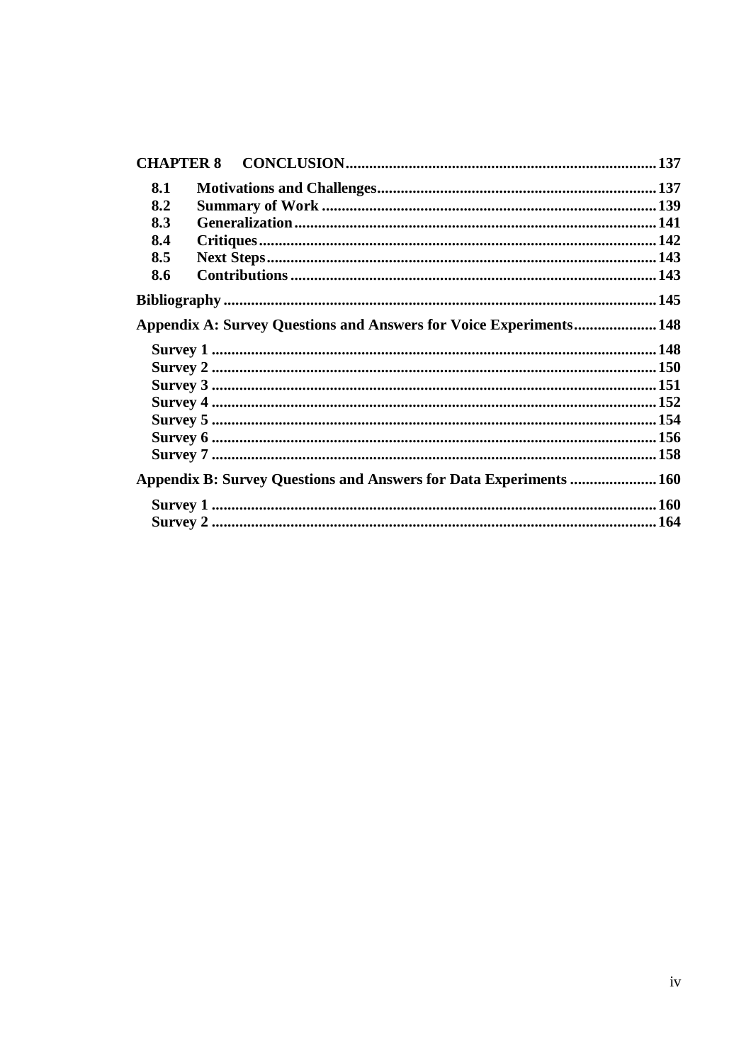**CHAPTER 8 CONCLUSION** ........ 137

- **8.1 Motivations and Challenges** ........ 137
- **8.2 Summary of Work** ........ 139
- **8.3 Generalization** ........ 141
- **8.4 Critiques** ........ 142
- **8.5 Next Steps** ........ 143
- **8.6 Contributions** ........ 143

**Bibliography** ........ 145

**Appendix A: Survey Questions and Answers for Voice Experiments** ........ 148

- **Survey 1** ........ 148
- **Survey 2** ........ 150
- **Survey 3** ........ 151
- **Survey 4** ........ 152
- **Survey 5** ........ 154
- **Survey 6** ........ 156
- **Survey 7** ........ 158

**Appendix B: Survey Questions and Answers for Data Experiments** ........ 160

- **Survey 1** ........ 160
- **Survey 2** ........ 164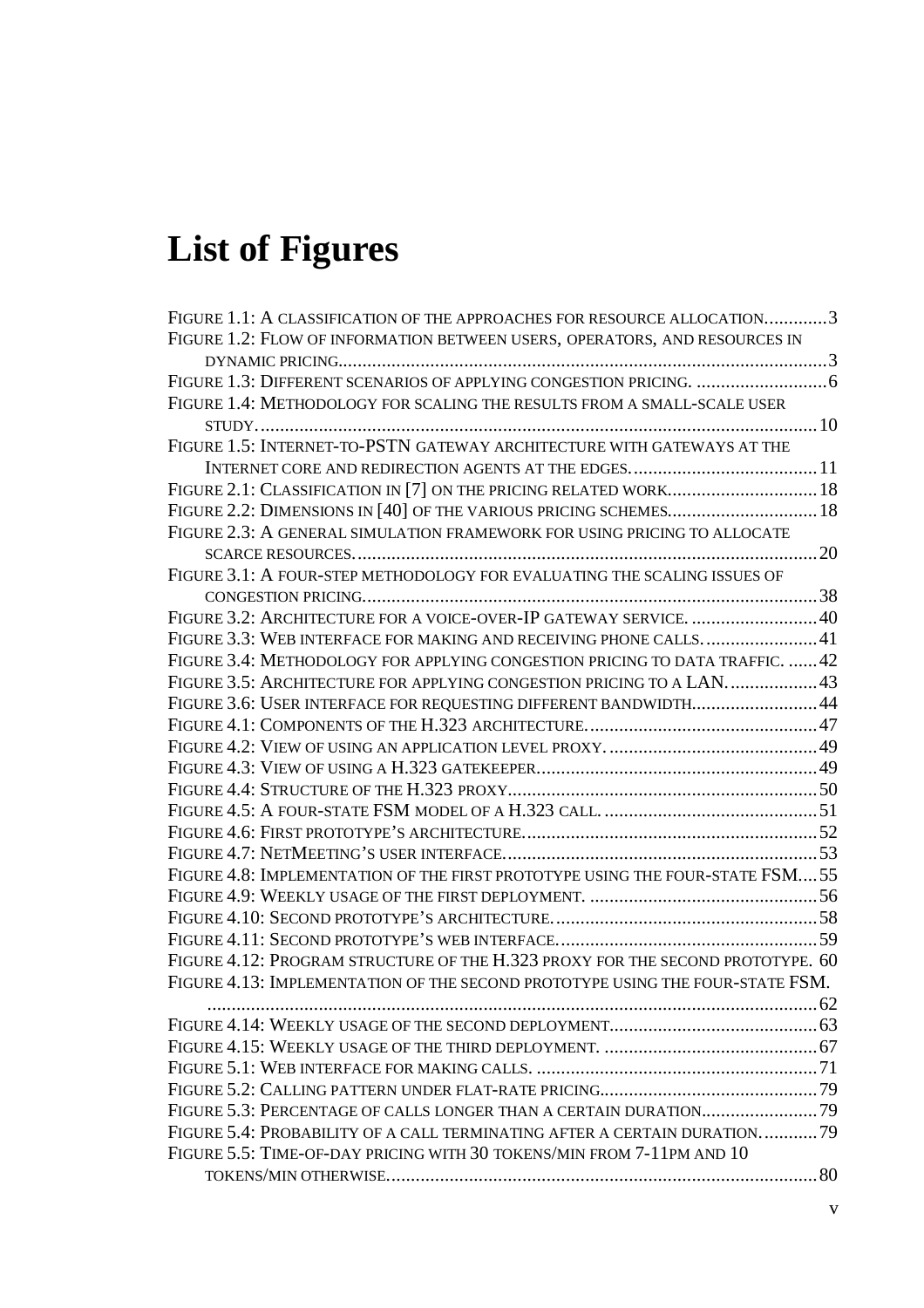# List of Figures

Figure 1.1: A classification of the approaches for resource allocation............3
Figure 1.2: Flow of information between users, operators, and resources in dynamic pricing............3
Figure 1.3: Different scenarios of applying congestion pricing............6
Figure 1.4: Methodology for scaling the results from a small-scale user study............10
Figure 1.5: Internet-to-PSTN gateway architecture with gateways at the Internet core and redirection agents at the edges............11
Figure 2.1: Classification in [7] on the pricing related work............18
Figure 2.2: Dimensions in [40] of the various pricing schemes............18
Figure 2.3: A general simulation framework for using pricing to allocate scarce resources............20
Figure 3.1: A four-step methodology for evaluating the scaling issues of congestion pricing............38
Figure 3.2: Architecture for a voice-over-IP gateway service............40
Figure 3.3: Web interface for making and receiving phone calls............41
Figure 3.4: Methodology for applying congestion pricing to data traffic............42
Figure 3.5: Architecture for applying congestion pricing to a LAN............43
Figure 3.6: User interface for requesting different bandwidth............44
Figure 4.1: Components of the H.323 architecture............47
Figure 4.2: View of using an application level proxy............49
Figure 4.3: View of using a H.323 gatekeeper............49
Figure 4.4: Structure of the H.323 proxy............50
Figure 4.5: A four-state FSM model of a H.323 call............51
Figure 4.6: First prototype's architecture............52
Figure 4.7: NetMeeting's user interface............53
Figure 4.8: Implementation of the first prototype using the four-state FSM............55
Figure 4.9: Weekly usage of the first deployment............56
Figure 4.10: Second prototype's architecture............58
Figure 4.11: Second prototype's web interface............59
Figure 4.12: Program structure of the H.323 proxy for the second prototype. 60
Figure 4.13: Implementation of the second prototype using the four-state FSM............62
Figure 4.14: Weekly usage of the second deployment............63
Figure 4.15: Weekly usage of the third deployment............67
Figure 5.1: Web interface for making calls............71
Figure 5.2: Calling pattern under flat-rate pricing............79
Figure 5.3: Percentage of calls longer than a certain duration............79
Figure 5.4: Probability of a call terminating after a certain duration............79
Figure 5.5: Time-of-day pricing with 30 tokens/min from 7-11pm and 10 tokens/min otherwise............80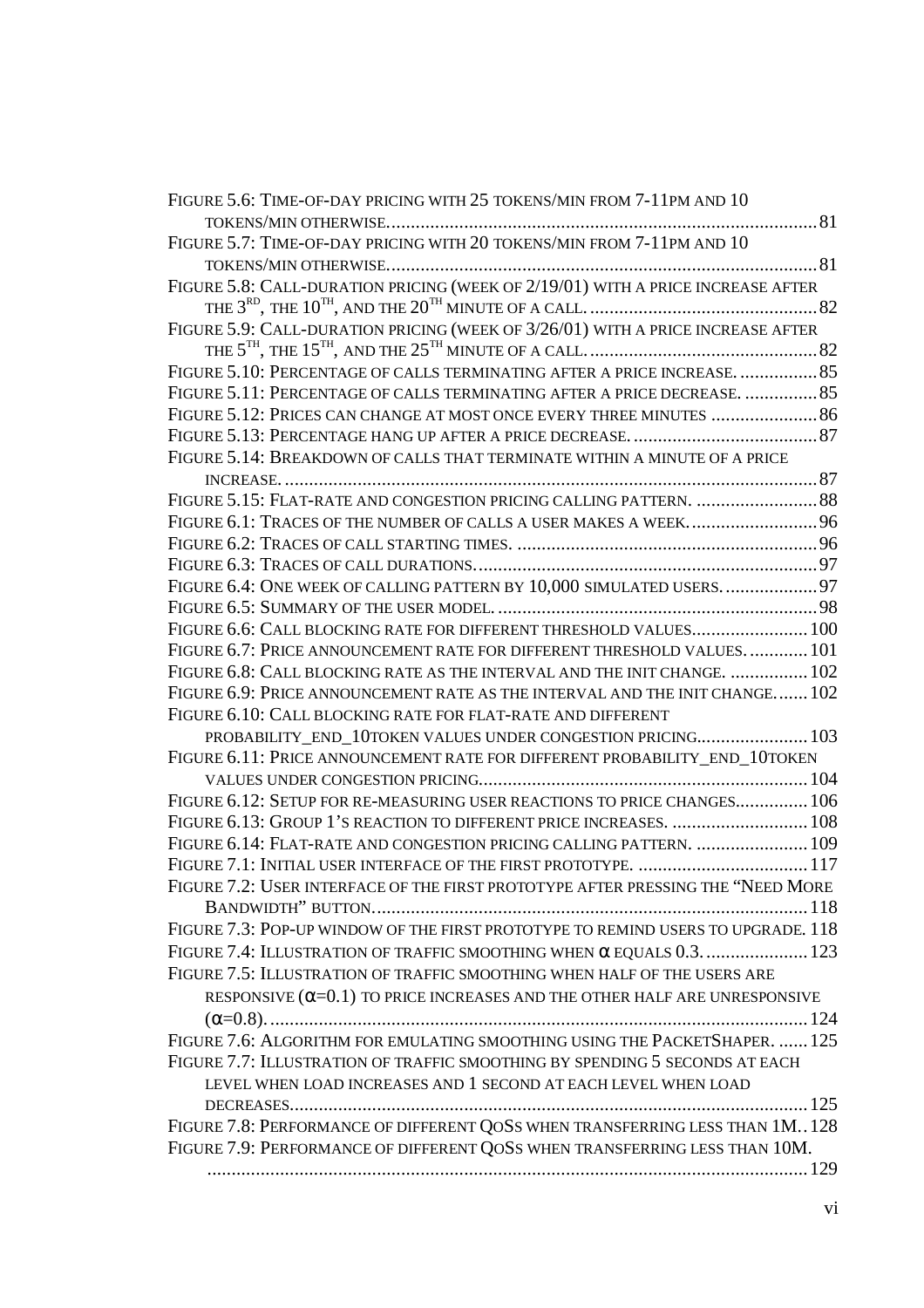FIGURE 5.6: TIME-OF-DAY PRICING WITH 25 TOKENS/MIN FROM 7-11PM AND 10 TOKENS/MIN OTHERWISE. 81
FIGURE 5.7: TIME-OF-DAY PRICING WITH 20 TOKENS/MIN FROM 7-11PM AND 10 TOKENS/MIN OTHERWISE. 81
FIGURE 5.8: CALL-DURATION PRICING (WEEK OF 2/19/01) WITH A PRICE INCREASE AFTER THE 3RD, THE 10TH, AND THE 20TH MINUTE OF A CALL. 82
FIGURE 5.9: CALL-DURATION PRICING (WEEK OF 3/26/01) WITH A PRICE INCREASE AFTER THE 5TH, THE 15TH, AND THE 25TH MINUTE OF A CALL. 82
FIGURE 5.10: PERCENTAGE OF CALLS TERMINATING AFTER A PRICE INCREASE. 85
FIGURE 5.11: PERCENTAGE OF CALLS TERMINATING AFTER A PRICE DECREASE. 85
FIGURE 5.12: PRICES CAN CHANGE AT MOST ONCE EVERY THREE MINUTES 86
FIGURE 5.13: PERCENTAGE HANG UP AFTER A PRICE DECREASE. 87
FIGURE 5.14: BREAKDOWN OF CALLS THAT TERMINATE WITHIN A MINUTE OF A PRICE INCREASE. 87
FIGURE 5.15: FLAT-RATE AND CONGESTION PRICING CALLING PATTERN. 88
FIGURE 6.1: TRACES OF THE NUMBER OF CALLS A USER MAKES A WEEK. 96
FIGURE 6.2: TRACES OF CALL STARTING TIMES. 96
FIGURE 6.3: TRACES OF CALL DURATIONS. 97
FIGURE 6.4: ONE WEEK OF CALLING PATTERN BY 10,000 SIMULATED USERS. 97
FIGURE 6.5: SUMMARY OF THE USER MODEL. 98
FIGURE 6.6: CALL BLOCKING RATE FOR DIFFERENT THRESHOLD VALUES. 100
FIGURE 6.7: PRICE ANNOUNCEMENT RATE FOR DIFFERENT THRESHOLD VALUES. 101
FIGURE 6.8: CALL BLOCKING RATE AS THE INTERVAL AND THE INIT CHANGE. 102
FIGURE 6.9: PRICE ANNOUNCEMENT RATE AS THE INTERVAL AND THE INIT CHANGE. 102
FIGURE 6.10: CALL BLOCKING RATE FOR FLAT-RATE AND DIFFERENT PROBABILITY_END_10TOKEN VALUES UNDER CONGESTION PRICING. 103
FIGURE 6.11: PRICE ANNOUNCEMENT RATE FOR DIFFERENT PROBABILITY_END_10TOKEN VALUES UNDER CONGESTION PRICING. 104
FIGURE 6.12: SETUP FOR RE-MEASURING USER REACTIONS TO PRICE CHANGES. 106
FIGURE 6.13: GROUP 1'S REACTION TO DIFFERENT PRICE INCREASES. 108
FIGURE 6.14: FLAT-RATE AND CONGESTION PRICING CALLING PATTERN. 109
FIGURE 7.1: INITIAL USER INTERFACE OF THE FIRST PROTOTYPE. 117
FIGURE 7.2: USER INTERFACE OF THE FIRST PROTOTYPE AFTER PRESSING THE "NEED MORE BANDWIDTH" BUTTON. 118
FIGURE 7.3: POP-UP WINDOW OF THE FIRST PROTOTYPE TO REMIND USERS TO UPGRADE. 118
FIGURE 7.4: ILLUSTRATION OF TRAFFIC SMOOTHING WHEN $\alpha$ EQUALS 0.3. 123
FIGURE 7.5: ILLUSTRATION OF TRAFFIC SMOOTHING WHEN HALF OF THE USERS ARE RESPONSIVE ($\alpha$=0.1) TO PRICE INCREASES AND THE OTHER HALF ARE UNRESPONSIVE ($\alpha$=0.8). 124
FIGURE 7.6: ALGORITHM FOR EMULATING SMOOTHING USING THE PACKETSHAPER. 125
FIGURE 7.7: ILLUSTRATION OF TRAFFIC SMOOTHING BY SPENDING 5 SECONDS AT EACH LEVEL WHEN LOAD INCREASES AND 1 SECOND AT EACH LEVEL WHEN LOAD DECREASES. 125
FIGURE 7.8: PERFORMANCE OF DIFFERENT QOSS WHEN TRANSFERRING LESS THAN 1M. 128
FIGURE 7.9: PERFORMANCE OF DIFFERENT QOSS WHEN TRANSFERRING LESS THAN 10M. 129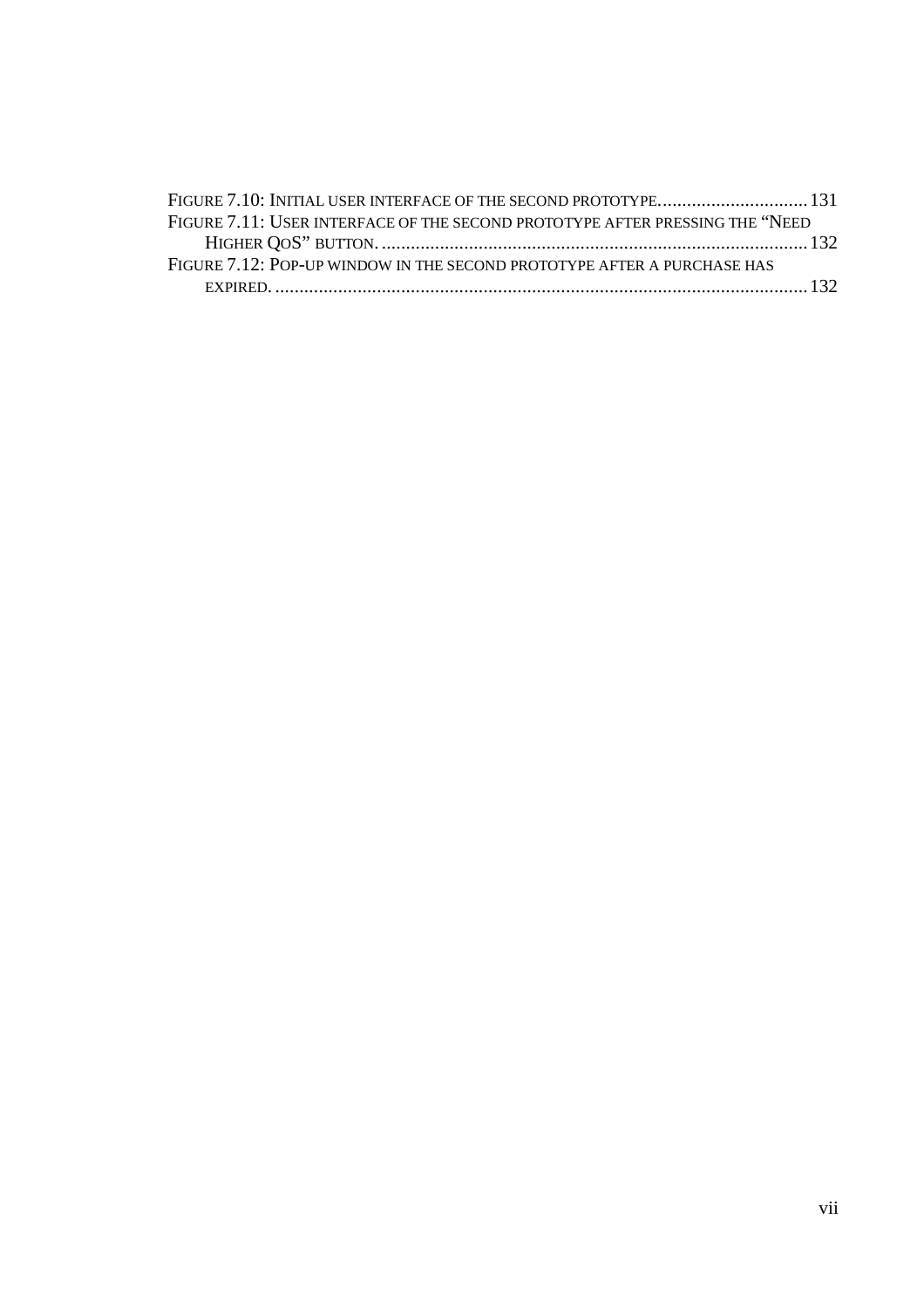FIGURE 7.10: INITIAL USER INTERFACE OF THE SECOND PROTOTYPE. .............................. 131
FIGURE 7.11: USER INTERFACE OF THE SECOND PROTOTYPE AFTER PRESSING THE "NEED HIGHER QOS" BUTTON. ........................................................................................ 132
FIGURE 7.12: POP-UP WINDOW IN THE SECOND PROTOTYPE AFTER A PURCHASE HAS EXPIRED. ............................................................................................................ 132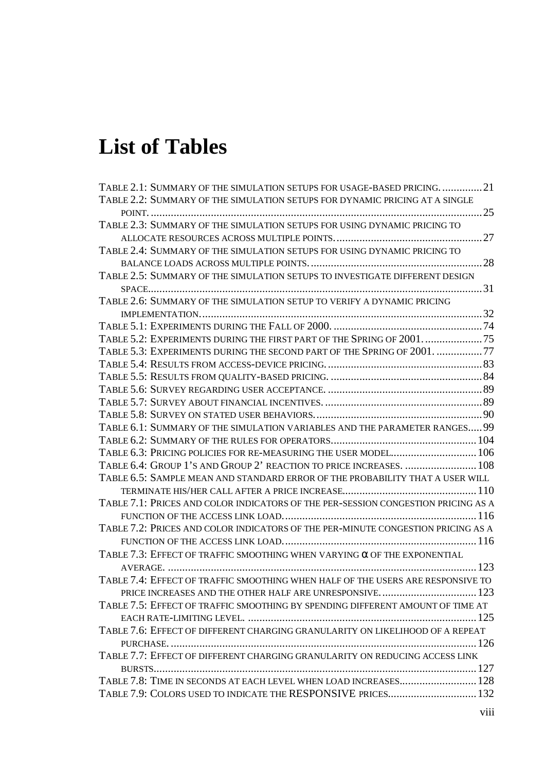# List of Tables

TABLE 2.1: SUMMARY OF THE SIMULATION SETUPS FOR USAGE-BASED PRICING. ..............21
TABLE 2.2: SUMMARY OF THE SIMULATION SETUPS FOR DYNAMIC PRICING AT A SINGLE POINT. ....................................................................................................................25
TABLE 2.3: SUMMARY OF THE SIMULATION SETUPS FOR USING DYNAMIC PRICING TO ALLOCATE RESOURCES ACROSS MULTIPLE POINTS....................................................27
TABLE 2.4: SUMMARY OF THE SIMULATION SETUPS FOR USING DYNAMIC PRICING TO BALANCE LOADS ACROSS MULTIPLE POINTS.............................................................28
TABLE 2.5: SUMMARY OF THE SIMULATION SETUPS TO INVESTIGATE DIFFERENT DESIGN SPACE.....................................................................................................................31
TABLE 2.6: SUMMARY OF THE SIMULATION SETUP TO VERIFY A DYNAMIC PRICING IMPLEMENTATION....................................................................................................32
TABLE 5.1: EXPERIMENTS DURING THE FALL OF 2000. ....................................................74
TABLE 5.2: EXPERIMENTS DURING THE FIRST PART OF THE SPRING OF 2001. ....................75
TABLE 5.3: EXPERIMENTS DURING THE SECOND PART OF THE SPRING OF 2001. ................77
TABLE 5.4: RESULTS FROM ACCESS-DEVICE PRICING. ......................................................83
TABLE 5.5: RESULTS FROM QUALITY-BASED PRICING. .....................................................84
TABLE 5.6: SURVEY REGARDING USER ACCEPTANCE. ......................................................89
TABLE 5.7: SURVEY ABOUT FINANCIAL INCENTIVES. ........................................................89
TABLE 5.8: SURVEY ON STATED USER BEHAVIORS...........................................................90
TABLE 6.1: SUMMARY OF THE SIMULATION VARIABLES AND THE PARAMETER RANGES.....99
TABLE 6.2: SUMMARY OF THE RULES FOR OPERATORS...................................................104
TABLE 6.3: PRICING POLICIES FOR RE-MEASURING THE USER MODEL..............................106
TABLE 6.4: GROUP 1'S AND GROUP 2' REACTION TO PRICE INCREASES. .........................108
TABLE 6.5: SAMPLE MEAN AND STANDARD ERROR OF THE PROBABILITY THAT A USER WILL TERMINATE HIS/HER CALL AFTER A PRICE INCREASE...............................................110
TABLE 7.1: PRICES AND COLOR INDICATORS OF THE PER-SESSION CONGESTION PRICING AS A FUNCTION OF THE ACCESS LINK LOAD....................................................................116
TABLE 7.2: PRICES AND COLOR INDICATORS OF THE PER-MINUTE CONGESTION PRICING AS A FUNCTION OF THE ACCESS LINK LOAD....................................................................116
TABLE 7.3: EFFECT OF TRAFFIC SMOOTHING WHEN VARYING $\alpha$ OF THE EXPONENTIAL AVERAGE. ............................................................................................................123
TABLE 7.4: EFFECT OF TRAFFIC SMOOTHING WHEN HALF OF THE USERS ARE RESPONSIVE TO PRICE INCREASES AND THE OTHER HALF ARE UNRESPONSIVE..................................123
TABLE 7.5: EFFECT OF TRAFFIC SMOOTHING BY SPENDING DIFFERENT AMOUNT OF TIME AT EACH RATE-LIMITING LEVEL. ................................................................................125
TABLE 7.6: EFFECT OF DIFFERENT CHARGING GRANULARITY ON LIKELIHOOD OF A REPEAT PURCHASE. ...........................................................................................................126
TABLE 7.7: EFFECT OF DIFFERENT CHARGING GRANULARITY ON REDUCING ACCESS LINK BURSTS.................................................................................................................127
TABLE 7.8: TIME IN SECONDS AT EACH LEVEL WHEN LOAD INCREASES...........................128
TABLE 7.9: COLORS USED TO INDICATE THE RESPONSIVE PRICES...............................132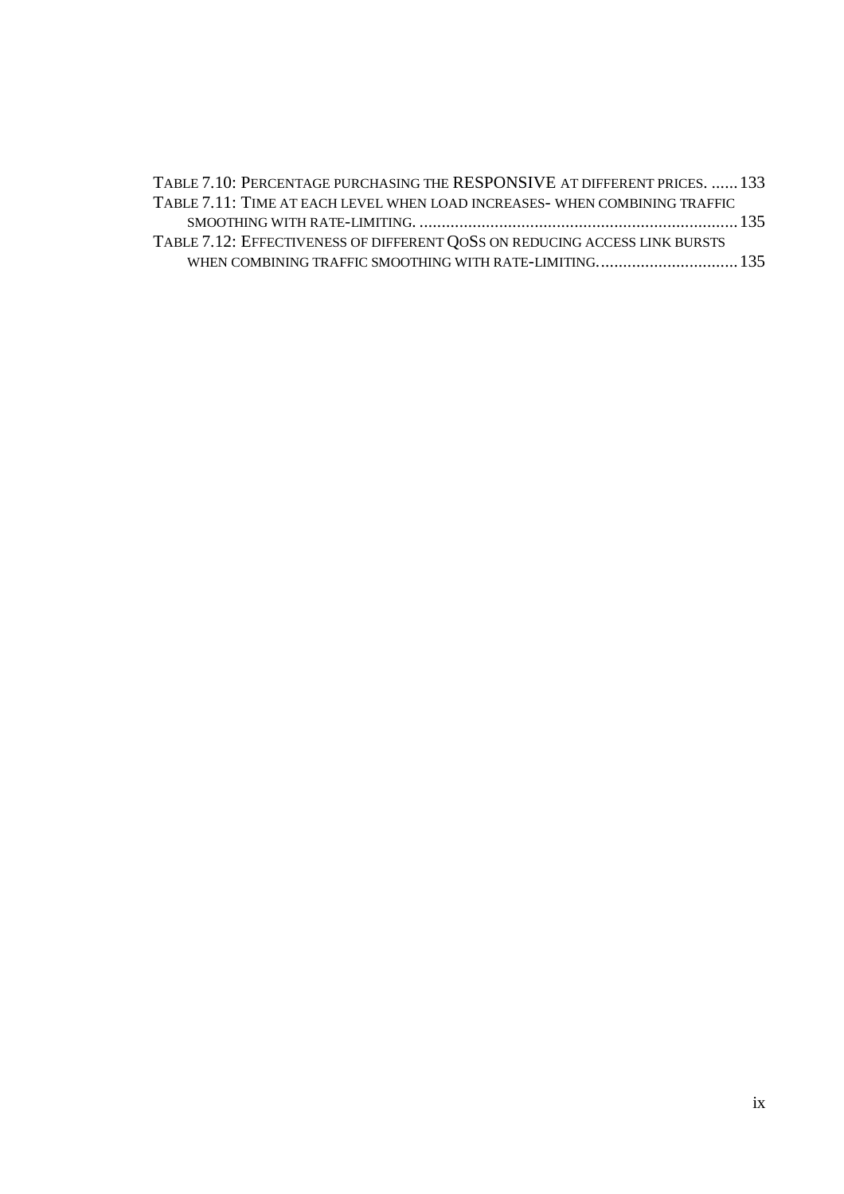TABLE 7.10: PERCENTAGE PURCHASING THE RESPONSIVE AT DIFFERENT PRICES. ....... 133

TABLE 7.11: TIME AT EACH LEVEL WHEN LOAD INCREASES- WHEN COMBINING TRAFFIC SMOOTHING WITH RATE-LIMITING. ........................................................................ 135

TABLE 7.12: EFFECTIVENESS OF DIFFERENT QOSS ON REDUCING ACCESS LINK BURSTS WHEN COMBINING TRAFFIC SMOOTHING WITH RATE-LIMITING................................ 135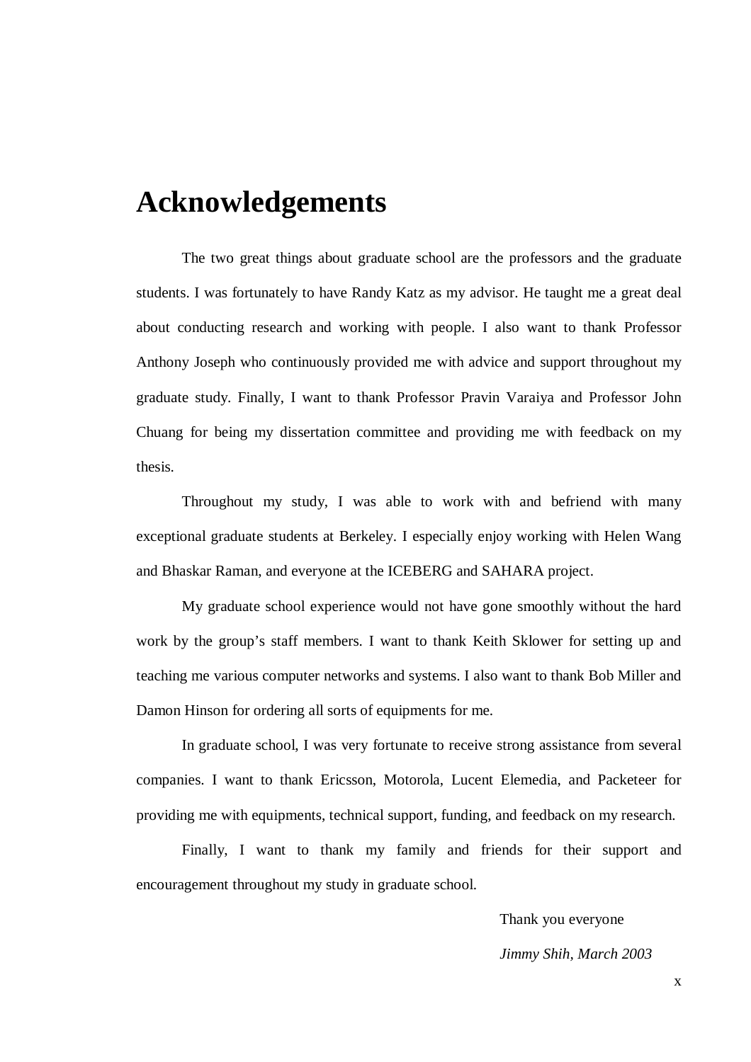# Acknowledgements

The two great things about graduate school are the professors and the graduate students. I was fortunately to have Randy Katz as my advisor. He taught me a great deal about conducting research and working with people. I also want to thank Professor Anthony Joseph who continuously provided me with advice and support throughout my graduate study. Finally, I want to thank Professor Pravin Varaiya and Professor John Chuang for being my dissertation committee and providing me with feedback on my thesis.

Throughout my study, I was able to work with and befriend with many exceptional graduate students at Berkeley. I especially enjoy working with Helen Wang and Bhaskar Raman, and everyone at the ICEBERG and SAHARA project.

My graduate school experience would not have gone smoothly without the hard work by the group's staff members. I want to thank Keith Sklower for setting up and teaching me various computer networks and systems. I also want to thank Bob Miller and Damon Hinson for ordering all sorts of equipments for me.

In graduate school, I was very fortunate to receive strong assistance from several companies. I want to thank Ericsson, Motorola, Lucent Elemedia, and Packeteer for providing me with equipments, technical support, funding, and feedback on my research.

Finally, I want to thank my family and friends for their support and encouragement throughout my study in graduate school.

Thank you everyone

*Jimmy Shih, March 2003*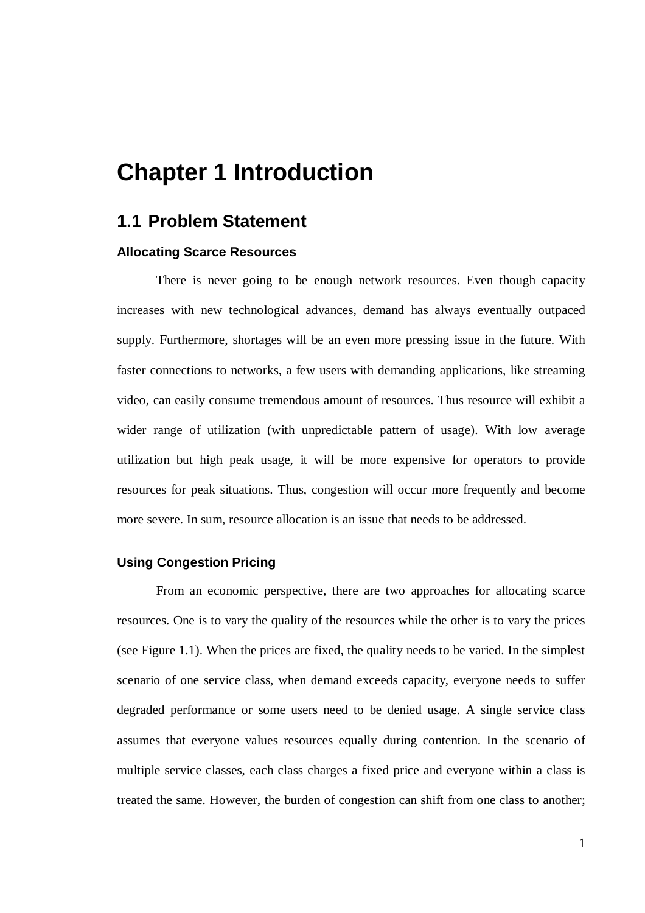# Chapter 1 Introduction

## 1.1 Problem Statement

#### Allocating Scarce Resources

There is never going to be enough network resources. Even though capacity increases with new technological advances, demand has always eventually outpaced supply. Furthermore, shortages will be an even more pressing issue in the future. With faster connections to networks, a few users with demanding applications, like streaming video, can easily consume tremendous amount of resources. Thus resource will exhibit a wider range of utilization (with unpredictable pattern of usage). With low average utilization but high peak usage, it will be more expensive for operators to provide resources for peak situations. Thus, congestion will occur more frequently and become more severe. In sum, resource allocation is an issue that needs to be addressed.

#### Using Congestion Pricing

From an economic perspective, there are two approaches for allocating scarce resources. One is to vary the quality of the resources while the other is to vary the prices (see Figure 1.1). When the prices are fixed, the quality needs to be varied. In the simplest scenario of one service class, when demand exceeds capacity, everyone needs to suffer degraded performance or some users need to be denied usage. A single service class assumes that everyone values resources equally during contention. In the scenario of multiple service classes, each class charges a fixed price and everyone within a class is treated the same. However, the burden of congestion can shift from one class to another;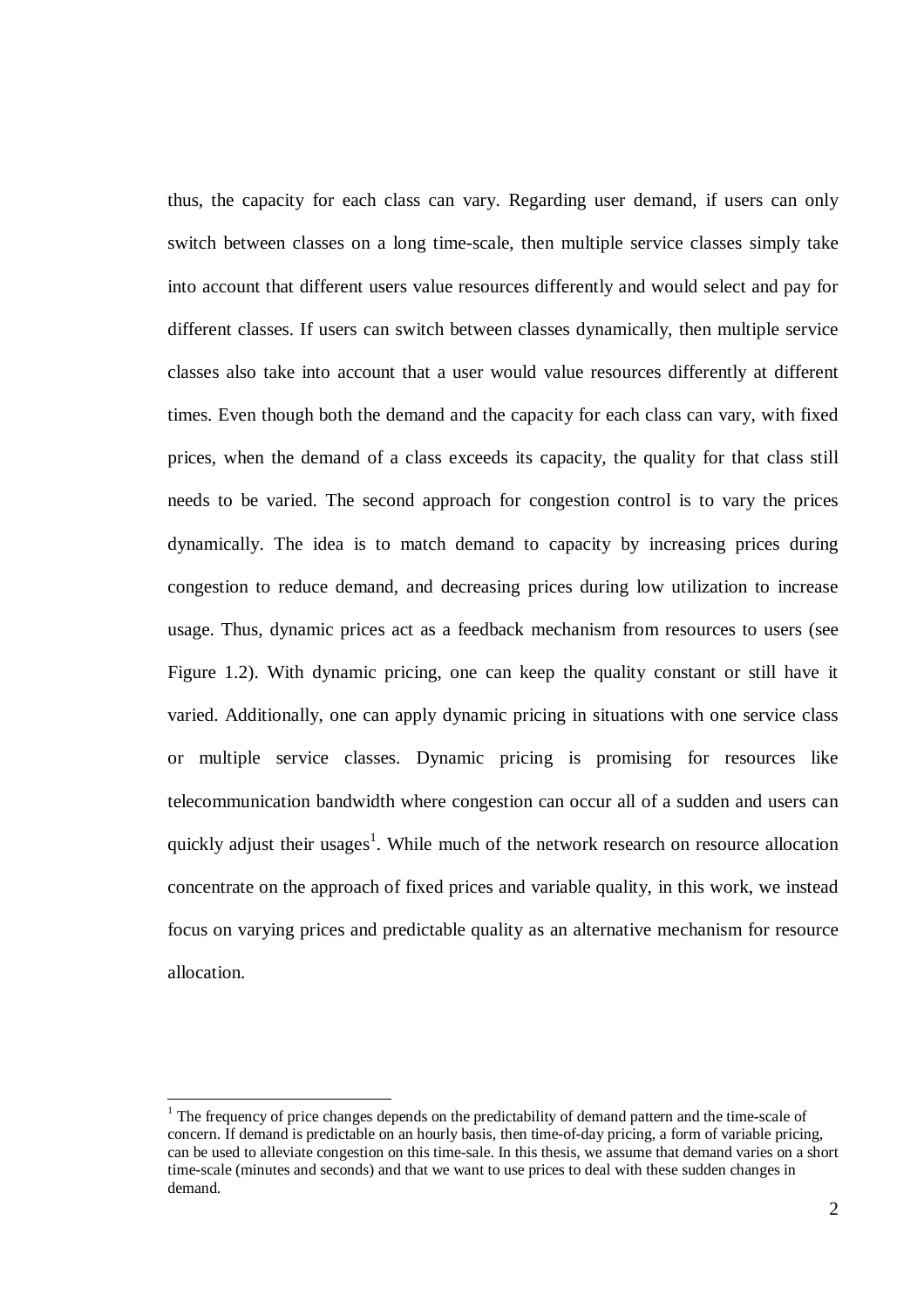thus, the capacity for each class can vary. Regarding user demand, if users can only switch between classes on a long time-scale, then multiple service classes simply take into account that different users value resources differently and would select and pay for different classes. If users can switch between classes dynamically, then multiple service classes also take into account that a user would value resources differently at different times. Even though both the demand and the capacity for each class can vary, with fixed prices, when the demand of a class exceeds its capacity, the quality for that class still needs to be varied. The second approach for congestion control is to vary the prices dynamically. The idea is to match demand to capacity by increasing prices during congestion to reduce demand, and decreasing prices during low utilization to increase usage. Thus, dynamic prices act as a feedback mechanism from resources to users (see Figure 1.2). With dynamic pricing, one can keep the quality constant or still have it varied. Additionally, one can apply dynamic pricing in situations with one service class or multiple service classes. Dynamic pricing is promising for resources like telecommunication bandwidth where congestion can occur all of a sudden and users can quickly adjust their usages[1]. While much of the network research on resource allocation concentrate on the approach of fixed prices and variable quality, in this work, we instead focus on varying prices and predictable quality as an alternative mechanism for resource allocation.

---

[1] The frequency of price changes depends on the predictability of demand pattern and the time-scale of concern. If demand is predictable on an hourly basis, then time-of-day pricing, a form of variable pricing, can be used to alleviate congestion on this time-sale. In this thesis, we assume that demand varies on a short time-scale (minutes and seconds) and that we want to use prices to deal with these sudden changes in demand.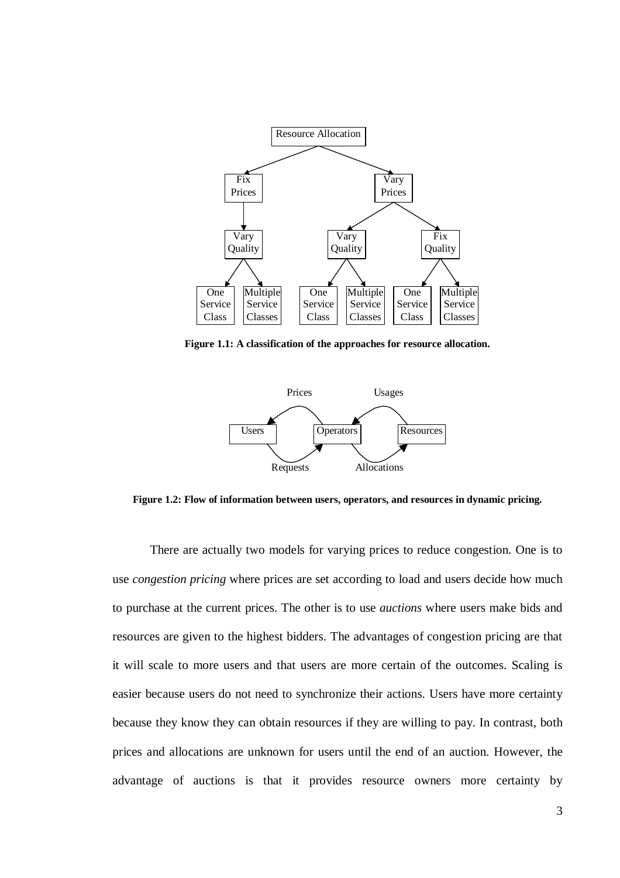**Figure 1.1: A classification of the approaches for resource allocation.**

**Figure 1.2: Flow of information between users, operators, and resources in dynamic pricing.**

There are actually two models for varying prices to reduce congestion. One is to use *congestion pricing* where prices are set according to load and users decide how much to purchase at the current prices. The other is to use *auctions* where users make bids and resources are given to the highest bidders. The advantages of congestion pricing are that it will scale to more users and that users are more certain of the outcomes. Scaling is easier because users do not need to synchronize their actions. Users have more certainty because they know they can obtain resources if they are willing to pay. In contrast, both prices and allocations are unknown for users until the end of an auction. However, the advantage of auctions is that it provides resource owners more certainty by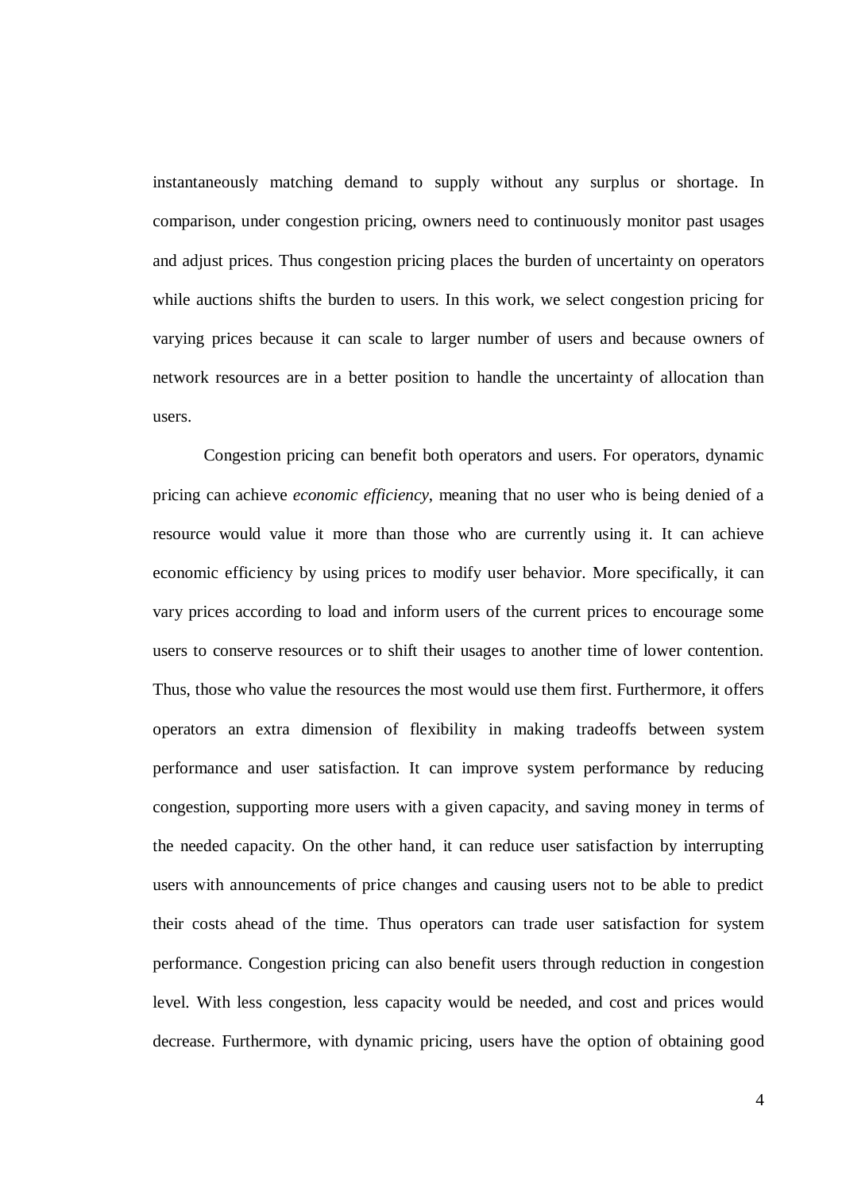instantaneously matching demand to supply without any surplus or shortage. In comparison, under congestion pricing, owners need to continuously monitor past usages and adjust prices. Thus congestion pricing places the burden of uncertainty on operators while auctions shifts the burden to users. In this work, we select congestion pricing for varying prices because it can scale to larger number of users and because owners of network resources are in a better position to handle the uncertainty of allocation than users.

Congestion pricing can benefit both operators and users. For operators, dynamic pricing can achieve *economic efficiency*, meaning that no user who is being denied of a resource would value it more than those who are currently using it. It can achieve economic efficiency by using prices to modify user behavior. More specifically, it can vary prices according to load and inform users of the current prices to encourage some users to conserve resources or to shift their usages to another time of lower contention. Thus, those who value the resources the most would use them first. Furthermore, it offers operators an extra dimension of flexibility in making tradeoffs between system performance and user satisfaction. It can improve system performance by reducing congestion, supporting more users with a given capacity, and saving money in terms of the needed capacity. On the other hand, it can reduce user satisfaction by interrupting users with announcements of price changes and causing users not to be able to predict their costs ahead of the time. Thus operators can trade user satisfaction for system performance. Congestion pricing can also benefit users through reduction in congestion level. With less congestion, less capacity would be needed, and cost and prices would decrease. Furthermore, with dynamic pricing, users have the option of obtaining good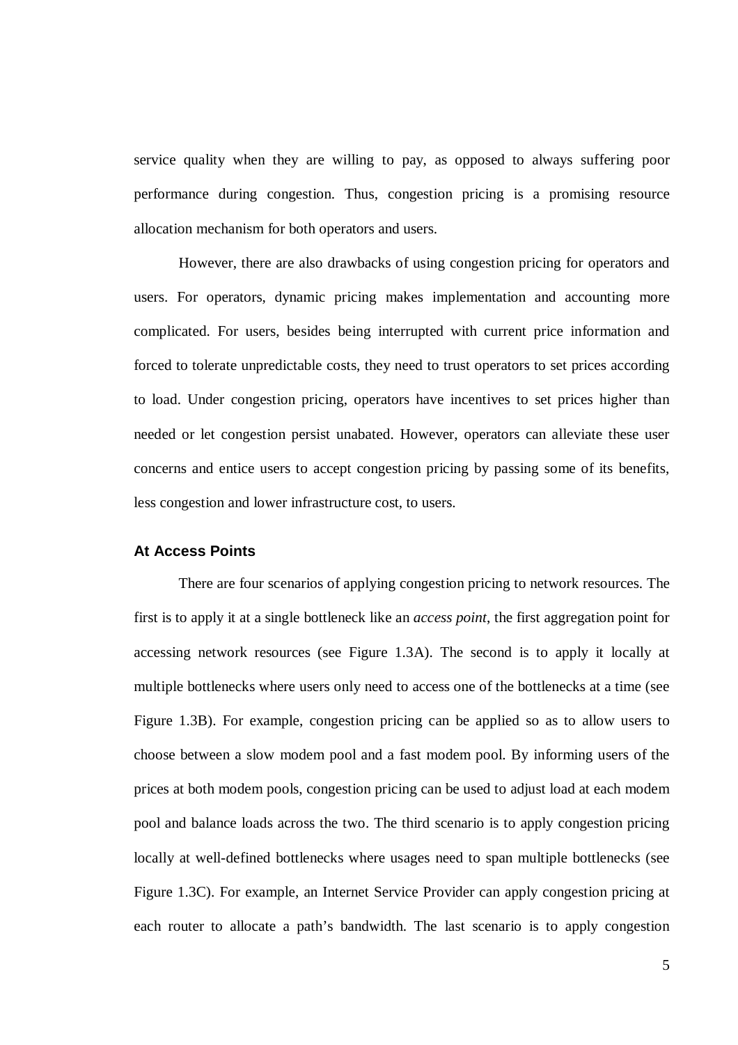service quality when they are willing to pay, as opposed to always suffering poor performance during congestion. Thus, congestion pricing is a promising resource allocation mechanism for both operators and users.

However, there are also drawbacks of using congestion pricing for operators and users. For operators, dynamic pricing makes implementation and accounting more complicated. For users, besides being interrupted with current price information and forced to tolerate unpredictable costs, they need to trust operators to set prices according to load. Under congestion pricing, operators have incentives to set prices higher than needed or let congestion persist unabated. However, operators can alleviate these user concerns and entice users to accept congestion pricing by passing some of its benefits, less congestion and lower infrastructure cost, to users.

### At Access Points

There are four scenarios of applying congestion pricing to network resources. The first is to apply it at a single bottleneck like an *access point*, the first aggregation point for accessing network resources (see Figure 1.3A). The second is to apply it locally at multiple bottlenecks where users only need to access one of the bottlenecks at a time (see Figure 1.3B). For example, congestion pricing can be applied so as to allow users to choose between a slow modem pool and a fast modem pool. By informing users of the prices at both modem pools, congestion pricing can be used to adjust load at each modem pool and balance loads across the two. The third scenario is to apply congestion pricing locally at well-defined bottlenecks where usages need to span multiple bottlenecks (see Figure 1.3C). For example, an Internet Service Provider can apply congestion pricing at each router to allocate a path's bandwidth. The last scenario is to apply congestion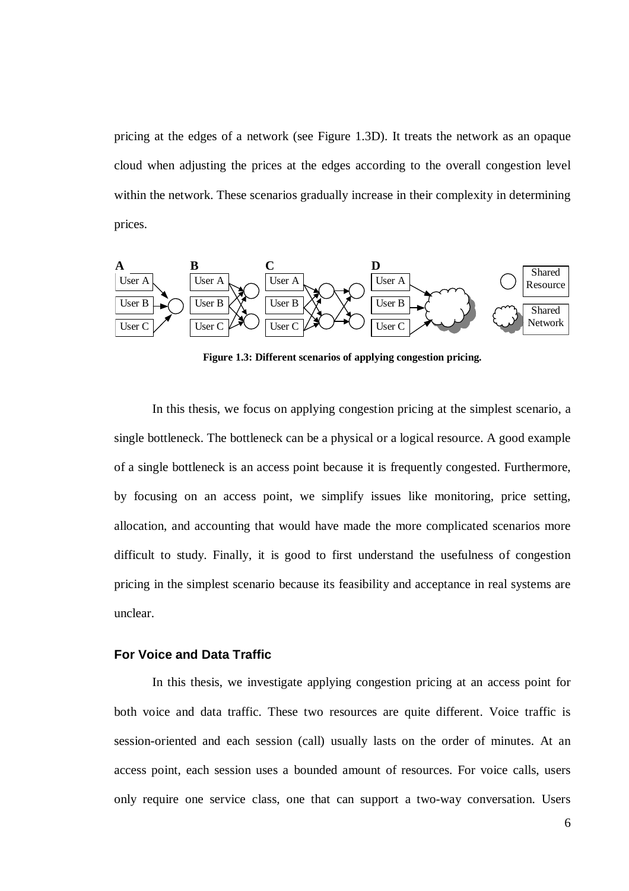pricing at the edges of a network (see Figure 1.3D). It treats the network as an opaque cloud when adjusting the prices at the edges according to the overall congestion level within the network. These scenarios gradually increase in their complexity in determining prices.

**Figure 1.3: Different scenarios of applying congestion pricing.**

In this thesis, we focus on applying congestion pricing at the simplest scenario, a single bottleneck. The bottleneck can be a physical or a logical resource. A good example of a single bottleneck is an access point because it is frequently congested. Furthermore, by focusing on an access point, we simplify issues like monitoring, price setting, allocation, and accounting that would have made the more complicated scenarios more difficult to study. Finally, it is good to first understand the usefulness of congestion pricing in the simplest scenario because its feasibility and acceptance in real systems are unclear.

### For Voice and Data Traffic

In this thesis, we investigate applying congestion pricing at an access point for both voice and data traffic. These two resources are quite different. Voice traffic is session-oriented and each session (call) usually lasts on the order of minutes. At an access point, each session uses a bounded amount of resources. For voice calls, users only require one service class, one that can support a two-way conversation. Users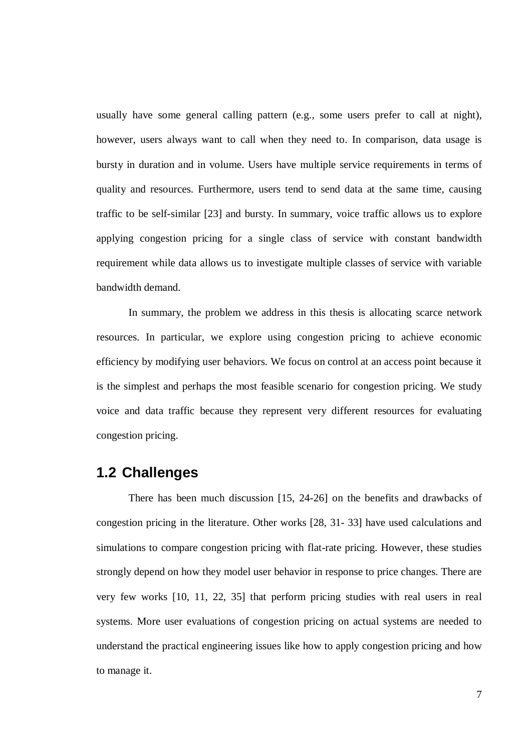usually have some general calling pattern (e.g., some users prefer to call at night), however, users always want to call when they need to. In comparison, data usage is bursty in duration and in volume. Users have multiple service requirements in terms of quality and resources. Furthermore, users tend to send data at the same time, causing traffic to be self-similar [23] and bursty. In summary, voice traffic allows us to explore applying congestion pricing for a single class of service with constant bandwidth requirement while data allows us to investigate multiple classes of service with variable bandwidth demand.

In summary, the problem we address in this thesis is allocating scarce network resources. In particular, we explore using congestion pricing to achieve economic efficiency by modifying user behaviors. We focus on control at an access point because it is the simplest and perhaps the most feasible scenario for congestion pricing. We study voice and data traffic because they represent very different resources for evaluating congestion pricing.

## 1.2 Challenges

There has been much discussion [15, 24-26] on the benefits and drawbacks of congestion pricing in the literature. Other works [28, 31- 33] have used calculations and simulations to compare congestion pricing with flat-rate pricing. However, these studies strongly depend on how they model user behavior in response to price changes. There are very few works [10, 11, 22, 35] that perform pricing studies with real users in real systems. More user evaluations of congestion pricing on actual systems are needed to understand the practical engineering issues like how to apply congestion pricing and how to manage it.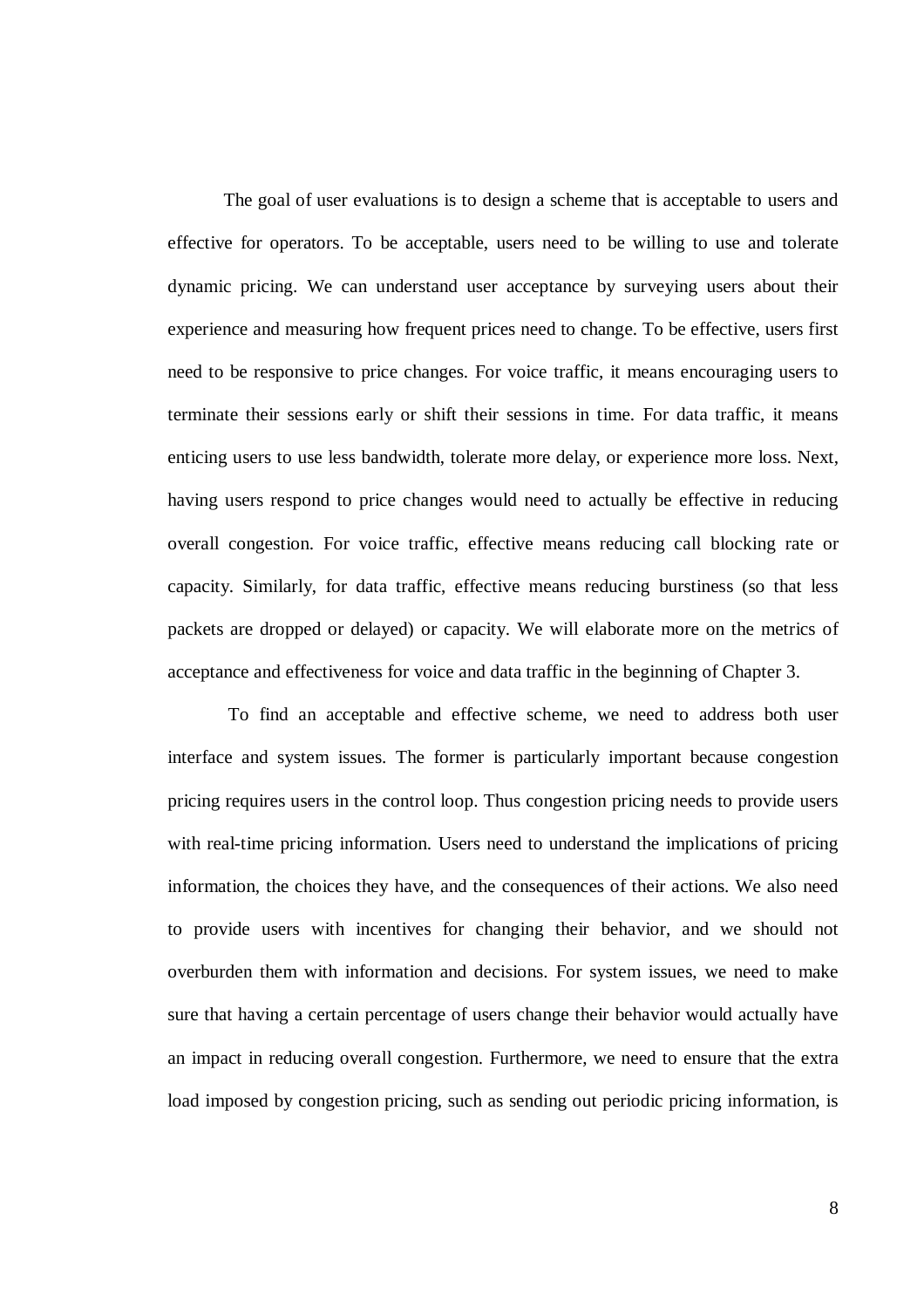The goal of user evaluations is to design a scheme that is acceptable to users and effective for operators. To be acceptable, users need to be willing to use and tolerate dynamic pricing. We can understand user acceptance by surveying users about their experience and measuring how frequent prices need to change. To be effective, users first need to be responsive to price changes. For voice traffic, it means encouraging users to terminate their sessions early or shift their sessions in time. For data traffic, it means enticing users to use less bandwidth, tolerate more delay, or experience more loss. Next, having users respond to price changes would need to actually be effective in reducing overall congestion. For voice traffic, effective means reducing call blocking rate or capacity. Similarly, for data traffic, effective means reducing burstiness (so that less packets are dropped or delayed) or capacity. We will elaborate more on the metrics of acceptance and effectiveness for voice and data traffic in the beginning of Chapter 3.

To find an acceptable and effective scheme, we need to address both user interface and system issues. The former is particularly important because congestion pricing requires users in the control loop. Thus congestion pricing needs to provide users with real-time pricing information. Users need to understand the implications of pricing information, the choices they have, and the consequences of their actions. We also need to provide users with incentives for changing their behavior, and we should not overburden them with information and decisions. For system issues, we need to make sure that having a certain percentage of users change their behavior would actually have an impact in reducing overall congestion. Furthermore, we need to ensure that the extra load imposed by congestion pricing, such as sending out periodic pricing information, is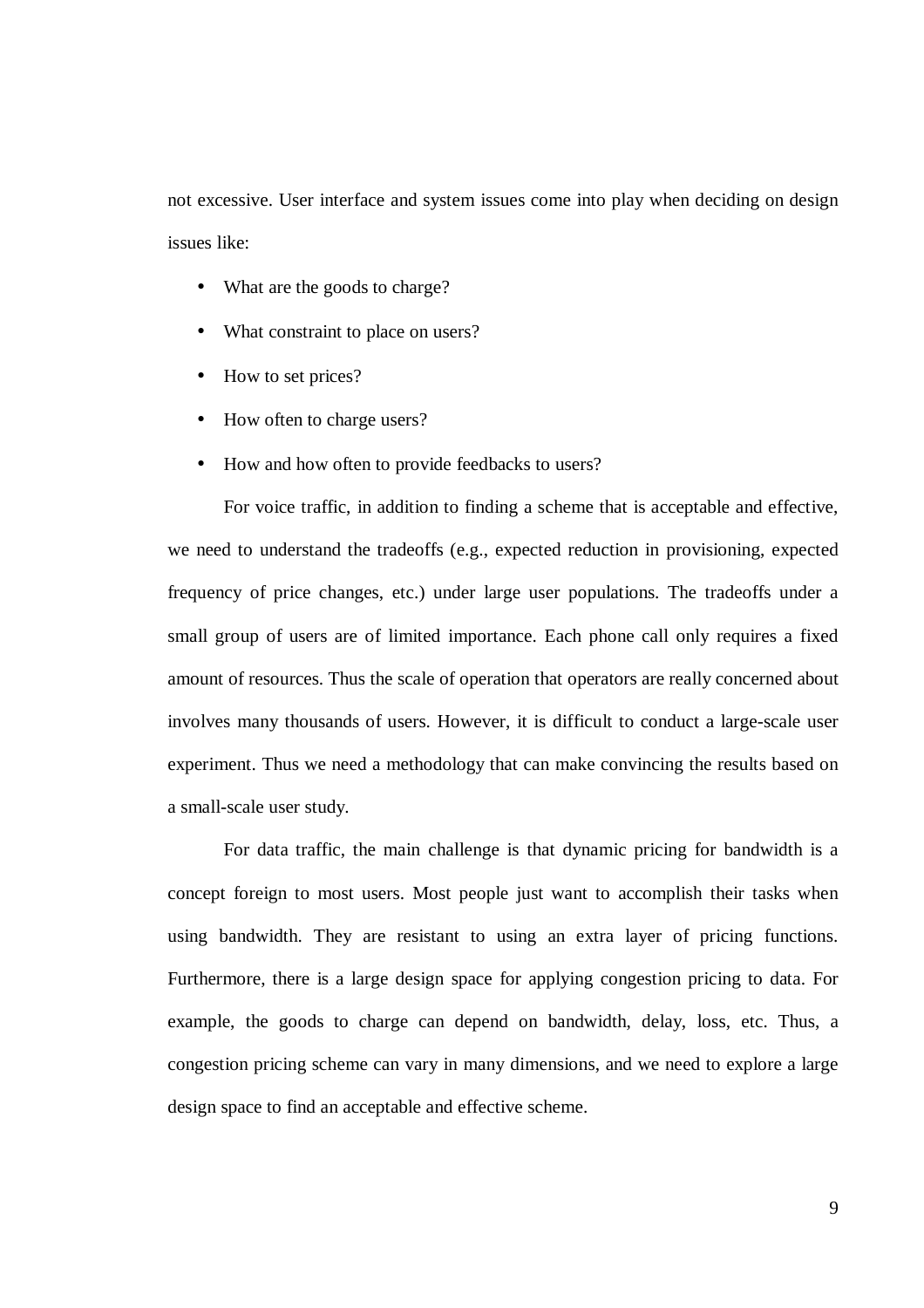not excessive. User interface and system issues come into play when deciding on design issues like:

- What are the goods to charge?
- What constraint to place on users?
- How to set prices?
- How often to charge users?
- How and how often to provide feedbacks to users?

For voice traffic, in addition to finding a scheme that is acceptable and effective, we need to understand the tradeoffs (e.g., expected reduction in provisioning, expected frequency of price changes, etc.) under large user populations. The tradeoffs under a small group of users are of limited importance. Each phone call only requires a fixed amount of resources. Thus the scale of operation that operators are really concerned about involves many thousands of users. However, it is difficult to conduct a large-scale user experiment. Thus we need a methodology that can make convincing the results based on a small-scale user study.

For data traffic, the main challenge is that dynamic pricing for bandwidth is a concept foreign to most users. Most people just want to accomplish their tasks when using bandwidth. They are resistant to using an extra layer of pricing functions. Furthermore, there is a large design space for applying congestion pricing to data. For example, the goods to charge can depend on bandwidth, delay, loss, etc. Thus, a congestion pricing scheme can vary in many dimensions, and we need to explore a large design space to find an acceptable and effective scheme.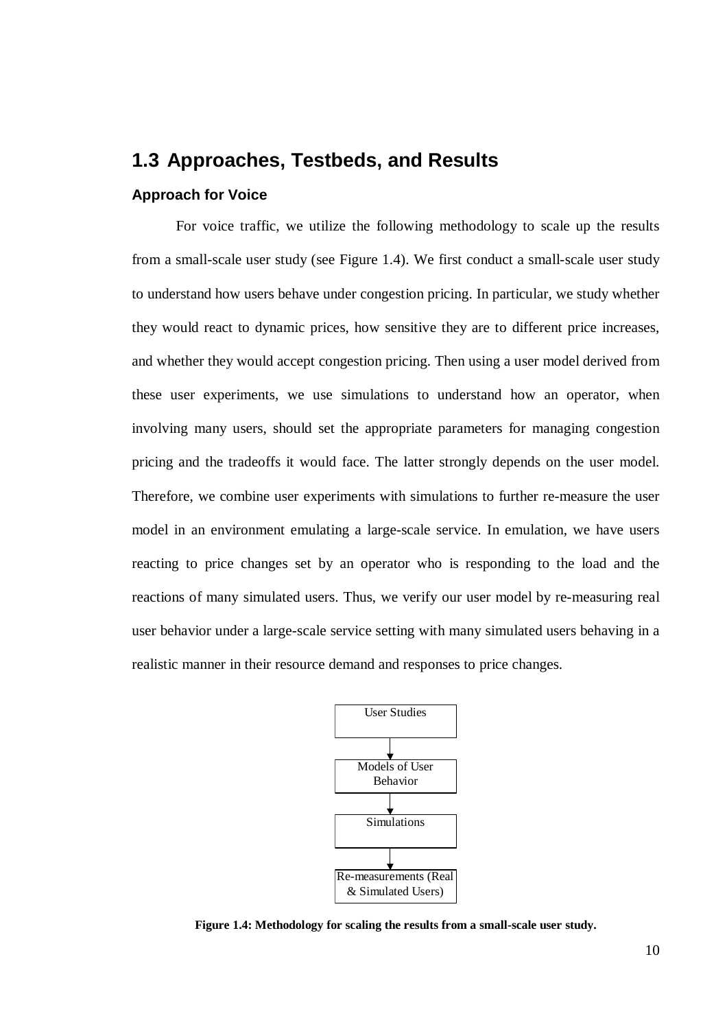## 1.3 Approaches, Testbeds, and Results

### Approach for Voice

For voice traffic, we utilize the following methodology to scale up the results from a small-scale user study (see Figure 1.4). We first conduct a small-scale user study to understand how users behave under congestion pricing. In particular, we study whether they would react to dynamic prices, how sensitive they are to different price increases, and whether they would accept congestion pricing. Then using a user model derived from these user experiments, we use simulations to understand how an operator, when involving many users, should set the appropriate parameters for managing congestion pricing and the tradeoffs it would face. The latter strongly depends on the user model. Therefore, we combine user experiments with simulations to further re-measure the user model in an environment emulating a large-scale service. In emulation, we have users reacting to price changes set by an operator who is responding to the load and the reactions of many simulated users. Thus, we verify our user model by re-measuring real user behavior under a large-scale service setting with many simulated users behaving in a realistic manner in their resource demand and responses to price changes.

```
User Studies
     ↓
Models of User Behavior
     ↓
Simulations
     ↓
Re-measurements (Real & Simulated Users)
```

**Figure 1.4: Methodology for scaling the results from a small-scale user study.**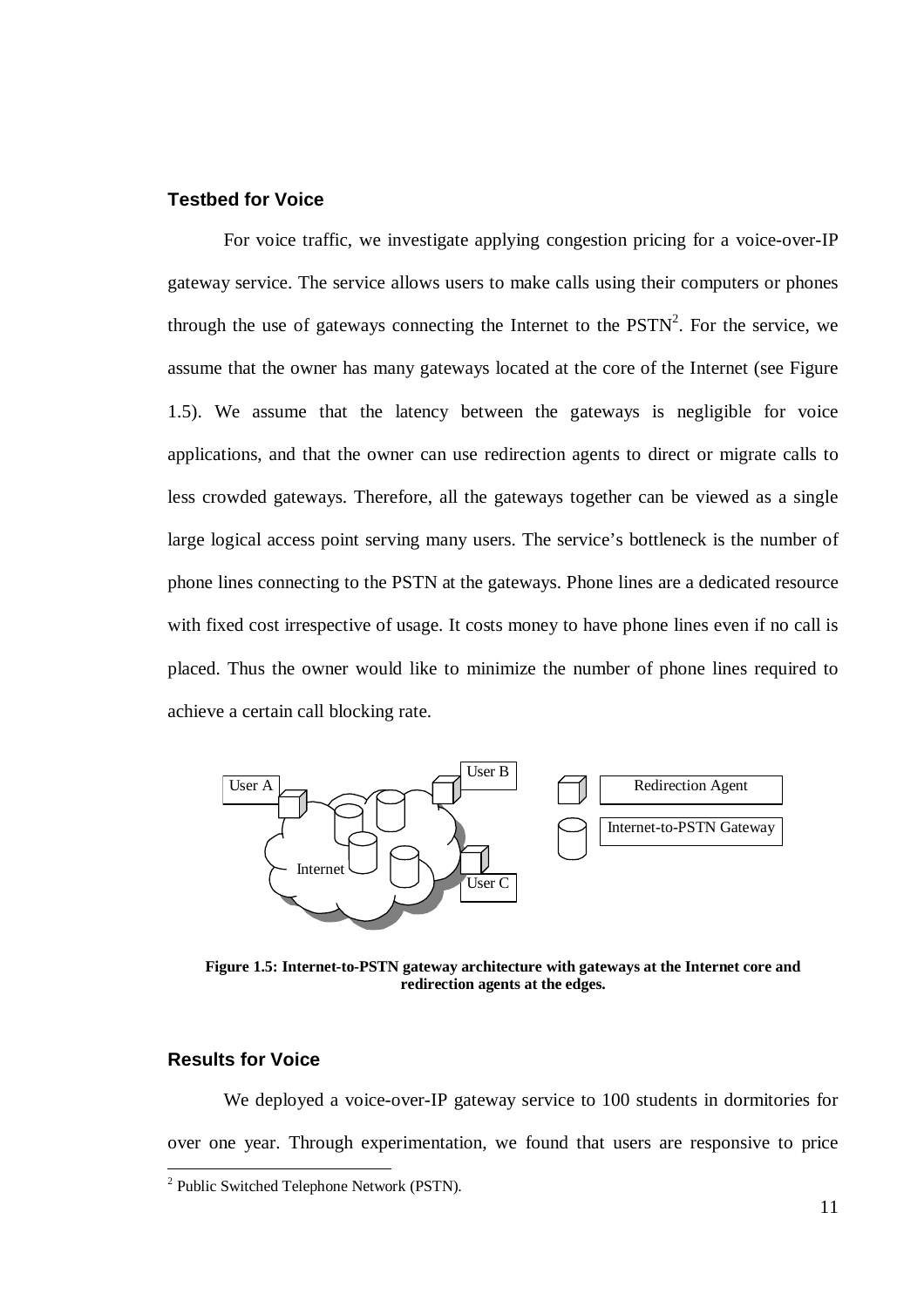### Testbed for Voice

For voice traffic, we investigate applying congestion pricing for a voice-over-IP gateway service. The service allows users to make calls using their computers or phones through the use of gateways connecting the Internet to the PSTN[2]. For the service, we assume that the owner has many gateways located at the core of the Internet (see Figure 1.5). We assume that the latency between the gateways is negligible for voice applications, and that the owner can use redirection agents to direct or migrate calls to less crowded gateways. Therefore, all the gateways together can be viewed as a single large logical access point serving many users. The service's bottleneck is the number of phone lines connecting to the PSTN at the gateways. Phone lines are a dedicated resource with fixed cost irrespective of usage. It costs money to have phone lines even if no call is placed. Thus the owner would like to minimize the number of phone lines required to achieve a certain call blocking rate.

User A, User B, User C, Internet, Redirection Agent, Internet-to-PSTN Gateway

**Figure 1.5: Internet-to-PSTN gateway architecture with gateways at the Internet core and redirection agents at the edges.**

### Results for Voice

We deployed a voice-over-IP gateway service to 100 students in dormitories for over one year. Through experimentation, we found that users are responsive to price

[2] Public Switched Telephone Network (PSTN).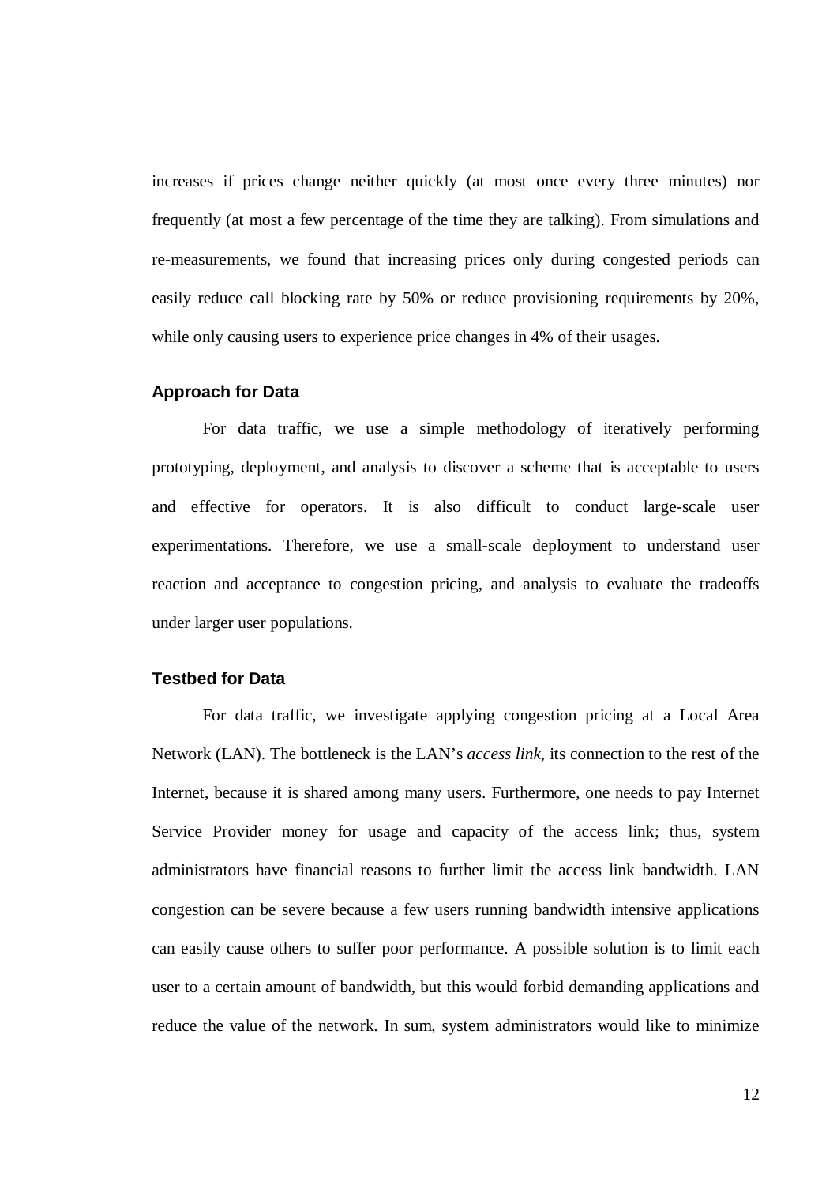increases if prices change neither quickly (at most once every three minutes) nor frequently (at most a few percentage of the time they are talking). From simulations and re-measurements, we found that increasing prices only during congested periods can easily reduce call blocking rate by 50% or reduce provisioning requirements by 20%, while only causing users to experience price changes in 4% of their usages.

### Approach for Data

For data traffic, we use a simple methodology of iteratively performing prototyping, deployment, and analysis to discover a scheme that is acceptable to users and effective for operators. It is also difficult to conduct large-scale user experimentations. Therefore, we use a small-scale deployment to understand user reaction and acceptance to congestion pricing, and analysis to evaluate the tradeoffs under larger user populations.

### Testbed for Data

For data traffic, we investigate applying congestion pricing at a Local Area Network (LAN). The bottleneck is the LAN's *access link*, its connection to the rest of the Internet, because it is shared among many users. Furthermore, one needs to pay Internet Service Provider money for usage and capacity of the access link; thus, system administrators have financial reasons to further limit the access link bandwidth. LAN congestion can be severe because a few users running bandwidth intensive applications can easily cause others to suffer poor performance. A possible solution is to limit each user to a certain amount of bandwidth, but this would forbid demanding applications and reduce the value of the network. In sum, system administrators would like to minimize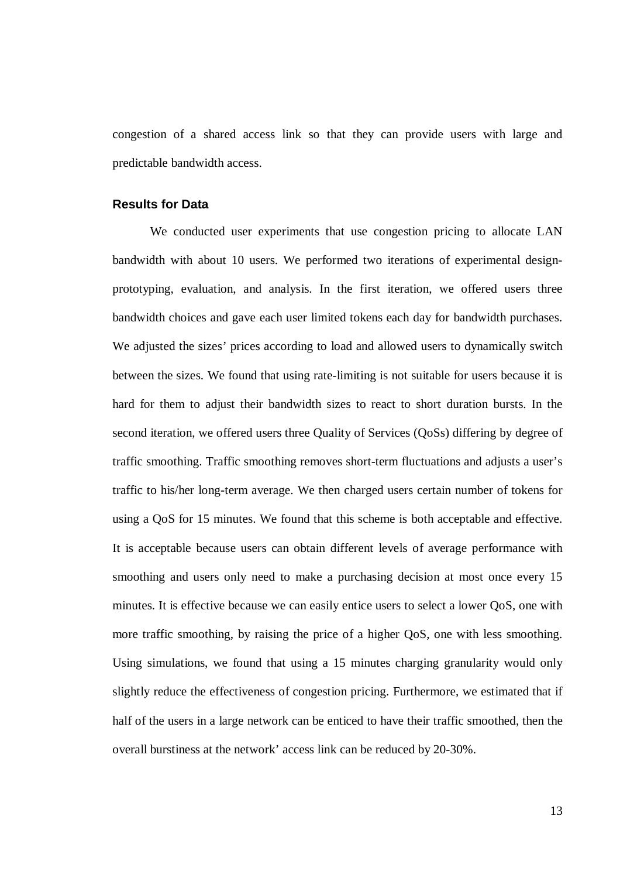congestion of a shared access link so that they can provide users with large and predictable bandwidth access.

### Results for Data

We conducted user experiments that use congestion pricing to allocate LAN bandwidth with about 10 users. We performed two iterations of experimental design-prototyping, evaluation, and analysis. In the first iteration, we offered users three bandwidth choices and gave each user limited tokens each day for bandwidth purchases. We adjusted the sizes' prices according to load and allowed users to dynamically switch between the sizes. We found that using rate-limiting is not suitable for users because it is hard for them to adjust their bandwidth sizes to react to short duration bursts. In the second iteration, we offered users three Quality of Services (QoSs) differing by degree of traffic smoothing. Traffic smoothing removes short-term fluctuations and adjusts a user's traffic to his/her long-term average. We then charged users certain number of tokens for using a QoS for 15 minutes. We found that this scheme is both acceptable and effective. It is acceptable because users can obtain different levels of average performance with smoothing and users only need to make a purchasing decision at most once every 15 minutes. It is effective because we can easily entice users to select a lower QoS, one with more traffic smoothing, by raising the price of a higher QoS, one with less smoothing. Using simulations, we found that using a 15 minutes charging granularity would only slightly reduce the effectiveness of congestion pricing. Furthermore, we estimated that if half of the users in a large network can be enticed to have their traffic smoothed, then the overall burstiness at the network' access link can be reduced by 20-30%.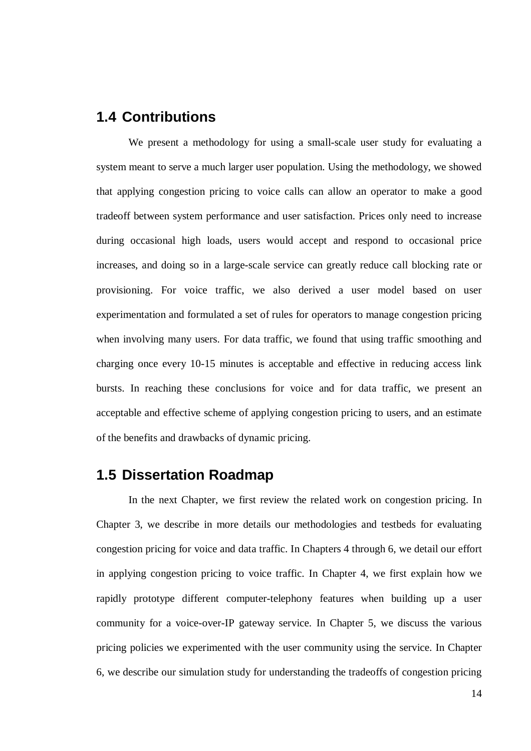## 1.4 Contributions

We present a methodology for using a small-scale user study for evaluating a system meant to serve a much larger user population. Using the methodology, we showed that applying congestion pricing to voice calls can allow an operator to make a good tradeoff between system performance and user satisfaction. Prices only need to increase during occasional high loads, users would accept and respond to occasional price increases, and doing so in a large-scale service can greatly reduce call blocking rate or provisioning. For voice traffic, we also derived a user model based on user experimentation and formulated a set of rules for operators to manage congestion pricing when involving many users. For data traffic, we found that using traffic smoothing and charging once every 10-15 minutes is acceptable and effective in reducing access link bursts. In reaching these conclusions for voice and for data traffic, we present an acceptable and effective scheme of applying congestion pricing to users, and an estimate of the benefits and drawbacks of dynamic pricing.

## 1.5 Dissertation Roadmap

In the next Chapter, we first review the related work on congestion pricing. In Chapter 3, we describe in more details our methodologies and testbeds for evaluating congestion pricing for voice and data traffic. In Chapters 4 through 6, we detail our effort in applying congestion pricing to voice traffic. In Chapter 4, we first explain how we rapidly prototype different computer-telephony features when building up a user community for a voice-over-IP gateway service. In Chapter 5, we discuss the various pricing policies we experimented with the user community using the service. In Chapter 6, we describe our simulation study for understanding the tradeoffs of congestion pricing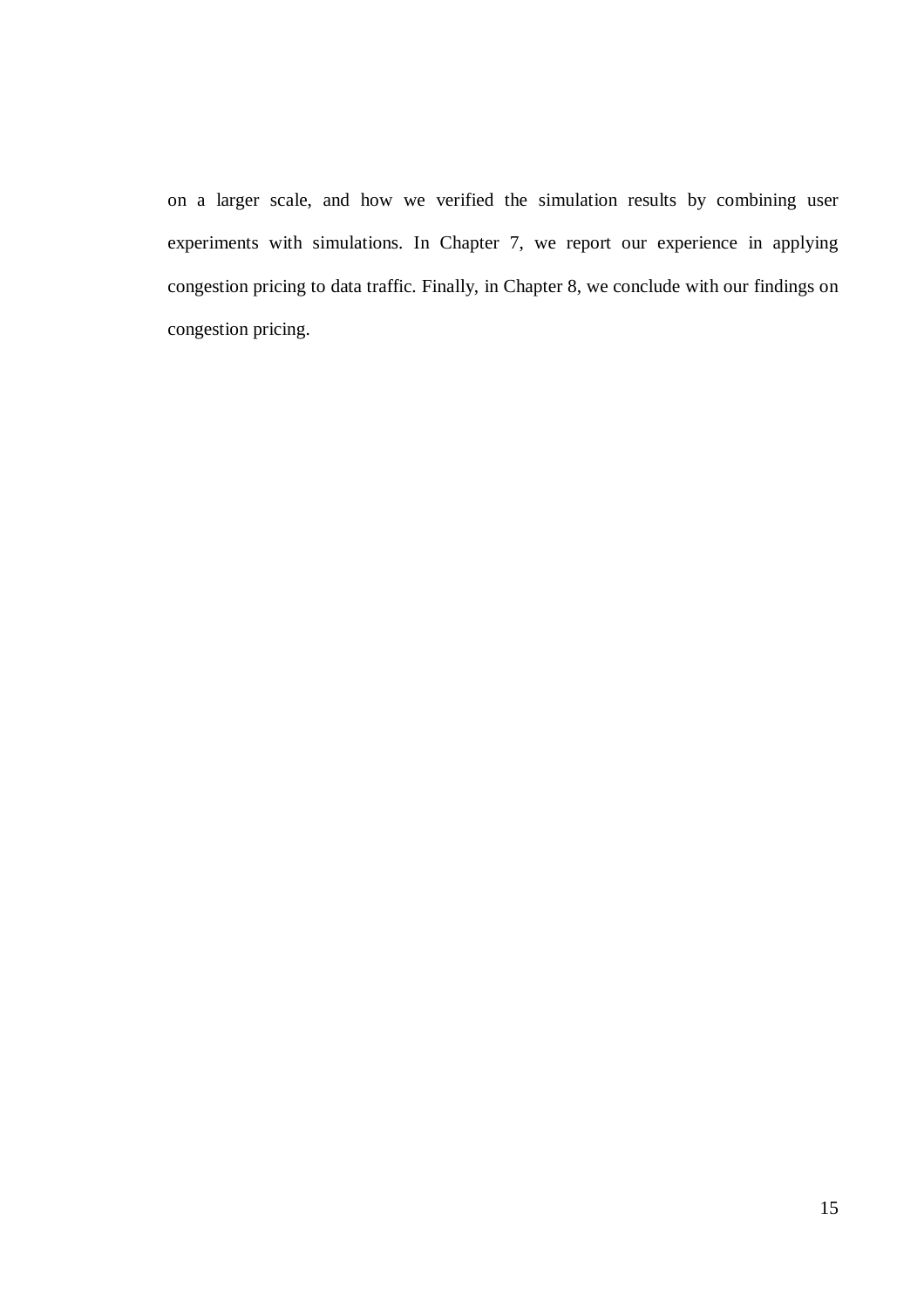on a larger scale, and how we verified the simulation results by combining user experiments with simulations. In Chapter 7, we report our experience in applying congestion pricing to data traffic. Finally, in Chapter 8, we conclude with our findings on congestion pricing.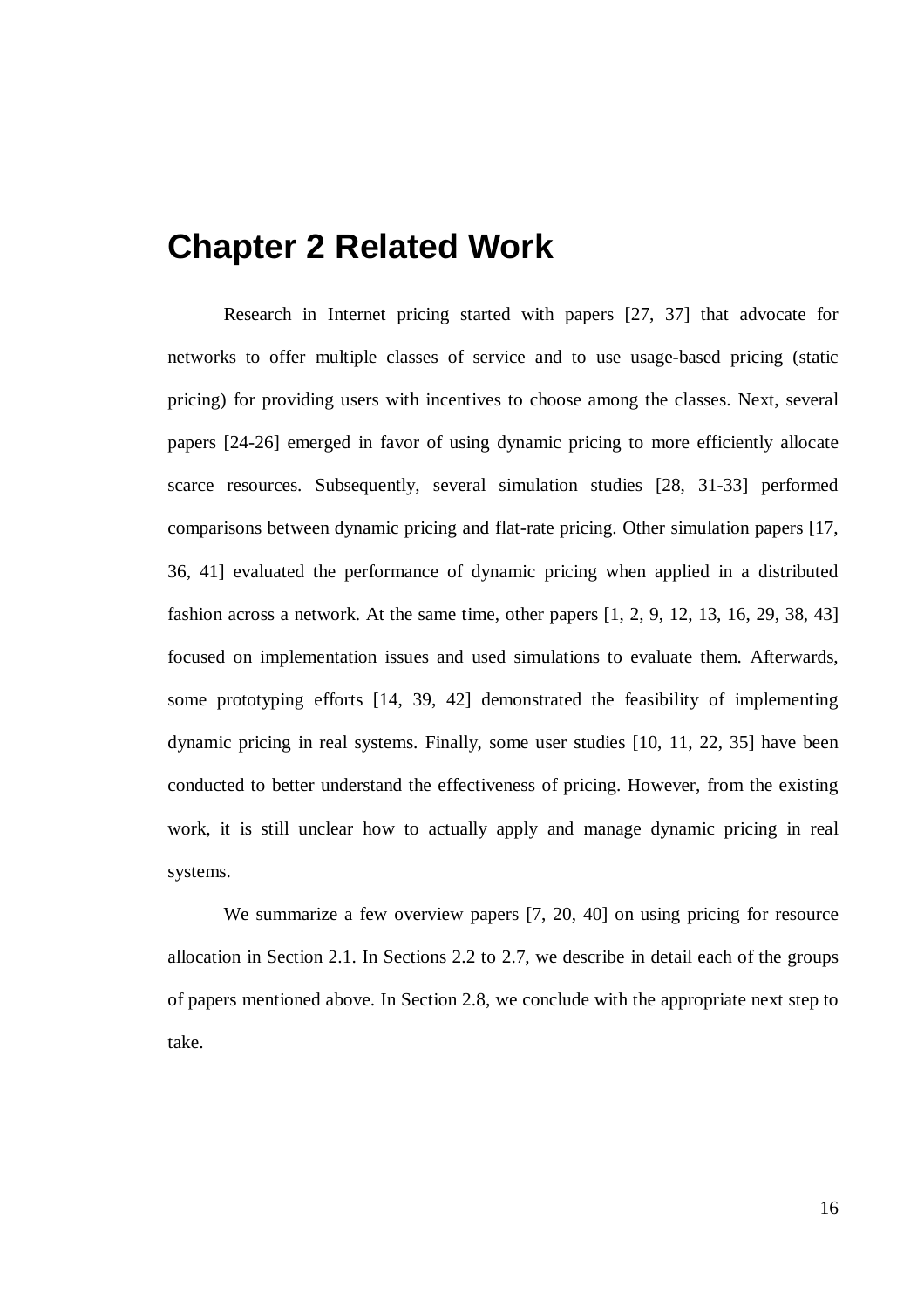# Chapter 2 Related Work

Research in Internet pricing started with papers [27, 37] that advocate for networks to offer multiple classes of service and to use usage-based pricing (static pricing) for providing users with incentives to choose among the classes. Next, several papers [24-26] emerged in favor of using dynamic pricing to more efficiently allocate scarce resources. Subsequently, several simulation studies [28, 31-33] performed comparisons between dynamic pricing and flat-rate pricing. Other simulation papers [17, 36, 41] evaluated the performance of dynamic pricing when applied in a distributed fashion across a network. At the same time, other papers [1, 2, 9, 12, 13, 16, 29, 38, 43] focused on implementation issues and used simulations to evaluate them. Afterwards, some prototyping efforts [14, 39, 42] demonstrated the feasibility of implementing dynamic pricing in real systems. Finally, some user studies [10, 11, 22, 35] have been conducted to better understand the effectiveness of pricing. However, from the existing work, it is still unclear how to actually apply and manage dynamic pricing in real systems.

We summarize a few overview papers [7, 20, 40] on using pricing for resource allocation in Section 2.1. In Sections 2.2 to 2.7, we describe in detail each of the groups of papers mentioned above. In Section 2.8, we conclude with the appropriate next step to take.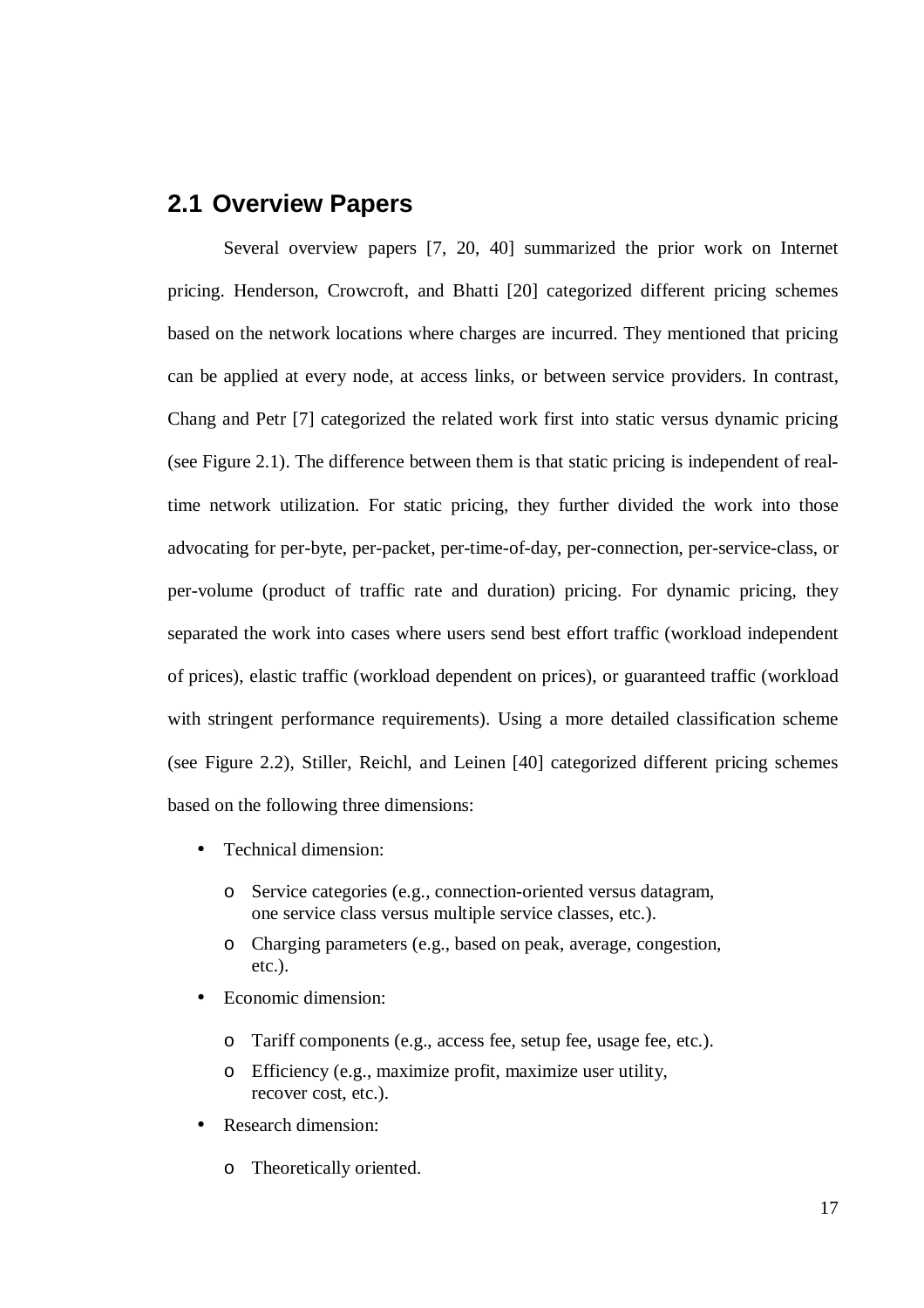## 2.1 Overview Papers

Several overview papers [7, 20, 40] summarized the prior work on Internet pricing. Henderson, Crowcroft, and Bhatti [20] categorized different pricing schemes based on the network locations where charges are incurred. They mentioned that pricing can be applied at every node, at access links, or between service providers. In contrast, Chang and Petr [7] categorized the related work first into static versus dynamic pricing (see Figure 2.1). The difference between them is that static pricing is independent of real-time network utilization. For static pricing, they further divided the work into those advocating for per-byte, per-packet, per-time-of-day, per-connection, per-service-class, or per-volume (product of traffic rate and duration) pricing. For dynamic pricing, they separated the work into cases where users send best effort traffic (workload independent of prices), elastic traffic (workload dependent on prices), or guaranteed traffic (workload with stringent performance requirements). Using a more detailed classification scheme (see Figure 2.2), Stiller, Reichl, and Leinen [40] categorized different pricing schemes based on the following three dimensions:

- Technical dimension:
  - Service categories (e.g., connection-oriented versus datagram, one service class versus multiple service classes, etc.).
  - Charging parameters (e.g., based on peak, average, congestion, etc.).
- Economic dimension:
  - Tariff components (e.g., access fee, setup fee, usage fee, etc.).
  - Efficiency (e.g., maximize profit, maximize user utility, recover cost, etc.).
- Research dimension:
  - Theoretically oriented.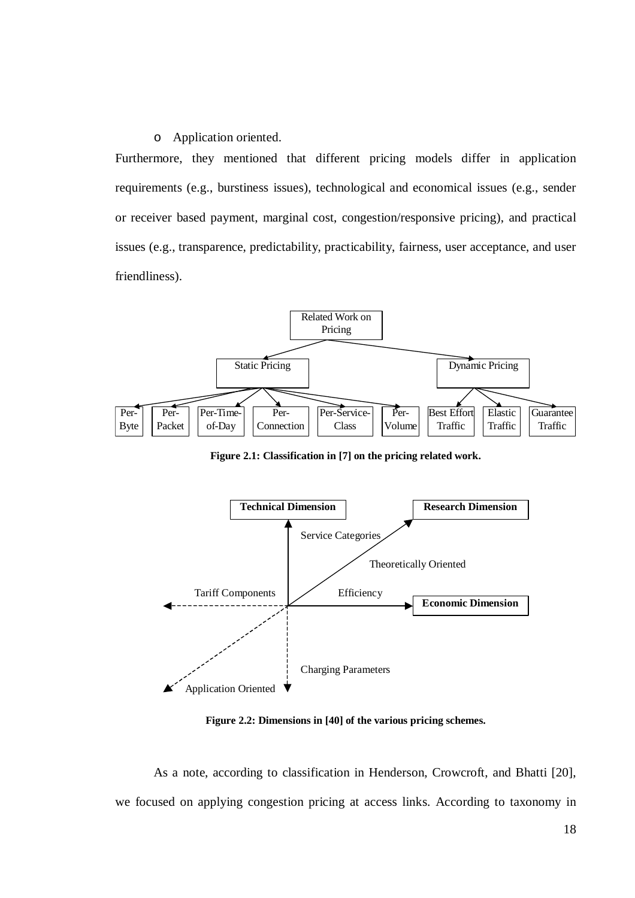- Application oriented.

Furthermore, they mentioned that different pricing models differ in application requirements (e.g., burstiness issues), technological and economical issues (e.g., sender or receiver based payment, marginal cost, congestion/responsive pricing), and practical issues (e.g., transparence, predictability, practicability, fairness, user acceptance, and user friendliness).

Related Work on Pricing

Static Pricing

Dynamic Pricing

Per-Byte

Per-Packet

Per-Time-of-Day

Per-Connection

Per-Service-Class

Per-Volume

Best Effort Traffic

Elastic Traffic

Guarantee Traffic

**Figure 2.1: Classification in [7] on the pricing related work.**

Technical Dimension

Research Dimension

Service Categories

Theoretically Oriented

Tariff Components

Efficiency

Economic Dimension

Charging Parameters

Application Oriented

**Figure 2.2: Dimensions in [40] of the various pricing schemes.**

As a note, according to classification in Henderson, Crowcroft, and Bhatti [20], we focused on applying congestion pricing at access links. According to taxonomy in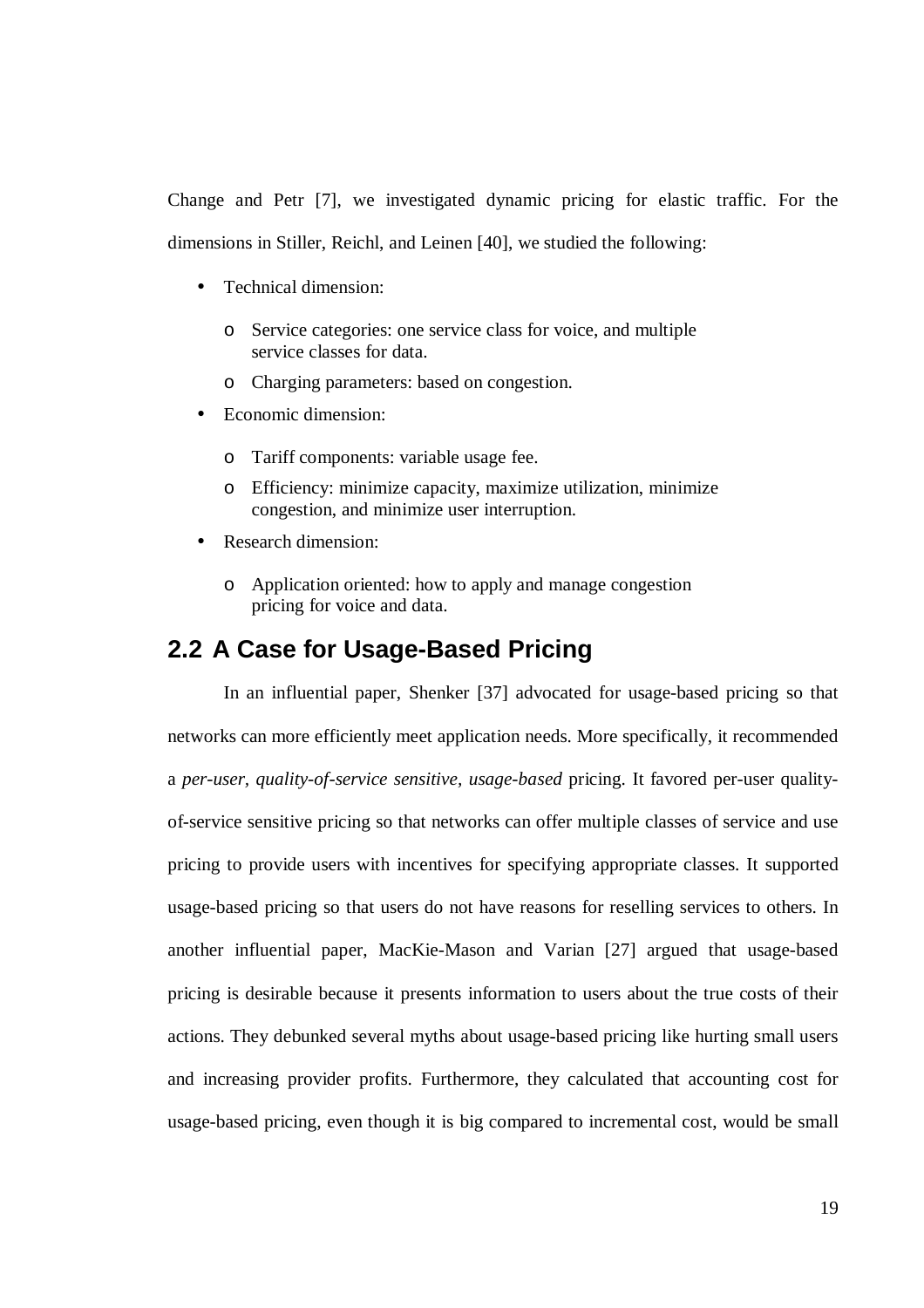Change and Petr [7], we investigated dynamic pricing for elastic traffic. For the dimensions in Stiller, Reichl, and Leinen [40], we studied the following:

- Technical dimension:
  - Service categories: one service class for voice, and multiple service classes for data.
  - Charging parameters: based on congestion.
- Economic dimension:
  - Tariff components: variable usage fee.
  - Efficiency: minimize capacity, maximize utilization, minimize congestion, and minimize user interruption.
- Research dimension:
  - Application oriented: how to apply and manage congestion pricing for voice and data.

## 2.2 A Case for Usage-Based Pricing

In an influential paper, Shenker [37] advocated for usage-based pricing so that networks can more efficiently meet application needs. More specifically, it recommended a *per-user, quality-of-service sensitive, usage-based* pricing. It favored per-user quality-of-service sensitive pricing so that networks can offer multiple classes of service and use pricing to provide users with incentives for specifying appropriate classes. It supported usage-based pricing so that users do not have reasons for reselling services to others. In another influential paper, MacKie-Mason and Varian [27] argued that usage-based pricing is desirable because it presents information to users about the true costs of their actions. They debunked several myths about usage-based pricing like hurting small users and increasing provider profits. Furthermore, they calculated that accounting cost for usage-based pricing, even though it is big compared to incremental cost, would be small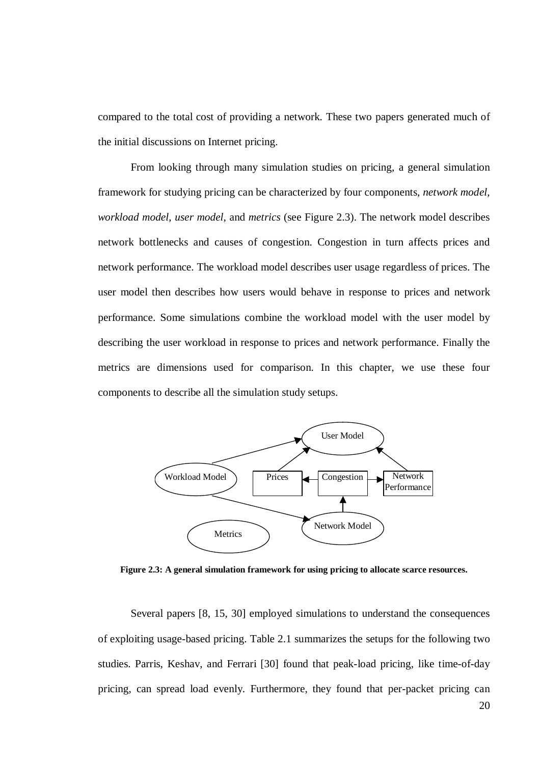compared to the total cost of providing a network. These two papers generated much of the initial discussions on Internet pricing.

From looking through many simulation studies on pricing, a general simulation framework for studying pricing can be characterized by four components, *network model*, *workload model*, *user model*, and *metrics* (see Figure 2.3). The network model describes network bottlenecks and causes of congestion. Congestion in turn affects prices and network performance. The workload model describes user usage regardless of prices. The user model then describes how users would behave in response to prices and network performance. Some simulations combine the workload model with the user model by describing the user workload in response to prices and network performance. Finally the metrics are dimensions used for comparison. In this chapter, we use these four components to describe all the simulation study setups.

User Model

Workload Model — Prices — Congestion — Network Performance

Metrics — Network Model

**Figure 2.3: A general simulation framework for using pricing to allocate scarce resources.**

Several papers [8, 15, 30] employed simulations to understand the consequences of exploiting usage-based pricing. Table 2.1 summarizes the setups for the following two studies. Parris, Keshav, and Ferrari [30] found that peak-load pricing, like time-of-day pricing, can spread load evenly. Furthermore, they found that per-packet pricing can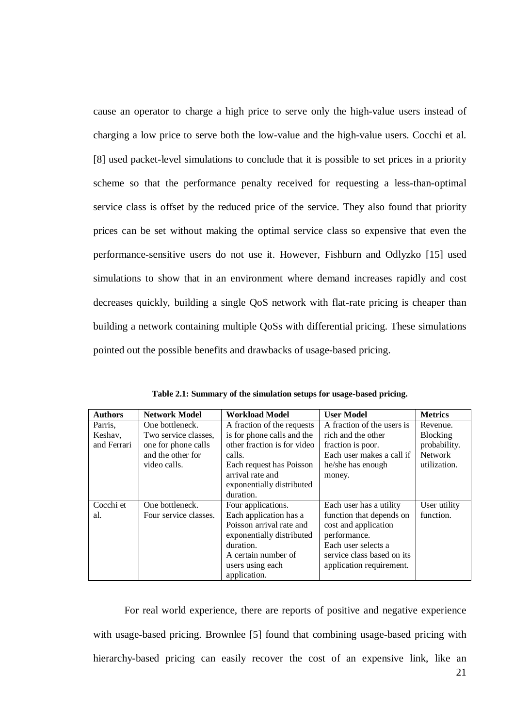cause an operator to charge a high price to serve only the high-value users instead of charging a low price to serve both the low-value and the high-value users. Cocchi et al. [8] used packet-level simulations to conclude that it is possible to set prices in a priority scheme so that the performance penalty received for requesting a less-than-optimal service class is offset by the reduced price of the service. They also found that priority prices can be set without making the optimal service class so expensive that even the performance-sensitive users do not use it. However, Fishburn and Odlyzko [15] used simulations to show that in an environment where demand increases rapidly and cost decreases quickly, building a single QoS network with flat-rate pricing is cheaper than building a network containing multiple QoSs with differential pricing. These simulations pointed out the possible benefits and drawbacks of usage-based pricing.

**Table 2.1: Summary of the simulation setups for usage-based pricing.**

| Authors | Network Model | Workload Model | User Model | Metrics |
|---|---|---|---|---|
| Parris, Keshav, and Ferrari | One bottleneck. Two service classes, one for phone calls and the other for video calls. | A fraction of the requests is for phone calls and the other fraction is for video calls. Each request has Poisson arrival rate and exponentially distributed duration. | A fraction of the users is rich and the other fraction is poor. Each user makes a call if he/she has enough money. | Revenue. Blocking probability. Network utilization. |
| Cocchi et al. | One bottleneck. Four service classes. | Four applications. Each application has a Poisson arrival rate and exponentially distributed duration. A certain number of users using each application. | Each user has a utility function that depends on cost and application performance. Each user selects a service class based on its application requirement. | User utility function. |

For real world experience, there are reports of positive and negative experience with usage-based pricing. Brownlee [5] found that combining usage-based pricing with hierarchy-based pricing can easily recover the cost of an expensive link, like an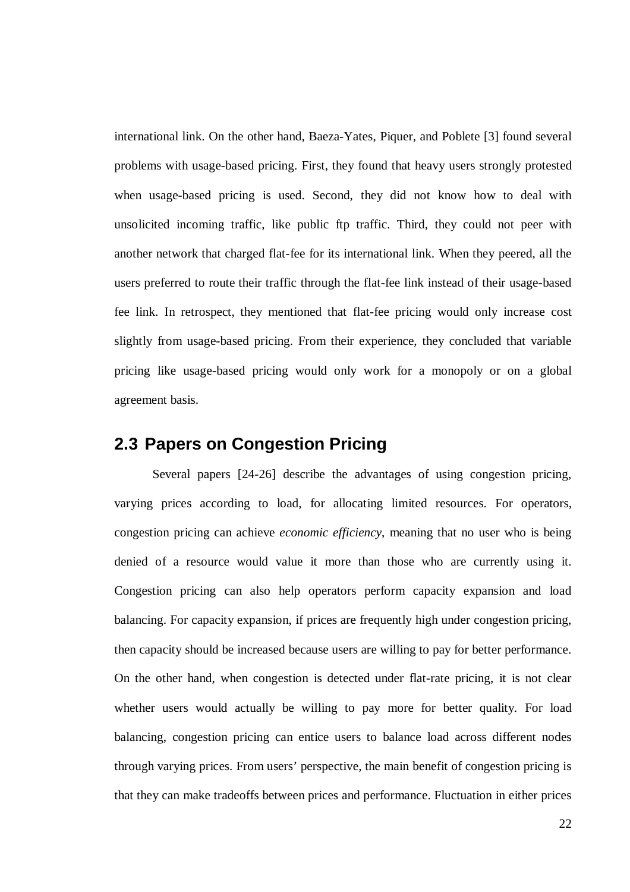international link. On the other hand, Baeza-Yates, Piquer, and Poblete [3] found several problems with usage-based pricing. First, they found that heavy users strongly protested when usage-based pricing is used. Second, they did not know how to deal with unsolicited incoming traffic, like public ftp traffic. Third, they could not peer with another network that charged flat-fee for its international link. When they peered, all the users preferred to route their traffic through the flat-fee link instead of their usage-based fee link. In retrospect, they mentioned that flat-fee pricing would only increase cost slightly from usage-based pricing. From their experience, they concluded that variable pricing like usage-based pricing would only work for a monopoly or on a global agreement basis.

## 2.3 Papers on Congestion Pricing

Several papers [24-26] describe the advantages of using congestion pricing, varying prices according to load, for allocating limited resources. For operators, congestion pricing can achieve *economic efficiency*, meaning that no user who is being denied of a resource would value it more than those who are currently using it. Congestion pricing can also help operators perform capacity expansion and load balancing. For capacity expansion, if prices are frequently high under congestion pricing, then capacity should be increased because users are willing to pay for better performance. On the other hand, when congestion is detected under flat-rate pricing, it is not clear whether users would actually be willing to pay more for better quality. For load balancing, congestion pricing can entice users to balance load across different nodes through varying prices. From users' perspective, the main benefit of congestion pricing is that they can make tradeoffs between prices and performance. Fluctuation in either prices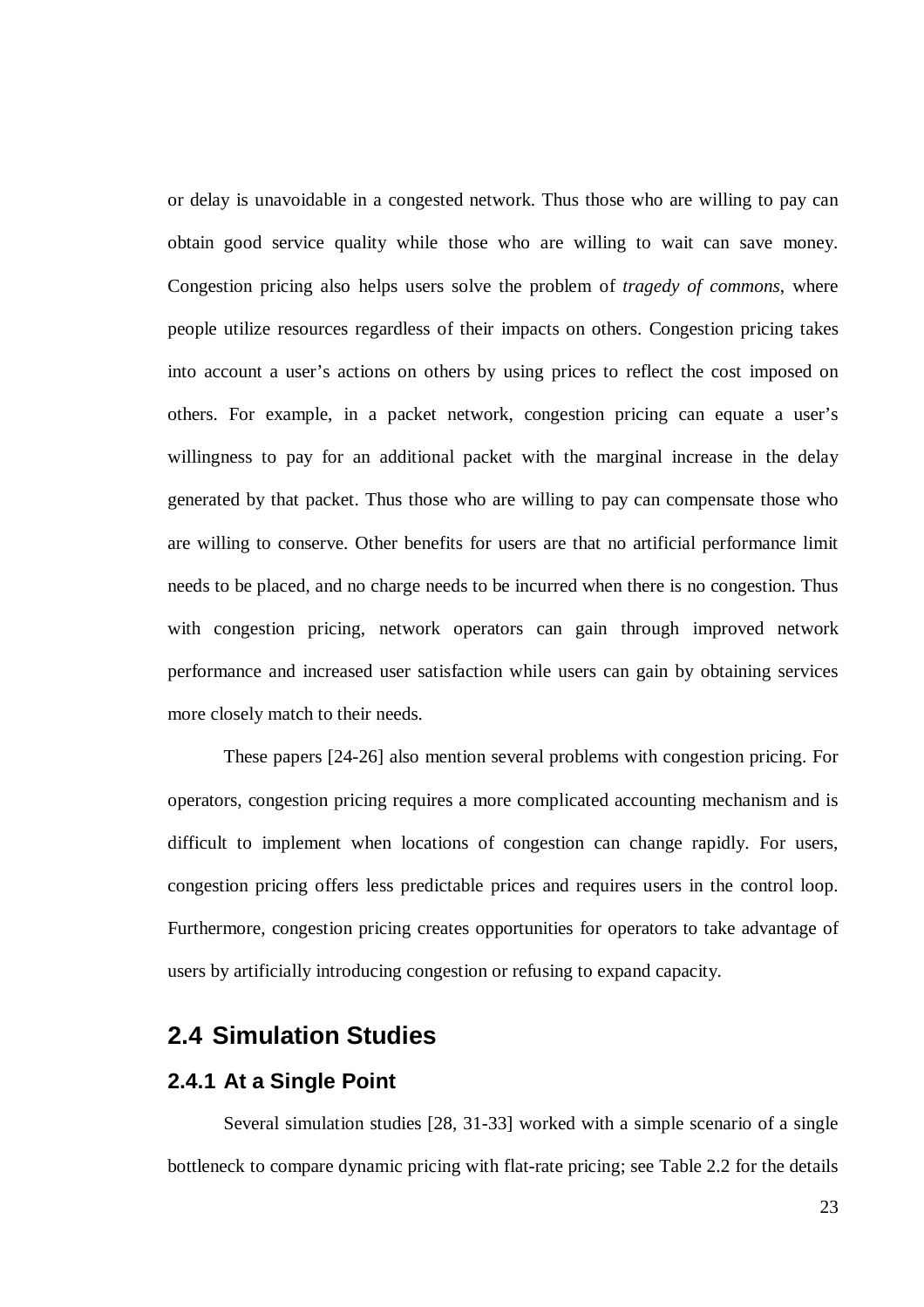or delay is unavoidable in a congested network. Thus those who are willing to pay can obtain good service quality while those who are willing to wait can save money. Congestion pricing also helps users solve the problem of *tragedy of commons*, where people utilize resources regardless of their impacts on others. Congestion pricing takes into account a user's actions on others by using prices to reflect the cost imposed on others. For example, in a packet network, congestion pricing can equate a user's willingness to pay for an additional packet with the marginal increase in the delay generated by that packet. Thus those who are willing to pay can compensate those who are willing to conserve. Other benefits for users are that no artificial performance limit needs to be placed, and no charge needs to be incurred when there is no congestion. Thus with congestion pricing, network operators can gain through improved network performance and increased user satisfaction while users can gain by obtaining services more closely match to their needs.

These papers [24-26] also mention several problems with congestion pricing. For operators, congestion pricing requires a more complicated accounting mechanism and is difficult to implement when locations of congestion can change rapidly. For users, congestion pricing offers less predictable prices and requires users in the control loop. Furthermore, congestion pricing creates opportunities for operators to take advantage of users by artificially introducing congestion or refusing to expand capacity.

## 2.4 Simulation Studies

### 2.4.1 At a Single Point

Several simulation studies [28, 31-33] worked with a simple scenario of a single bottleneck to compare dynamic pricing with flat-rate pricing; see Table 2.2 for the details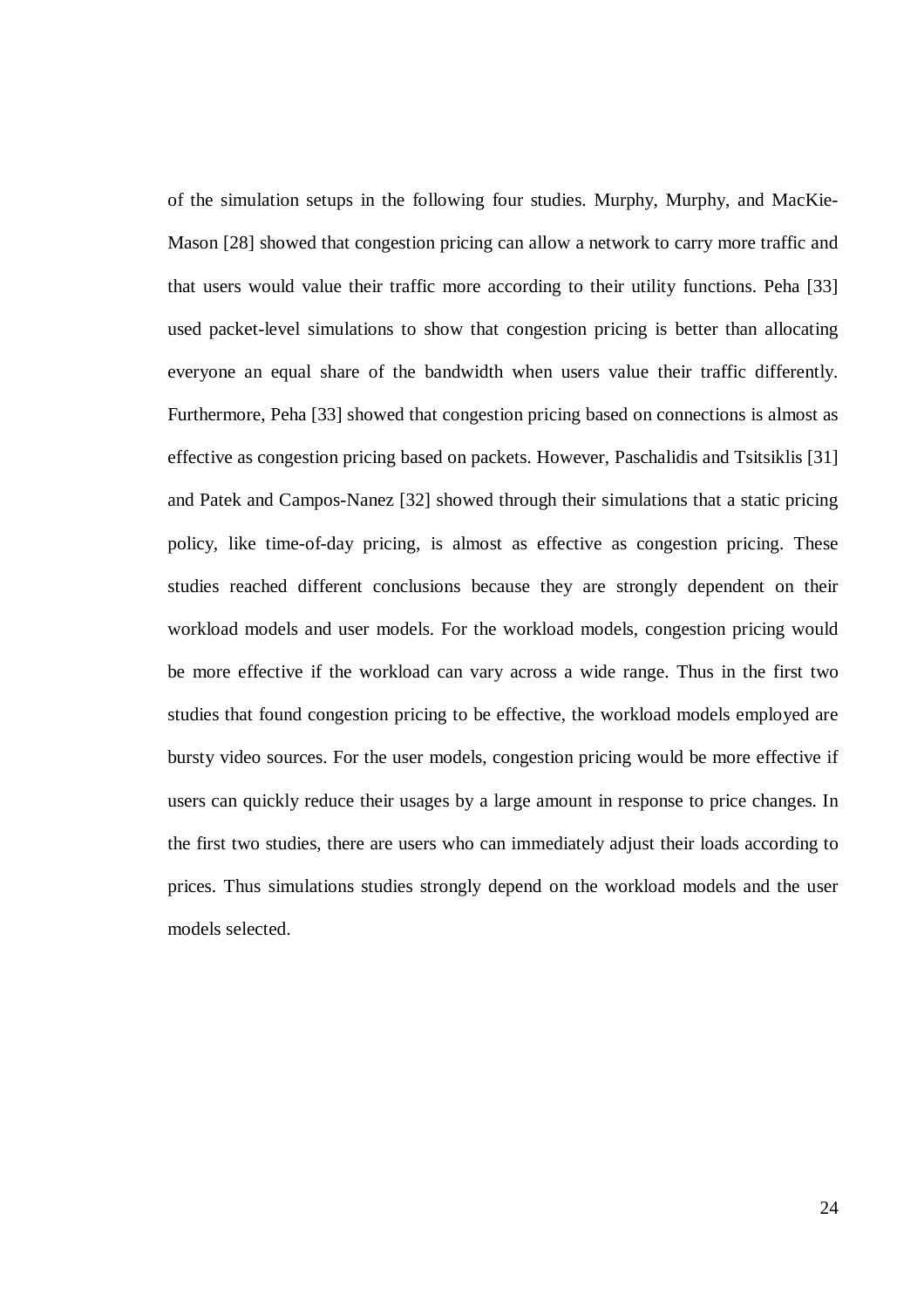of the simulation setups in the following four studies. Murphy, Murphy, and MacKie-Mason [28] showed that congestion pricing can allow a network to carry more traffic and that users would value their traffic more according to their utility functions. Peha [33] used packet-level simulations to show that congestion pricing is better than allocating everyone an equal share of the bandwidth when users value their traffic differently. Furthermore, Peha [33] showed that congestion pricing based on connections is almost as effective as congestion pricing based on packets. However, Paschalidis and Tsitsiklis [31] and Patek and Campos-Nanez [32] showed through their simulations that a static pricing policy, like time-of-day pricing, is almost as effective as congestion pricing. These studies reached different conclusions because they are strongly dependent on their workload models and user models. For the workload models, congestion pricing would be more effective if the workload can vary across a wide range. Thus in the first two studies that found congestion pricing to be effective, the workload models employed are bursty video sources. For the user models, congestion pricing would be more effective if users can quickly reduce their usages by a large amount in response to price changes. In the first two studies, there are users who can immediately adjust their loads according to prices. Thus simulations studies strongly depend on the workload models and the user models selected.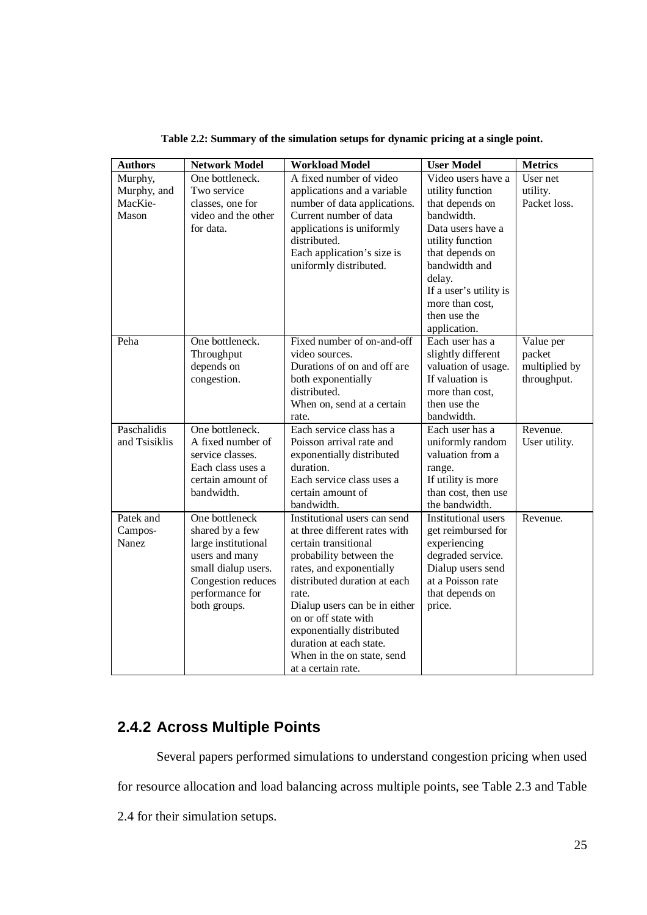**Table 2.2: Summary of the simulation setups for dynamic pricing at a single point.**

| Authors | Network Model | Workload Model | User Model | Metrics |
|---|---|---|---|---|
| Murphy, Murphy, and MacKie-Mason | One bottleneck. Two service classes, one for video and the other for data. | A fixed number of video applications and a variable number of data applications. Current number of data applications is uniformly distributed. Each application's size is uniformly distributed. | Video users have a utility function that depends on bandwidth. Data users have a utility function that depends on bandwidth and delay. If a user's utility is more than cost, then use the application. | User net utility. Packet loss. |
| Peha | One bottleneck. Throughput depends on congestion. | Fixed number of on-and-off video sources. Durations of on and off are both exponentially distributed. When on, send at a certain rate. | Each user has a slightly different valuation of usage. If valuation is more than cost, then use the bandwidth. | Value per packet multiplied by throughput. |
| Paschalidis and Tsisiklis | One bottleneck. A fixed number of service classes. Each class uses a certain amount of bandwidth. | Each service class has a Poisson arrival rate and exponentially distributed duration. Each service class uses a certain amount of bandwidth. | Each user has a uniformly random valuation from a range. If utility is more than cost, then use the bandwidth. | Revenue. User utility. |
| Patek and Campos-Nanez | One bottleneck shared by a few large institutional users and many small dialup users. Congestion reduces performance for both groups. | Institutional users can send at three different rates with certain transitional probability between the rates, and exponentially distributed duration at each rate. Dialup users can be in either on or off state with exponentially distributed duration at each state. When in the on state, send at a certain rate. | Institutional users get reimbursed for experiencing degraded service. Dialup users send at a Poisson rate that depends on price. | Revenue. |

## 2.4.2 Across Multiple Points

Several papers performed simulations to understand congestion pricing when used for resource allocation and load balancing across multiple points, see Table 2.3 and Table 2.4 for their simulation setups.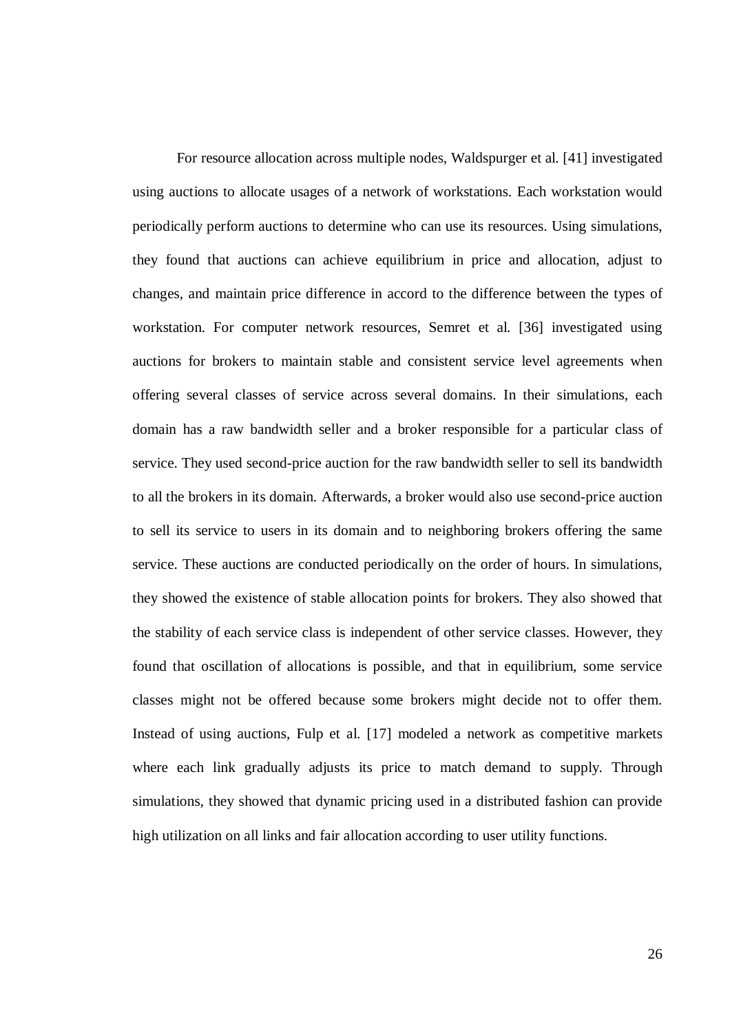For resource allocation across multiple nodes, Waldspurger et al. [41] investigated using auctions to allocate usages of a network of workstations. Each workstation would periodically perform auctions to determine who can use its resources. Using simulations, they found that auctions can achieve equilibrium in price and allocation, adjust to changes, and maintain price difference in accord to the difference between the types of workstation. For computer network resources, Semret et al. [36] investigated using auctions for brokers to maintain stable and consistent service level agreements when offering several classes of service across several domains. In their simulations, each domain has a raw bandwidth seller and a broker responsible for a particular class of service. They used second-price auction for the raw bandwidth seller to sell its bandwidth to all the brokers in its domain. Afterwards, a broker would also use second-price auction to sell its service to users in its domain and to neighboring brokers offering the same service. These auctions are conducted periodically on the order of hours. In simulations, they showed the existence of stable allocation points for brokers. They also showed that the stability of each service class is independent of other service classes. However, they found that oscillation of allocations is possible, and that in equilibrium, some service classes might not be offered because some brokers might decide not to offer them. Instead of using auctions, Fulp et al. [17] modeled a network as competitive markets where each link gradually adjusts its price to match demand to supply. Through simulations, they showed that dynamic pricing used in a distributed fashion can provide high utilization on all links and fair allocation according to user utility functions.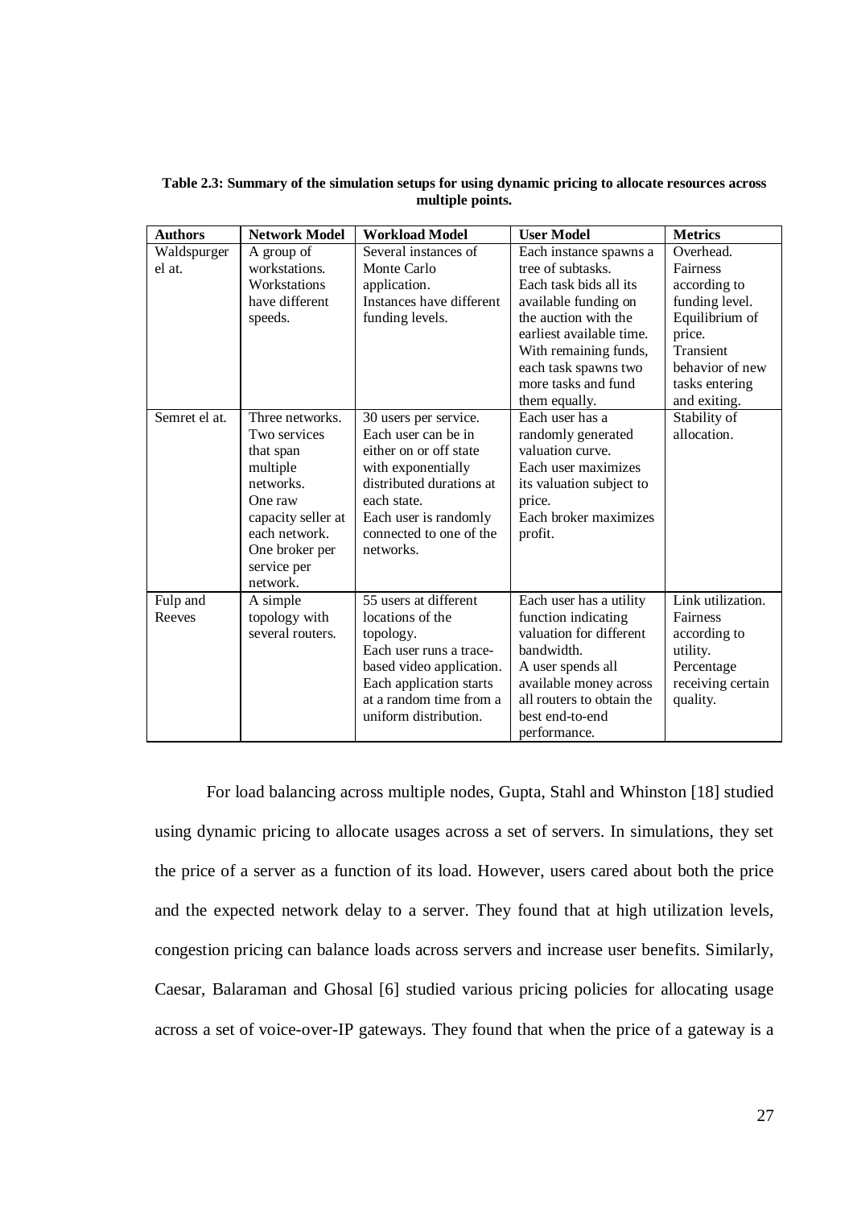**Table 2.3: Summary of the simulation setups for using dynamic pricing to allocate resources across multiple points.**

| Authors | Network Model | Workload Model | User Model | Metrics |
|---|---|---|---|---|
| Waldspurger el at. | A group of workstations. Workstations have different speeds. | Several instances of Monte Carlo application. Instances have different funding levels. | Each instance spawns a tree of subtasks. Each task bids all its available funding on the auction with the earliest available time. With remaining funds, each task spawns two more tasks and fund them equally. | Overhead. Fairness according to funding level. Equilibrium of price. Transient behavior of new tasks entering and exiting. |
| Semret el at. | Three networks. Two services that span multiple networks. One raw capacity seller at each network. One broker per service per network. | 30 users per service. Each user can be in either on or off state with exponentially distributed durations at each state. Each user is randomly connected to one of the networks. | Each user has a randomly generated valuation curve. Each user maximizes its valuation subject to price. Each broker maximizes profit. | Stability of allocation. |
| Fulp and Reeves | A simple topology with several routers. | 55 users at different locations of the topology. Each user runs a trace-based video application. Each application starts at a random time from a uniform distribution. | Each user has a utility function indicating valuation for different bandwidth. A user spends all available money across all routers to obtain the best end-to-end performance. | Link utilization. Fairness according to utility. Percentage receiving certain quality. |

For load balancing across multiple nodes, Gupta, Stahl and Whinston [18] studied using dynamic pricing to allocate usages across a set of servers. In simulations, they set the price of a server as a function of its load. However, users cared about both the price and the expected network delay to a server. They found that at high utilization levels, congestion pricing can balance loads across servers and increase user benefits. Similarly, Caesar, Balaraman and Ghosal [6] studied various pricing policies for allocating usage across a set of voice-over-IP gateways. They found that when the price of a gateway is a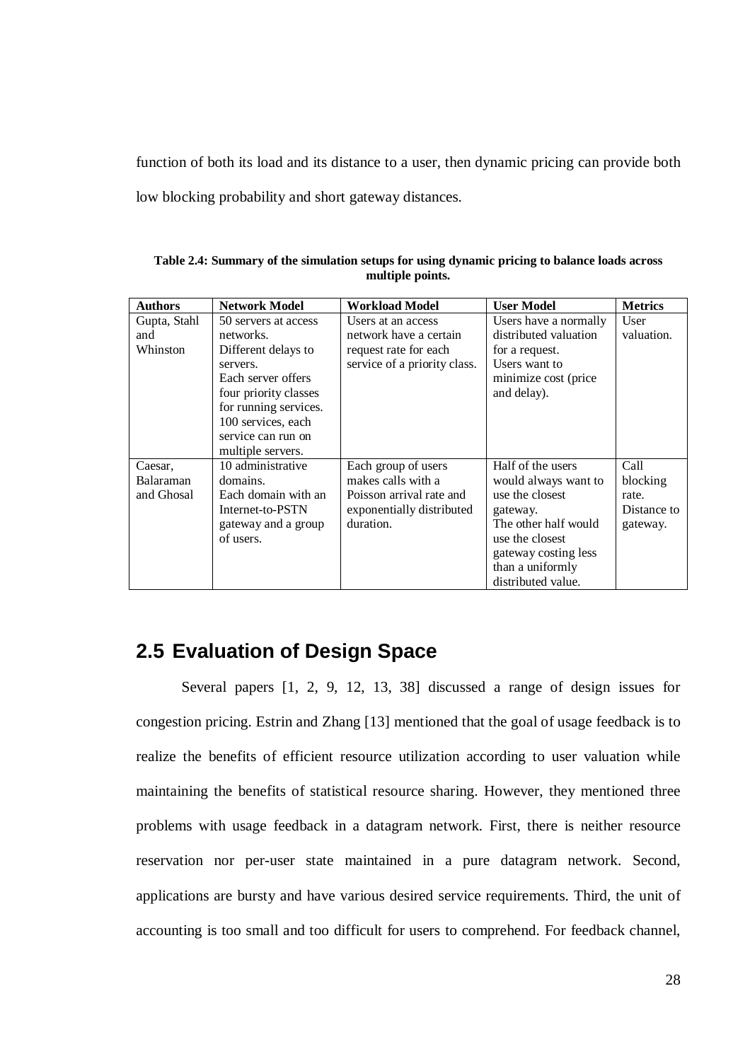function of both its load and its distance to a user, then dynamic pricing can provide both low blocking probability and short gateway distances.

**Table 2.4: Summary of the simulation setups for using dynamic pricing to balance loads across multiple points.**

| Authors | Network Model | Workload Model | User Model | Metrics |
| --- | --- | --- | --- | --- |
| Gupta, Stahl and Whinston | 50 servers at access networks. Different delays to servers. Each server offers four priority classes for running services. 100 services, each service can run on multiple servers. | Users at an access network have a certain request rate for each service of a priority class. | Users have a normally distributed valuation for a request. Users want to minimize cost (price and delay). | User valuation. |
| Caesar, Balaraman and Ghosal | 10 administrative domains. Each domain with an Internet-to-PSTN gateway and a group of users. | Each group of users makes calls with a Poisson arrival rate and exponentially distributed duration. | Half of the users would always want to use the closest gateway. The other half would use the closest gateway costing less than a uniformly distributed value. | Call blocking rate. Distance to gateway. |

## 2.5 Evaluation of Design Space

Several papers [1, 2, 9, 12, 13, 38] discussed a range of design issues for congestion pricing. Estrin and Zhang [13] mentioned that the goal of usage feedback is to realize the benefits of efficient resource utilization according to user valuation while maintaining the benefits of statistical resource sharing. However, they mentioned three problems with usage feedback in a datagram network. First, there is neither resource reservation nor per-user state maintained in a pure datagram network. Second, applications are bursty and have various desired service requirements. Third, the unit of accounting is too small and too difficult for users to comprehend. For feedback channel,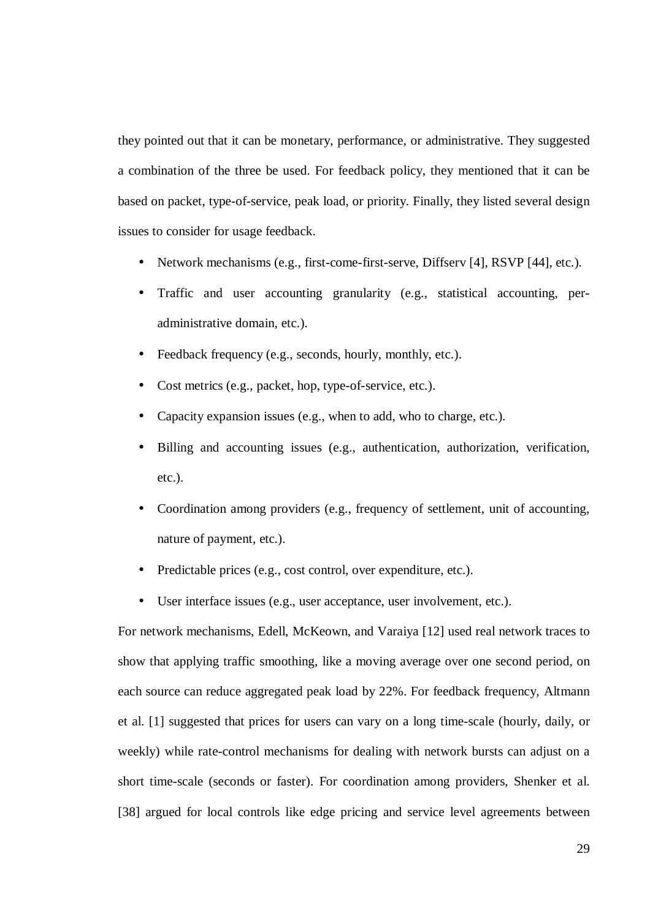they pointed out that it can be monetary, performance, or administrative. They suggested a combination of the three be used. For feedback policy, they mentioned that it can be based on packet, type-of-service, peak load, or priority. Finally, they listed several design issues to consider for usage feedback.

- Network mechanisms (e.g., first-come-first-serve, Diffserv [4], RSVP [44], etc.).
- Traffic and user accounting granularity (e.g., statistical accounting, per-administrative domain, etc.).
- Feedback frequency (e.g., seconds, hourly, monthly, etc.).
- Cost metrics (e.g., packet, hop, type-of-service, etc.).
- Capacity expansion issues (e.g., when to add, who to charge, etc.).
- Billing and accounting issues (e.g., authentication, authorization, verification, etc.).
- Coordination among providers (e.g., frequency of settlement, unit of accounting, nature of payment, etc.).
- Predictable prices (e.g., cost control, over expenditure, etc.).
- User interface issues (e.g., user acceptance, user involvement, etc.).

For network mechanisms, Edell, McKeown, and Varaiya [12] used real network traces to show that applying traffic smoothing, like a moving average over one second period, on each source can reduce aggregated peak load by 22%. For feedback frequency, Altmann et al. [1] suggested that prices for users can vary on a long time-scale (hourly, daily, or weekly) while rate-control mechanisms for dealing with network bursts can adjust on a short time-scale (seconds or faster). For coordination among providers, Shenker et al. [38] argued for local controls like edge pricing and service level agreements between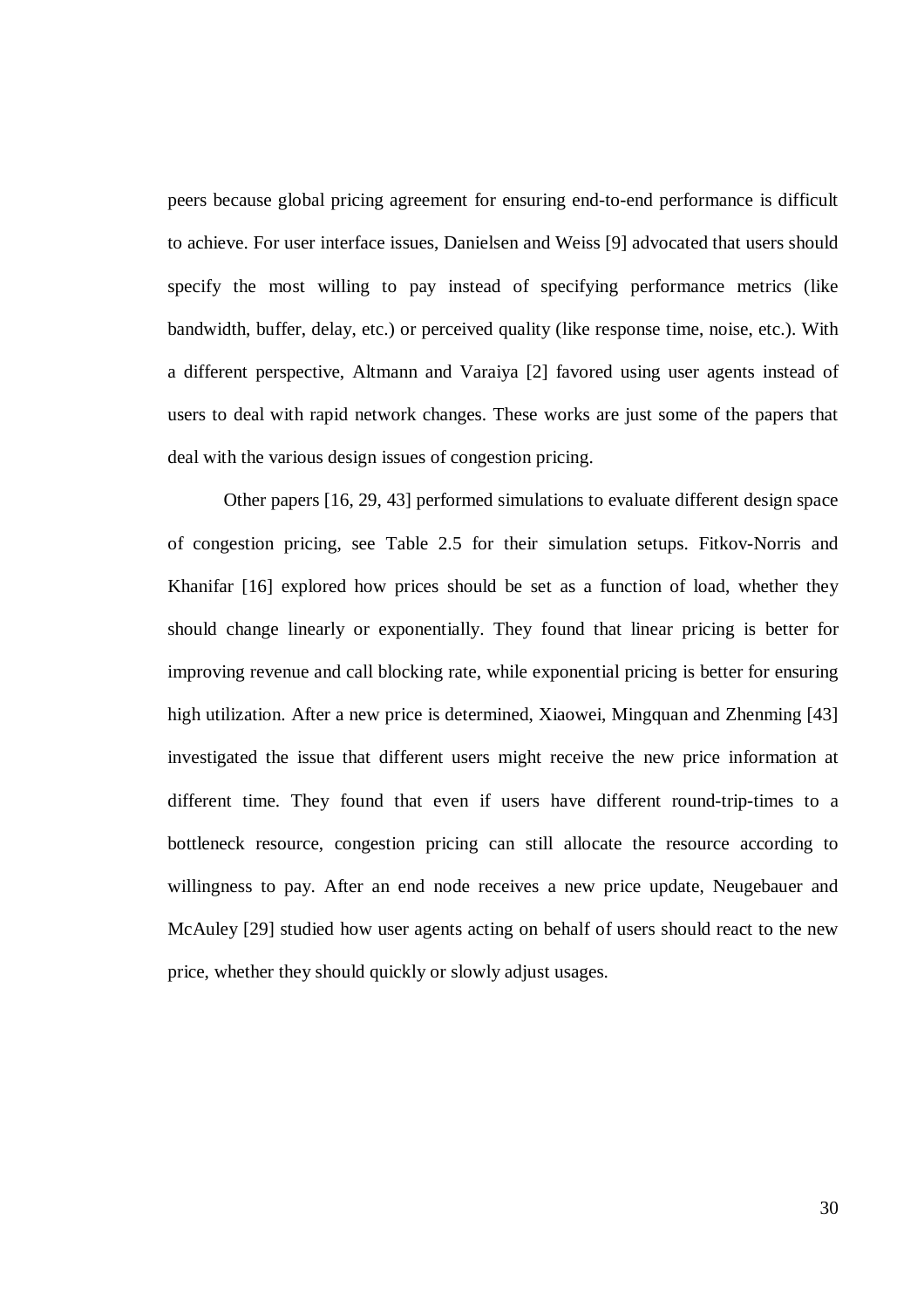peers because global pricing agreement for ensuring end-to-end performance is difficult to achieve. For user interface issues, Danielsen and Weiss [9] advocated that users should specify the most willing to pay instead of specifying performance metrics (like bandwidth, buffer, delay, etc.) or perceived quality (like response time, noise, etc.). With a different perspective, Altmann and Varaiya [2] favored using user agents instead of users to deal with rapid network changes. These works are just some of the papers that deal with the various design issues of congestion pricing.

Other papers [16, 29, 43] performed simulations to evaluate different design space of congestion pricing, see Table 2.5 for their simulation setups. Fitkov-Norris and Khanifar [16] explored how prices should be set as a function of load, whether they should change linearly or exponentially. They found that linear pricing is better for improving revenue and call blocking rate, while exponential pricing is better for ensuring high utilization. After a new price is determined, Xiaowei, Mingquan and Zhenming [43] investigated the issue that different users might receive the new price information at different time. They found that even if users have different round-trip-times to a bottleneck resource, congestion pricing can still allocate the resource according to willingness to pay. After an end node receives a new price update, Neugebauer and McAuley [29] studied how user agents acting on behalf of users should react to the new price, whether they should quickly or slowly adjust usages.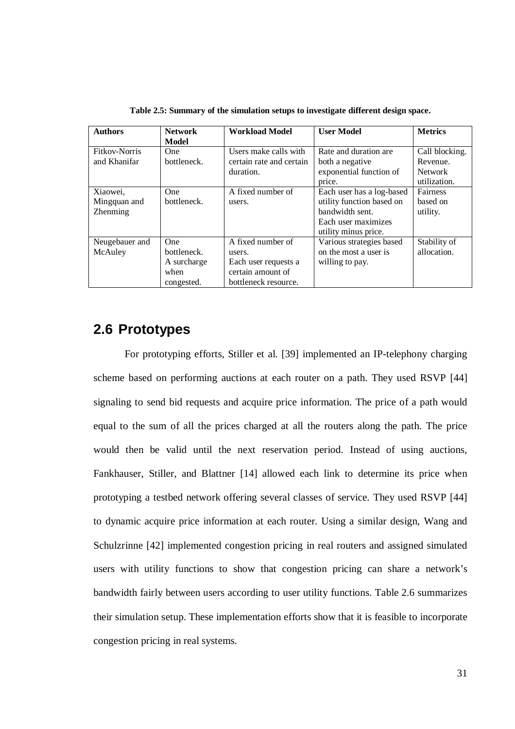**Table 2.5: Summary of the simulation setups to investigate different design space.**

| Authors | Network Model | Workload Model | User Model | Metrics |
|---|---|---|---|---|
| Fitkov-Norris and Khanifar | One bottleneck. | Users make calls with certain rate and certain duration. | Rate and duration are both a negative exponential function of price. | Call blocking. Revenue. Network utilization. |
| Xiaowei, Mingquan and Zhenming | One bottleneck. | A fixed number of users. | Each user has a log-based utility function based on bandwidth sent. Each user maximizes utility minus price. | Fairness based on utility. |
| Neugebauer and McAuley | One bottleneck. A surcharge when congested. | A fixed number of users. Each user requests a certain amount of bottleneck resource. | Various strategies based on the most a user is willing to pay. | Stability of allocation. |

## 2.6 Prototypes

For prototyping efforts, Stiller et al. [39] implemented an IP-telephony charging scheme based on performing auctions at each router on a path. They used RSVP [44] signaling to send bid requests and acquire price information. The price of a path would equal to the sum of all the prices charged at all the routers along the path. The price would then be valid until the next reservation period. Instead of using auctions, Fankhauser, Stiller, and Blattner [14] allowed each link to determine its price when prototyping a testbed network offering several classes of service. They used RSVP [44] to dynamic acquire price information at each router. Using a similar design, Wang and Schulzrinne [42] implemented congestion pricing in real routers and assigned simulated users with utility functions to show that congestion pricing can share a network's bandwidth fairly between users according to user utility functions. Table 2.6 summarizes their simulation setup. These implementation efforts show that it is feasible to incorporate congestion pricing in real systems.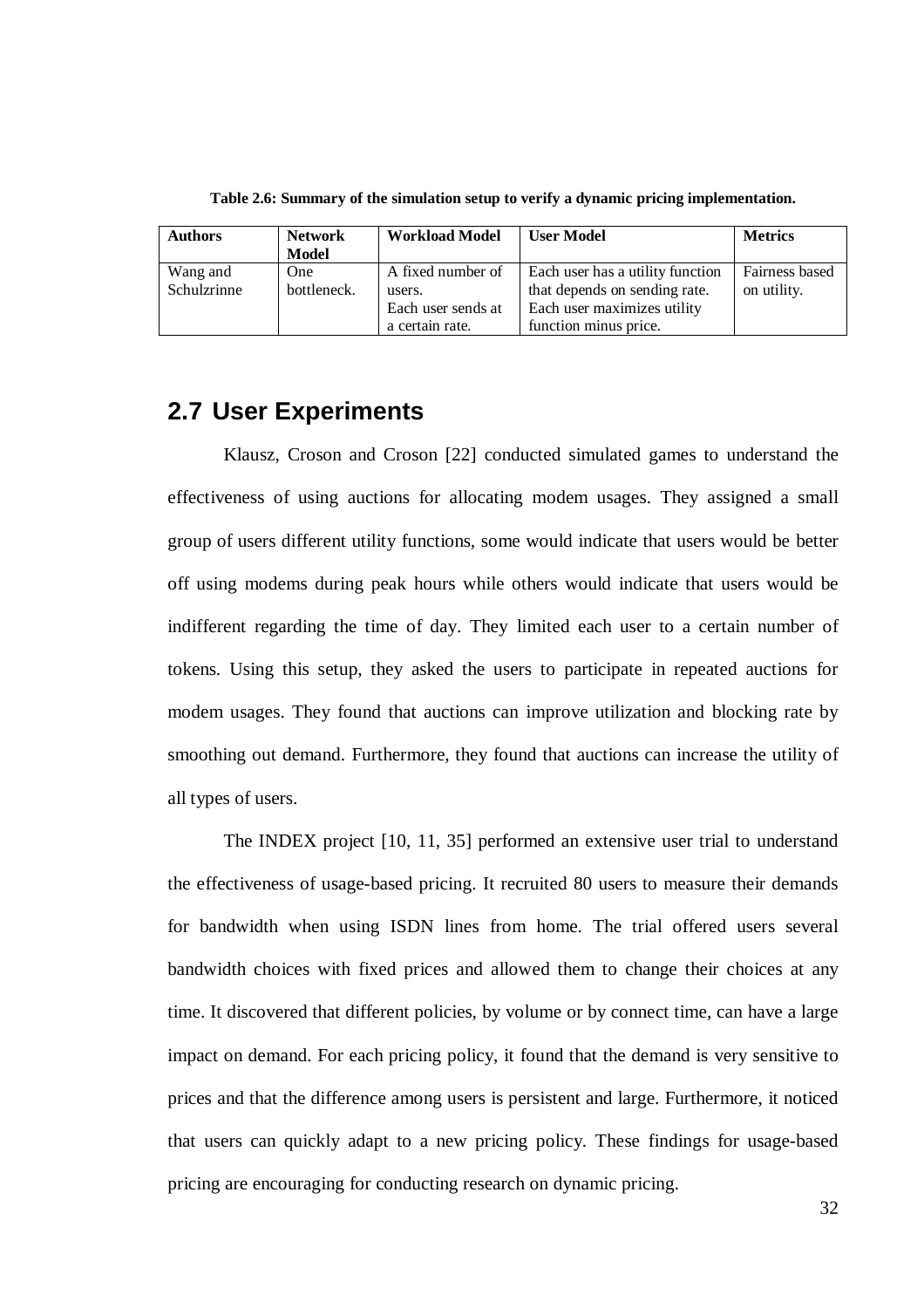**Table 2.6: Summary of the simulation setup to verify a dynamic pricing implementation.**

| Authors | Network Model | Workload Model | User Model | Metrics |
|---|---|---|---|---|
| Wang and Schulzrinne | One bottleneck. | A fixed number of users. Each user sends at a certain rate. | Each user has a utility function that depends on sending rate. Each user maximizes utility function minus price. | Fairness based on utility. |

## 2.7 User Experiments

Klausz, Croson and Croson [22] conducted simulated games to understand the effectiveness of using auctions for allocating modem usages. They assigned a small group of users different utility functions, some would indicate that users would be better off using modems during peak hours while others would indicate that users would be indifferent regarding the time of day. They limited each user to a certain number of tokens. Using this setup, they asked the users to participate in repeated auctions for modem usages. They found that auctions can improve utilization and blocking rate by smoothing out demand. Furthermore, they found that auctions can increase the utility of all types of users.

The INDEX project [10, 11, 35] performed an extensive user trial to understand the effectiveness of usage-based pricing. It recruited 80 users to measure their demands for bandwidth when using ISDN lines from home. The trial offered users several bandwidth choices with fixed prices and allowed them to change their choices at any time. It discovered that different policies, by volume or by connect time, can have a large impact on demand. For each pricing policy, it found that the demand is very sensitive to prices and that the difference among users is persistent and large. Furthermore, it noticed that users can quickly adapt to a new pricing policy. These findings for usage-based pricing are encouraging for conducting research on dynamic pricing.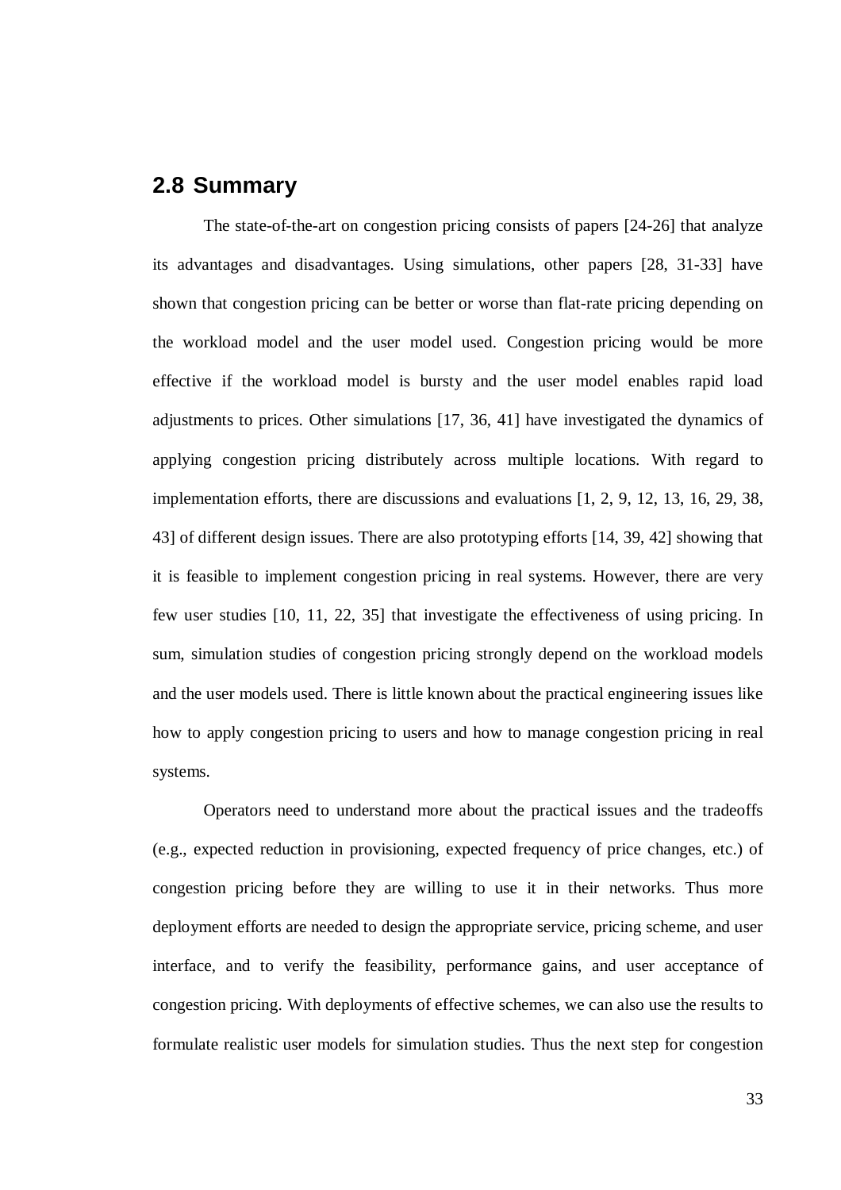## 2.8 Summary

The state-of-the-art on congestion pricing consists of papers [24-26] that analyze its advantages and disadvantages. Using simulations, other papers [28, 31-33] have shown that congestion pricing can be better or worse than flat-rate pricing depending on the workload model and the user model used. Congestion pricing would be more effective if the workload model is bursty and the user model enables rapid load adjustments to prices. Other simulations [17, 36, 41] have investigated the dynamics of applying congestion pricing distributely across multiple locations. With regard to implementation efforts, there are discussions and evaluations [1, 2, 9, 12, 13, 16, 29, 38, 43] of different design issues. There are also prototyping efforts [14, 39, 42] showing that it is feasible to implement congestion pricing in real systems. However, there are very few user studies [10, 11, 22, 35] that investigate the effectiveness of using pricing. In sum, simulation studies of congestion pricing strongly depend on the workload models and the user models used. There is little known about the practical engineering issues like how to apply congestion pricing to users and how to manage congestion pricing in real systems.

Operators need to understand more about the practical issues and the tradeoffs (e.g., expected reduction in provisioning, expected frequency of price changes, etc.) of congestion pricing before they are willing to use it in their networks. Thus more deployment efforts are needed to design the appropriate service, pricing scheme, and user interface, and to verify the feasibility, performance gains, and user acceptance of congestion pricing. With deployments of effective schemes, we can also use the results to formulate realistic user models for simulation studies. Thus the next step for congestion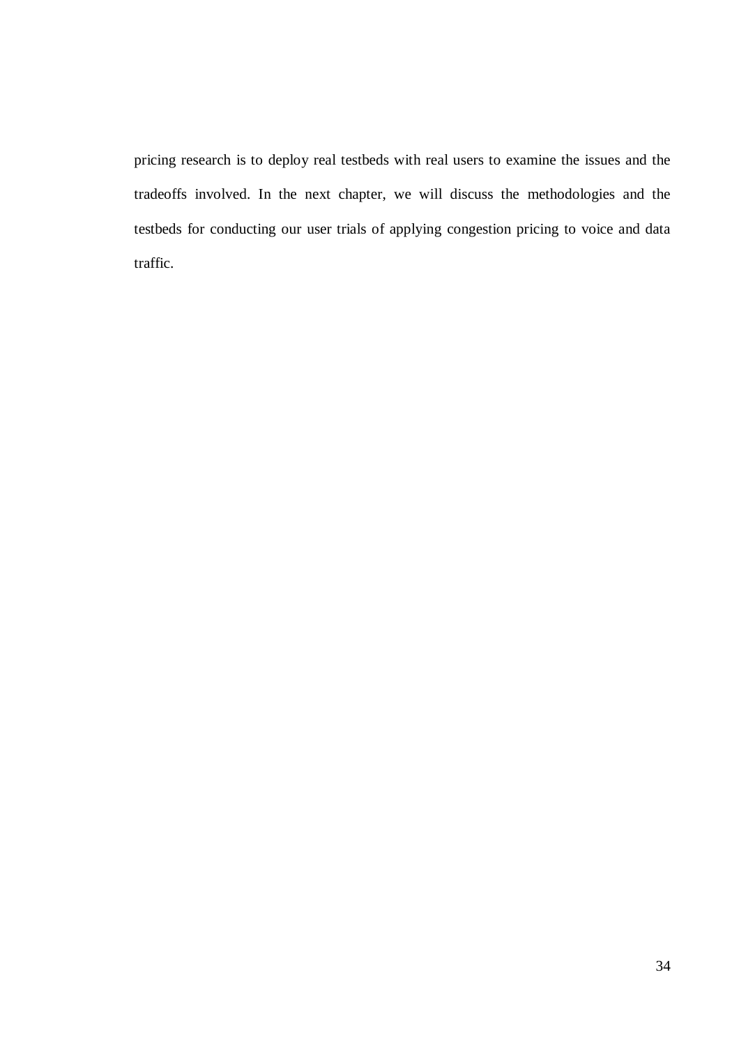pricing research is to deploy real testbeds with real users to examine the issues and the tradeoffs involved. In the next chapter, we will discuss the methodologies and the testbeds for conducting our user trials of applying congestion pricing to voice and data traffic.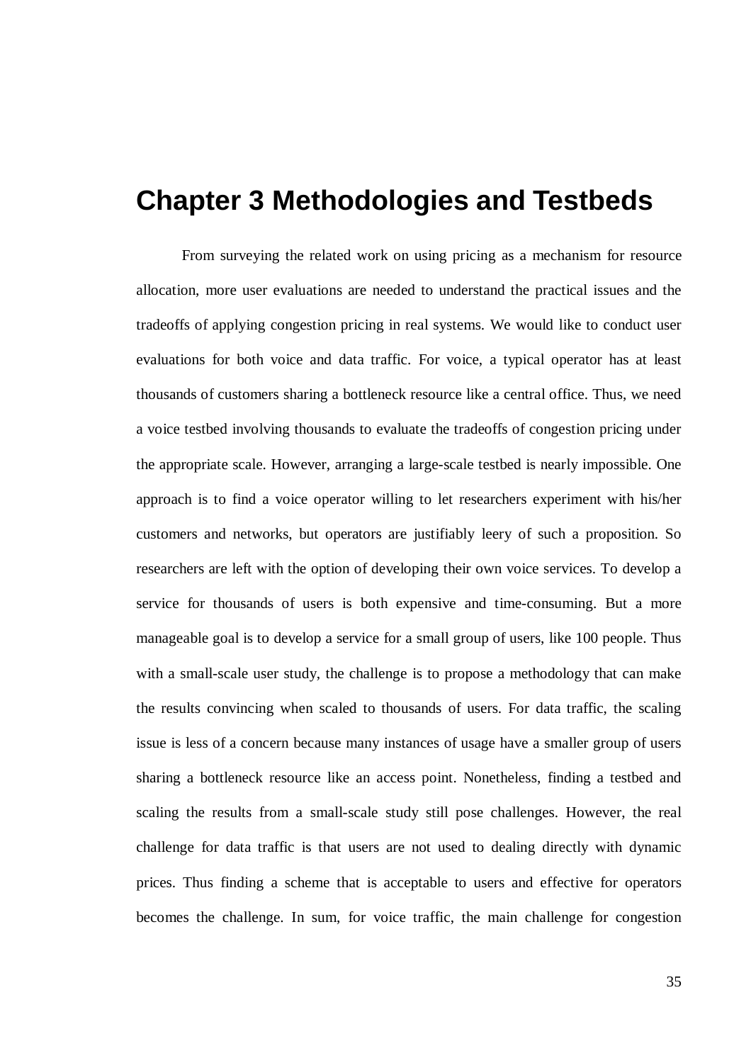# Chapter 3 Methodologies and Testbeds

From surveying the related work on using pricing as a mechanism for resource allocation, more user evaluations are needed to understand the practical issues and the tradeoffs of applying congestion pricing in real systems. We would like to conduct user evaluations for both voice and data traffic. For voice, a typical operator has at least thousands of customers sharing a bottleneck resource like a central office. Thus, we need a voice testbed involving thousands to evaluate the tradeoffs of congestion pricing under the appropriate scale. However, arranging a large-scale testbed is nearly impossible. One approach is to find a voice operator willing to let researchers experiment with his/her customers and networks, but operators are justifiably leery of such a proposition. So researchers are left with the option of developing their own voice services. To develop a service for thousands of users is both expensive and time-consuming. But a more manageable goal is to develop a service for a small group of users, like 100 people. Thus with a small-scale user study, the challenge is to propose a methodology that can make the results convincing when scaled to thousands of users. For data traffic, the scaling issue is less of a concern because many instances of usage have a smaller group of users sharing a bottleneck resource like an access point. Nonetheless, finding a testbed and scaling the results from a small-scale study still pose challenges. However, the real challenge for data traffic is that users are not used to dealing directly with dynamic prices. Thus finding a scheme that is acceptable to users and effective for operators becomes the challenge. In sum, for voice traffic, the main challenge for congestion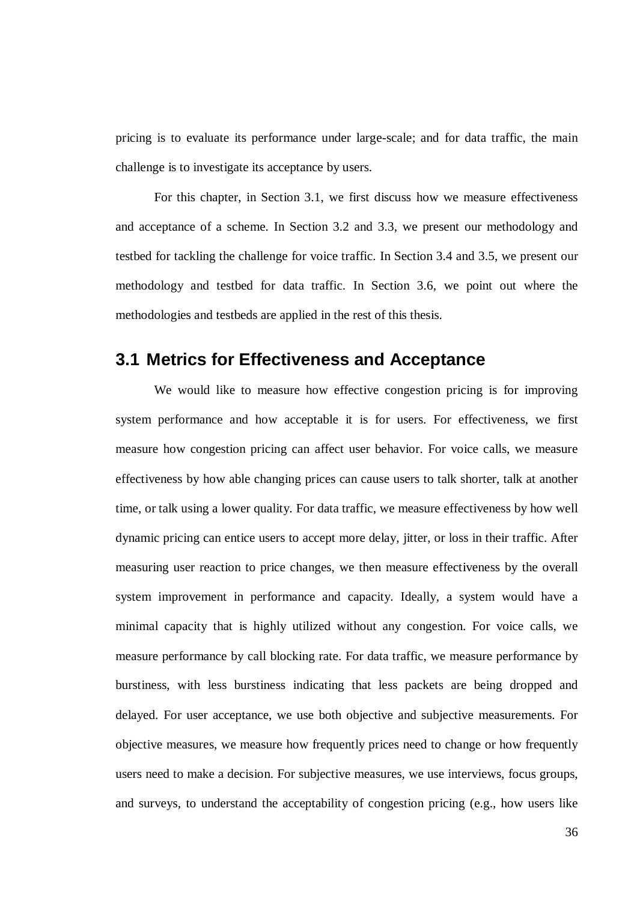pricing is to evaluate its performance under large-scale; and for data traffic, the main challenge is to investigate its acceptance by users.

For this chapter, in Section 3.1, we first discuss how we measure effectiveness and acceptance of a scheme. In Section 3.2 and 3.3, we present our methodology and testbed for tackling the challenge for voice traffic. In Section 3.4 and 3.5, we present our methodology and testbed for data traffic. In Section 3.6, we point out where the methodologies and testbeds are applied in the rest of this thesis.

## 3.1 Metrics for Effectiveness and Acceptance

We would like to measure how effective congestion pricing is for improving system performance and how acceptable it is for users. For effectiveness, we first measure how congestion pricing can affect user behavior. For voice calls, we measure effectiveness by how able changing prices can cause users to talk shorter, talk at another time, or talk using a lower quality. For data traffic, we measure effectiveness by how well dynamic pricing can entice users to accept more delay, jitter, or loss in their traffic. After measuring user reaction to price changes, we then measure effectiveness by the overall system improvement in performance and capacity. Ideally, a system would have a minimal capacity that is highly utilized without any congestion. For voice calls, we measure performance by call blocking rate. For data traffic, we measure performance by burstiness, with less burstiness indicating that less packets are being dropped and delayed. For user acceptance, we use both objective and subjective measurements. For objective measures, we measure how frequently prices need to change or how frequently users need to make a decision. For subjective measures, we use interviews, focus groups, and surveys, to understand the acceptability of congestion pricing (e.g., how users like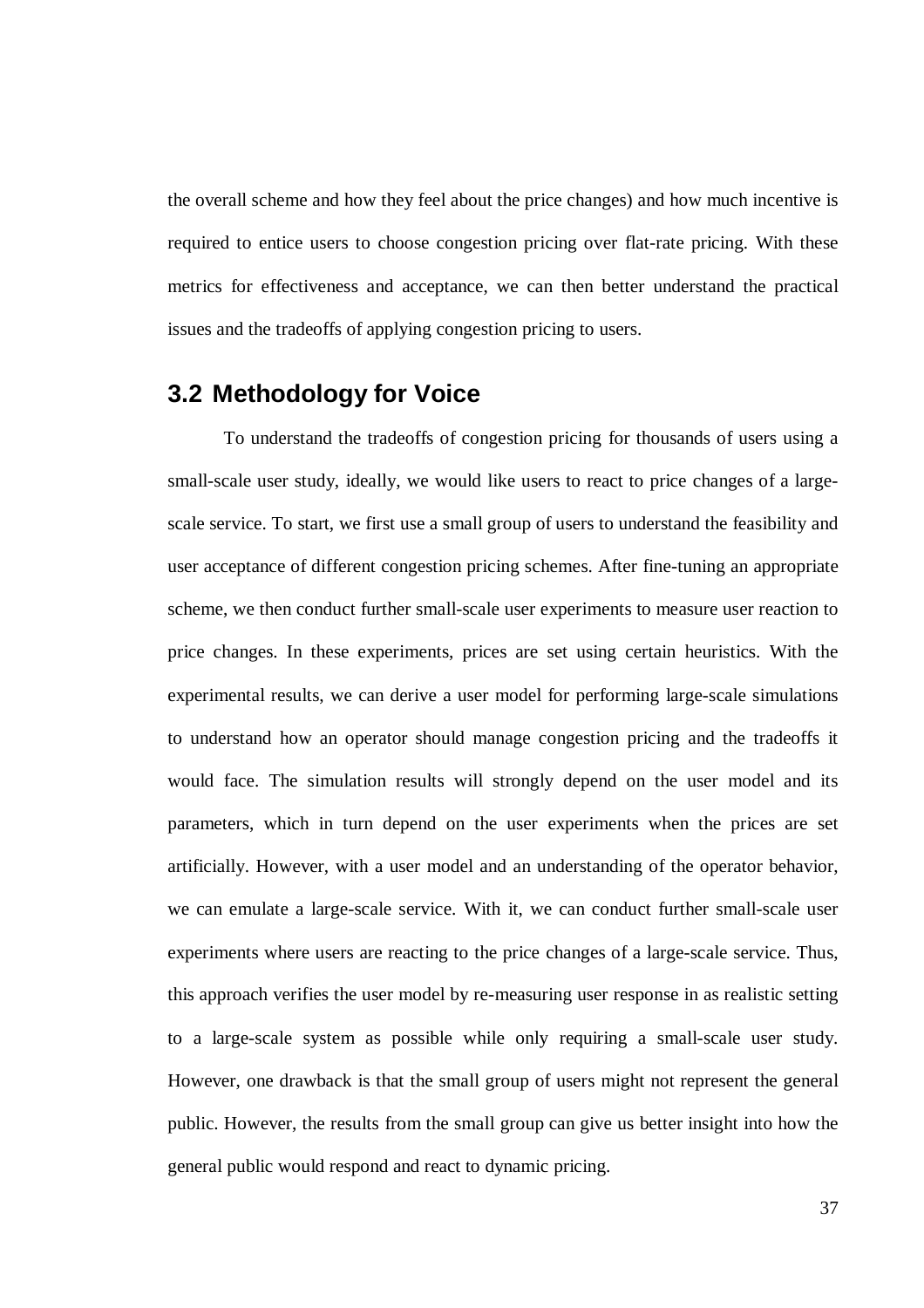the overall scheme and how they feel about the price changes) and how much incentive is required to entice users to choose congestion pricing over flat-rate pricing. With these metrics for effectiveness and acceptance, we can then better understand the practical issues and the tradeoffs of applying congestion pricing to users.

## 3.2 Methodology for Voice

To understand the tradeoffs of congestion pricing for thousands of users using a small-scale user study, ideally, we would like users to react to price changes of a large-scale service. To start, we first use a small group of users to understand the feasibility and user acceptance of different congestion pricing schemes. After fine-tuning an appropriate scheme, we then conduct further small-scale user experiments to measure user reaction to price changes. In these experiments, prices are set using certain heuristics. With the experimental results, we can derive a user model for performing large-scale simulations to understand how an operator should manage congestion pricing and the tradeoffs it would face. The simulation results will strongly depend on the user model and its parameters, which in turn depend on the user experiments when the prices are set artificially. However, with a user model and an understanding of the operator behavior, we can emulate a large-scale service. With it, we can conduct further small-scale user experiments where users are reacting to the price changes of a large-scale service. Thus, this approach verifies the user model by re-measuring user response in as realistic setting to a large-scale system as possible while only requiring a small-scale user study. However, one drawback is that the small group of users might not represent the general public. However, the results from the small group can give us better insight into how the general public would respond and react to dynamic pricing.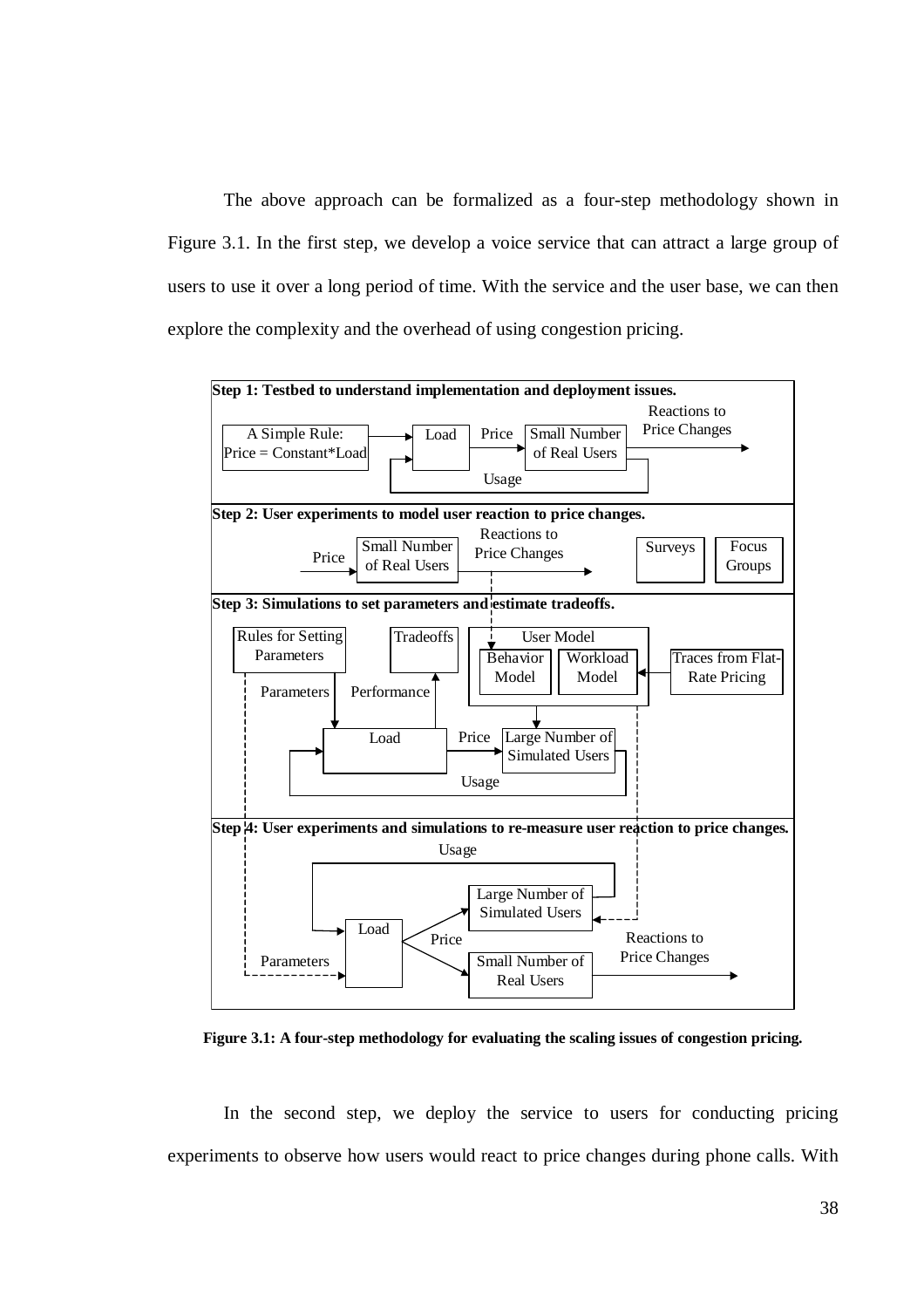The above approach can be formalized as a four-step methodology shown in Figure 3.1. In the first step, we develop a voice service that can attract a large group of users to use it over a long period of time. With the service and the user base, we can then explore the complexity and the overhead of using congestion pricing.

**Figure 3.1: A four-step methodology for evaluating the scaling issues of congestion pricing.**

In the second step, we deploy the service to users for conducting pricing experiments to observe how users would react to price changes during phone calls. With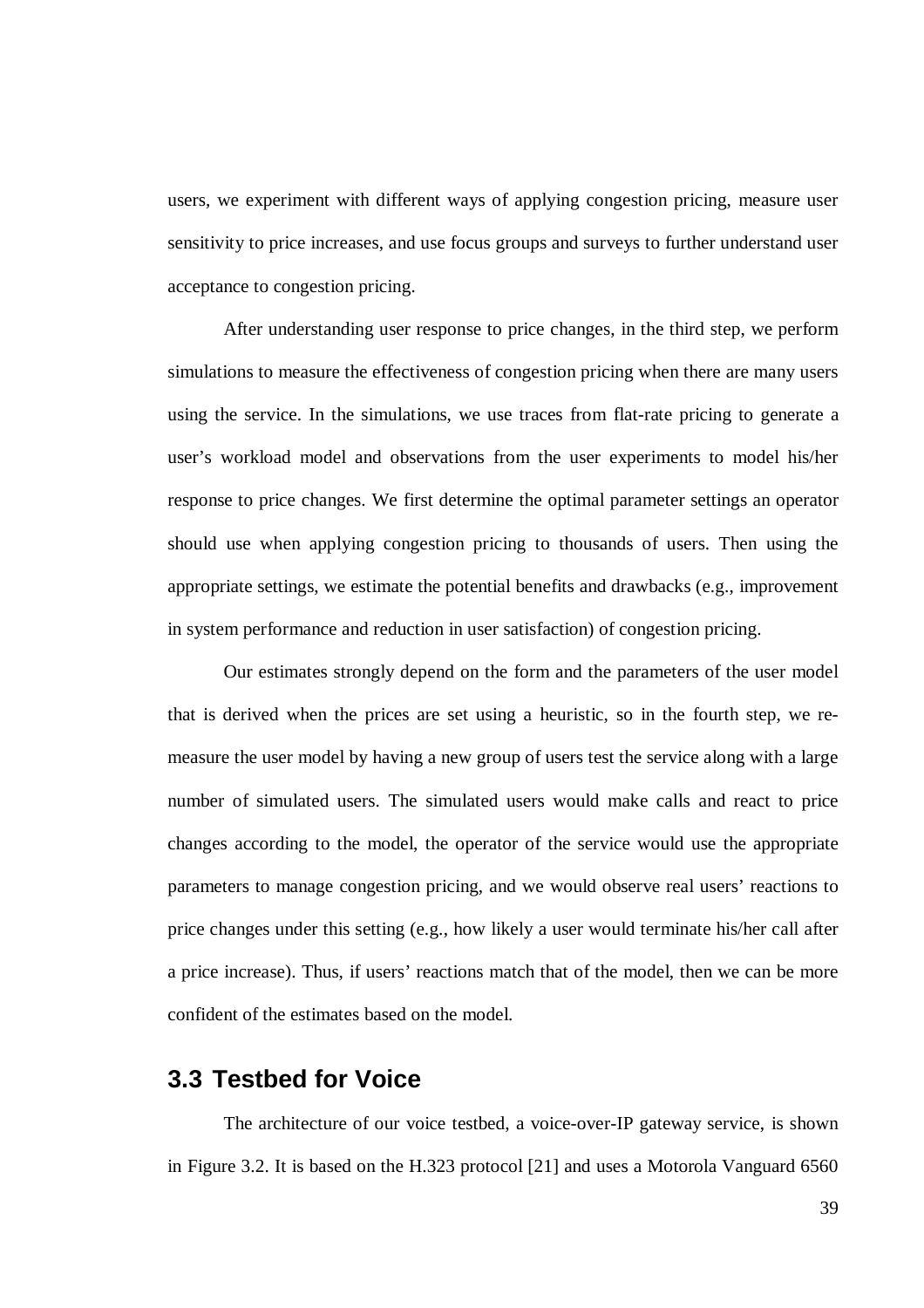users, we experiment with different ways of applying congestion pricing, measure user sensitivity to price increases, and use focus groups and surveys to further understand user acceptance to congestion pricing.

After understanding user response to price changes, in the third step, we perform simulations to measure the effectiveness of congestion pricing when there are many users using the service. In the simulations, we use traces from flat-rate pricing to generate a user's workload model and observations from the user experiments to model his/her response to price changes. We first determine the optimal parameter settings an operator should use when applying congestion pricing to thousands of users. Then using the appropriate settings, we estimate the potential benefits and drawbacks (e.g., improvement in system performance and reduction in user satisfaction) of congestion pricing.

Our estimates strongly depend on the form and the parameters of the user model that is derived when the prices are set using a heuristic, so in the fourth step, we re-measure the user model by having a new group of users test the service along with a large number of simulated users. The simulated users would make calls and react to price changes according to the model, the operator of the service would use the appropriate parameters to manage congestion pricing, and we would observe real users' reactions to price changes under this setting (e.g., how likely a user would terminate his/her call after a price increase). Thus, if users' reactions match that of the model, then we can be more confident of the estimates based on the model.

## 3.3 Testbed for Voice

The architecture of our voice testbed, a voice-over-IP gateway service, is shown in Figure 3.2. It is based on the H.323 protocol [21] and uses a Motorola Vanguard 6560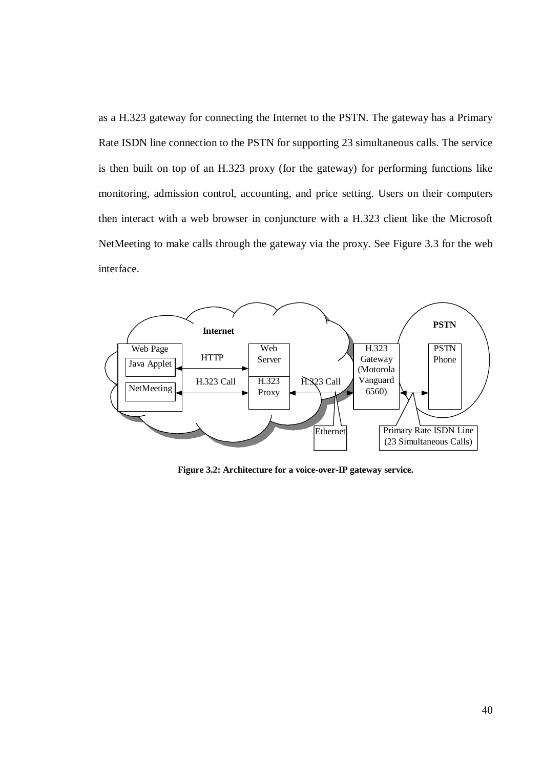as a H.323 gateway for connecting the Internet to the PSTN. The gateway has a Primary Rate ISDN line connection to the PSTN for supporting 23 simultaneous calls. The service is then built on top of an H.323 proxy (for the gateway) for performing functions like monitoring, admission control, accounting, and price setting. Users on their computers then interact with a web browser in conjuncture with a H.323 client like the Microsoft NetMeeting to make calls through the gateway via the proxy. See Figure 3.3 for the web interface.

**Figure 3.2: Architecture for a voice-over-IP gateway service.**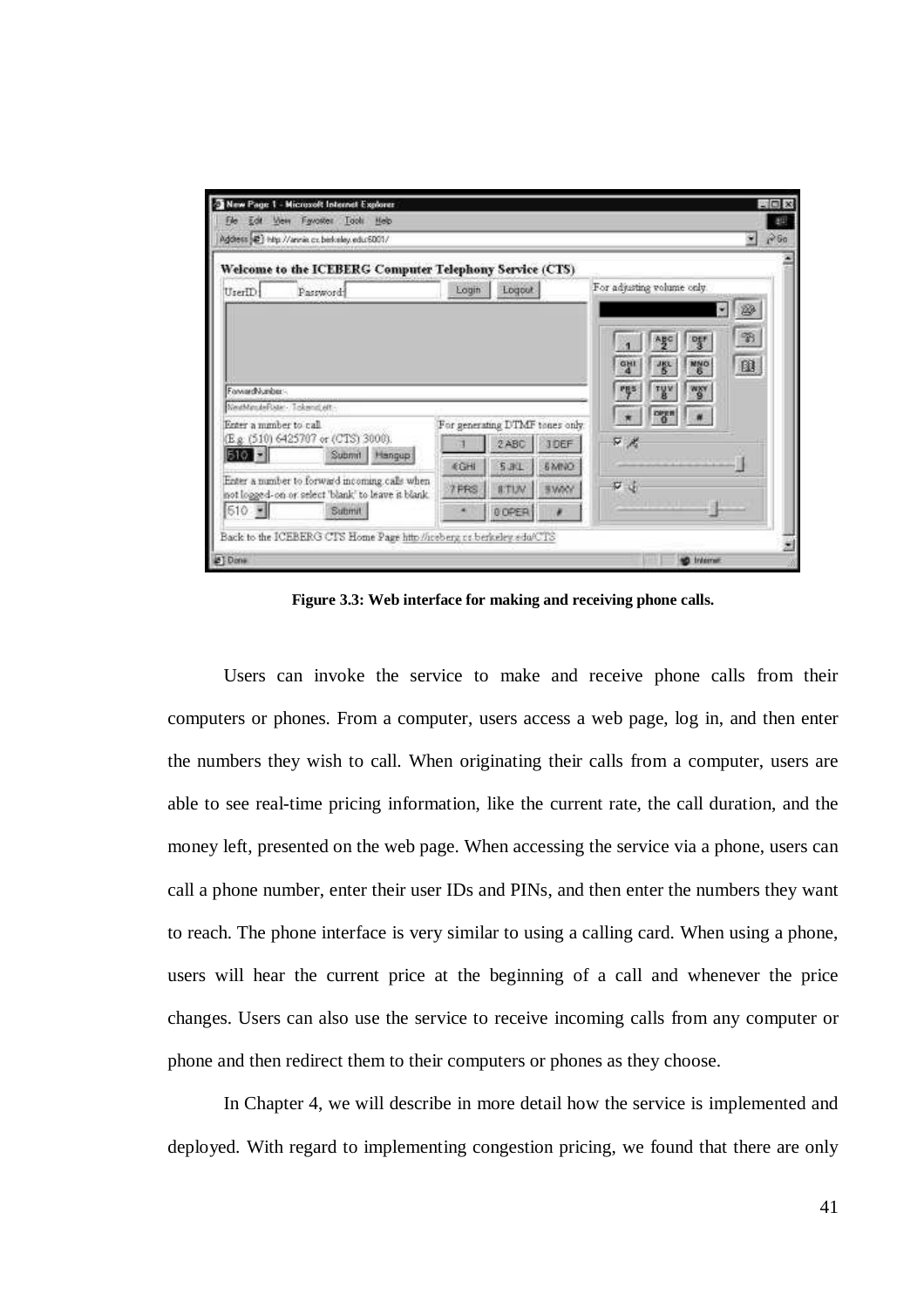**Figure 3.3: Web interface for making and receiving phone calls.**

Users can invoke the service to make and receive phone calls from their computers or phones. From a computer, users access a web page, log in, and then enter the numbers they wish to call. When originating their calls from a computer, users are able to see real-time pricing information, like the current rate, the call duration, and the money left, presented on the web page. When accessing the service via a phone, users can call a phone number, enter their user IDs and PINs, and then enter the numbers they want to reach. The phone interface is very similar to using a calling card. When using a phone, users will hear the current price at the beginning of a call and whenever the price changes. Users can also use the service to receive incoming calls from any computer or phone and then redirect them to their computers or phones as they choose.

In Chapter 4, we will describe in more detail how the service is implemented and deployed. With regard to implementing congestion pricing, we found that there are only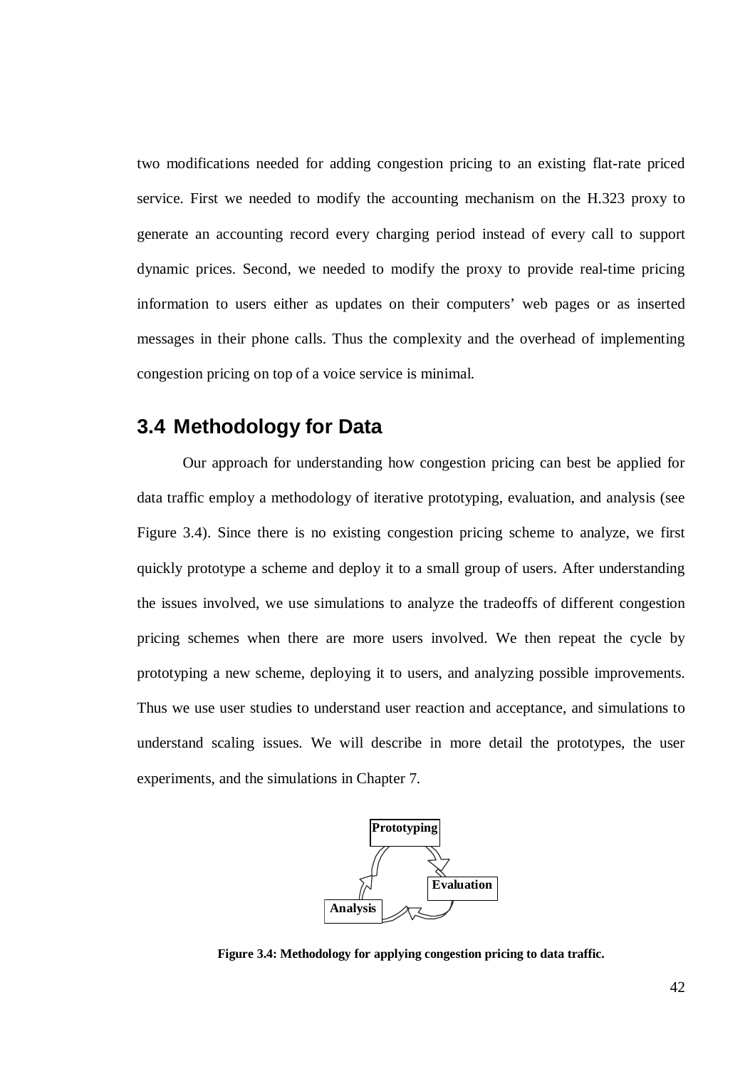two modifications needed for adding congestion pricing to an existing flat-rate priced service. First we needed to modify the accounting mechanism on the H.323 proxy to generate an accounting record every charging period instead of every call to support dynamic prices. Second, we needed to modify the proxy to provide real-time pricing information to users either as updates on their computers' web pages or as inserted messages in their phone calls. Thus the complexity and the overhead of implementing congestion pricing on top of a voice service is minimal.

## 3.4 Methodology for Data

Our approach for understanding how congestion pricing can best be applied for data traffic employ a methodology of iterative prototyping, evaluation, and analysis (see Figure 3.4). Since there is no existing congestion pricing scheme to analyze, we first quickly prototype a scheme and deploy it to a small group of users. After understanding the issues involved, we use simulations to analyze the tradeoffs of different congestion pricing schemes when there are more users involved. We then repeat the cycle by prototyping a new scheme, deploying it to users, and analyzing possible improvements. Thus we use user studies to understand user reaction and acceptance, and simulations to understand scaling issues. We will describe in more detail the prototypes, the user experiments, and the simulations in Chapter 7.

Prototyping

Evaluation

Analysis

**Figure 3.4: Methodology for applying congestion pricing to data traffic.**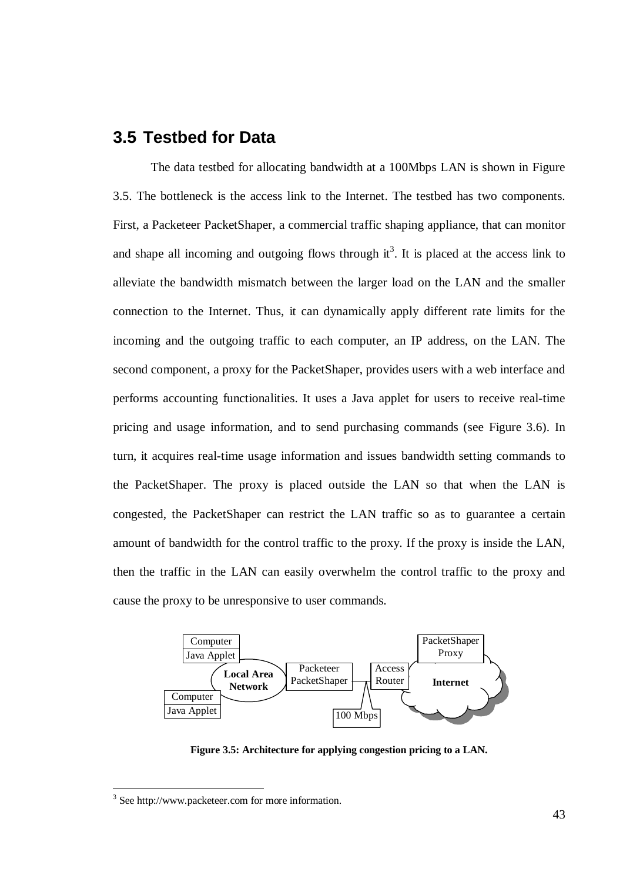## 3.5 Testbed for Data

The data testbed for allocating bandwidth at a 100Mbps LAN is shown in Figure 3.5. The bottleneck is the access link to the Internet. The testbed has two components. First, a Packeteer PacketShaper, a commercial traffic shaping appliance, that can monitor and shape all incoming and outgoing flows through it[3]. It is placed at the access link to alleviate the bandwidth mismatch between the larger load on the LAN and the smaller connection to the Internet. Thus, it can dynamically apply different rate limits for the incoming and the outgoing traffic to each computer, an IP address, on the LAN. The second component, a proxy for the PacketShaper, provides users with a web interface and performs accounting functionalities. It uses a Java applet for users to receive real-time pricing and usage information, and to send purchasing commands (see Figure 3.6). In turn, it acquires real-time usage information and issues bandwidth setting commands to the PacketShaper. The proxy is placed outside the LAN so that when the LAN is congested, the PacketShaper can restrict the LAN traffic so as to guarantee a certain amount of bandwidth for the control traffic to the proxy. If the proxy is inside the LAN, then the traffic in the LAN can easily overwhelm the control traffic to the proxy and cause the proxy to be unresponsive to user commands.

Computer
Java Applet
Computer
Java Applet
Local Area Network
Packeteer PacketShaper
Access Router
100 Mbps
PacketShaper Proxy
Internet

**Figure 3.5: Architecture for applying congestion pricing to a LAN.**

[3] See http://www.packeteer.com for more information.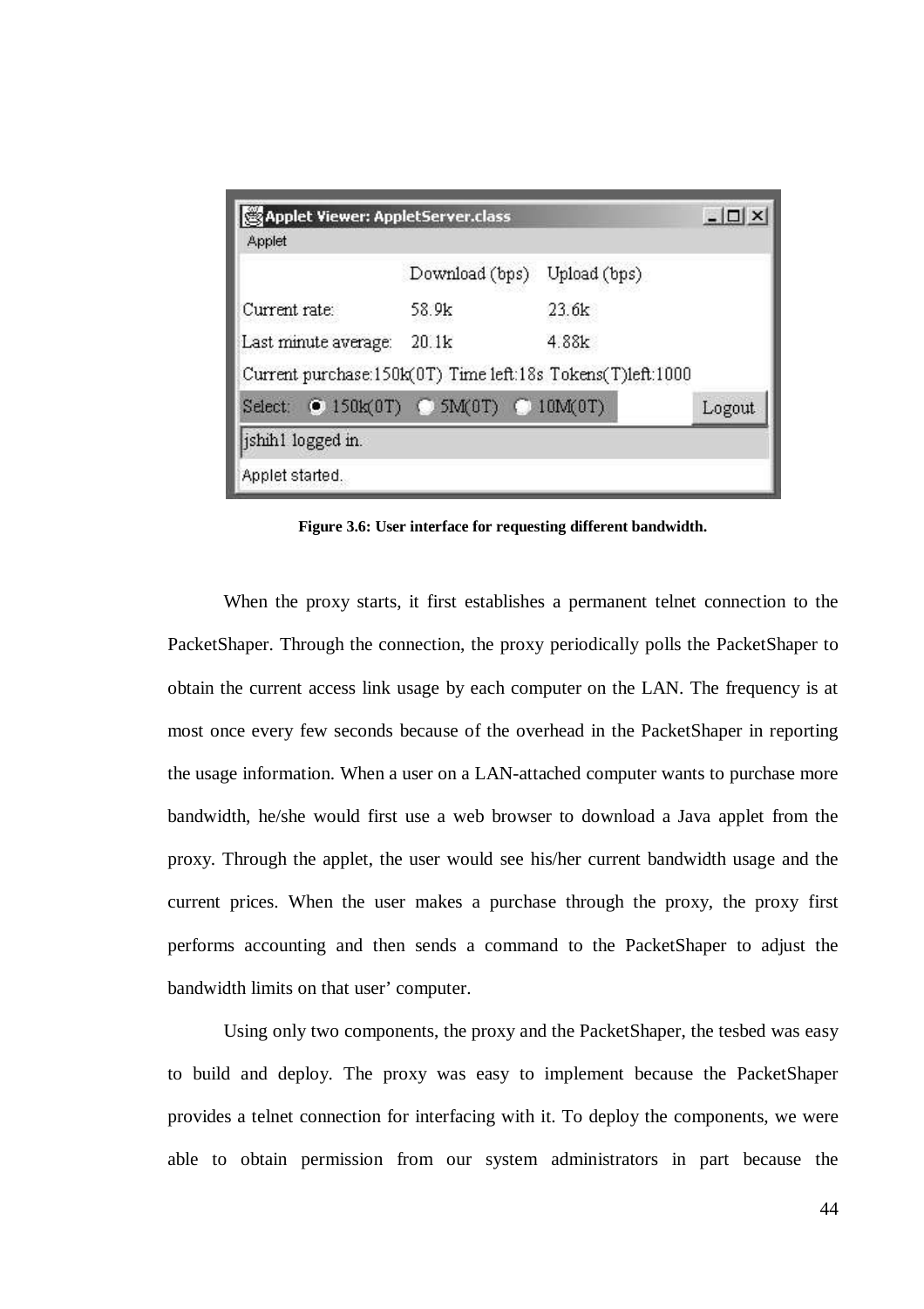**Figure 3.6: User interface for requesting different bandwidth.**

When the proxy starts, it first establishes a permanent telnet connection to the PacketShaper. Through the connection, the proxy periodically polls the PacketShaper to obtain the current access link usage by each computer on the LAN. The frequency is at most once every few seconds because of the overhead in the PacketShaper in reporting the usage information. When a user on a LAN-attached computer wants to purchase more bandwidth, he/she would first use a web browser to download a Java applet from the proxy. Through the applet, the user would see his/her current bandwidth usage and the current prices. When the user makes a purchase through the proxy, the proxy first performs accounting and then sends a command to the PacketShaper to adjust the bandwidth limits on that user' computer.

Using only two components, the proxy and the PacketShaper, the tesbed was easy to build and deploy. The proxy was easy to implement because the PacketShaper provides a telnet connection for interfacing with it. To deploy the components, we were able to obtain permission from our system administrators in part because the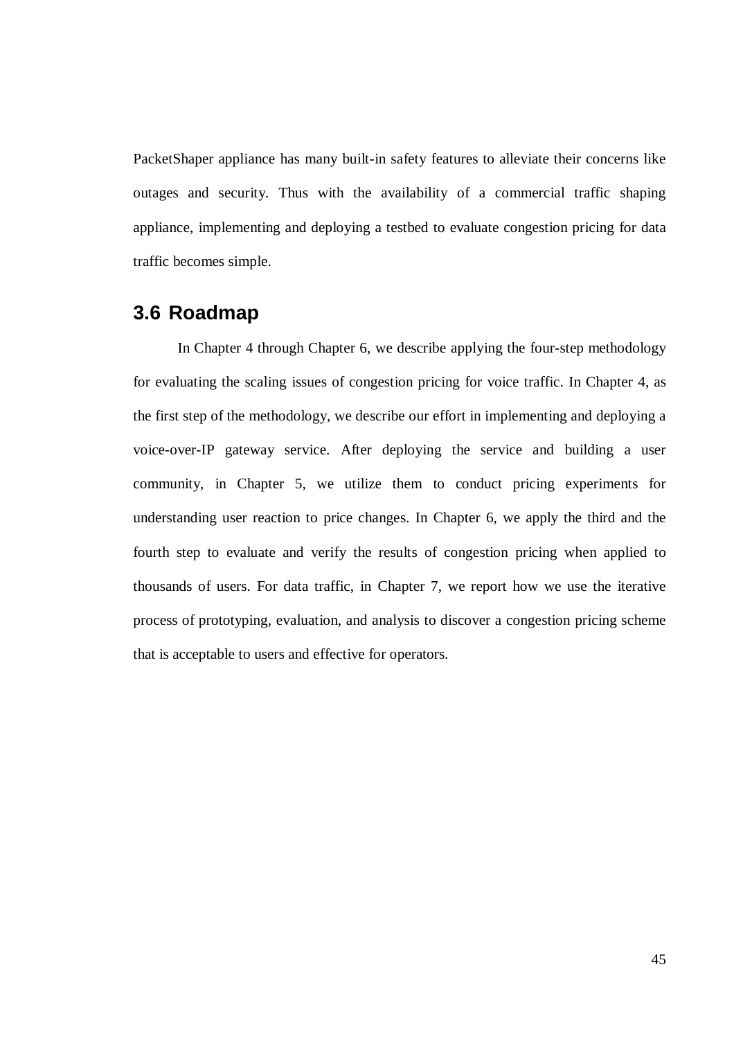PacketShaper appliance has many built-in safety features to alleviate their concerns like outages and security. Thus with the availability of a commercial traffic shaping appliance, implementing and deploying a testbed to evaluate congestion pricing for data traffic becomes simple.

## 3.6 Roadmap

In Chapter 4 through Chapter 6, we describe applying the four-step methodology for evaluating the scaling issues of congestion pricing for voice traffic. In Chapter 4, as the first step of the methodology, we describe our effort in implementing and deploying a voice-over-IP gateway service. After deploying the service and building a user community, in Chapter 5, we utilize them to conduct pricing experiments for understanding user reaction to price changes. In Chapter 6, we apply the third and the fourth step to evaluate and verify the results of congestion pricing when applied to thousands of users. For data traffic, in Chapter 7, we report how we use the iterative process of prototyping, evaluation, and analysis to discover a congestion pricing scheme that is acceptable to users and effective for operators.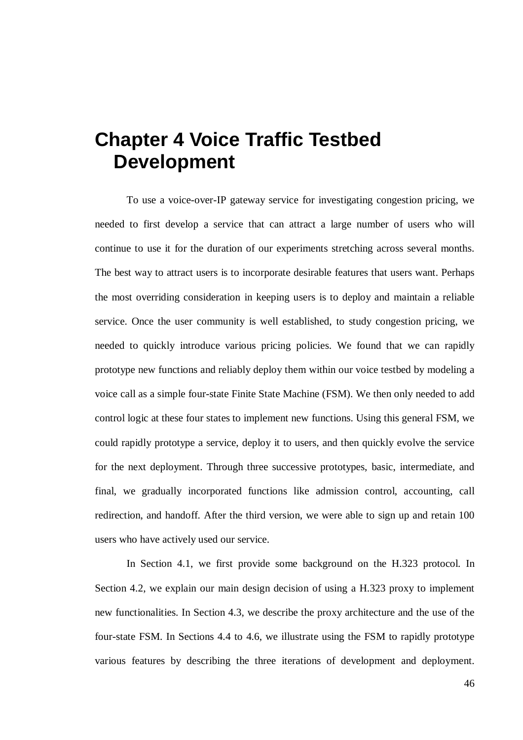# Chapter 4 Voice Traffic Testbed Development

To use a voice-over-IP gateway service for investigating congestion pricing, we needed to first develop a service that can attract a large number of users who will continue to use it for the duration of our experiments stretching across several months. The best way to attract users is to incorporate desirable features that users want. Perhaps the most overriding consideration in keeping users is to deploy and maintain a reliable service. Once the user community is well established, to study congestion pricing, we needed to quickly introduce various pricing policies. We found that we can rapidly prototype new functions and reliably deploy them within our voice testbed by modeling a voice call as a simple four-state Finite State Machine (FSM). We then only needed to add control logic at these four states to implement new functions. Using this general FSM, we could rapidly prototype a service, deploy it to users, and then quickly evolve the service for the next deployment. Through three successive prototypes, basic, intermediate, and final, we gradually incorporated functions like admission control, accounting, call redirection, and handoff. After the third version, we were able to sign up and retain 100 users who have actively used our service.

In Section 4.1, we first provide some background on the H.323 protocol. In Section 4.2, we explain our main design decision of using a H.323 proxy to implement new functionalities. In Section 4.3, we describe the proxy architecture and the use of the four-state FSM. In Sections 4.4 to 4.6, we illustrate using the FSM to rapidly prototype various features by describing the three iterations of development and deployment.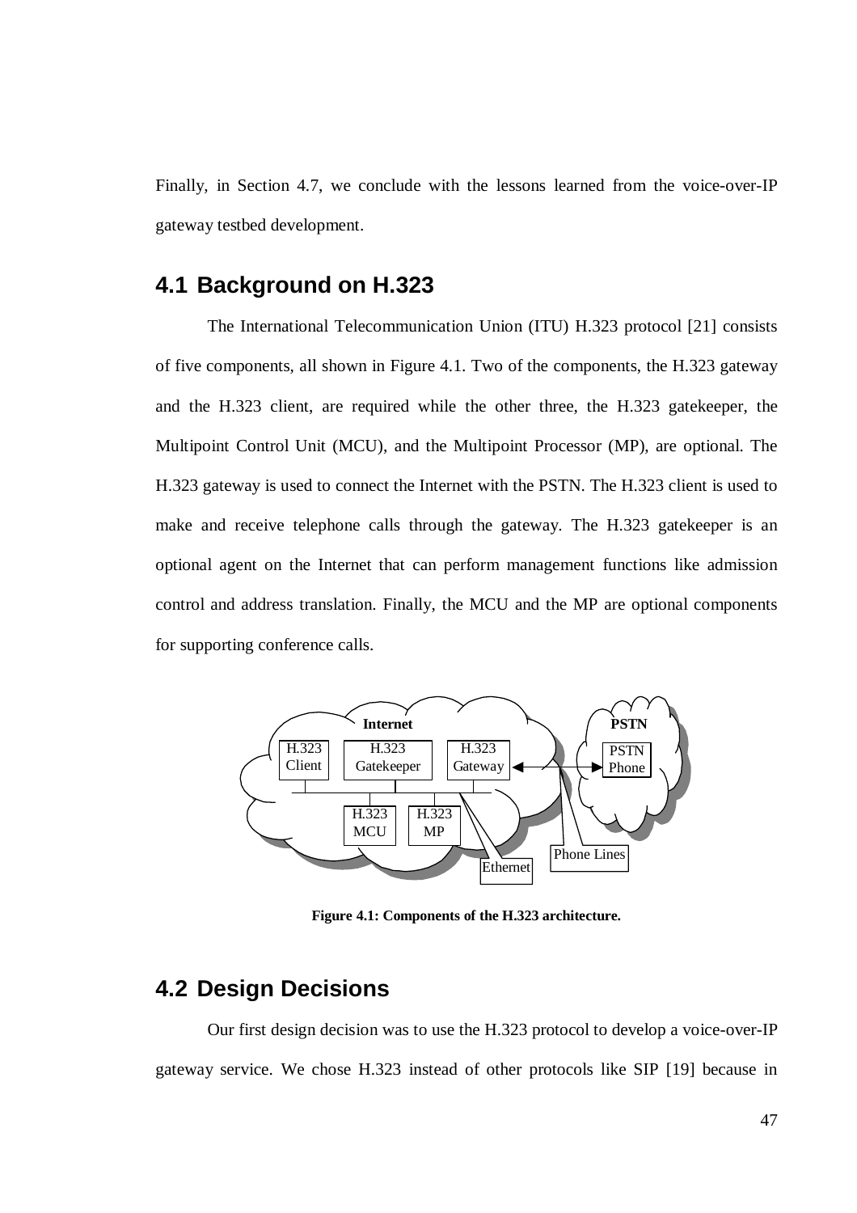Finally, in Section 4.7, we conclude with the lessons learned from the voice-over-IP gateway testbed development.

## 4.1 Background on H.323

The International Telecommunication Union (ITU) H.323 protocol [21] consists of five components, all shown in Figure 4.1. Two of the components, the H.323 gateway and the H.323 client, are required while the other three, the H.323 gatekeeper, the Multipoint Control Unit (MCU), and the Multipoint Processor (MP), are optional. The H.323 gateway is used to connect the Internet with the PSTN. The H.323 client is used to make and receive telephone calls through the gateway. The H.323 gatekeeper is an optional agent on the Internet that can perform management functions like admission control and address translation. Finally, the MCU and the MP are optional components for supporting conference calls.

**Figure 4.1: Components of the H.323 architecture.**

## 4.2 Design Decisions

Our first design decision was to use the H.323 protocol to develop a voice-over-IP gateway service. We chose H.323 instead of other protocols like SIP [19] because in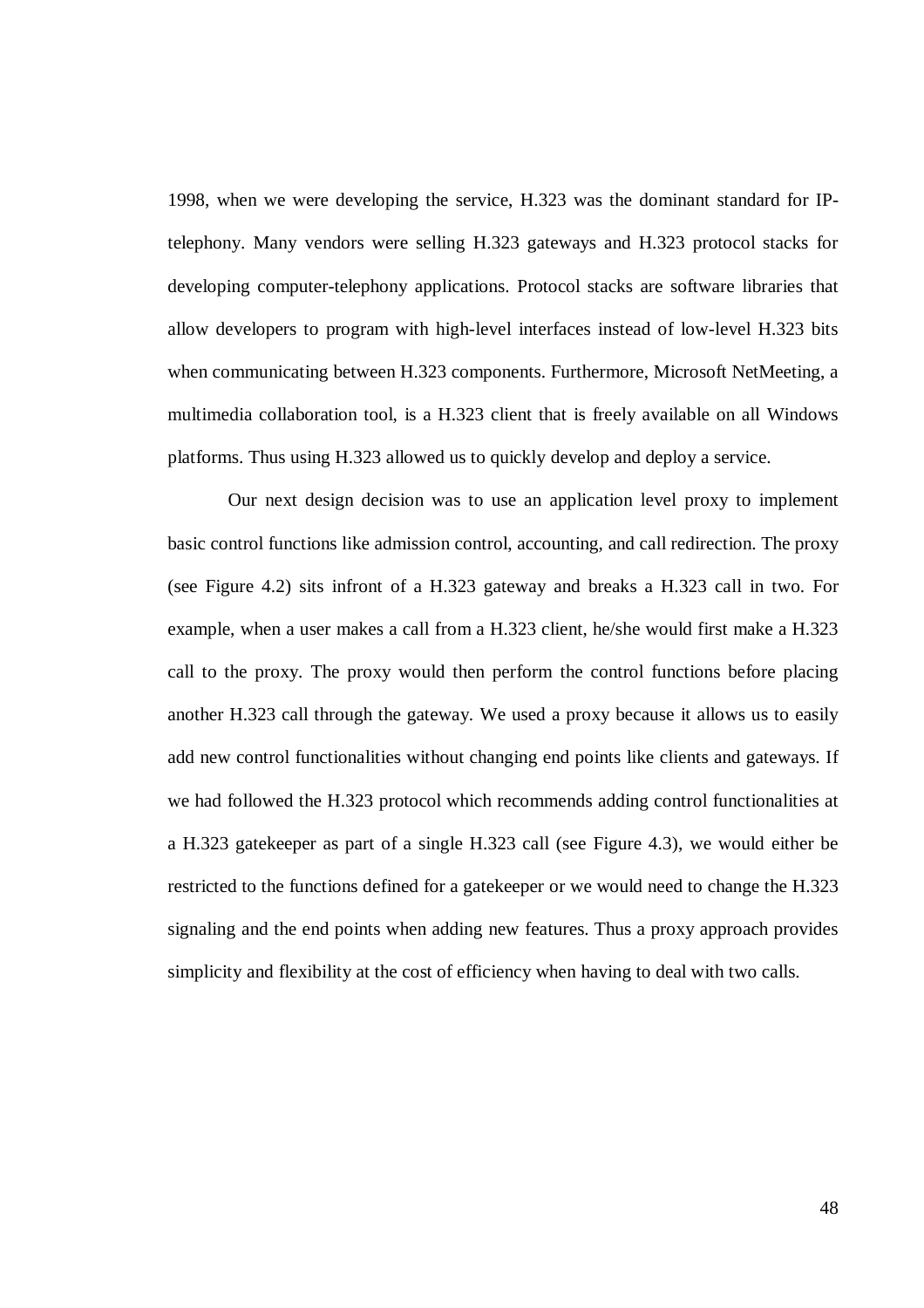1998, when we were developing the service, H.323 was the dominant standard for IP-telephony. Many vendors were selling H.323 gateways and H.323 protocol stacks for developing computer-telephony applications. Protocol stacks are software libraries that allow developers to program with high-level interfaces instead of low-level H.323 bits when communicating between H.323 components. Furthermore, Microsoft NetMeeting, a multimedia collaboration tool, is a H.323 client that is freely available on all Windows platforms. Thus using H.323 allowed us to quickly develop and deploy a service.

Our next design decision was to use an application level proxy to implement basic control functions like admission control, accounting, and call redirection. The proxy (see Figure 4.2) sits infront of a H.323 gateway and breaks a H.323 call in two. For example, when a user makes a call from a H.323 client, he/she would first make a H.323 call to the proxy. The proxy would then perform the control functions before placing another H.323 call through the gateway. We used a proxy because it allows us to easily add new control functionalities without changing end points like clients and gateways. If we had followed the H.323 protocol which recommends adding control functionalities at a H.323 gatekeeper as part of a single H.323 call (see Figure 4.3), we would either be restricted to the functions defined for a gatekeeper or we would need to change the H.323 signaling and the end points when adding new features. Thus a proxy approach provides simplicity and flexibility at the cost of efficiency when having to deal with two calls.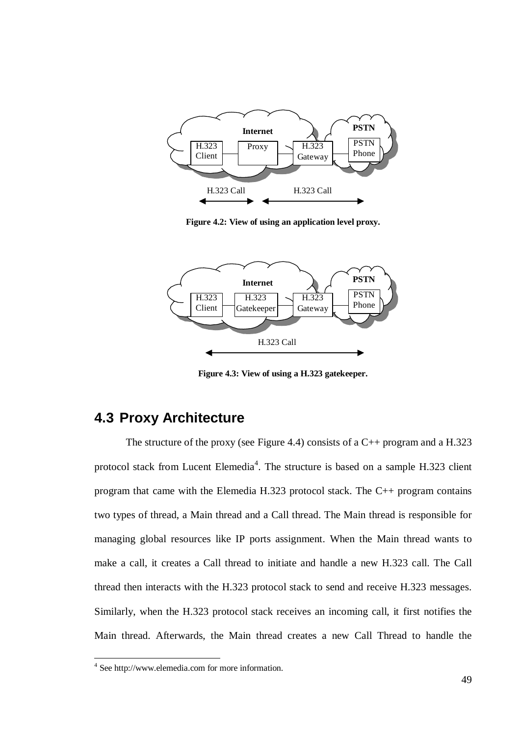Figure 4.2: View of using an application level proxy.

Figure 4.3: View of using a H.323 gatekeeper.

## 4.3 Proxy Architecture

The structure of the proxy (see Figure 4.4) consists of a C++ program and a H.323 protocol stack from Lucent Elemedia[4]. The structure is based on a sample H.323 client program that came with the Elemedia H.323 protocol stack. The C++ program contains two types of thread, a Main thread and a Call thread. The Main thread is responsible for managing global resources like IP ports assignment. When the Main thread wants to make a call, it creates a Call thread to initiate and handle a new H.323 call. The Call thread then interacts with the H.323 protocol stack to send and receive H.323 messages. Similarly, when the H.323 protocol stack receives an incoming call, it first notifies the Main thread. Afterwards, the Main thread creates a new Call Thread to handle the

[4] See http://www.elemedia.com for more information.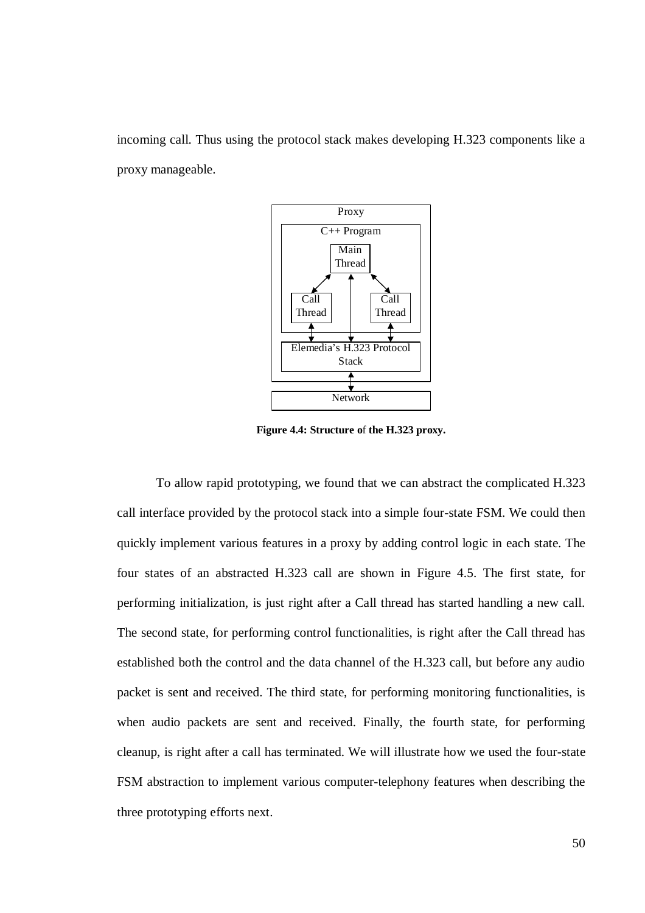incoming call. Thus using the protocol stack makes developing H.323 components like a proxy manageable.

**Figure 4.4: Structure of the H.323 proxy.**

To allow rapid prototyping, we found that we can abstract the complicated H.323 call interface provided by the protocol stack into a simple four-state FSM. We could then quickly implement various features in a proxy by adding control logic in each state. The four states of an abstracted H.323 call are shown in Figure 4.5. The first state, for performing initialization, is just right after a Call thread has started handling a new call. The second state, for performing control functionalities, is right after the Call thread has established both the control and the data channel of the H.323 call, but before any audio packet is sent and received. The third state, for performing monitoring functionalities, is when audio packets are sent and received. Finally, the fourth state, for performing cleanup, is right after a call has terminated. We will illustrate how we used the four-state FSM abstraction to implement various computer-telephony features when describing the three prototyping efforts next.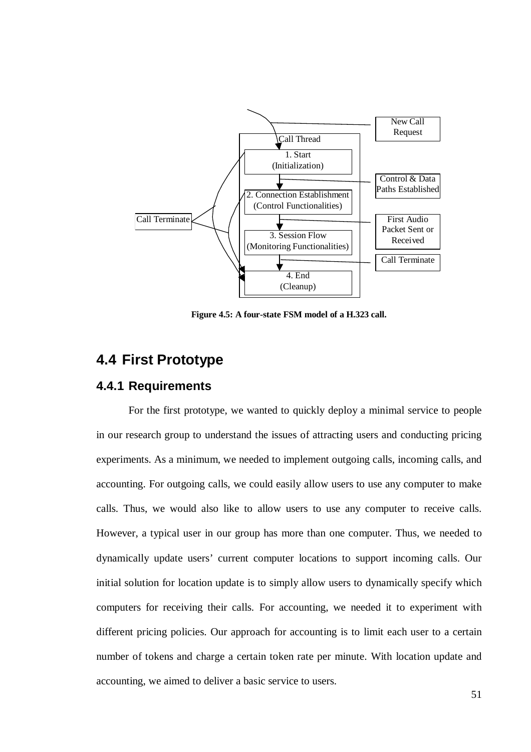Call Thread

1. Start (Initialization)

2. Connection Establishment (Control Functionalities)

3. Session Flow (Monitoring Functionalities)

4. End (Cleanup)

New Call Request

Control & Data Paths Established

First Audio Packet Sent or Received

Call Terminate

Call Terminate

**Figure 4.5: A four-state FSM model of a H.323 call.**

## 4.4 First Prototype

### 4.4.1 Requirements

For the first prototype, we wanted to quickly deploy a minimal service to people in our research group to understand the issues of attracting users and conducting pricing experiments. As a minimum, we needed to implement outgoing calls, incoming calls, and accounting. For outgoing calls, we could easily allow users to use any computer to make calls. Thus, we would also like to allow users to use any computer to receive calls. However, a typical user in our group has more than one computer. Thus, we needed to dynamically update users' current computer locations to support incoming calls. Our initial solution for location update is to simply allow users to dynamically specify which computers for receiving their calls. For accounting, we needed it to experiment with different pricing policies. Our approach for accounting is to limit each user to a certain number of tokens and charge a certain token rate per minute. With location update and accounting, we aimed to deliver a basic service to users.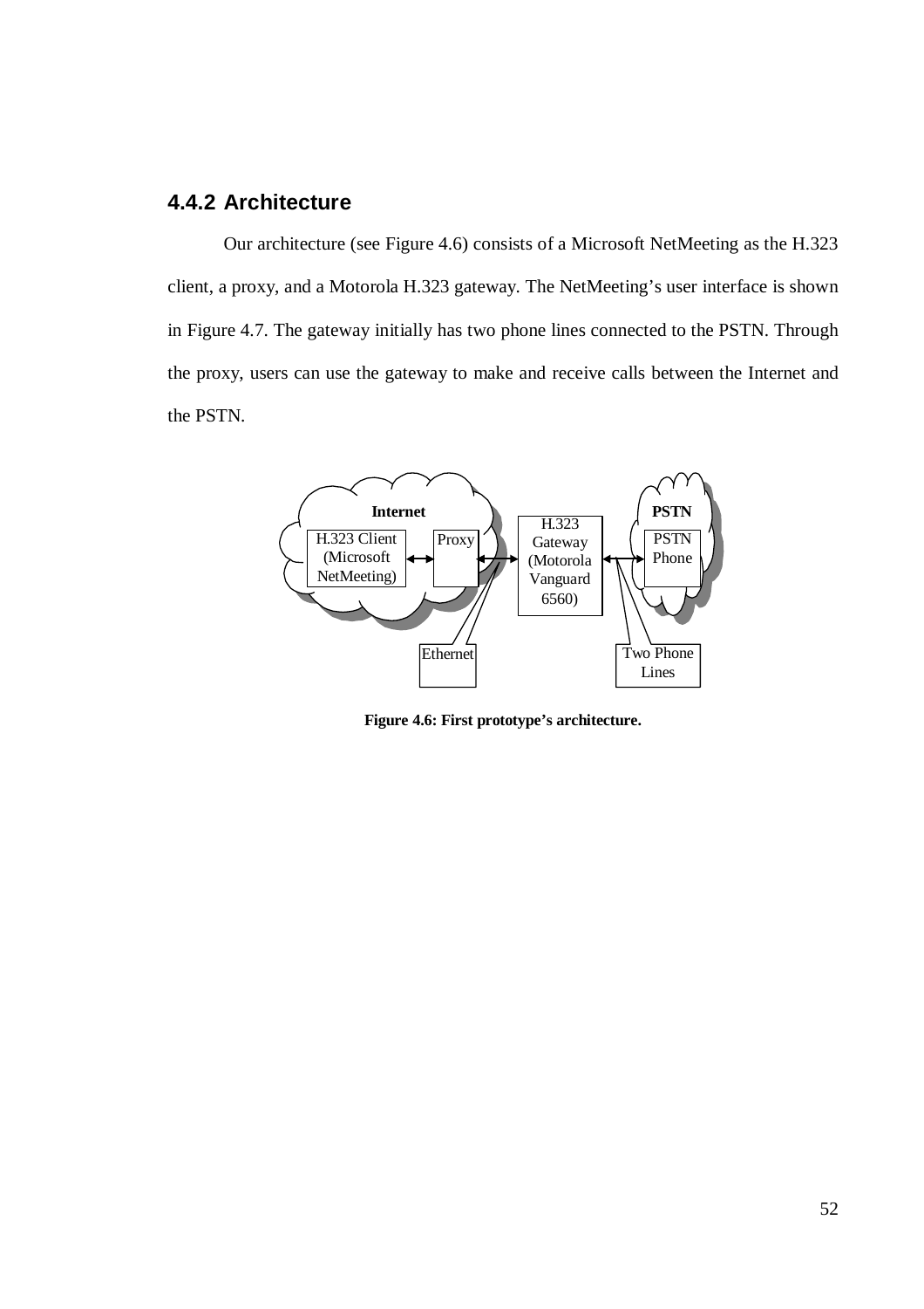### 4.4.2 Architecture

Our architecture (see Figure 4.6) consists of a Microsoft NetMeeting as the H.323 client, a proxy, and a Motorola H.323 gateway. The NetMeeting's user interface is shown in Figure 4.7. The gateway initially has two phone lines connected to the PSTN. Through the proxy, users can use the gateway to make and receive calls between the Internet and the PSTN.

Internet

H.323 Client (Microsoft NetMeeting)

Proxy

H.323 Gateway (Motorola Vanguard 6560)

PSTN

PSTN Phone

Ethernet

Two Phone Lines

**Figure 4.6: First prototype's architecture.**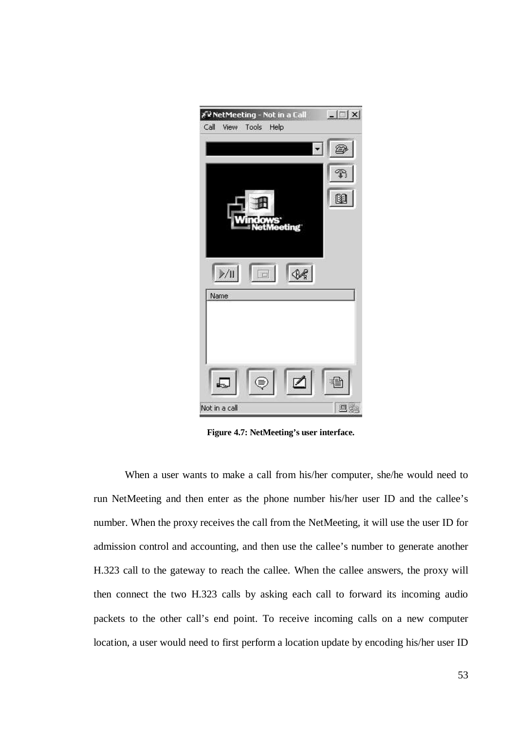**Figure 4.7: NetMeeting's user interface.**

When a user wants to make a call from his/her computer, she/he would need to run NetMeeting and then enter as the phone number his/her user ID and the callee's number. When the proxy receives the call from the NetMeeting, it will use the user ID for admission control and accounting, and then use the callee's number to generate another H.323 call to the gateway to reach the callee. When the callee answers, the proxy will then connect the two H.323 calls by asking each call to forward its incoming audio packets to the other call's end point. To receive incoming calls on a new computer location, a user would need to first perform a location update by encoding his/her user ID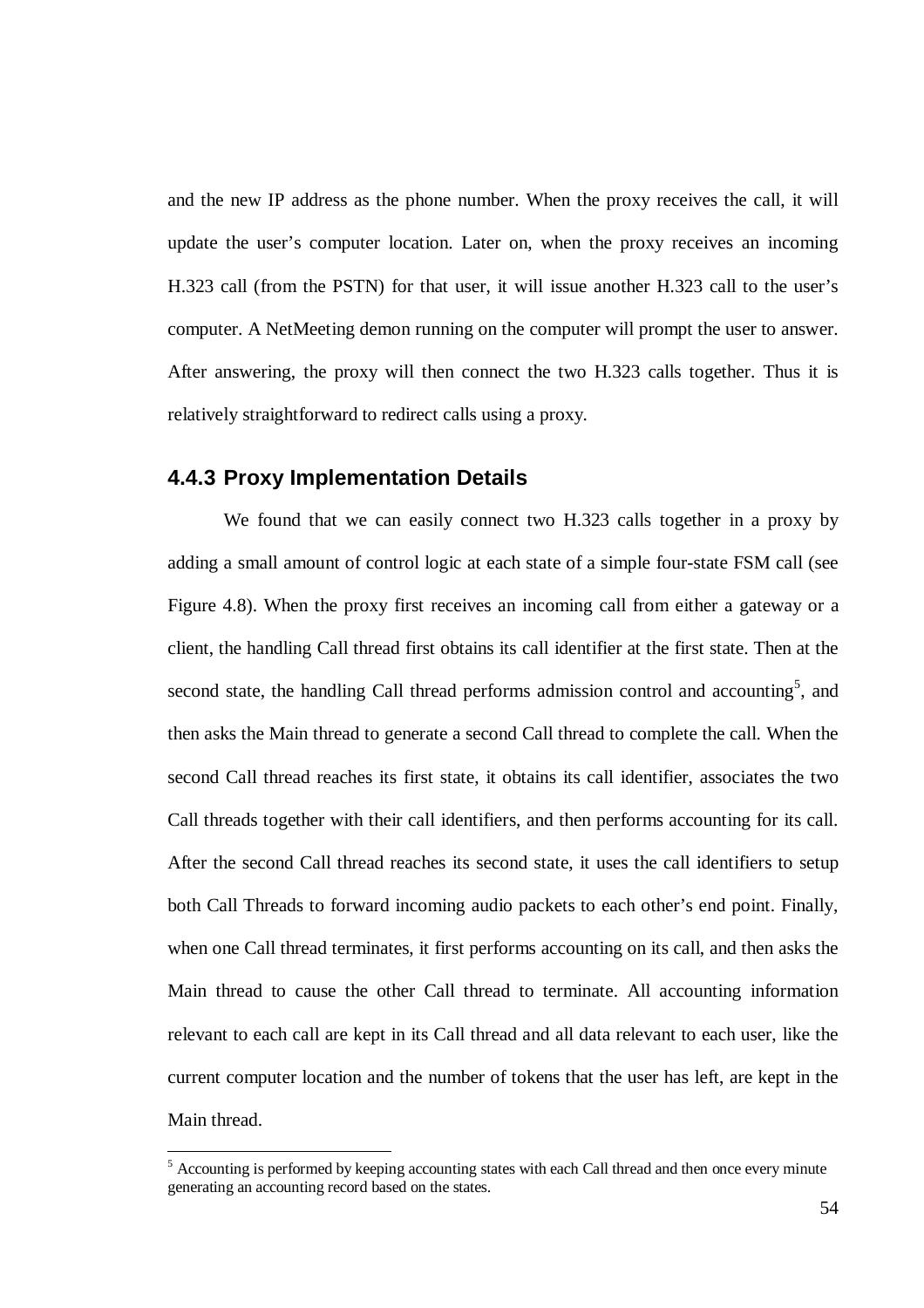and the new IP address as the phone number. When the proxy receives the call, it will update the user's computer location. Later on, when the proxy receives an incoming H.323 call (from the PSTN) for that user, it will issue another H.323 call to the user's computer. A NetMeeting demon running on the computer will prompt the user to answer. After answering, the proxy will then connect the two H.323 calls together. Thus it is relatively straightforward to redirect calls using a proxy.

### 4.4.3 Proxy Implementation Details

We found that we can easily connect two H.323 calls together in a proxy by adding a small amount of control logic at each state of a simple four-state FSM call (see Figure 4.8). When the proxy first receives an incoming call from either a gateway or a client, the handling Call thread first obtains its call identifier at the first state. Then at the second state, the handling Call thread performs admission control and accounting[5], and then asks the Main thread to generate a second Call thread to complete the call. When the second Call thread reaches its first state, it obtains its call identifier, associates the two Call threads together with their call identifiers, and then performs accounting for its call. After the second Call thread reaches its second state, it uses the call identifiers to setup both Call Threads to forward incoming audio packets to each other's end point. Finally, when one Call thread terminates, it first performs accounting on its call, and then asks the Main thread to cause the other Call thread to terminate. All accounting information relevant to each call are kept in its Call thread and all data relevant to each user, like the current computer location and the number of tokens that the user has left, are kept in the Main thread.

[5] Accounting is performed by keeping accounting states with each Call thread and then once every minute generating an accounting record based on the states.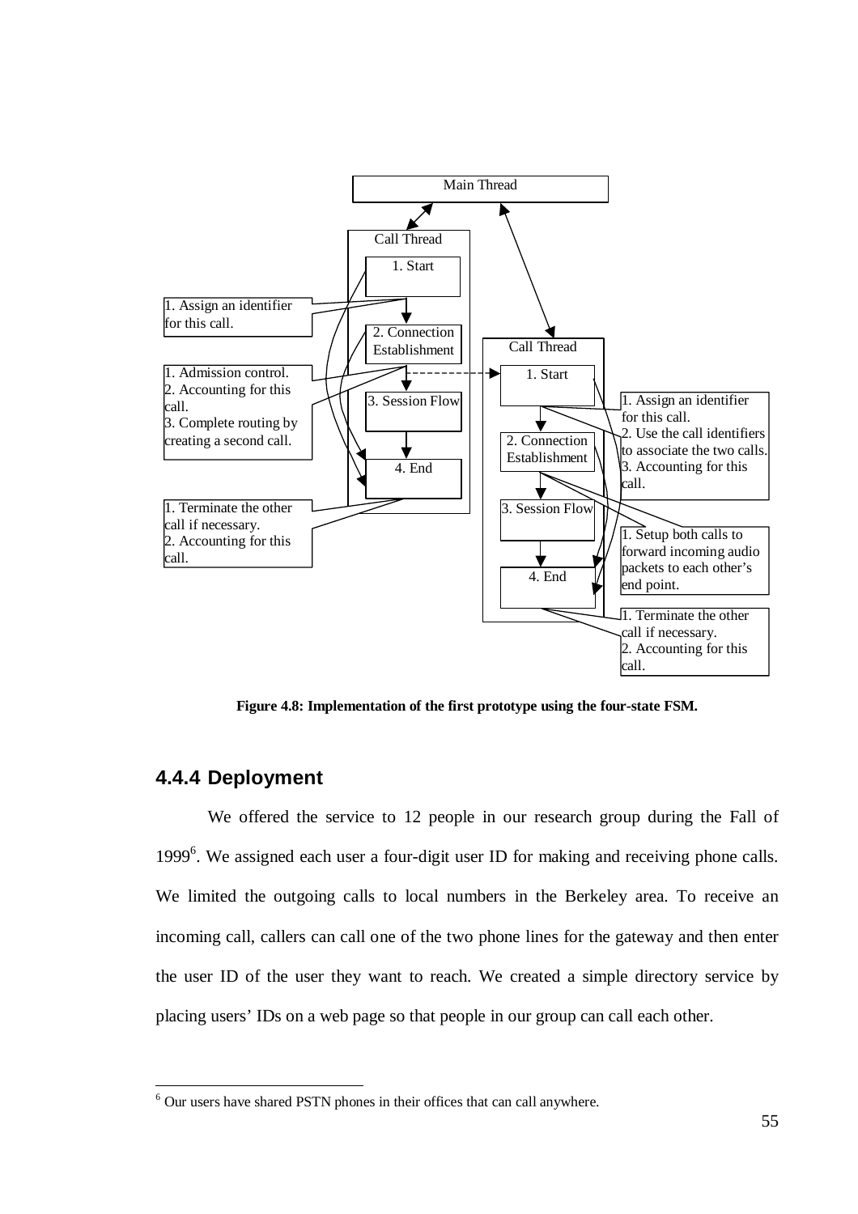Main Thread

Call Thread

1. Start

2. Connection Establishment

3. Session Flow

4. End

1. Assign an identifier for this call.

1. Admission control.
2. Accounting for this call.
3. Complete routing by creating a second call.

1. Terminate the other call if necessary.
2. Accounting for this call.

Call Thread

1. Start

2. Connection Establishment

3. Session Flow

4. End

1. Assign an identifier for this call.
2. Use the call identifiers to associate the two calls.
3. Accounting for this call.

1. Setup both calls to forward incoming audio packets to each other's end point.

1. Terminate the other call if necessary.
2. Accounting for this call.

**Figure 4.8: Implementation of the first prototype using the four-state FSM.**

### 4.4.4 Deployment

We offered the service to 12 people in our research group during the Fall of 1999[6]. We assigned each user a four-digit user ID for making and receiving phone calls. We limited the outgoing calls to local numbers in the Berkeley area. To receive an incoming call, callers can call one of the two phone lines for the gateway and then enter the user ID of the user they want to reach. We created a simple directory service by placing users' IDs on a web page so that people in our group can call each other.

[6] Our users have shared PSTN phones in their offices that can call anywhere.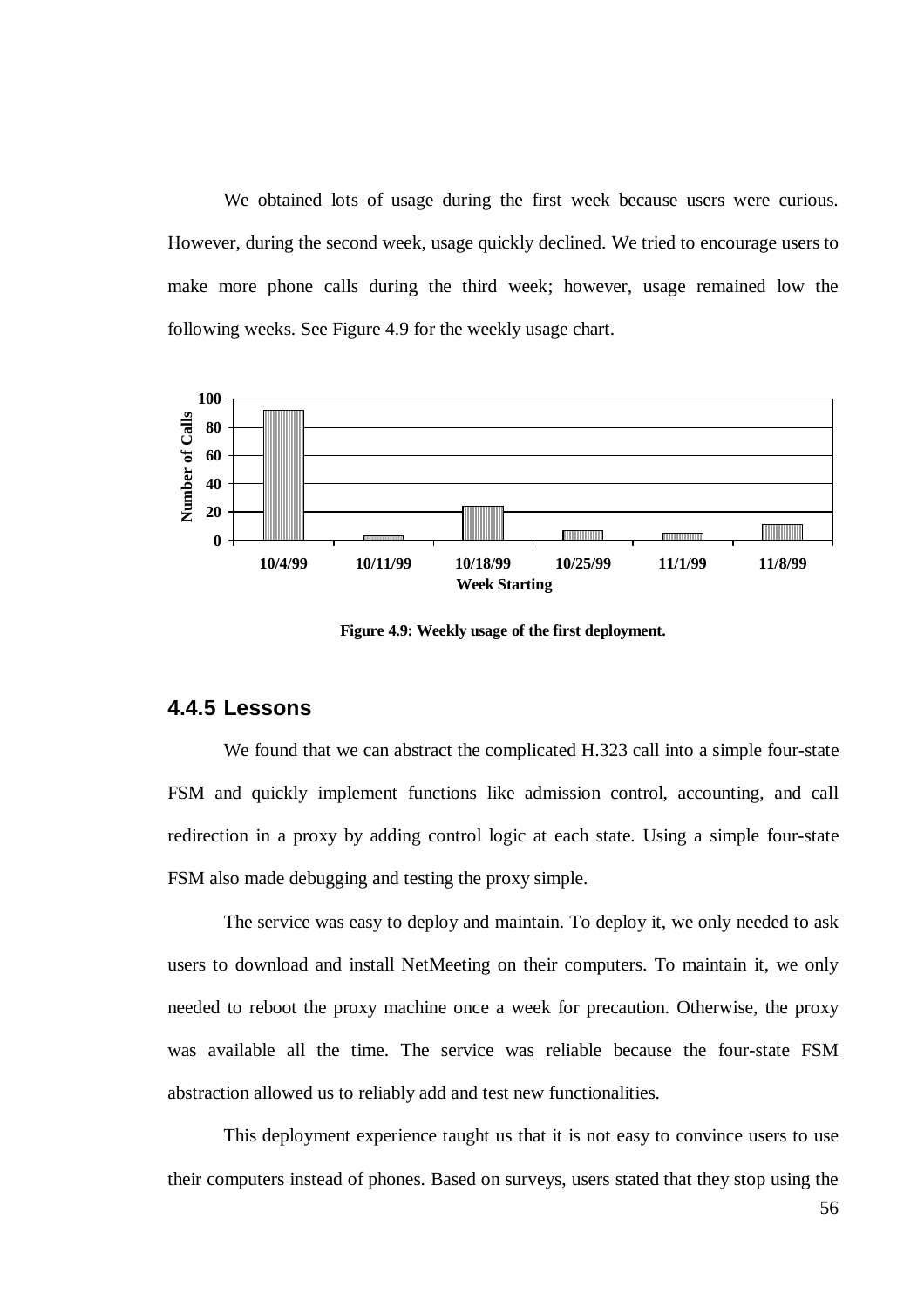We obtained lots of usage during the first week because users were curious. However, during the second week, usage quickly declined. We tried to encourage users to make more phone calls during the third week; however, usage remained low the following weeks. See Figure 4.9 for the weekly usage chart.

**Figure 4.9: Weekly usage of the first deployment.**

### 4.4.5 Lessons

We found that we can abstract the complicated H.323 call into a simple four-state FSM and quickly implement functions like admission control, accounting, and call redirection in a proxy by adding control logic at each state. Using a simple four-state FSM also made debugging and testing the proxy simple.

The service was easy to deploy and maintain. To deploy it, we only needed to ask users to download and install NetMeeting on their computers. To maintain it, we only needed to reboot the proxy machine once a week for precaution. Otherwise, the proxy was available all the time. The service was reliable because the four-state FSM abstraction allowed us to reliably add and test new functionalities.

This deployment experience taught us that it is not easy to convince users to use their computers instead of phones. Based on surveys, users stated that they stop using the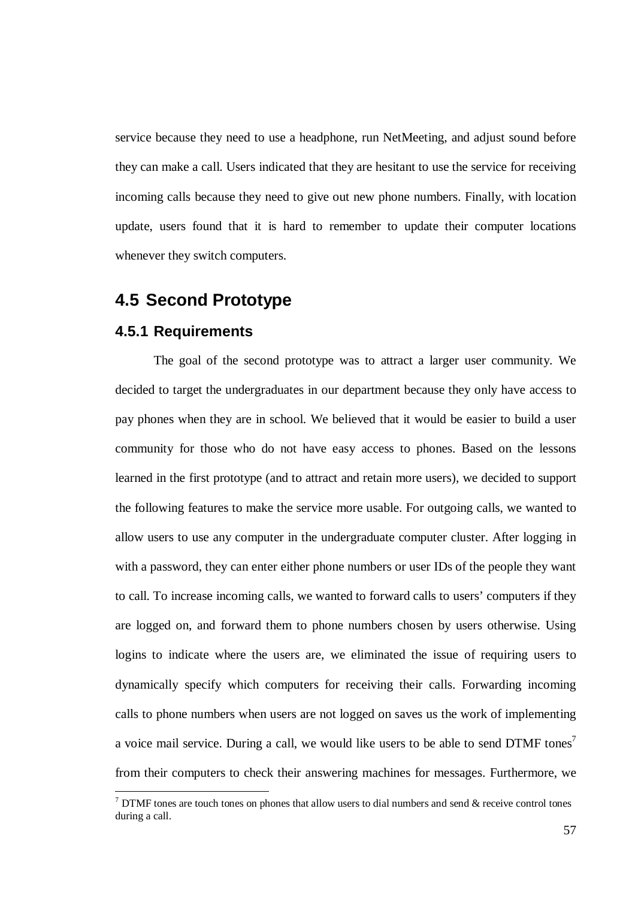service because they need to use a headphone, run NetMeeting, and adjust sound before they can make a call. Users indicated that they are hesitant to use the service for receiving incoming calls because they need to give out new phone numbers. Finally, with location update, users found that it is hard to remember to update their computer locations whenever they switch computers.

## 4.5 Second Prototype

### 4.5.1 Requirements

The goal of the second prototype was to attract a larger user community. We decided to target the undergraduates in our department because they only have access to pay phones when they are in school. We believed that it would be easier to build a user community for those who do not have easy access to phones. Based on the lessons learned in the first prototype (and to attract and retain more users), we decided to support the following features to make the service more usable. For outgoing calls, we wanted to allow users to use any computer in the undergraduate computer cluster. After logging in with a password, they can enter either phone numbers or user IDs of the people they want to call. To increase incoming calls, we wanted to forward calls to users' computers if they are logged on, and forward them to phone numbers chosen by users otherwise. Using logins to indicate where the users are, we eliminated the issue of requiring users to dynamically specify which computers for receiving their calls. Forwarding incoming calls to phone numbers when users are not logged on saves us the work of implementing a voice mail service. During a call, we would like users to be able to send DTMF tones[7] from their computers to check their answering machines for messages. Furthermore, we

[7] DTMF tones are touch tones on phones that allow users to dial numbers and send & receive control tones during a call.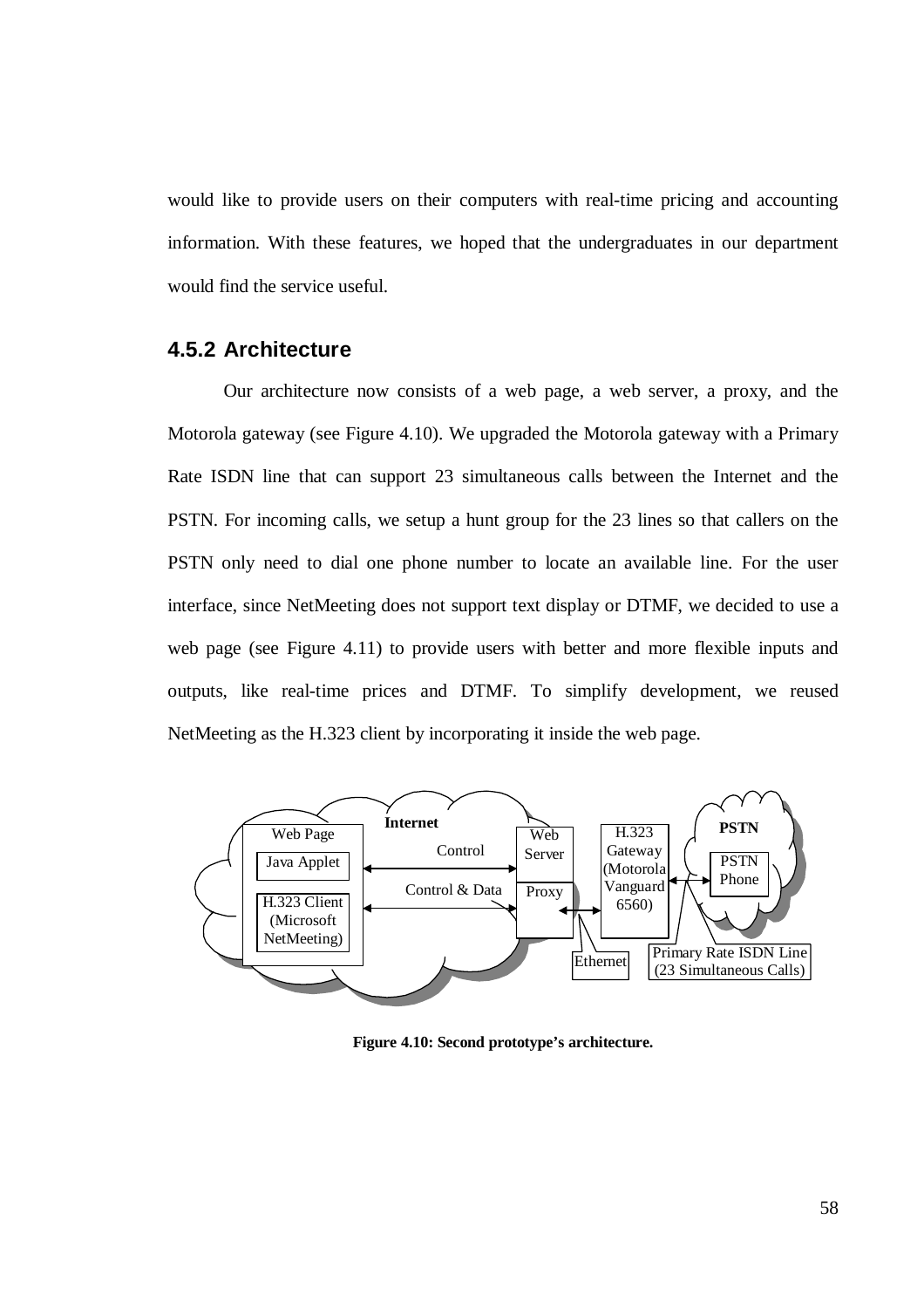would like to provide users on their computers with real-time pricing and accounting information. With these features, we hoped that the undergraduates in our department would find the service useful.

### 4.5.2 Architecture

Our architecture now consists of a web page, a web server, a proxy, and the Motorola gateway (see Figure 4.10). We upgraded the Motorola gateway with a Primary Rate ISDN line that can support 23 simultaneous calls between the Internet and the PSTN. For incoming calls, we setup a hunt group for the 23 lines so that callers on the PSTN only need to dial one phone number to locate an available line. For the user interface, since NetMeeting does not support text display or DTMF, we decided to use a web page (see Figure 4.11) to provide users with better and more flexible inputs and outputs, like real-time prices and DTMF. To simplify development, we reused NetMeeting as the H.323 client by incorporating it inside the web page.

**Figure 4.10: Second prototype's architecture.**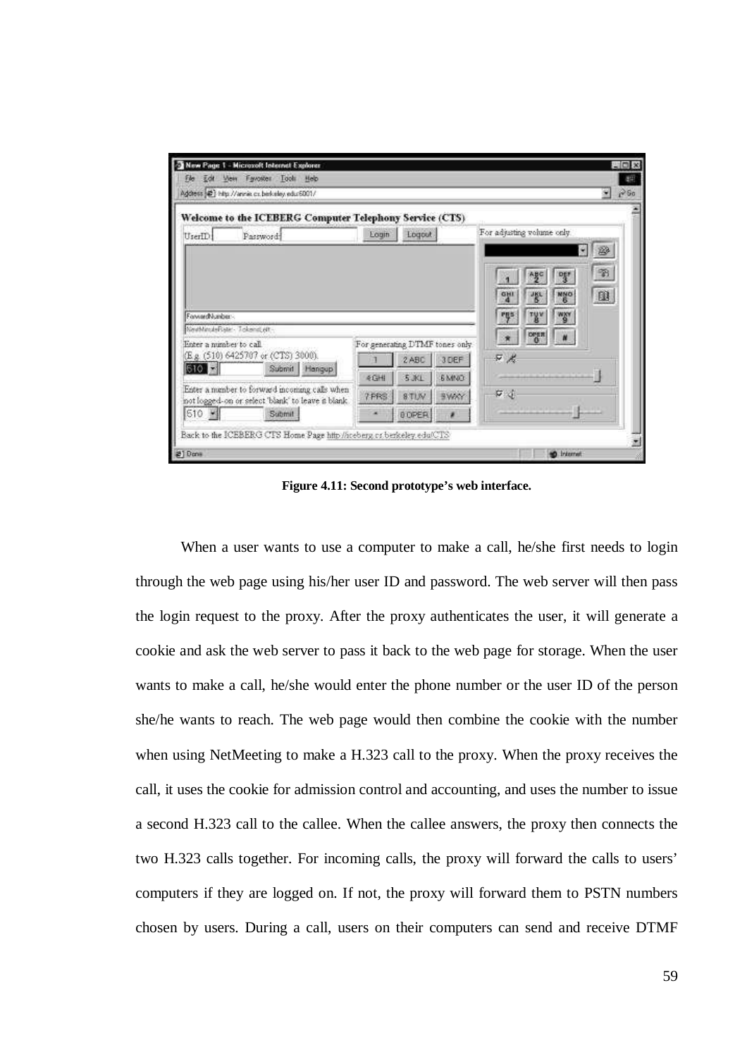**Figure 4.11: Second prototype's web interface.**

When a user wants to use a computer to make a call, he/she first needs to login through the web page using his/her user ID and password. The web server will then pass the login request to the proxy. After the proxy authenticates the user, it will generate a cookie and ask the web server to pass it back to the web page for storage. When the user wants to make a call, he/she would enter the phone number or the user ID of the person she/he wants to reach. The web page would then combine the cookie with the number when using NetMeeting to make a H.323 call to the proxy. When the proxy receives the call, it uses the cookie for admission control and accounting, and uses the number to issue a second H.323 call to the callee. When the callee answers, the proxy then connects the two H.323 calls together. For incoming calls, the proxy will forward the calls to users' computers if they are logged on. If not, the proxy will forward them to PSTN numbers chosen by users. During a call, users on their computers can send and receive DTMF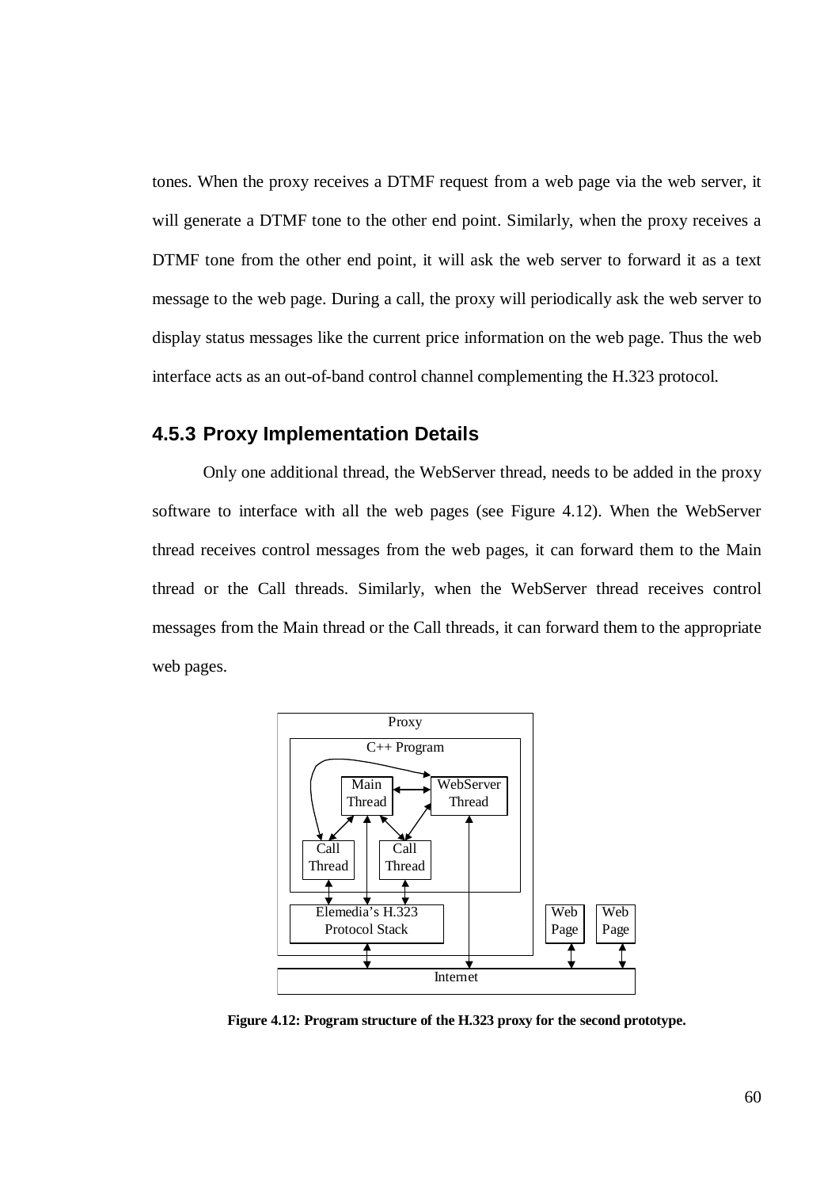tones. When the proxy receives a DTMF request from a web page via the web server, it will generate a DTMF tone to the other end point. Similarly, when the proxy receives a DTMF tone from the other end point, it will ask the web server to forward it as a text message to the web page. During a call, the proxy will periodically ask the web server to display status messages like the current price information on the web page. Thus the web interface acts as an out-of-band control channel complementing the H.323 protocol.

### 4.5.3 Proxy Implementation Details

Only one additional thread, the WebServer thread, needs to be added in the proxy software to interface with all the web pages (see Figure 4.12). When the WebServer thread receives control messages from the web pages, it can forward them to the Main thread or the Call threads. Similarly, when the WebServer thread receives control messages from the Main thread or the Call threads, it can forward them to the appropriate web pages.

**Figure 4.12: Program structure of the H.323 proxy for the second prototype.**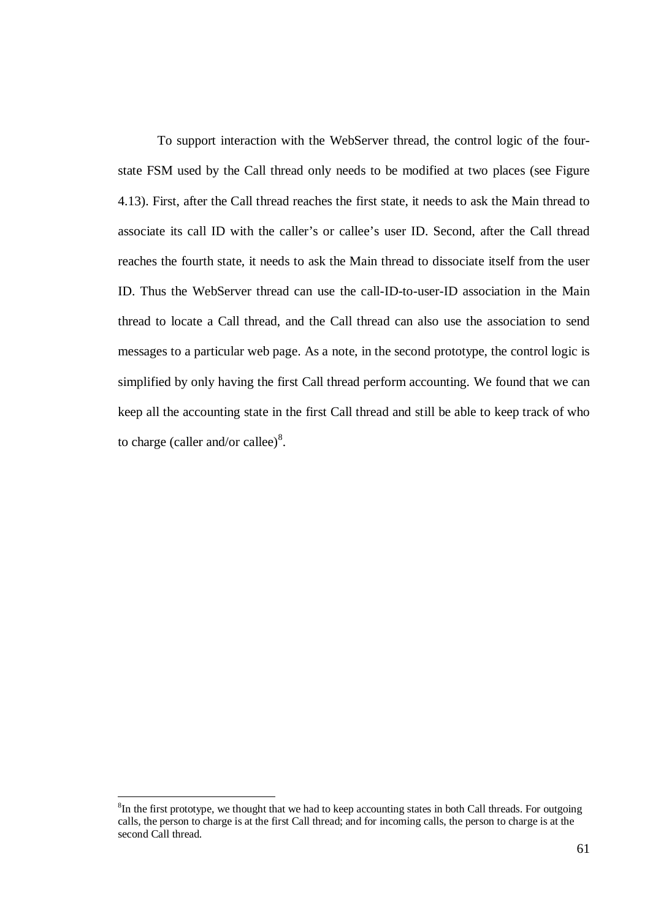To support interaction with the WebServer thread, the control logic of the four-state FSM used by the Call thread only needs to be modified at two places (see Figure 4.13). First, after the Call thread reaches the first state, it needs to ask the Main thread to associate its call ID with the caller's or callee's user ID. Second, after the Call thread reaches the fourth state, it needs to ask the Main thread to dissociate itself from the user ID. Thus the WebServer thread can use the call-ID-to-user-ID association in the Main thread to locate a Call thread, and the Call thread can also use the association to send messages to a particular web page. As a note, in the second prototype, the control logic is simplified by only having the first Call thread perform accounting. We found that we can keep all the accounting state in the first Call thread and still be able to keep track of who to charge (caller and/or callee)[8].

---

[8] In the first prototype, we thought that we had to keep accounting states in both Call threads. For outgoing calls, the person to charge is at the first Call thread; and for incoming calls, the person to charge is at the second Call thread.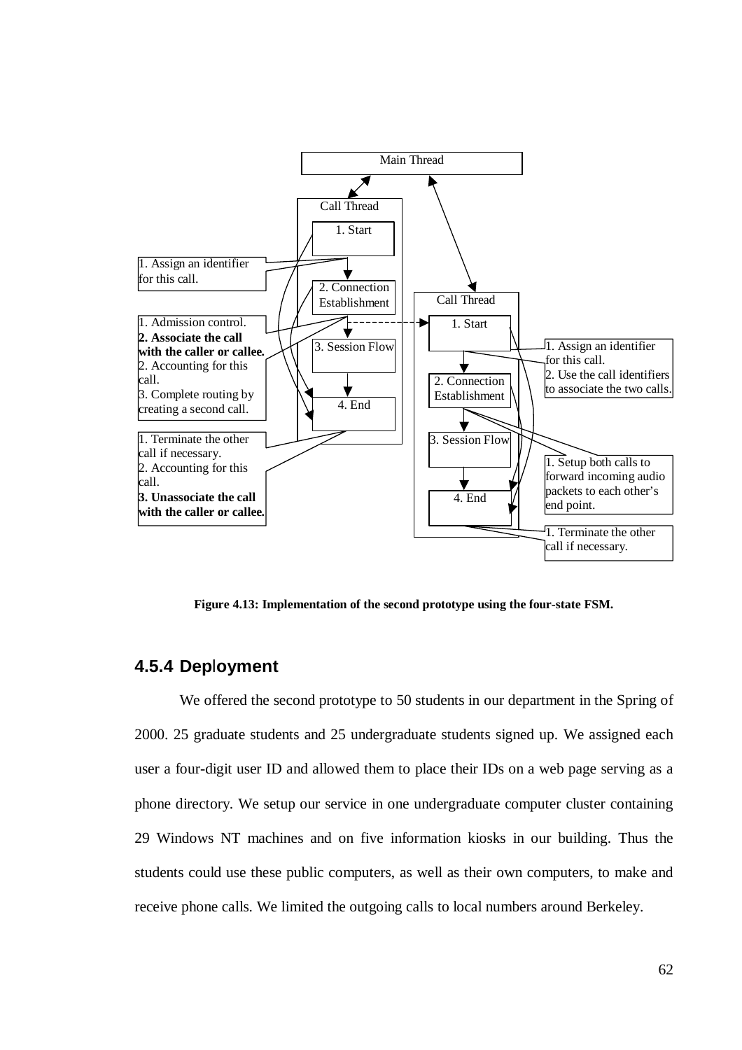Main Thread

Call Thread

1. Start

2. Connection Establishment

3. Session Flow

4. End

1. Assign an identifier for this call.

1. Admission control.
**2. Associate the call with the caller or callee.**
2. Accounting for this call.
3. Complete routing by creating a second call.

1. Terminate the other call if necessary.
2. Accounting for this call.
**3. Unassociate the call with the caller or callee.**

Call Thread

1. Start

2. Connection Establishment

3. Session Flow

4. End

1. Assign an identifier for this call.
2. Use the call identifiers to associate the two calls.

1. Setup both calls to forward incoming audio packets to each other's end point.

1. Terminate the other call if necessary.

**Figure 4.13: Implementation of the second prototype using the four-state FSM.**

### 4.5.4 Deployment

We offered the second prototype to 50 students in our department in the Spring of 2000. 25 graduate students and 25 undergraduate students signed up. We assigned each user a four-digit user ID and allowed them to place their IDs on a web page serving as a phone directory. We setup our service in one undergraduate computer cluster containing 29 Windows NT machines and on five information kiosks in our building. Thus the students could use these public computers, as well as their own computers, to make and receive phone calls. We limited the outgoing calls to local numbers around Berkeley.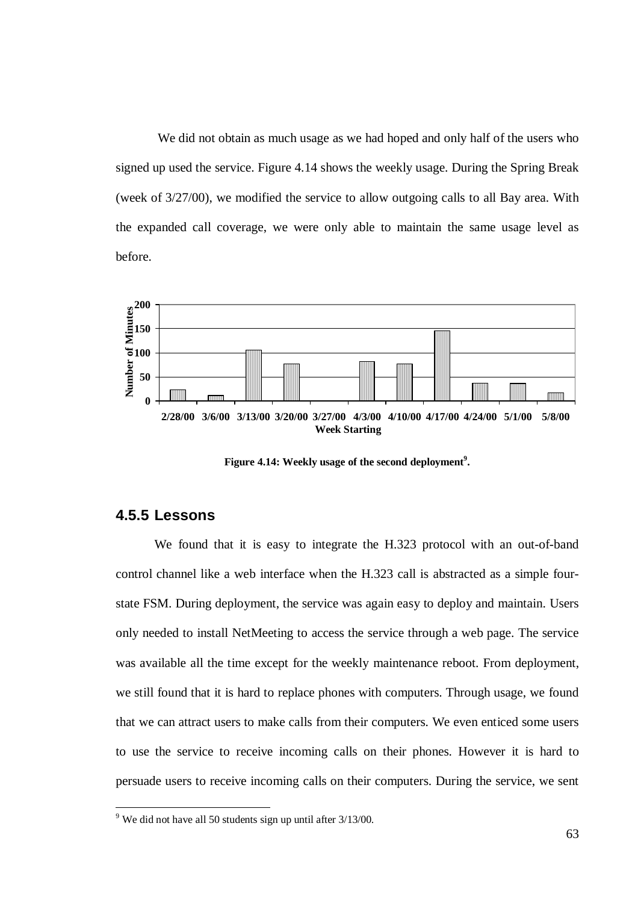We did not obtain as much usage as we had hoped and only half of the users who signed up used the service. Figure 4.14 shows the weekly usage. During the Spring Break (week of 3/27/00), we modified the service to allow outgoing calls to all Bay area. With the expanded call coverage, we were only able to maintain the same usage level as before.

**Figure 4.14: Weekly usage of the second deployment[9].**

## 4.5.5 Lessons

We found that it is easy to integrate the H.323 protocol with an out-of-band control channel like a web interface when the H.323 call is abstracted as a simple four-state FSM. During deployment, the service was again easy to deploy and maintain. Users only needed to install NetMeeting to access the service through a web page. The service was available all the time except for the weekly maintenance reboot. From deployment, we still found that it is hard to replace phones with computers. Through usage, we found that we can attract users to make calls from their computers. We even enticed some users to use the service to receive incoming calls on their phones. However it is hard to persuade users to receive incoming calls on their computers. During the service, we sent

[9] We did not have all 50 students sign up until after 3/13/00.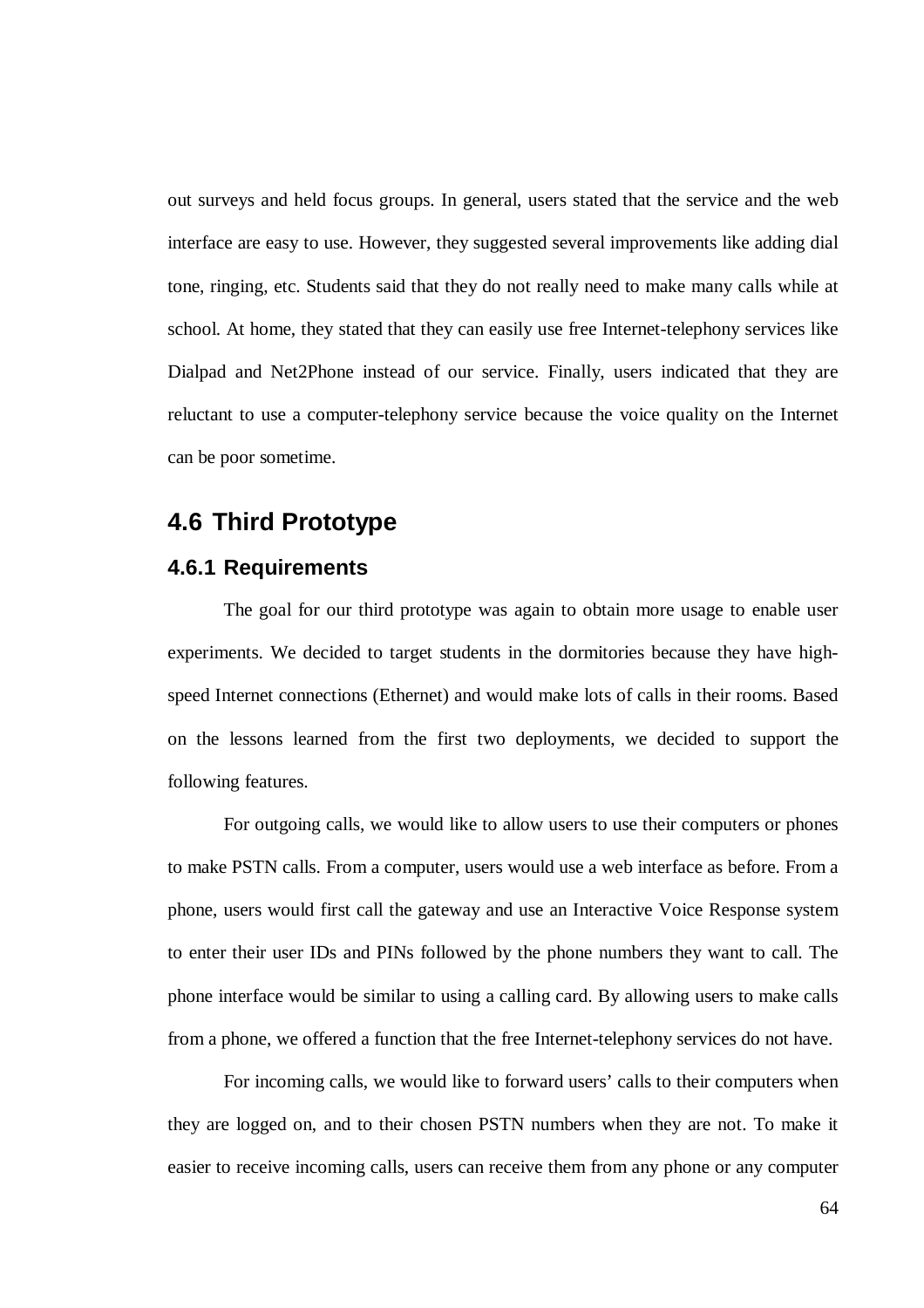out surveys and held focus groups. In general, users stated that the service and the web interface are easy to use. However, they suggested several improvements like adding dial tone, ringing, etc. Students said that they do not really need to make many calls while at school. At home, they stated that they can easily use free Internet-telephony services like Dialpad and Net2Phone instead of our service. Finally, users indicated that they are reluctant to use a computer-telephony service because the voice quality on the Internet can be poor sometime.

## 4.6 Third Prototype

### 4.6.1 Requirements

The goal for our third prototype was again to obtain more usage to enable user experiments. We decided to target students in the dormitories because they have high-speed Internet connections (Ethernet) and would make lots of calls in their rooms. Based on the lessons learned from the first two deployments, we decided to support the following features.

For outgoing calls, we would like to allow users to use their computers or phones to make PSTN calls. From a computer, users would use a web interface as before. From a phone, users would first call the gateway and use an Interactive Voice Response system to enter their user IDs and PINs followed by the phone numbers they want to call. The phone interface would be similar to using a calling card. By allowing users to make calls from a phone, we offered a function that the free Internet-telephony services do not have.

For incoming calls, we would like to forward users' calls to their computers when they are logged on, and to their chosen PSTN numbers when they are not. To make it easier to receive incoming calls, users can receive them from any phone or any computer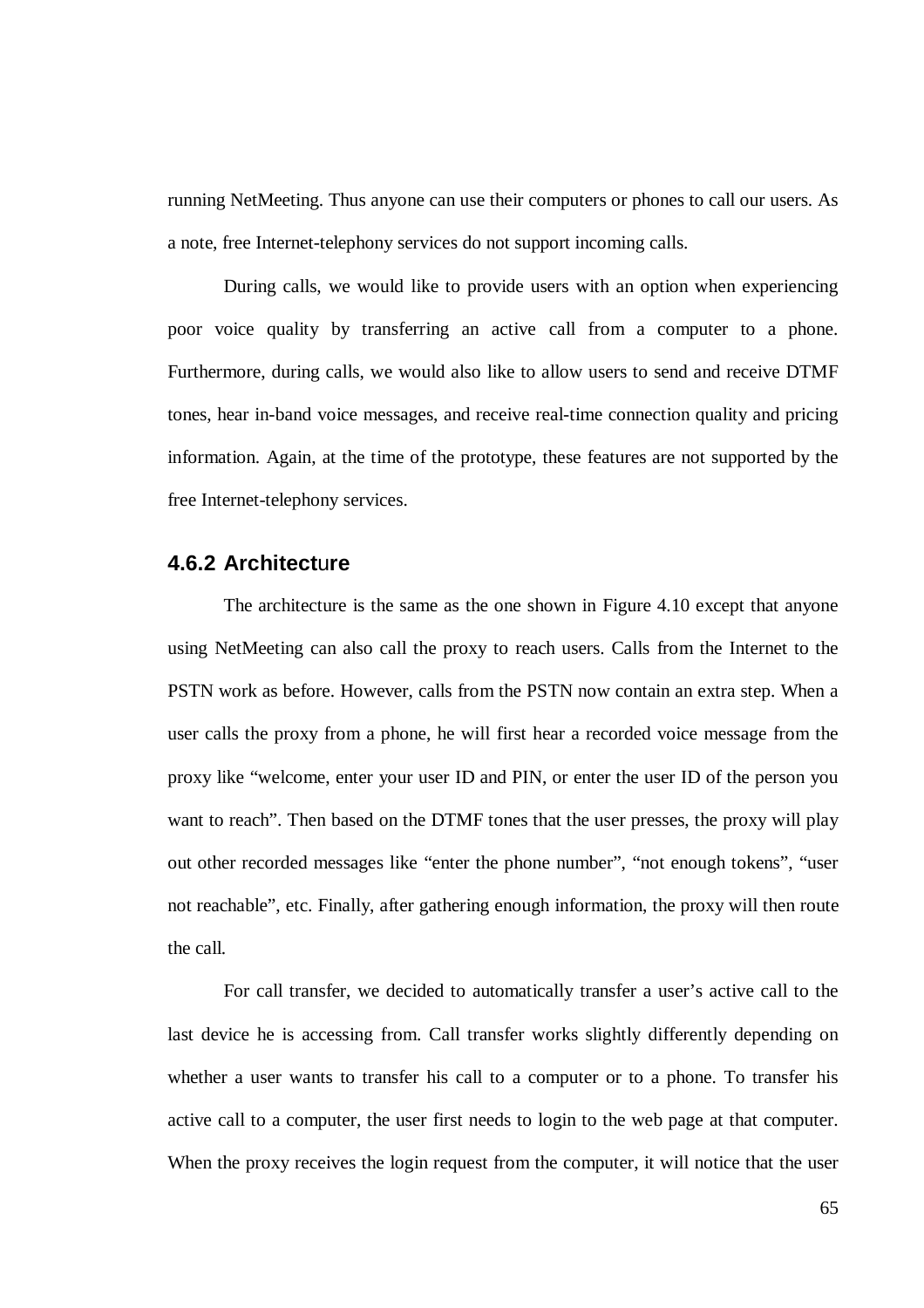running NetMeeting. Thus anyone can use their computers or phones to call our users. As a note, free Internet-telephony services do not support incoming calls.

During calls, we would like to provide users with an option when experiencing poor voice quality by transferring an active call from a computer to a phone. Furthermore, during calls, we would also like to allow users to send and receive DTMF tones, hear in-band voice messages, and receive real-time connection quality and pricing information. Again, at the time of the prototype, these features are not supported by the free Internet-telephony services.

### 4.6.2 Architecture

The architecture is the same as the one shown in Figure 4.10 except that anyone using NetMeeting can also call the proxy to reach users. Calls from the Internet to the PSTN work as before. However, calls from the PSTN now contain an extra step. When a user calls the proxy from a phone, he will first hear a recorded voice message from the proxy like "welcome, enter your user ID and PIN, or enter the user ID of the person you want to reach". Then based on the DTMF tones that the user presses, the proxy will play out other recorded messages like "enter the phone number", "not enough tokens", "user not reachable", etc. Finally, after gathering enough information, the proxy will then route the call.

For call transfer, we decided to automatically transfer a user's active call to the last device he is accessing from. Call transfer works slightly differently depending on whether a user wants to transfer his call to a computer or to a phone. To transfer his active call to a computer, the user first needs to login to the web page at that computer. When the proxy receives the login request from the computer, it will notice that the user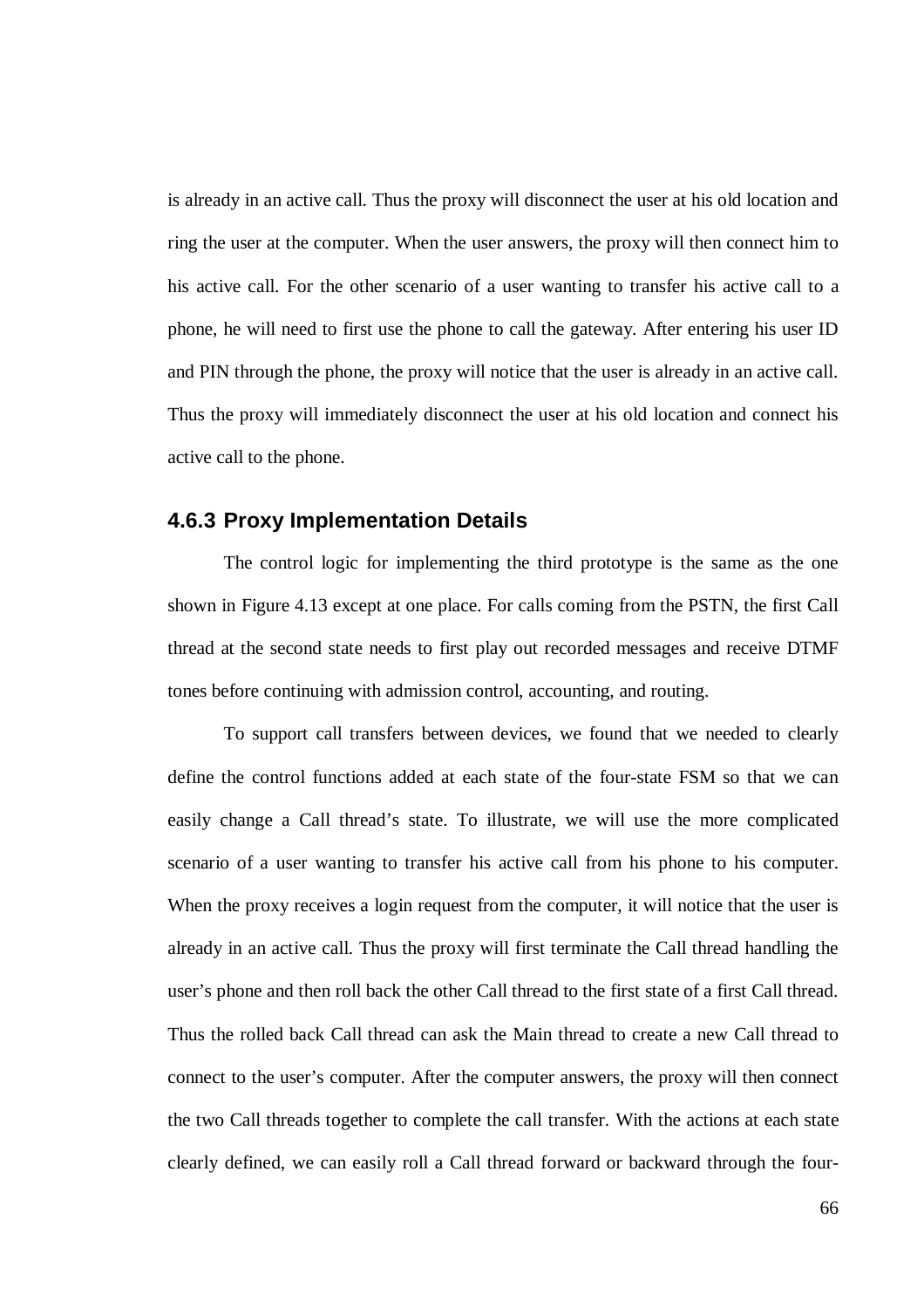is already in an active call. Thus the proxy will disconnect the user at his old location and ring the user at the computer. When the user answers, the proxy will then connect him to his active call. For the other scenario of a user wanting to transfer his active call to a phone, he will need to first use the phone to call the gateway. After entering his user ID and PIN through the phone, the proxy will notice that the user is already in an active call. Thus the proxy will immediately disconnect the user at his old location and connect his active call to the phone.

### 4.6.3 Proxy Implementation Details

The control logic for implementing the third prototype is the same as the one shown in Figure 4.13 except at one place. For calls coming from the PSTN, the first Call thread at the second state needs to first play out recorded messages and receive DTMF tones before continuing with admission control, accounting, and routing.

To support call transfers between devices, we found that we needed to clearly define the control functions added at each state of the four-state FSM so that we can easily change a Call thread's state. To illustrate, we will use the more complicated scenario of a user wanting to transfer his active call from his phone to his computer. When the proxy receives a login request from the computer, it will notice that the user is already in an active call. Thus the proxy will first terminate the Call thread handling the user's phone and then roll back the other Call thread to the first state of a first Call thread. Thus the rolled back Call thread can ask the Main thread to create a new Call thread to connect to the user's computer. After the computer answers, the proxy will then connect the two Call threads together to complete the call transfer. With the actions at each state clearly defined, we can easily roll a Call thread forward or backward through the four-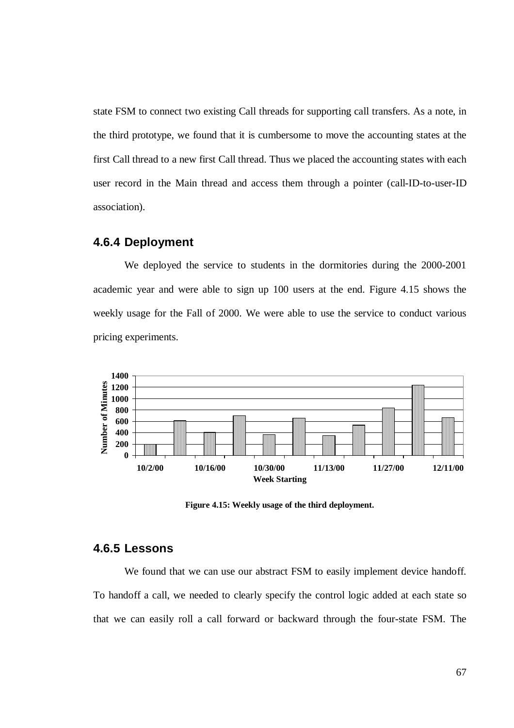state FSM to connect two existing Call threads for supporting call transfers. As a note, in the third prototype, we found that it is cumbersome to move the accounting states at the first Call thread to a new first Call thread. Thus we placed the accounting states with each user record in the Main thread and access them through a pointer (call-ID-to-user-ID association).

### 4.6.4 Deployment

We deployed the service to students in the dormitories during the 2000-2001 academic year and were able to sign up 100 users at the end. Figure 4.15 shows the weekly usage for the Fall of 2000. We were able to use the service to conduct various pricing experiments.

**Figure 4.15: Weekly usage of the third deployment.**

### 4.6.5 Lessons

We found that we can use our abstract FSM to easily implement device handoff. To handoff a call, we needed to clearly specify the control logic added at each state so that we can easily roll a call forward or backward through the four-state FSM. The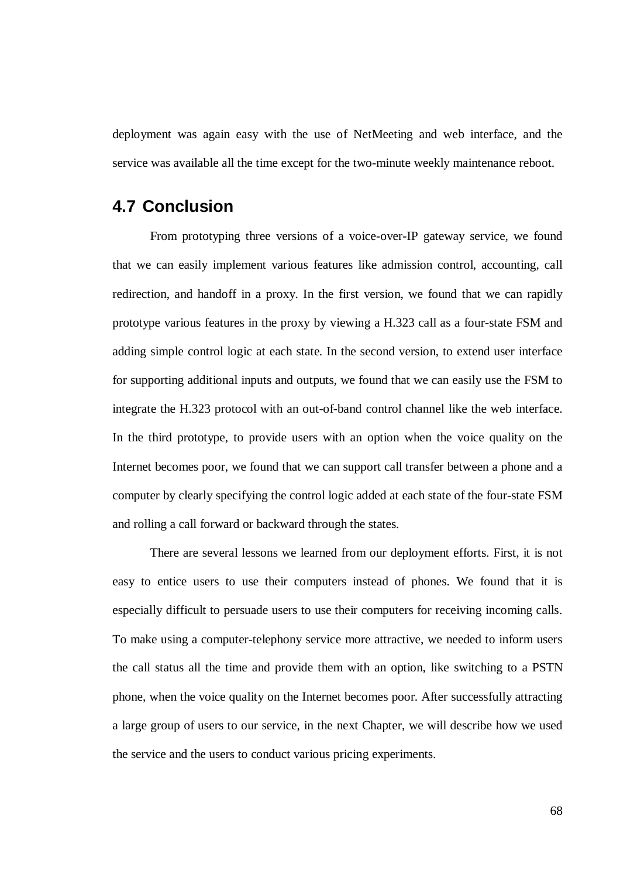deployment was again easy with the use of NetMeeting and web interface, and the service was available all the time except for the two-minute weekly maintenance reboot.

## 4.7 Conclusion

From prototyping three versions of a voice-over-IP gateway service, we found that we can easily implement various features like admission control, accounting, call redirection, and handoff in a proxy. In the first version, we found that we can rapidly prototype various features in the proxy by viewing a H.323 call as a four-state FSM and adding simple control logic at each state. In the second version, to extend user interface for supporting additional inputs and outputs, we found that we can easily use the FSM to integrate the H.323 protocol with an out-of-band control channel like the web interface. In the third prototype, to provide users with an option when the voice quality on the Internet becomes poor, we found that we can support call transfer between a phone and a computer by clearly specifying the control logic added at each state of the four-state FSM and rolling a call forward or backward through the states.

There are several lessons we learned from our deployment efforts. First, it is not easy to entice users to use their computers instead of phones. We found that it is especially difficult to persuade users to use their computers for receiving incoming calls. To make using a computer-telephony service more attractive, we needed to inform users the call status all the time and provide them with an option, like switching to a PSTN phone, when the voice quality on the Internet becomes poor. After successfully attracting a large group of users to our service, in the next Chapter, we will describe how we used the service and the users to conduct various pricing experiments.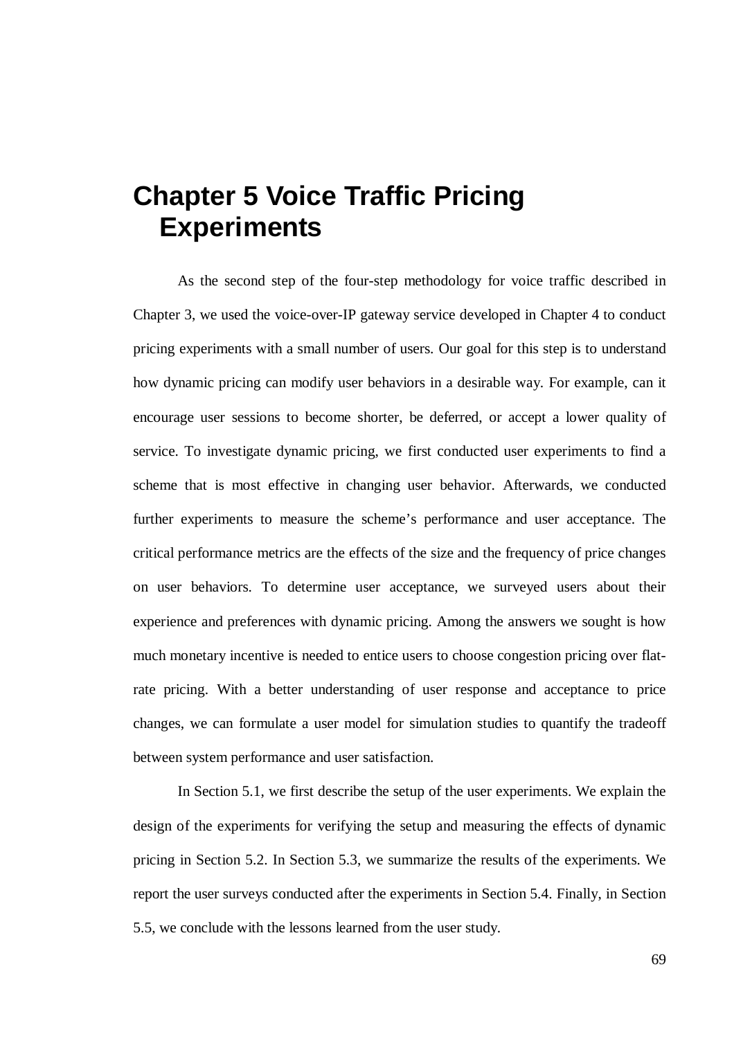# Chapter 5 Voice Traffic Pricing Experiments

As the second step of the four-step methodology for voice traffic described in Chapter 3, we used the voice-over-IP gateway service developed in Chapter 4 to conduct pricing experiments with a small number of users. Our goal for this step is to understand how dynamic pricing can modify user behaviors in a desirable way. For example, can it encourage user sessions to become shorter, be deferred, or accept a lower quality of service. To investigate dynamic pricing, we first conducted user experiments to find a scheme that is most effective in changing user behavior. Afterwards, we conducted further experiments to measure the scheme's performance and user acceptance. The critical performance metrics are the effects of the size and the frequency of price changes on user behaviors. To determine user acceptance, we surveyed users about their experience and preferences with dynamic pricing. Among the answers we sought is how much monetary incentive is needed to entice users to choose congestion pricing over flat-rate pricing. With a better understanding of user response and acceptance to price changes, we can formulate a user model for simulation studies to quantify the tradeoff between system performance and user satisfaction.

In Section 5.1, we first describe the setup of the user experiments. We explain the design of the experiments for verifying the setup and measuring the effects of dynamic pricing in Section 5.2. In Section 5.3, we summarize the results of the experiments. We report the user surveys conducted after the experiments in Section 5.4. Finally, in Section 5.5, we conclude with the lessons learned from the user study.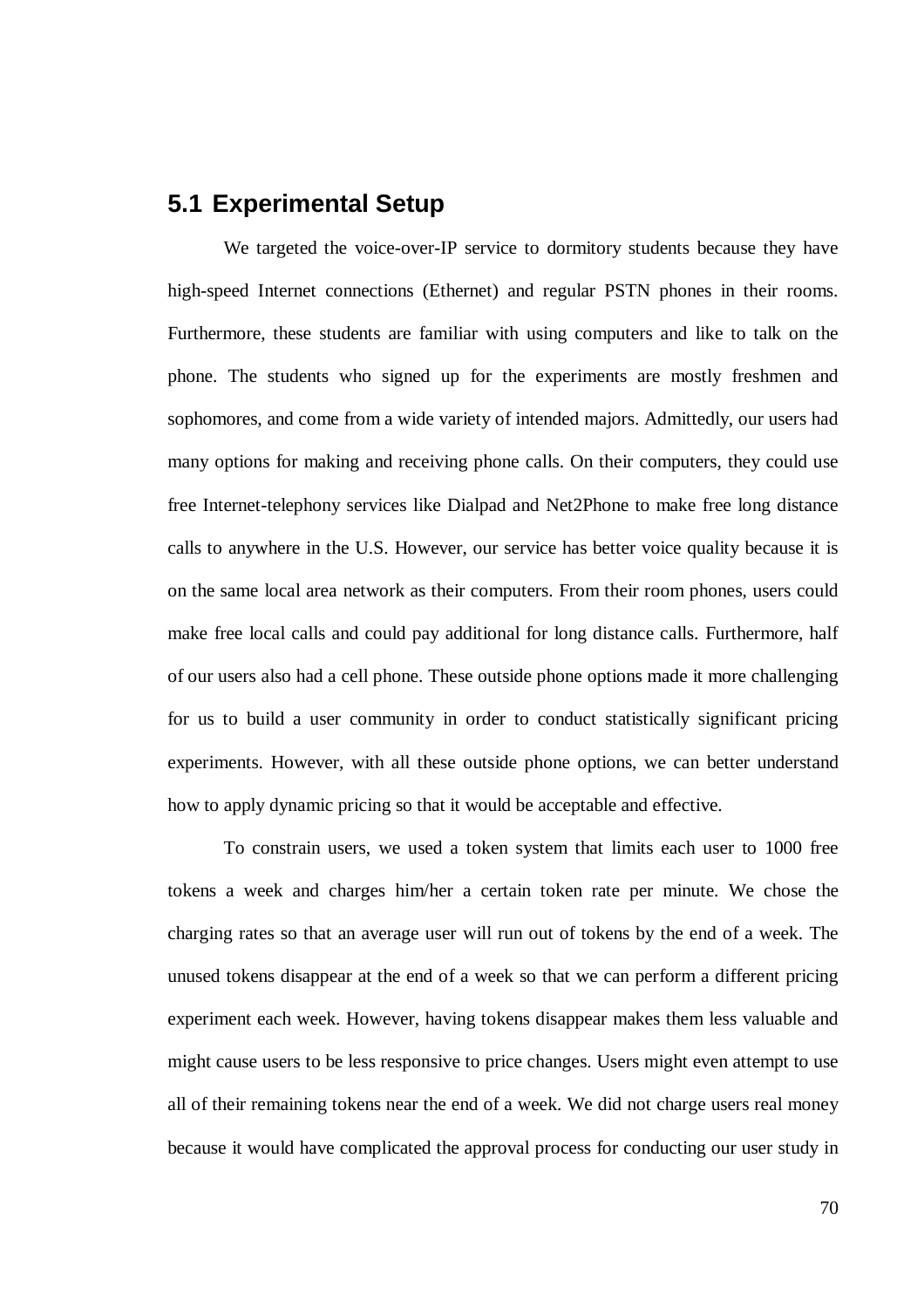## 5.1 Experimental Setup

We targeted the voice-over-IP service to dormitory students because they have high-speed Internet connections (Ethernet) and regular PSTN phones in their rooms. Furthermore, these students are familiar with using computers and like to talk on the phone. The students who signed up for the experiments are mostly freshmen and sophomores, and come from a wide variety of intended majors. Admittedly, our users had many options for making and receiving phone calls. On their computers, they could use free Internet-telephony services like Dialpad and Net2Phone to make free long distance calls to anywhere in the U.S. However, our service has better voice quality because it is on the same local area network as their computers. From their room phones, users could make free local calls and could pay additional for long distance calls. Furthermore, half of our users also had a cell phone. These outside phone options made it more challenging for us to build a user community in order to conduct statistically significant pricing experiments. However, with all these outside phone options, we can better understand how to apply dynamic pricing so that it would be acceptable and effective.

To constrain users, we used a token system that limits each user to 1000 free tokens a week and charges him/her a certain token rate per minute. We chose the charging rates so that an average user will run out of tokens by the end of a week. The unused tokens disappear at the end of a week so that we can perform a different pricing experiment each week. However, having tokens disappear makes them less valuable and might cause users to be less responsive to price changes. Users might even attempt to use all of their remaining tokens near the end of a week. We did not charge users real money because it would have complicated the approval process for conducting our user study in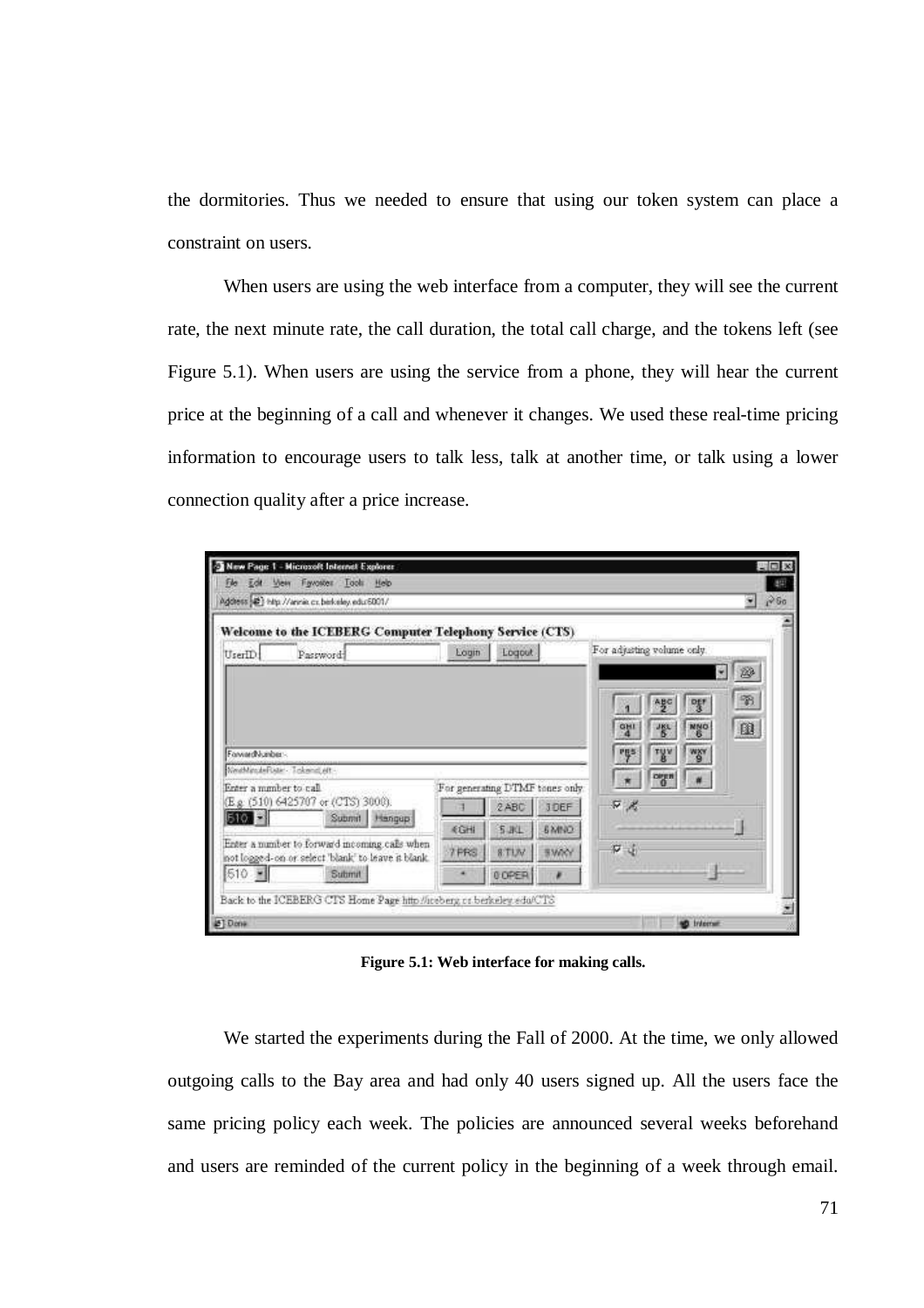the dormitories. Thus we needed to ensure that using our token system can place a constraint on users.

When users are using the web interface from a computer, they will see the current rate, the next minute rate, the call duration, the total call charge, and the tokens left (see Figure 5.1). When users are using the service from a phone, they will hear the current price at the beginning of a call and whenever it changes. We used these real-time pricing information to encourage users to talk less, talk at another time, or talk using a lower connection quality after a price increase.

**Figure 5.1: Web interface for making calls.**

We started the experiments during the Fall of 2000. At the time, we only allowed outgoing calls to the Bay area and had only 40 users signed up. All the users face the same pricing policy each week. The policies are announced several weeks beforehand and users are reminded of the current policy in the beginning of a week through email.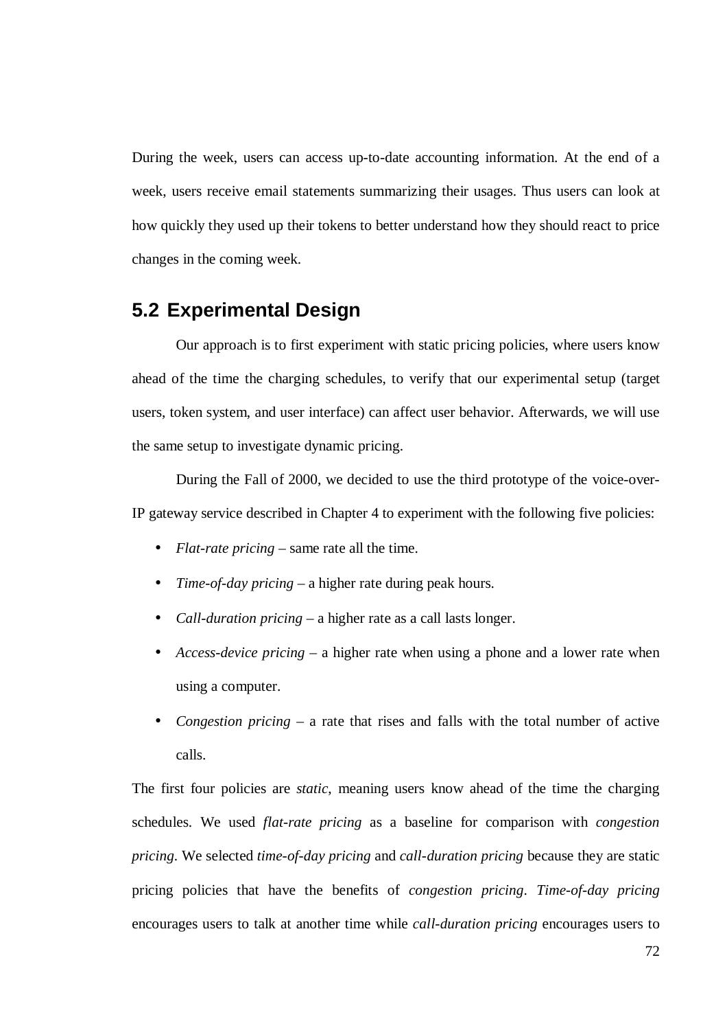During the week, users can access up-to-date accounting information. At the end of a week, users receive email statements summarizing their usages. Thus users can look at how quickly they used up their tokens to better understand how they should react to price changes in the coming week.

## 5.2 Experimental Design

Our approach is to first experiment with static pricing policies, where users know ahead of the time the charging schedules, to verify that our experimental setup (target users, token system, and user interface) can affect user behavior. Afterwards, we will use the same setup to investigate dynamic pricing.

During the Fall of 2000, we decided to use the third prototype of the voice-over-IP gateway service described in Chapter 4 to experiment with the following five policies:

- *Flat-rate pricing* – same rate all the time.
- *Time-of-day pricing* – a higher rate during peak hours.
- *Call-duration pricing* – a higher rate as a call lasts longer.
- *Access-device pricing* – a higher rate when using a phone and a lower rate when using a computer.
- *Congestion pricing* – a rate that rises and falls with the total number of active calls.

The first four policies are *static*, meaning users know ahead of the time the charging schedules. We used *flat-rate pricing* as a baseline for comparison with *congestion pricing*. We selected *time-of-day pricing* and *call-duration pricing* because they are static pricing policies that have the benefits of *congestion pricing*. *Time-of-day pricing* encourages users to talk at another time while *call-duration pricing* encourages users to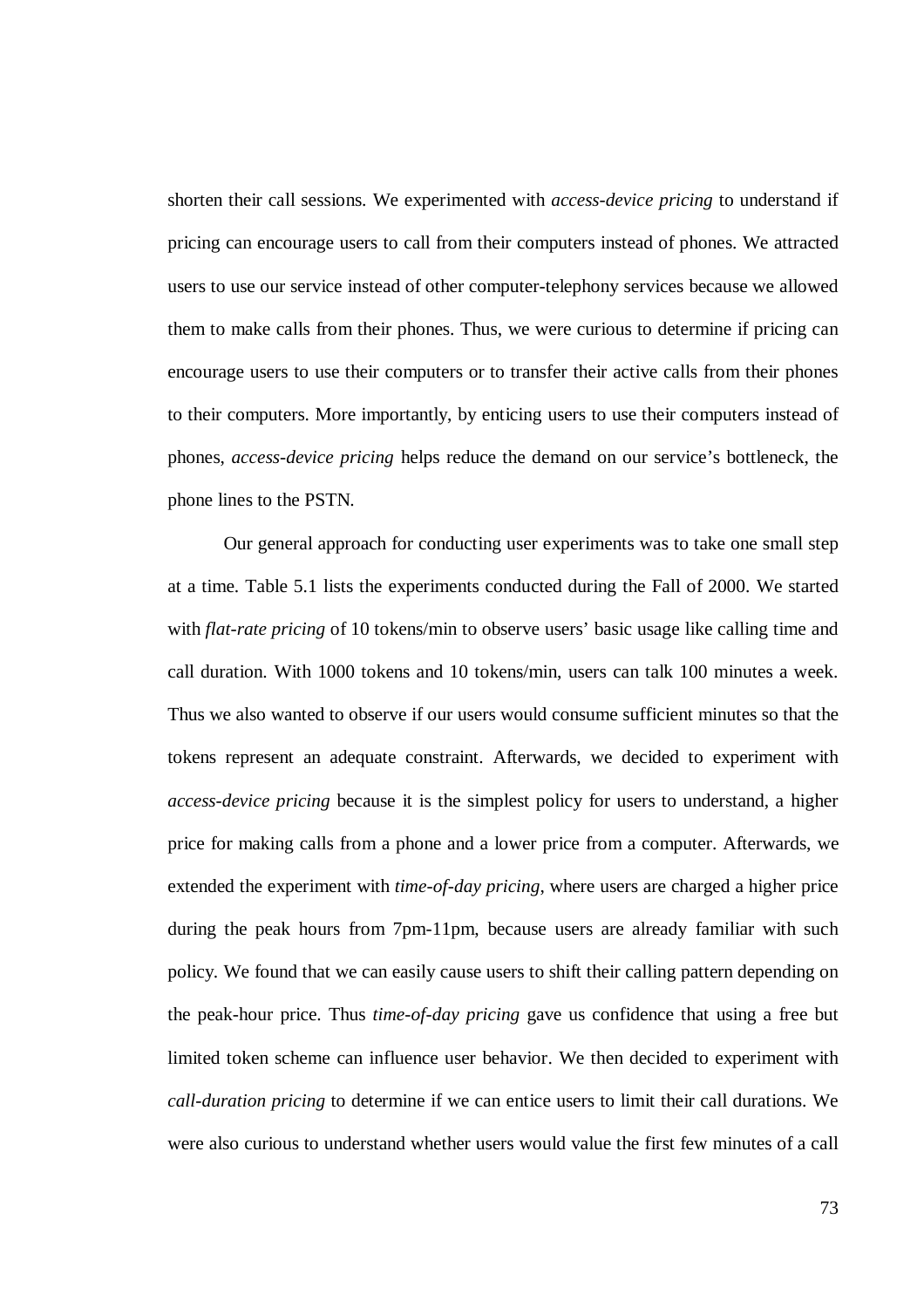shorten their call sessions. We experimented with *access-device pricing* to understand if pricing can encourage users to call from their computers instead of phones. We attracted users to use our service instead of other computer-telephony services because we allowed them to make calls from their phones. Thus, we were curious to determine if pricing can encourage users to use their computers or to transfer their active calls from their phones to their computers. More importantly, by enticing users to use their computers instead of phones, *access-device pricing* helps reduce the demand on our service's bottleneck, the phone lines to the PSTN.

Our general approach for conducting user experiments was to take one small step at a time. Table 5.1 lists the experiments conducted during the Fall of 2000. We started with *flat-rate pricing* of 10 tokens/min to observe users' basic usage like calling time and call duration. With 1000 tokens and 10 tokens/min, users can talk 100 minutes a week. Thus we also wanted to observe if our users would consume sufficient minutes so that the tokens represent an adequate constraint. Afterwards, we decided to experiment with *access-device pricing* because it is the simplest policy for users to understand, a higher price for making calls from a phone and a lower price from a computer. Afterwards, we extended the experiment with *time-of-day pricing*, where users are charged a higher price during the peak hours from 7pm-11pm, because users are already familiar with such policy. We found that we can easily cause users to shift their calling pattern depending on the peak-hour price. Thus *time-of-day pricing* gave us confidence that using a free but limited token scheme can influence user behavior. We then decided to experiment with *call-duration pricing* to determine if we can entice users to limit their call durations. We were also curious to understand whether users would value the first few minutes of a call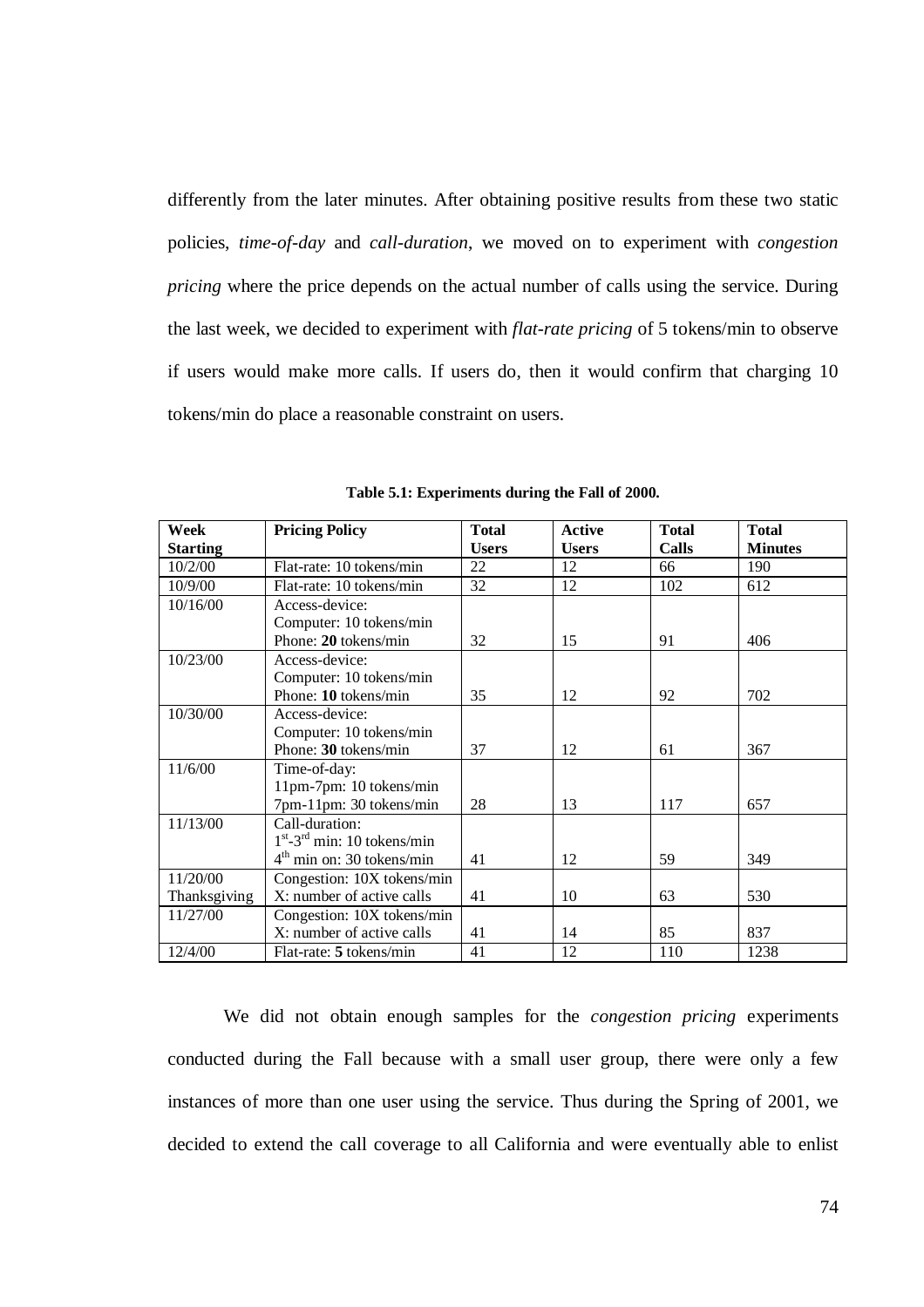differently from the later minutes. After obtaining positive results from these two static policies, *time-of-day* and *call-duration*, we moved on to experiment with *congestion pricing* where the price depends on the actual number of calls using the service. During the last week, we decided to experiment with *flat-rate pricing* of 5 tokens/min to observe if users would make more calls. If users do, then it would confirm that charging 10 tokens/min do place a reasonable constraint on users.

**Table 5.1: Experiments during the Fall of 2000.**

| Week Starting | Pricing Policy | Total Users | Active Users | Total Calls | Total Minutes |
|---|---|---|---|---|---|
| 10/2/00 | Flat-rate: 10 tokens/min | 22 | 12 | 66 | 190 |
| 10/9/00 | Flat-rate: 10 tokens/min | 32 | 12 | 102 | 612 |
| 10/16/00 | Access-device:<br>Computer: 10 tokens/min<br>Phone: **20** tokens/min | 32 | 15 | 91 | 406 |
| 10/23/00 | Access-device:<br>Computer: 10 tokens/min<br>Phone: **10** tokens/min | 35 | 12 | 92 | 702 |
| 10/30/00 | Access-device:<br>Computer: 10 tokens/min<br>Phone: **30** tokens/min | 37 | 12 | 61 | 367 |
| 11/6/00 | Time-of-day:<br>11pm-7pm: 10 tokens/min<br>7pm-11pm: 30 tokens/min | 28 | 13 | 117 | 657 |
| 11/13/00 | Call-duration:<br>$1^{st}$-$3^{rd}$ min: 10 tokens/min<br>$4^{th}$ min on: 30 tokens/min | 41 | 12 | 59 | 349 |
| 11/20/00 Thanksgiving | Congestion: 10X tokens/min<br>X: number of active calls | 41 | 10 | 63 | 530 |
| 11/27/00 | Congestion: 10X tokens/min<br>X: number of active calls | 41 | 14 | 85 | 837 |
| 12/4/00 | Flat-rate: **5** tokens/min | 41 | 12 | 110 | 1238 |

We did not obtain enough samples for the *congestion pricing* experiments conducted during the Fall because with a small user group, there were only a few instances of more than one user using the service. Thus during the Spring of 2001, we decided to extend the call coverage to all California and were eventually able to enlist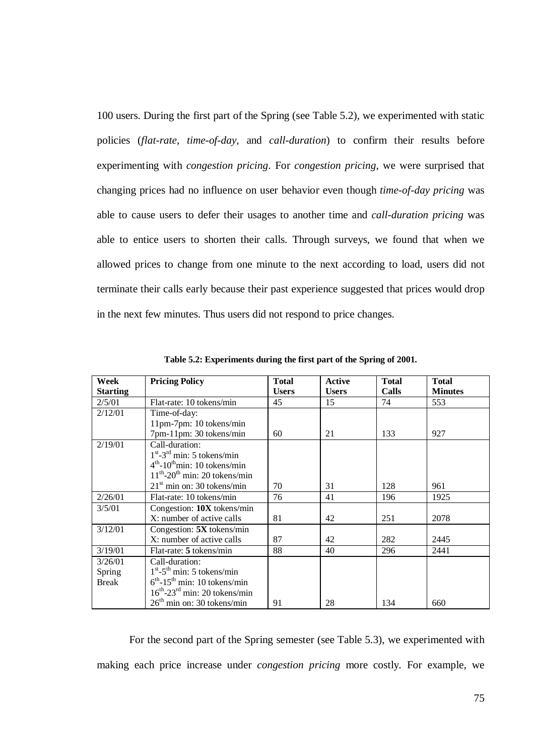100 users. During the first part of the Spring (see Table 5.2), we experimented with static policies (*flat-rate*, *time-of-day*, and *call-duration*) to confirm their results before experimenting with *congestion pricing*. For *congestion pricing*, we were surprised that changing prices had no influence on user behavior even though *time-of-day pricing* was able to cause users to defer their usages to another time and *call-duration pricing* was able to entice users to shorten their calls. Through surveys, we found that when we allowed prices to change from one minute to the next according to load, users did not terminate their calls early because their past experience suggested that prices would drop in the next few minutes. Thus users did not respond to price changes.

**Table 5.2: Experiments during the first part of the Spring of 2001.**

| Week Starting | Pricing Policy | Total Users | Active Users | Total Calls | Total Minutes |
|---|---|---|---|---|---|
| 2/5/01 | Flat-rate: 10 tokens/min | 45 | 15 | 74 | 553 |
| 2/12/01 | Time-of-day:<br>11pm-7pm: 10 tokens/min<br>7pm-11pm: 30 tokens/min | 60 | 21 | 133 | 927 |
| 2/19/01 | Call-duration:<br>1st-3rd min: 5 tokens/min<br>4th-10th min: 10 tokens/min<br>11th-20th min: 20 tokens/min<br>21st min on: 30 tokens/min | 70 | 31 | 128 | 961 |
| 2/26/01 | Flat-rate: 10 tokens/min | 76 | 41 | 196 | 1925 |
| 3/5/01 | Congestion: **10X** tokens/min<br>X: number of active calls | 81 | 42 | 251 | 2078 |
| 3/12/01 | Congestion: **5X** tokens/min<br>X: number of active calls | 87 | 42 | 282 | 2445 |
| 3/19/01 | Flat-rate: **5** tokens/min | 88 | 40 | 296 | 2441 |
| 3/26/01<br>Spring<br>Break | Call-duration:<br>1st-5th min: 5 tokens/min<br>6th-15th min: 10 tokens/min<br>16th-23rd min: 20 tokens/min<br>26th min on: 30 tokens/min | 91 | 28 | 134 | 660 |

For the second part of the Spring semester (see Table 5.3), we experimented with making each price increase under *congestion pricing* more costly. For example, we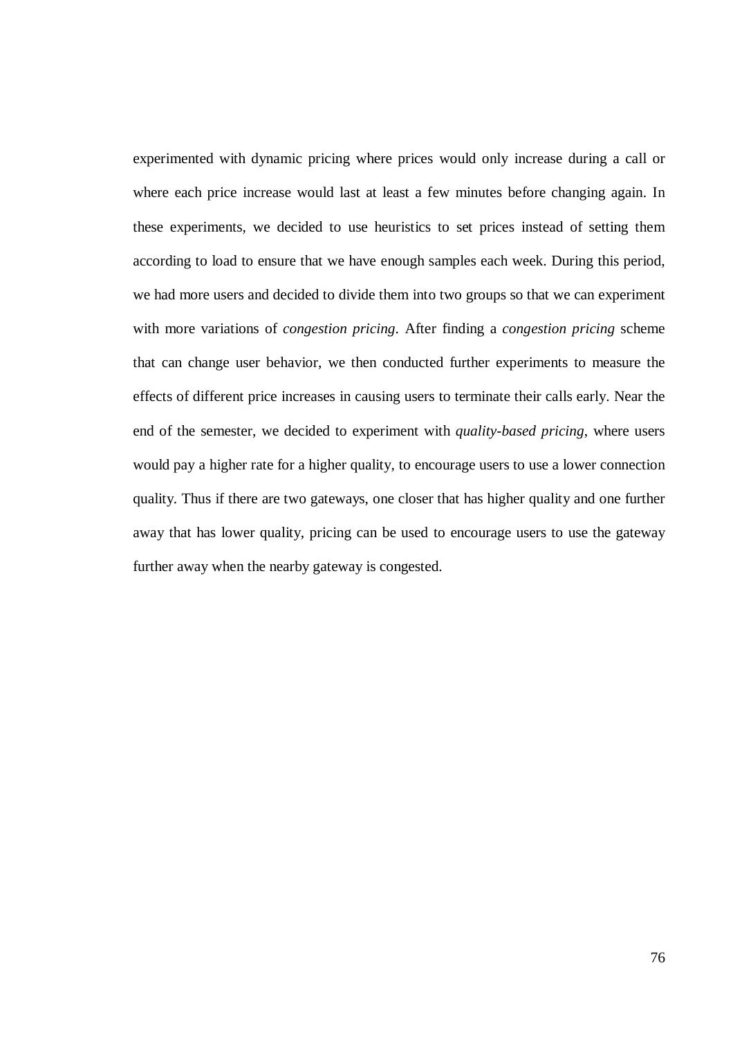experimented with dynamic pricing where prices would only increase during a call or where each price increase would last at least a few minutes before changing again. In these experiments, we decided to use heuristics to set prices instead of setting them according to load to ensure that we have enough samples each week. During this period, we had more users and decided to divide them into two groups so that we can experiment with more variations of *congestion pricing*. After finding a *congestion pricing* scheme that can change user behavior, we then conducted further experiments to measure the effects of different price increases in causing users to terminate their calls early. Near the end of the semester, we decided to experiment with *quality-based pricing*, where users would pay a higher rate for a higher quality, to encourage users to use a lower connection quality. Thus if there are two gateways, one closer that has higher quality and one further away that has lower quality, pricing can be used to encourage users to use the gateway further away when the nearby gateway is congested.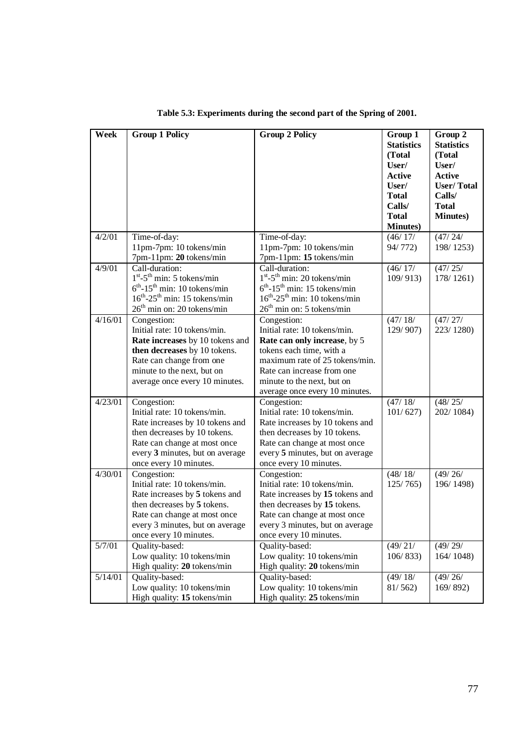**Table 5.3: Experiments during the second part of the Spring of 2001.**

| Week | Group 1 Policy | Group 2 Policy | Group 1 Statistics (Total User/ Active User/ Total Calls/ Total Minutes) | Group 2 Statistics (Total User/ Active User/ Total Calls/ Total Minutes) |
|---|---|---|---|---|
| 4/2/01 | Time-of-day:<br>11pm-7pm: 10 tokens/min<br>7pm-11pm: **20** tokens/min | Time-of-day:<br>11pm-7pm: 10 tokens/min<br>7pm-11pm: **15** tokens/min | (46/ 17/ 94/ 772) | (47/ 24/ 198/ 1253) |
| 4/9/01 | Call-duration:<br>$1^{st}$-$5^{th}$ min: 5 tokens/min<br>$6^{th}$-$15^{th}$ min: 10 tokens/min<br>$16^{th}$-$25^{th}$ min: 15 tokens/min<br>$26^{th}$ min on: 20 tokens/min | Call-duration:<br>$1^{st}$-$5^{th}$ min: 20 tokens/min<br>$6^{th}$-$15^{th}$ min: 15 tokens/min<br>$16^{th}$-$25^{th}$ min: 10 tokens/min<br>$26^{th}$ min on: 5 tokens/min | (46/ 17/ 109/ 913) | (47/ 25/ 178/ 1261) |
| 4/16/01 | Congestion:<br>Initial rate: 10 tokens/min.<br>**Rate increases** by 10 tokens and **then decreases** by 10 tokens.<br>Rate can change from one minute to the next, but on average once every 10 minutes. | Congestion:<br>Initial rate: 10 tokens/min.<br>**Rate can only increase**, by 5 tokens each time, with a maximum rate of 25 tokens/min.<br>Rate can increase from one minute to the next, but on average once every 10 minutes. | (47/ 18/ 129/ 907) | (47/ 27/ 223/ 1280) |
| 4/23/01 | Congestion:<br>Initial rate: 10 tokens/min.<br>Rate increases by 10 tokens and then decreases by 10 tokens.<br>Rate can change at most once every **3** minutes, but on average once every 10 minutes. | Congestion:<br>Initial rate: 10 tokens/min.<br>Rate increases by 10 tokens and then decreases by 10 tokens.<br>Rate can change at most once every **5** minutes, but on average once every 10 minutes. | (47/ 18/ 101/ 627) | (48/ 25/ 202/ 1084) |
| 4/30/01 | Congestion:<br>Initial rate: 10 tokens/min.<br>Rate increases by **5** tokens and then decreases by **5** tokens.<br>Rate can change at most once every 3 minutes, but on average once every 10 minutes. | Congestion:<br>Initial rate: 10 tokens/min.<br>Rate increases by **15** tokens and then decreases by **15** tokens.<br>Rate can change at most once every 3 minutes, but on average once every 10 minutes. | (48/ 18/ 125/ 765) | (49/ 26/ 196/ 1498) |
| 5/7/01 | Quality-based:<br>Low quality: 10 tokens/min<br>High quality: **20** tokens/min | Quality-based:<br>Low quality: 10 tokens/min<br>High quality: **20** tokens/min | (49/ 21/ 106/ 833) | (49/ 29/ 164/ 1048) |
| 5/14/01 | Quality-based:<br>Low quality: 10 tokens/min<br>High quality: **15** tokens/min | Quality-based:<br>Low quality: 10 tokens/min<br>High quality: **25** tokens/min | (49/ 18/ 81/ 562) | (49/ 26/ 169/ 892) |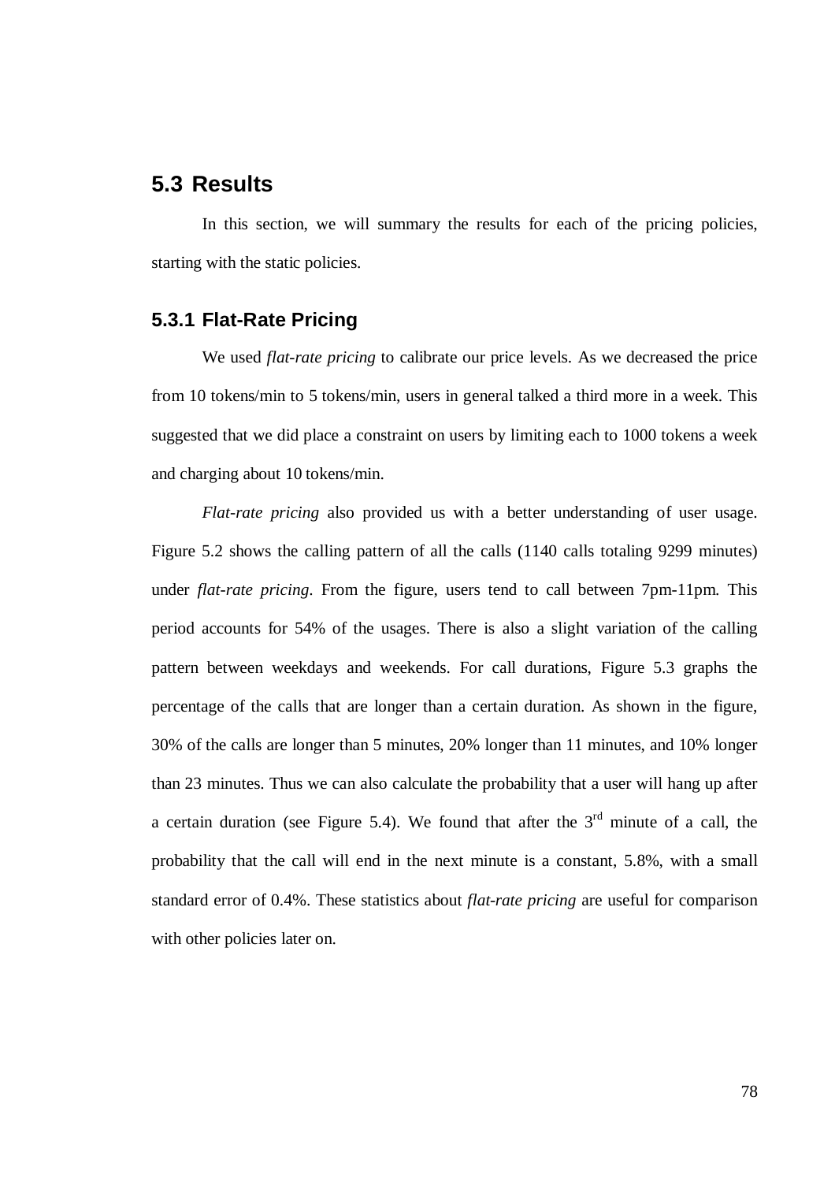## 5.3 Results

In this section, we will summary the results for each of the pricing policies, starting with the static policies.

### 5.3.1 Flat-Rate Pricing

We used *flat-rate pricing* to calibrate our price levels. As we decreased the price from 10 tokens/min to 5 tokens/min, users in general talked a third more in a week. This suggested that we did place a constraint on users by limiting each to 1000 tokens a week and charging about 10 tokens/min.

*Flat-rate pricing* also provided us with a better understanding of user usage. Figure 5.2 shows the calling pattern of all the calls (1140 calls totaling 9299 minutes) under *flat-rate pricing*. From the figure, users tend to call between 7pm-11pm. This period accounts for 54% of the usages. There is also a slight variation of the calling pattern between weekdays and weekends. For call durations, Figure 5.3 graphs the percentage of the calls that are longer than a certain duration. As shown in the figure, 30% of the calls are longer than 5 minutes, 20% longer than 11 minutes, and 10% longer than 23 minutes. Thus we can also calculate the probability that a user will hang up after a certain duration (see Figure 5.4). We found that after the 3rd minute of a call, the probability that the call will end in the next minute is a constant, 5.8%, with a small standard error of 0.4%. These statistics about *flat-rate pricing* are useful for comparison with other policies later on.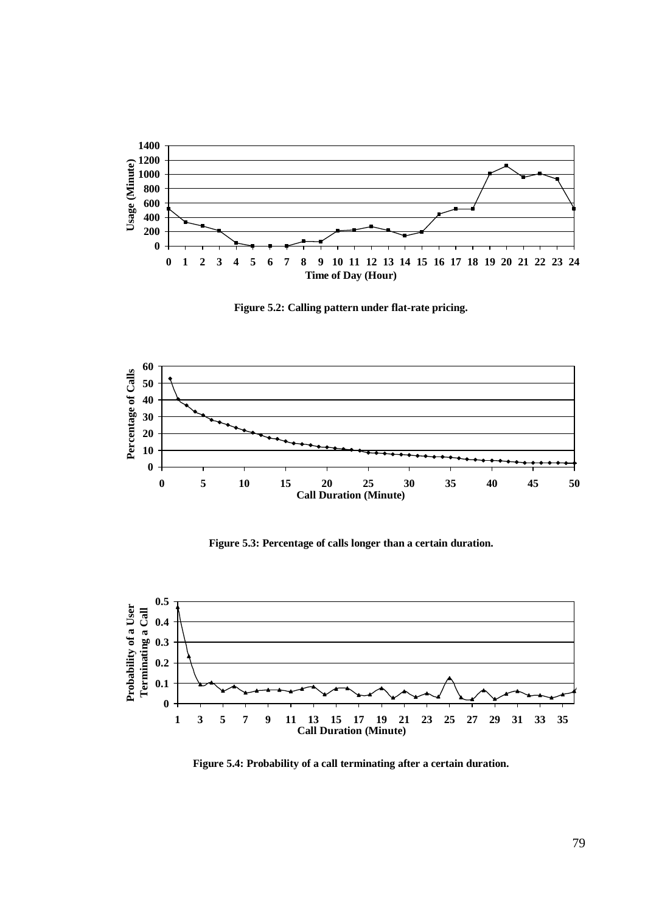Figure 5.2: Calling pattern under flat-rate pricing.

Figure 5.3: Percentage of calls longer than a certain duration.

Figure 5.4: Probability of a call terminating after a certain duration.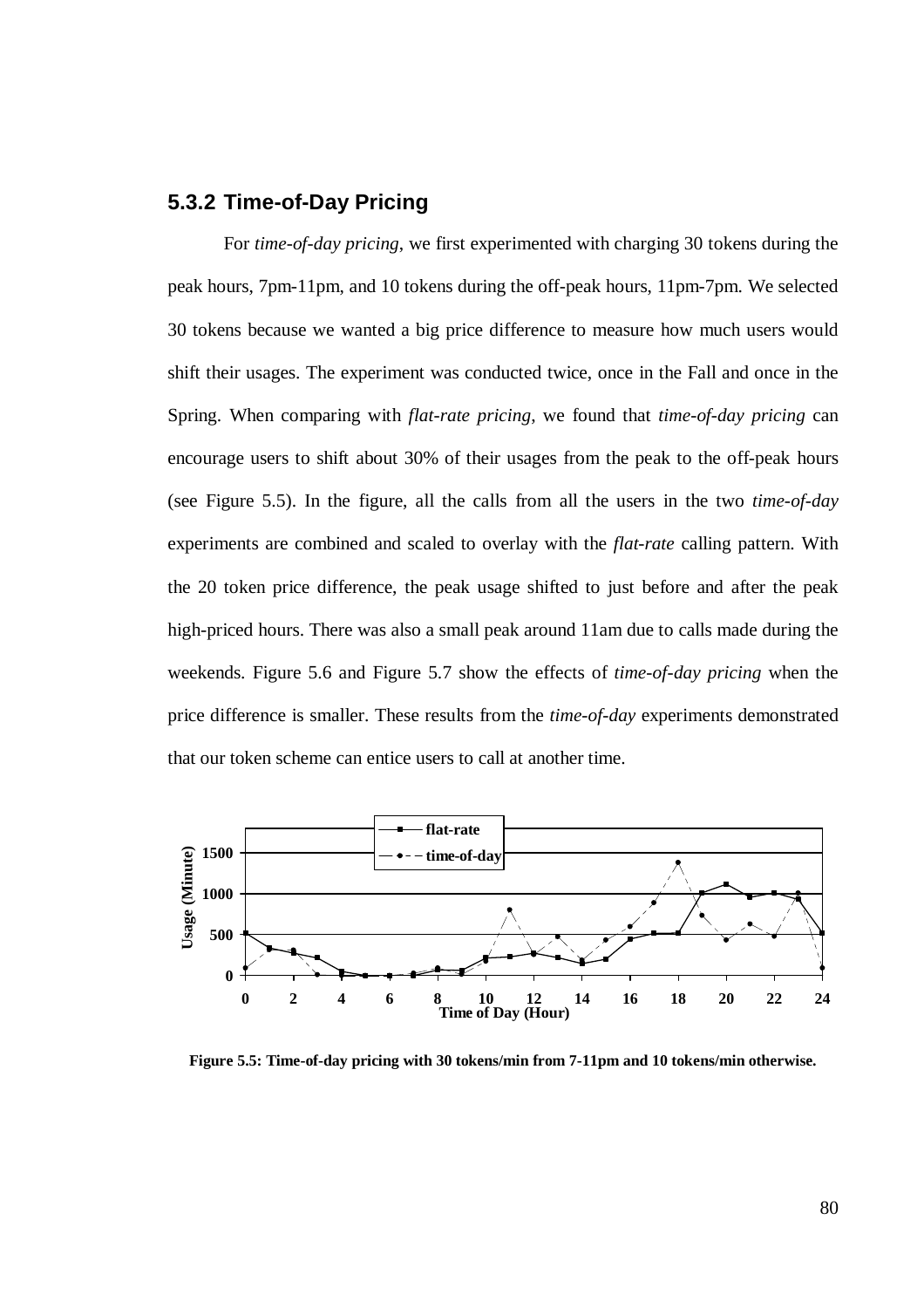### 5.3.2 Time-of-Day Pricing

For *time-of-day pricing*, we first experimented with charging 30 tokens during the peak hours, 7pm-11pm, and 10 tokens during the off-peak hours, 11pm-7pm. We selected 30 tokens because we wanted a big price difference to measure how much users would shift their usages. The experiment was conducted twice, once in the Fall and once in the Spring. When comparing with *flat-rate pricing*, we found that *time-of-day pricing* can encourage users to shift about 30% of their usages from the peak to the off-peak hours (see Figure 5.5). In the figure, all the calls from all the users in the two *time-of-day* experiments are combined and scaled to overlay with the *flat-rate* calling pattern. With the 20 token price difference, the peak usage shifted to just before and after the peak high-priced hours. There was also a small peak around 11am due to calls made during the weekends. Figure 5.6 and Figure 5.7 show the effects of *time-of-day pricing* when the price difference is smaller. These results from the *time-of-day* experiments demonstrated that our token scheme can entice users to call at another time.

**Figure 5.5: Time-of-day pricing with 30 tokens/min from 7-11pm and 10 tokens/min otherwise.**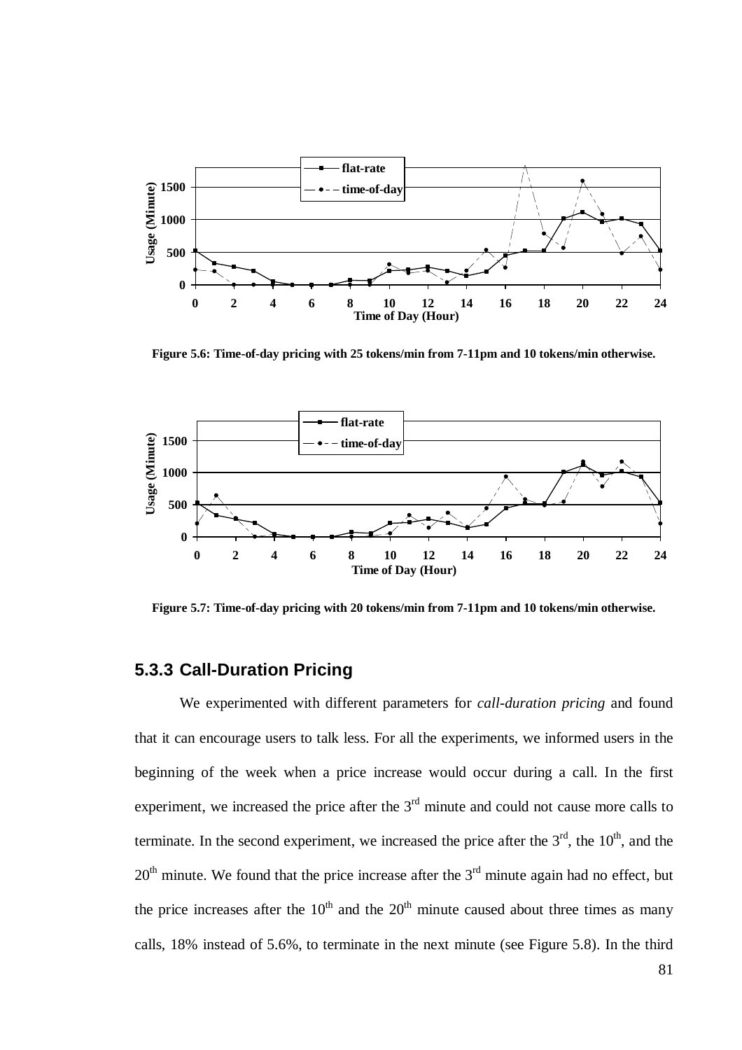**Figure 5.6: Time-of-day pricing with 25 tokens/min from 7-11pm and 10 tokens/min otherwise.**

**Figure 5.7: Time-of-day pricing with 20 tokens/min from 7-11pm and 10 tokens/min otherwise.**

### 5.3.3 Call-Duration Pricing

We experimented with different parameters for *call-duration pricing* and found that it can encourage users to talk less. For all the experiments, we informed users in the beginning of the week when a price increase would occur during a call. In the first experiment, we increased the price after the 3rd minute and could not cause more calls to terminate. In the second experiment, we increased the price after the 3rd, the 10th, and the 20th minute. We found that the price increase after the 3rd minute again had no effect, but the price increases after the 10th and the 20th minute caused about three times as many calls, 18% instead of 5.6%, to terminate in the next minute (see Figure 5.8). In the third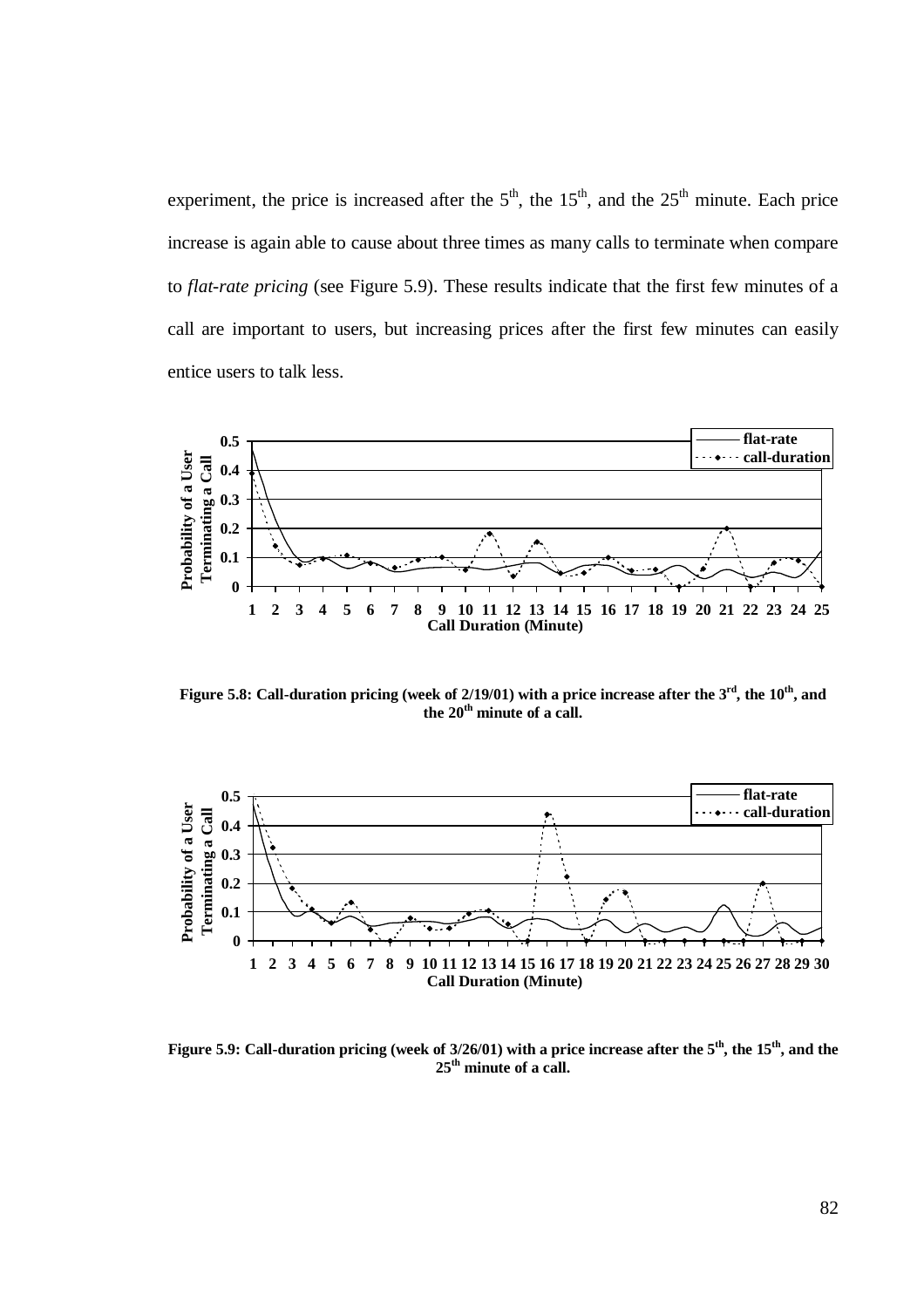experiment, the price is increased after the 5th, the 15th, and the 25th minute. Each price increase is again able to cause about three times as many calls to terminate when compare to *flat-rate pricing* (see Figure 5.9). These results indicate that the first few minutes of a call are important to users, but increasing prices after the first few minutes can easily entice users to talk less.

**Figure 5.8: Call-duration pricing (week of 2/19/01) with a price increase after the 3rd, the 10th, and the 20th minute of a call.**

**Figure 5.9: Call-duration pricing (week of 3/26/01) with a price increase after the 5th, the 15th, and the 25th minute of a call.**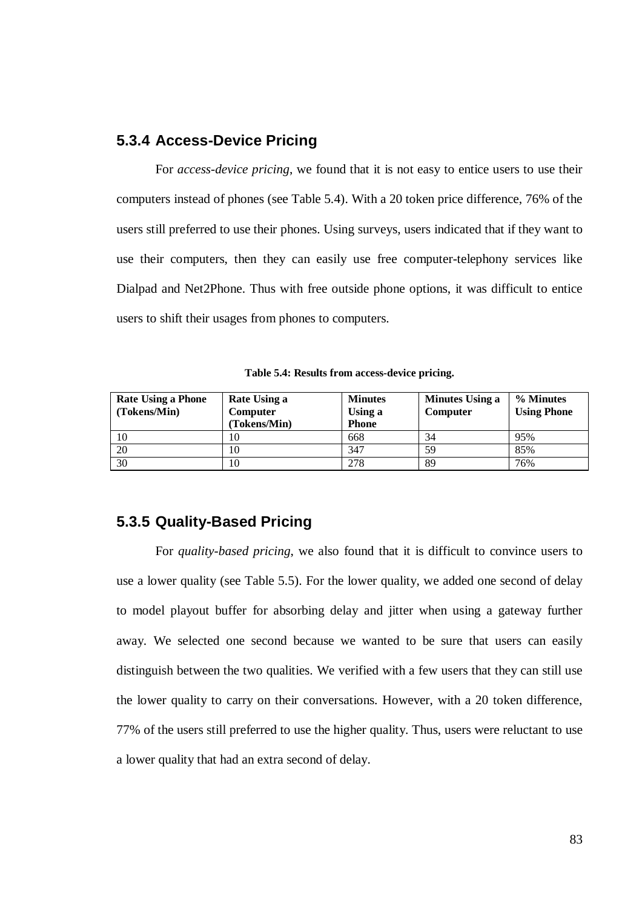### 5.3.4 Access-Device Pricing

For *access-device pricing*, we found that it is not easy to entice users to use their computers instead of phones (see Table 5.4). With a 20 token price difference, 76% of the users still preferred to use their phones. Using surveys, users indicated that if they want to use their computers, then they can easily use free computer-telephony services like Dialpad and Net2Phone. Thus with free outside phone options, it was difficult to entice users to shift their usages from phones to computers.

**Table 5.4: Results from access-device pricing.**

| Rate Using a Phone (Tokens/Min) | Rate Using a Computer (Tokens/Min) | Minutes Using a Phone | Minutes Using a Computer | % Minutes Using Phone |
|---|---|---|---|---|
| 10 | 10 | 668 | 34 | 95% |
| 20 | 10 | 347 | 59 | 85% |
| 30 | 10 | 278 | 89 | 76% |

### 5.3.5 Quality-Based Pricing

For *quality-based pricing*, we also found that it is difficult to convince users to use a lower quality (see Table 5.5). For the lower quality, we added one second of delay to model playout buffer for absorbing delay and jitter when using a gateway further away. We selected one second because we wanted to be sure that users can easily distinguish between the two qualities. We verified with a few users that they can still use the lower quality to carry on their conversations. However, with a 20 token difference, 77% of the users still preferred to use the higher quality. Thus, users were reluctant to use a lower quality that had an extra second of delay.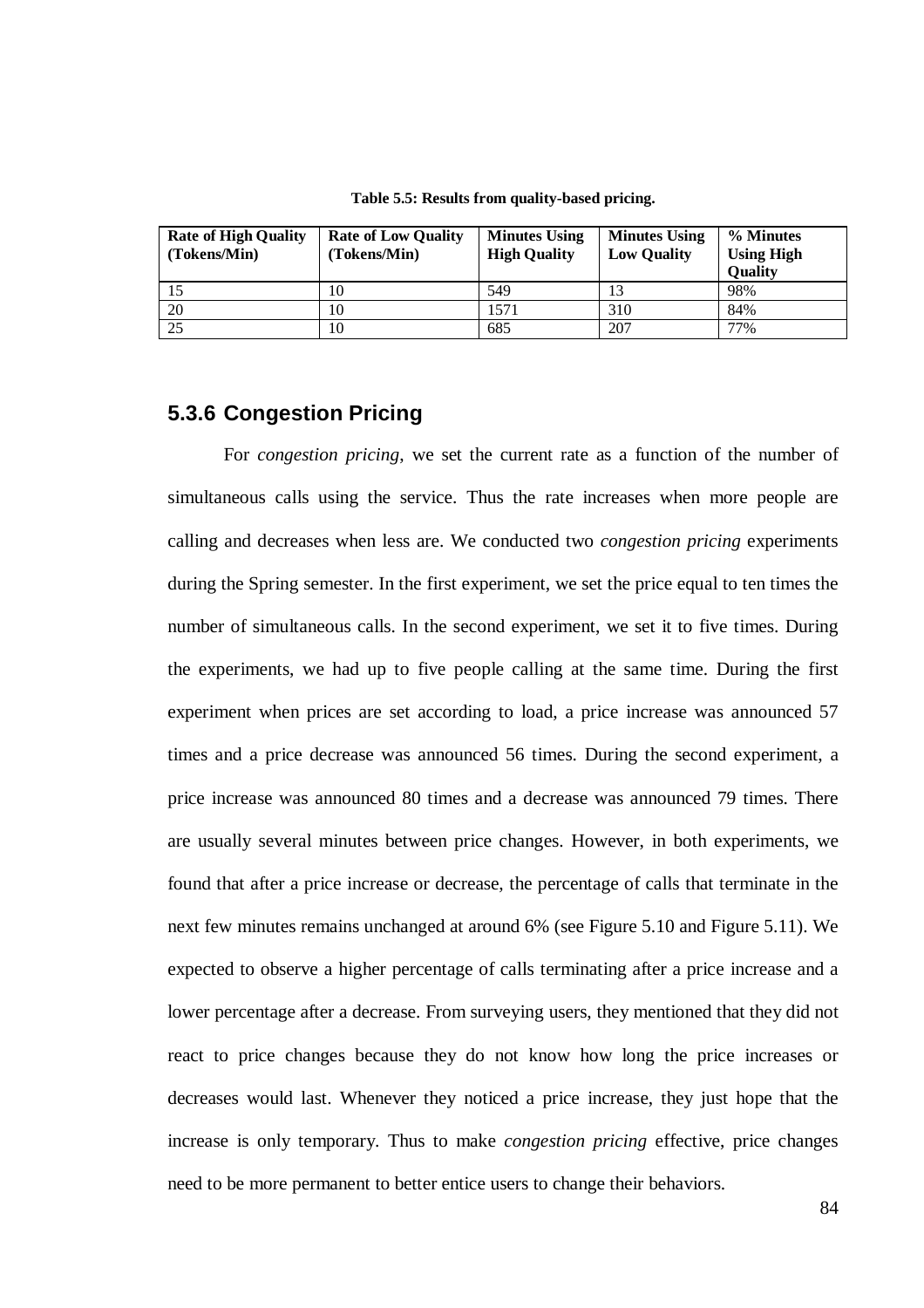**Table 5.5: Results from quality-based pricing.**

| Rate of High Quality (Tokens/Min) | Rate of Low Quality (Tokens/Min) | Minutes Using High Quality | Minutes Using Low Quality | % Minutes Using High Quality |
|---|---|---|---|---|
| 15 | 10 | 549 | 13 | 98% |
| 20 | 10 | 1571 | 310 | 84% |
| 25 | 10 | 685 | 207 | 77% |

### 5.3.6 Congestion Pricing

For *congestion pricing*, we set the current rate as a function of the number of simultaneous calls using the service. Thus the rate increases when more people are calling and decreases when less are. We conducted two *congestion pricing* experiments during the Spring semester. In the first experiment, we set the price equal to ten times the number of simultaneous calls. In the second experiment, we set it to five times. During the experiments, we had up to five people calling at the same time. During the first experiment when prices are set according to load, a price increase was announced 57 times and a price decrease was announced 56 times. During the second experiment, a price increase was announced 80 times and a decrease was announced 79 times. There are usually several minutes between price changes. However, in both experiments, we found that after a price increase or decrease, the percentage of calls that terminate in the next few minutes remains unchanged at around 6% (see Figure 5.10 and Figure 5.11). We expected to observe a higher percentage of calls terminating after a price increase and a lower percentage after a decrease. From surveying users, they mentioned that they did not react to price changes because they do not know how long the price increases or decreases would last. Whenever they noticed a price increase, they just hope that the increase is only temporary. Thus to make *congestion pricing* effective, price changes need to be more permanent to better entice users to change their behaviors.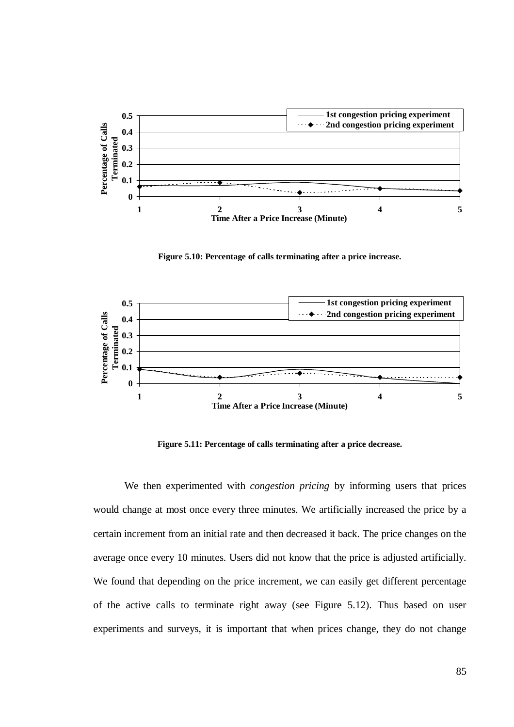Figure 5.10: Percentage of calls terminating after a price increase.

Figure 5.11: Percentage of calls terminating after a price decrease.

We then experimented with *congestion pricing* by informing users that prices would change at most once every three minutes. We artificially increased the price by a certain increment from an initial rate and then decreased it back. The price changes on the average once every 10 minutes. Users did not know that the price is adjusted artificially. We found that depending on the price increment, we can easily get different percentage of the active calls to terminate right away (see Figure 5.12). Thus based on user experiments and surveys, it is important that when prices change, they do not change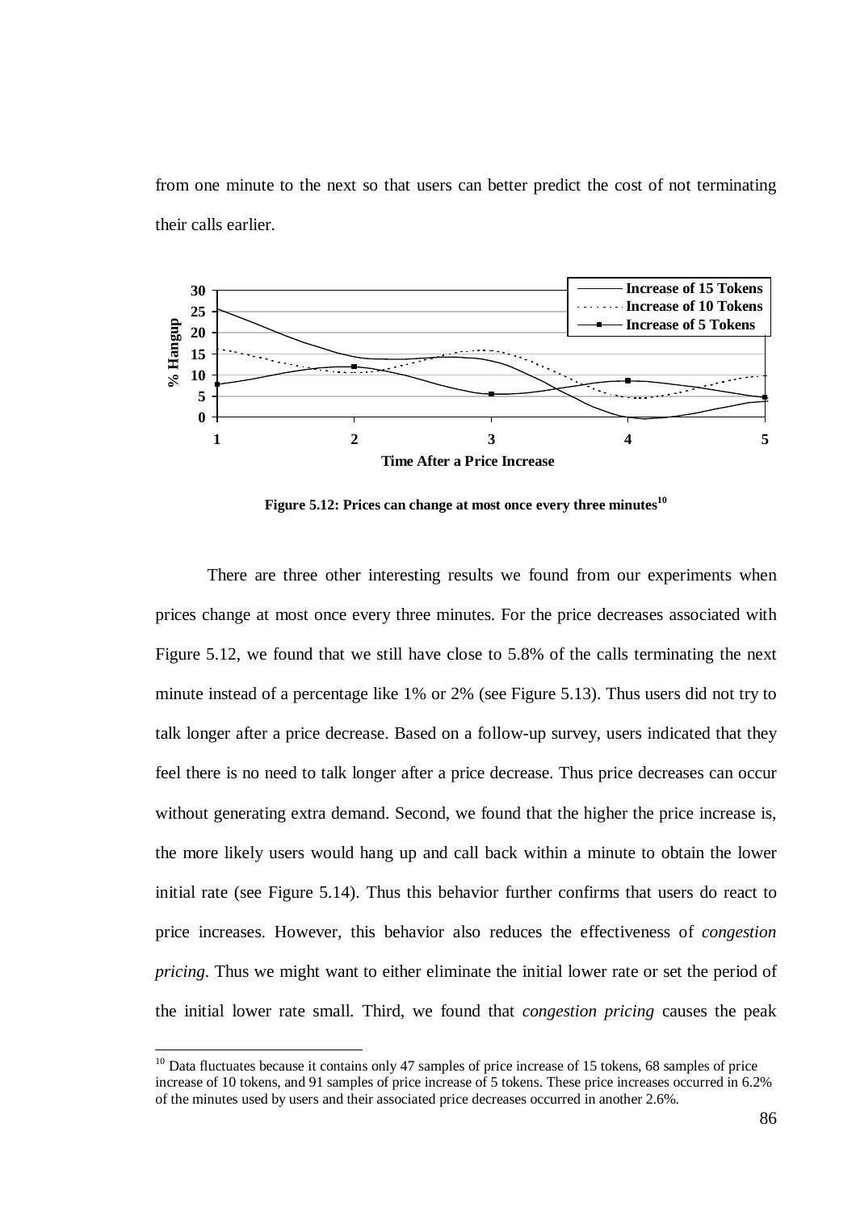from one minute to the next so that users can better predict the cost of not terminating their calls earlier.

**Figure 5.12: Prices can change at most once every three minutes**[10]

There are three other interesting results we found from our experiments when prices change at most once every three minutes. For the price decreases associated with Figure 5.12, we found that we still have close to 5.8% of the calls terminating the next minute instead of a percentage like 1% or 2% (see Figure 5.13). Thus users did not try to talk longer after a price decrease. Based on a follow-up survey, users indicated that they feel there is no need to talk longer after a price decrease. Thus price decreases can occur without generating extra demand. Second, we found that the higher the price increase is, the more likely users would hang up and call back within a minute to obtain the lower initial rate (see Figure 5.14). Thus this behavior further confirms that users do react to price increases. However, this behavior also reduces the effectiveness of *congestion pricing*. Thus we might want to either eliminate the initial lower rate or set the period of the initial lower rate small. Third, we found that *congestion pricing* causes the peak

[10] Data fluctuates because it contains only 47 samples of price increase of 15 tokens, 68 samples of price increase of 10 tokens, and 91 samples of price increase of 5 tokens. These price increases occurred in 6.2% of the minutes used by users and their associated price decreases occurred in another 2.6%.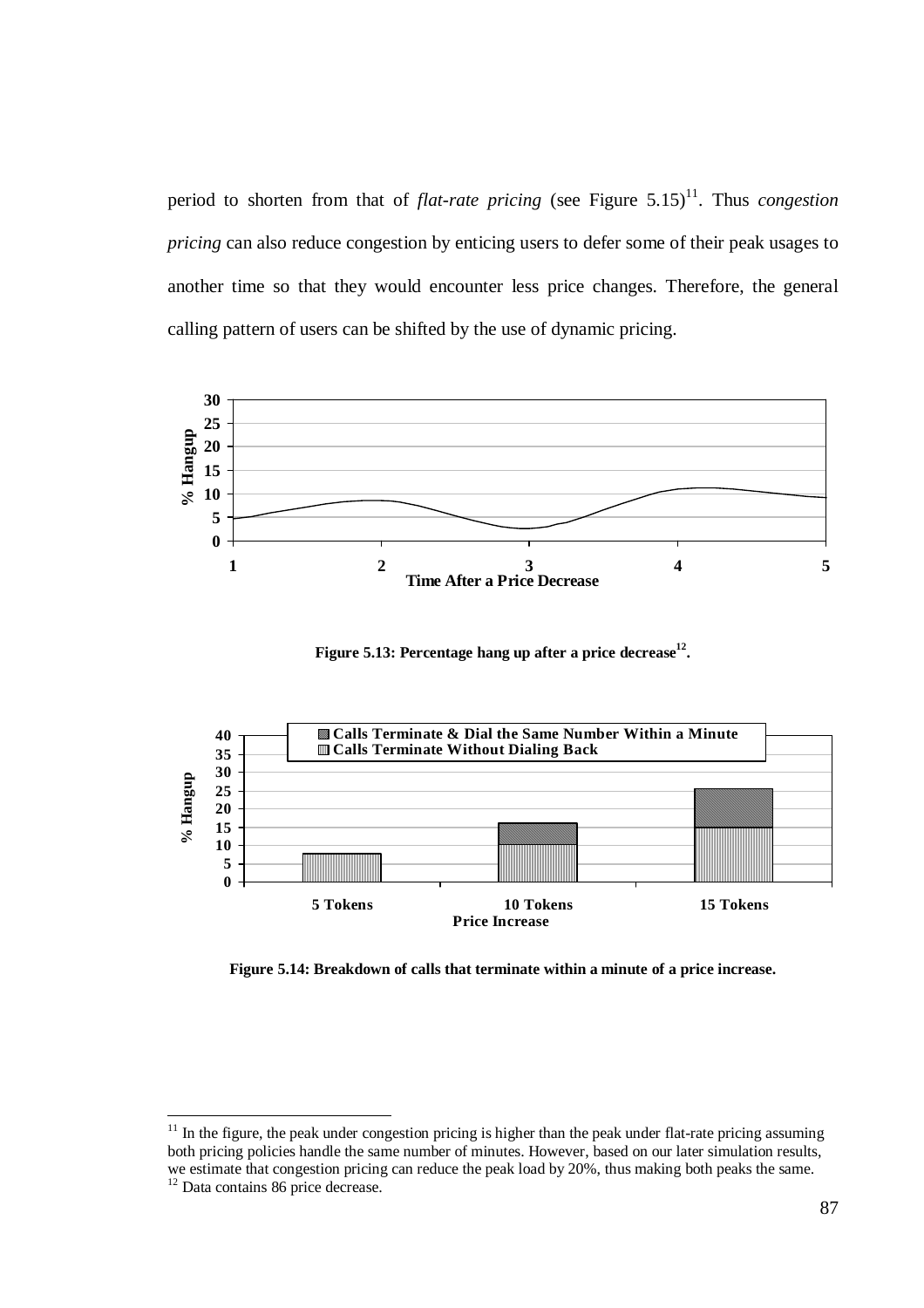period to shorten from that of *flat-rate pricing* (see Figure 5.15)[11]. Thus *congestion pricing* can also reduce congestion by enticing users to defer some of their peak usages to another time so that they would encounter less price changes. Therefore, the general calling pattern of users can be shifted by the use of dynamic pricing.

**Figure 5.13: Percentage hang up after a price decrease[12].**

**Figure 5.14: Breakdown of calls that terminate within a minute of a price increase.**

[11] In the figure, the peak under congestion pricing is higher than the peak under flat-rate pricing assuming both pricing policies handle the same number of minutes. However, based on our later simulation results, we estimate that congestion pricing can reduce the peak load by 20%, thus making both peaks the same.

[12] Data contains 86 price decrease.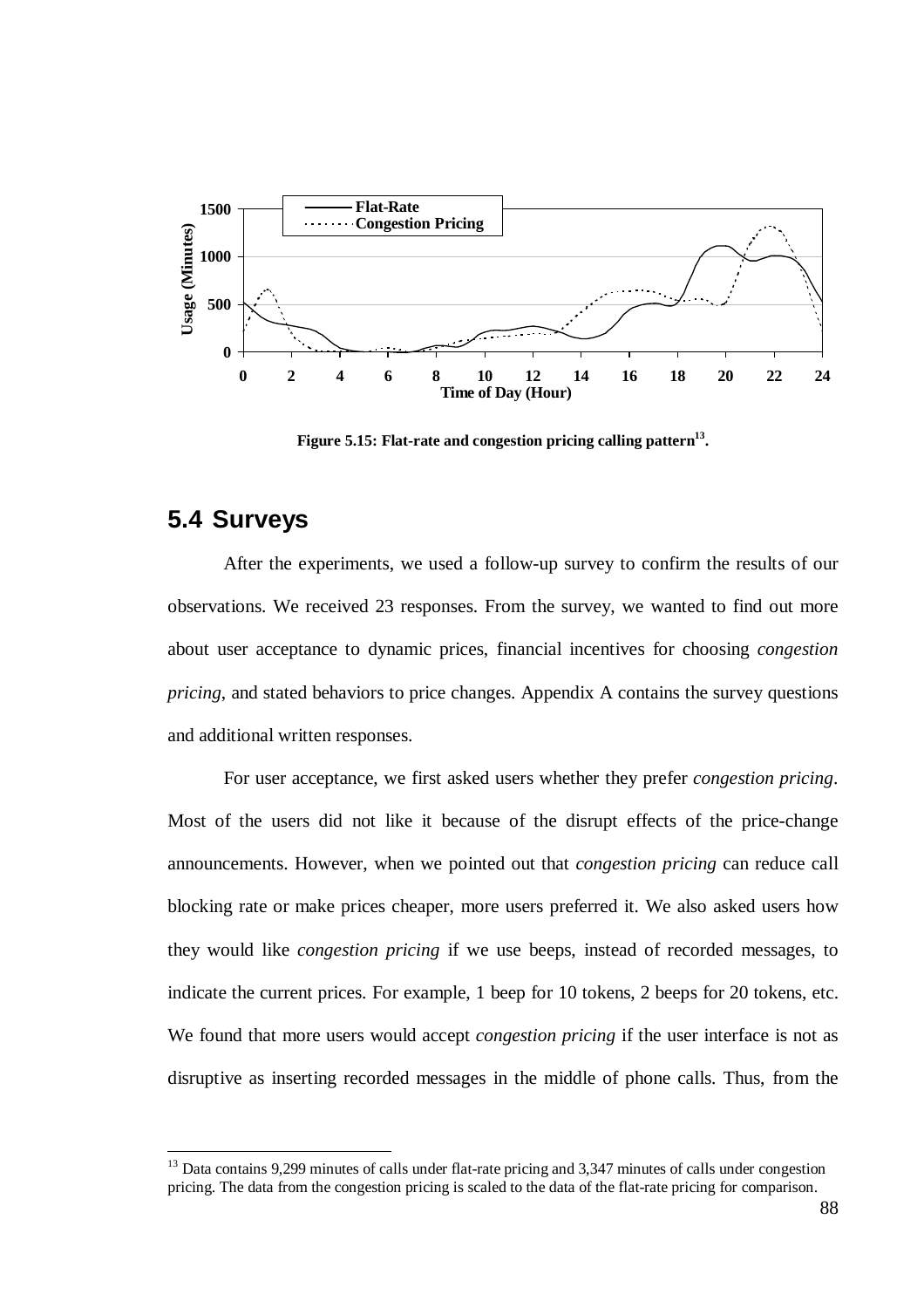Figure 5.15: Flat-rate and congestion pricing calling pattern[13].

## 5.4 Surveys

After the experiments, we used a follow-up survey to confirm the results of our observations. We received 23 responses. From the survey, we wanted to find out more about user acceptance to dynamic prices, financial incentives for choosing *congestion pricing*, and stated behaviors to price changes. Appendix A contains the survey questions and additional written responses.

For user acceptance, we first asked users whether they prefer *congestion pricing*. Most of the users did not like it because of the disrupt effects of the price-change announcements. However, when we pointed out that *congestion pricing* can reduce call blocking rate or make prices cheaper, more users preferred it. We also asked users how they would like *congestion pricing* if we use beeps, instead of recorded messages, to indicate the current prices. For example, 1 beep for 10 tokens, 2 beeps for 20 tokens, etc. We found that more users would accept *congestion pricing* if the user interface is not as disruptive as inserting recorded messages in the middle of phone calls. Thus, from the

[13] Data contains 9,299 minutes of calls under flat-rate pricing and 3,347 minutes of calls under congestion pricing. The data from the congestion pricing is scaled to the data of the flat-rate pricing for comparison.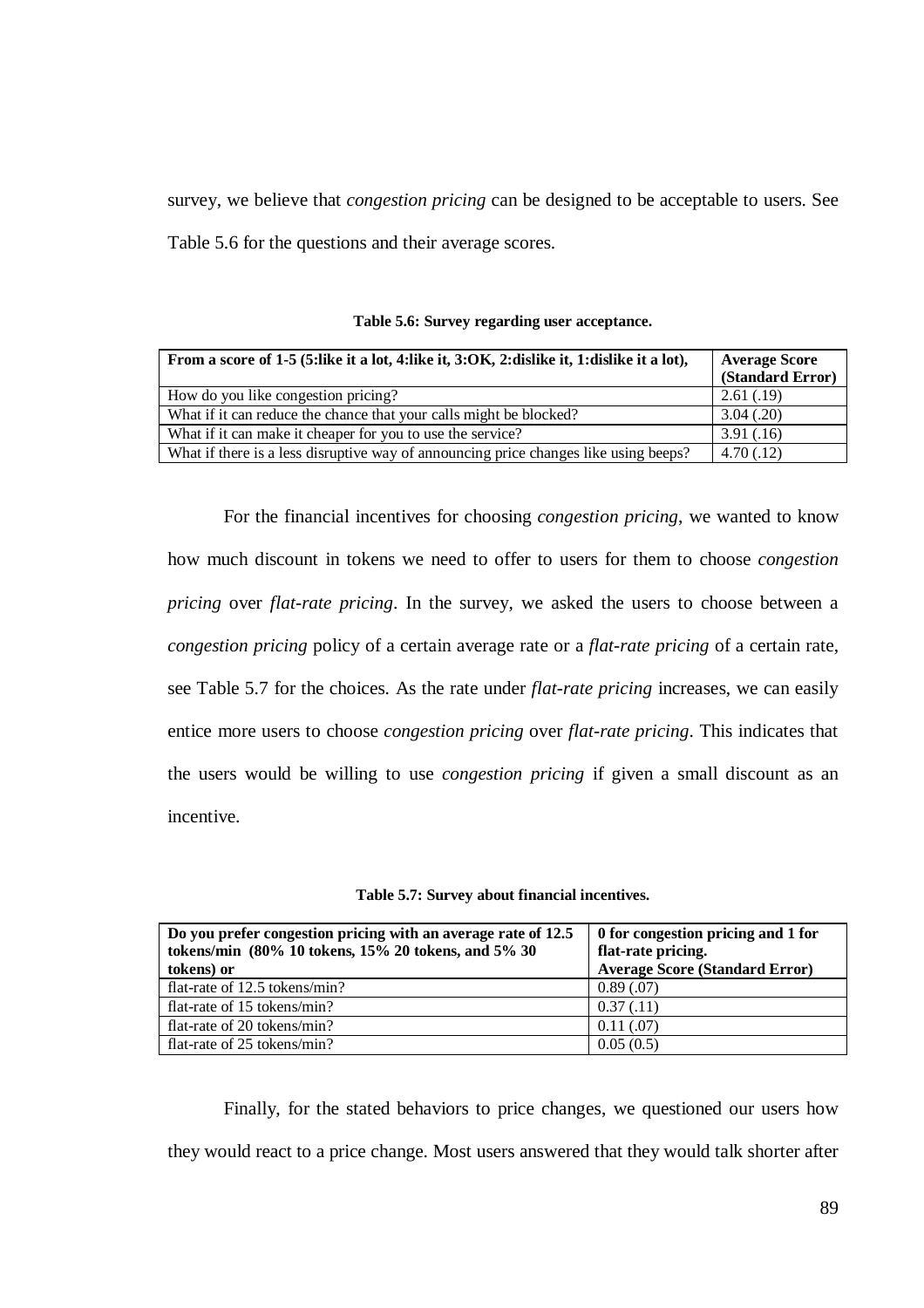survey, we believe that *congestion pricing* can be designed to be acceptable to users. See Table 5.6 for the questions and their average scores.

**Table 5.6: Survey regarding user acceptance.**

| From a score of 1-5 (5:like it a lot, 4:like it, 3:OK, 2:dislike it, 1:dislike it a lot), | Average Score (Standard Error) |
|---|---|
| How do you like congestion pricing? | 2.61 (.19) |
| What if it can reduce the chance that your calls might be blocked? | 3.04 (.20) |
| What if it can make it cheaper for you to use the service? | 3.91 (.16) |
| What if there is a less disruptive way of announcing price changes like using beeps? | 4.70 (.12) |

For the financial incentives for choosing *congestion pricing*, we wanted to know how much discount in tokens we need to offer to users for them to choose *congestion pricing* over *flat-rate pricing*. In the survey, we asked the users to choose between a *congestion pricing* policy of a certain average rate or a *flat-rate pricing* of a certain rate, see Table 5.7 for the choices. As the rate under *flat-rate pricing* increases, we can easily entice more users to choose *congestion pricing* over *flat-rate pricing*. This indicates that the users would be willing to use *congestion pricing* if given a small discount as an incentive.

**Table 5.7: Survey about financial incentives.**

| Do you prefer congestion pricing with an average rate of 12.5 tokens/min (80% 10 tokens, 15% 20 tokens, and 5% 30 tokens) or | 0 for congestion pricing and 1 for flat-rate pricing. Average Score (Standard Error) |
|---|---|
| flat-rate of 12.5 tokens/min? | 0.89 (.07) |
| flat-rate of 15 tokens/min? | 0.37 (.11) |
| flat-rate of 20 tokens/min? | 0.11 (.07) |
| flat-rate of 25 tokens/min? | 0.05 (0.5) |

Finally, for the stated behaviors to price changes, we questioned our users how they would react to a price change. Most users answered that they would talk shorter after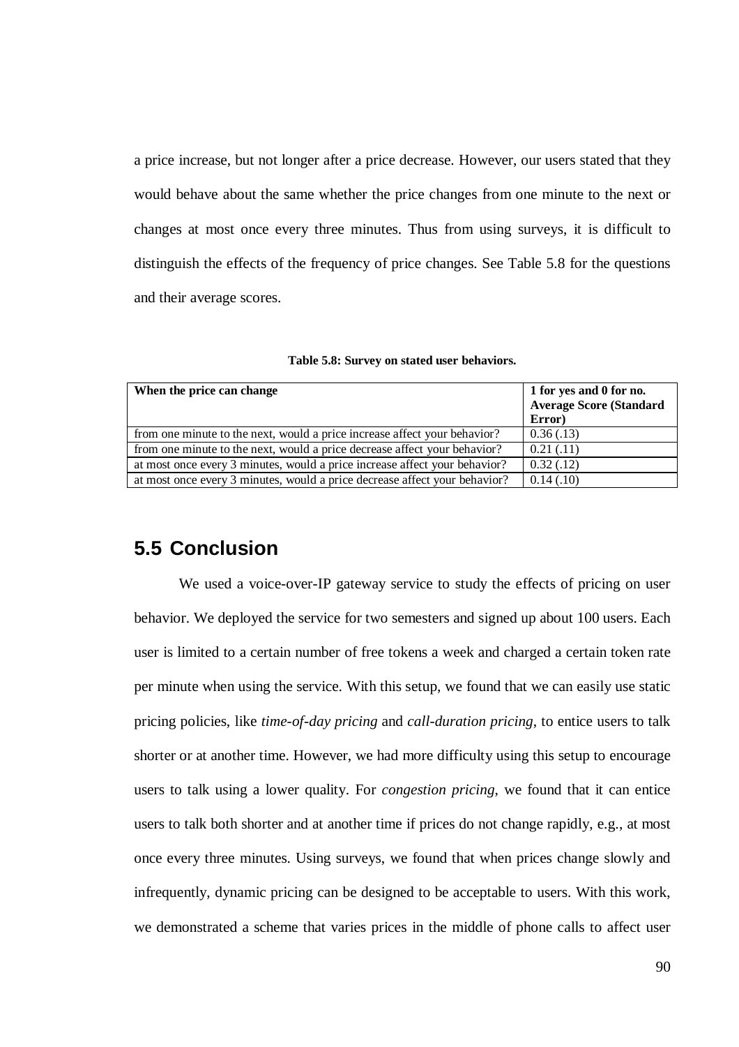a price increase, but not longer after a price decrease. However, our users stated that they would behave about the same whether the price changes from one minute to the next or changes at most once every three minutes. Thus from using surveys, it is difficult to distinguish the effects of the frequency of price changes. See Table 5.8 for the questions and their average scores.

**Table 5.8: Survey on stated user behaviors.**

| **When the price can change** | **1 for yes and 0 for no. Average Score (Standard Error)** |
|---|---|
| from one minute to the next, would a price increase affect your behavior? | 0.36 (.13) |
| from one minute to the next, would a price decrease affect your behavior? | 0.21 (.11) |
| at most once every 3 minutes, would a price increase affect your behavior? | 0.32 (.12) |
| at most once every 3 minutes, would a price decrease affect your behavior? | 0.14 (.10) |

## 5.5 Conclusion

We used a voice-over-IP gateway service to study the effects of pricing on user behavior. We deployed the service for two semesters and signed up about 100 users. Each user is limited to a certain number of free tokens a week and charged a certain token rate per minute when using the service. With this setup, we found that we can easily use static pricing policies, like *time-of-day pricing* and *call-duration pricing*, to entice users to talk shorter or at another time. However, we had more difficulty using this setup to encourage users to talk using a lower quality. For *congestion pricing*, we found that it can entice users to talk both shorter and at another time if prices do not change rapidly, e.g., at most once every three minutes. Using surveys, we found that when prices change slowly and infrequently, dynamic pricing can be designed to be acceptable to users. With this work, we demonstrated a scheme that varies prices in the middle of phone calls to affect user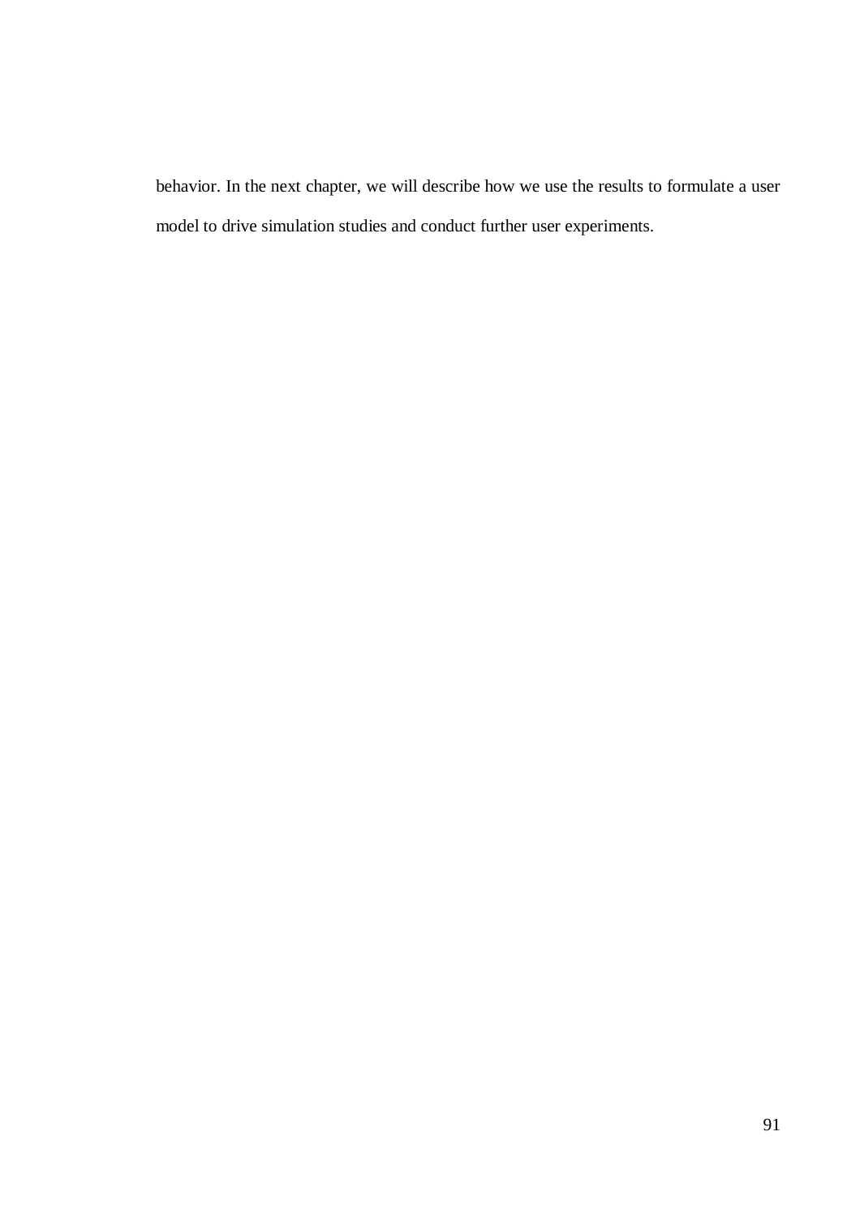behavior. In the next chapter, we will describe how we use the results to formulate a user model to drive simulation studies and conduct further user experiments.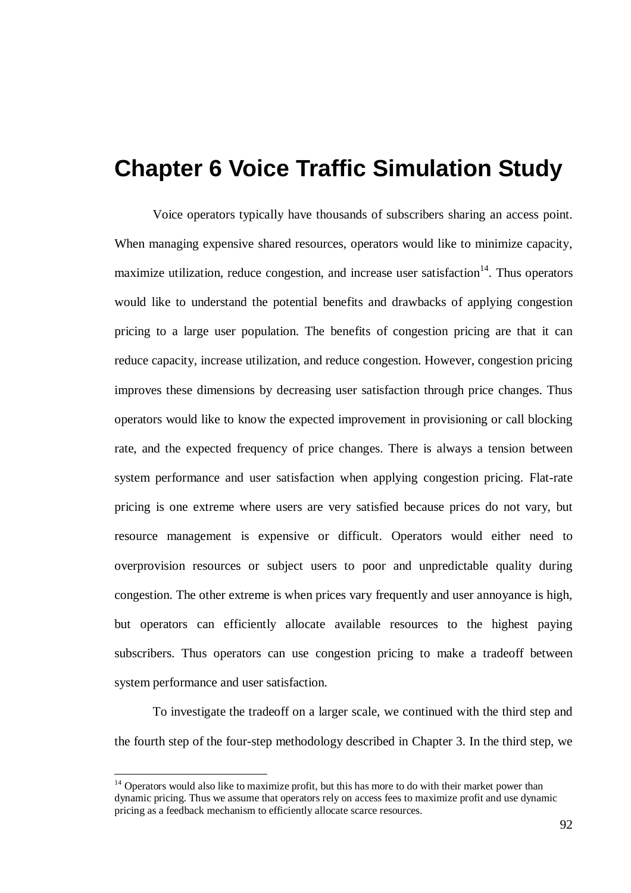# Chapter 6 Voice Traffic Simulation Study

Voice operators typically have thousands of subscribers sharing an access point. When managing expensive shared resources, operators would like to minimize capacity, maximize utilization, reduce congestion, and increase user satisfaction[14]. Thus operators would like to understand the potential benefits and drawbacks of applying congestion pricing to a large user population. The benefits of congestion pricing are that it can reduce capacity, increase utilization, and reduce congestion. However, congestion pricing improves these dimensions by decreasing user satisfaction through price changes. Thus operators would like to know the expected improvement in provisioning or call blocking rate, and the expected frequency of price changes. There is always a tension between system performance and user satisfaction when applying congestion pricing. Flat-rate pricing is one extreme where users are very satisfied because prices do not vary, but resource management is expensive or difficult. Operators would either need to overprovision resources or subject users to poor and unpredictable quality during congestion. The other extreme is when prices vary frequently and user annoyance is high, but operators can efficiently allocate available resources to the highest paying subscribers. Thus operators can use congestion pricing to make a tradeoff between system performance and user satisfaction.

To investigate the tradeoff on a larger scale, we continued with the third step and the fourth step of the four-step methodology described in Chapter 3. In the third step, we

[14] Operators would also like to maximize profit, but this has more to do with their market power than dynamic pricing. Thus we assume that operators rely on access fees to maximize profit and use dynamic pricing as a feedback mechanism to efficiently allocate scarce resources.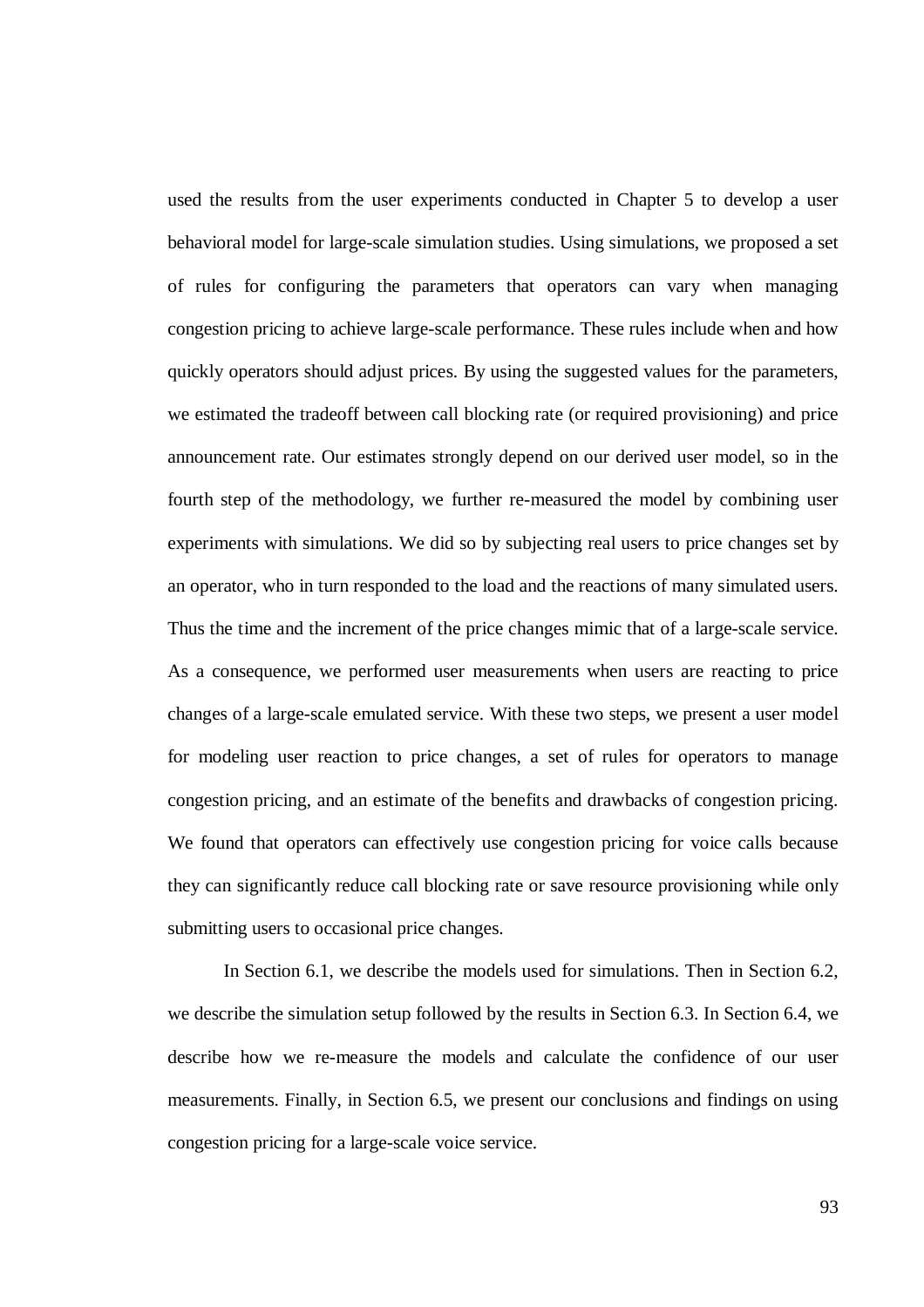used the results from the user experiments conducted in Chapter 5 to develop a user behavioral model for large-scale simulation studies. Using simulations, we proposed a set of rules for configuring the parameters that operators can vary when managing congestion pricing to achieve large-scale performance. These rules include when and how quickly operators should adjust prices. By using the suggested values for the parameters, we estimated the tradeoff between call blocking rate (or required provisioning) and price announcement rate. Our estimates strongly depend on our derived user model, so in the fourth step of the methodology, we further re-measured the model by combining user experiments with simulations. We did so by subjecting real users to price changes set by an operator, who in turn responded to the load and the reactions of many simulated users. Thus the time and the increment of the price changes mimic that of a large-scale service. As a consequence, we performed user measurements when users are reacting to price changes of a large-scale emulated service. With these two steps, we present a user model for modeling user reaction to price changes, a set of rules for operators to manage congestion pricing, and an estimate of the benefits and drawbacks of congestion pricing. We found that operators can effectively use congestion pricing for voice calls because they can significantly reduce call blocking rate or save resource provisioning while only submitting users to occasional price changes.

In Section 6.1, we describe the models used for simulations. Then in Section 6.2, we describe the simulation setup followed by the results in Section 6.3. In Section 6.4, we describe how we re-measure the models and calculate the confidence of our user measurements. Finally, in Section 6.5, we present our conclusions and findings on using congestion pricing for a large-scale voice service.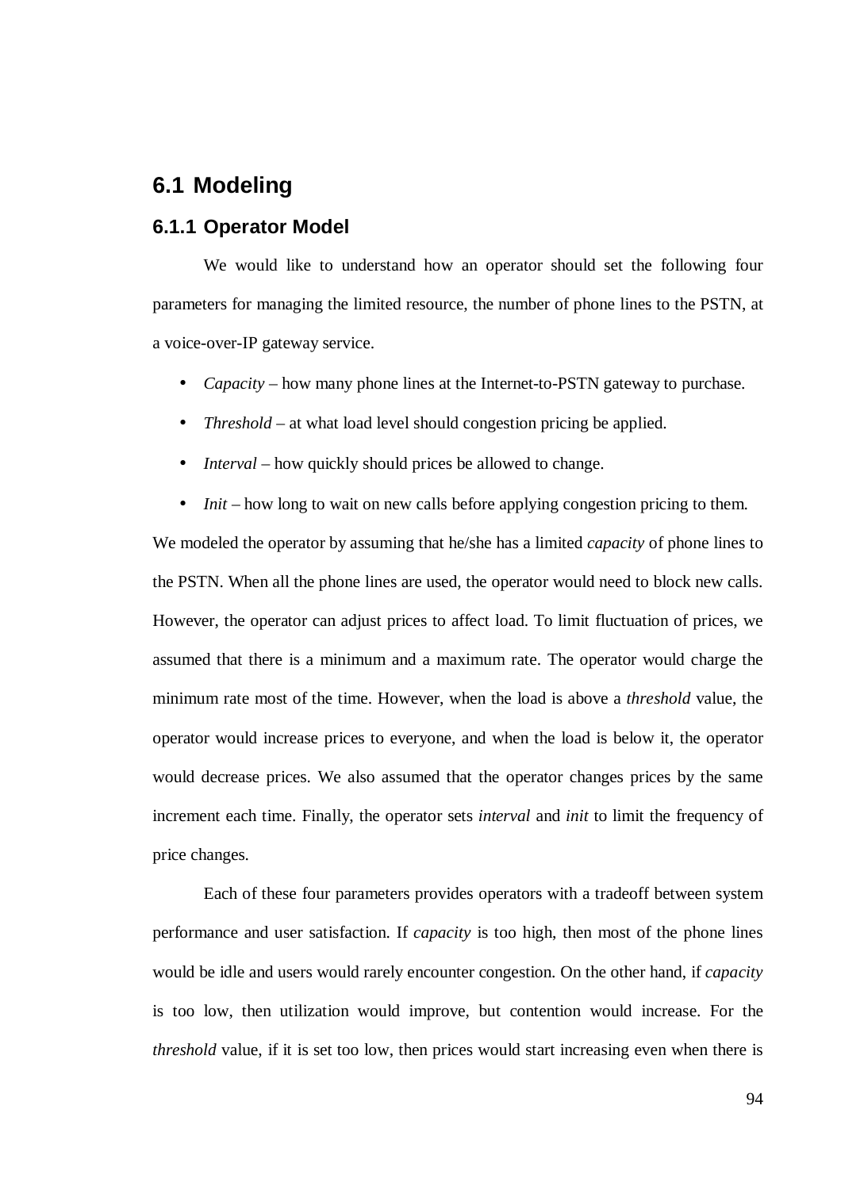## 6.1 Modeling

### 6.1.1 Operator Model

We would like to understand how an operator should set the following four parameters for managing the limited resource, the number of phone lines to the PSTN, at a voice-over-IP gateway service.

- *Capacity* – how many phone lines at the Internet-to-PSTN gateway to purchase.
- *Threshold* – at what load level should congestion pricing be applied.
- *Interval* – how quickly should prices be allowed to change.
- *Init* – how long to wait on new calls before applying congestion pricing to them.

We modeled the operator by assuming that he/she has a limited *capacity* of phone lines to the PSTN. When all the phone lines are used, the operator would need to block new calls. However, the operator can adjust prices to affect load. To limit fluctuation of prices, we assumed that there is a minimum and a maximum rate. The operator would charge the minimum rate most of the time. However, when the load is above a *threshold* value, the operator would increase prices to everyone, and when the load is below it, the operator would decrease prices. We also assumed that the operator changes prices by the same increment each time. Finally, the operator sets *interval* and *init* to limit the frequency of price changes.

Each of these four parameters provides operators with a tradeoff between system performance and user satisfaction. If *capacity* is too high, then most of the phone lines would be idle and users would rarely encounter congestion. On the other hand, if *capacity* is too low, then utilization would improve, but contention would increase. For the *threshold* value, if it is set too low, then prices would start increasing even when there is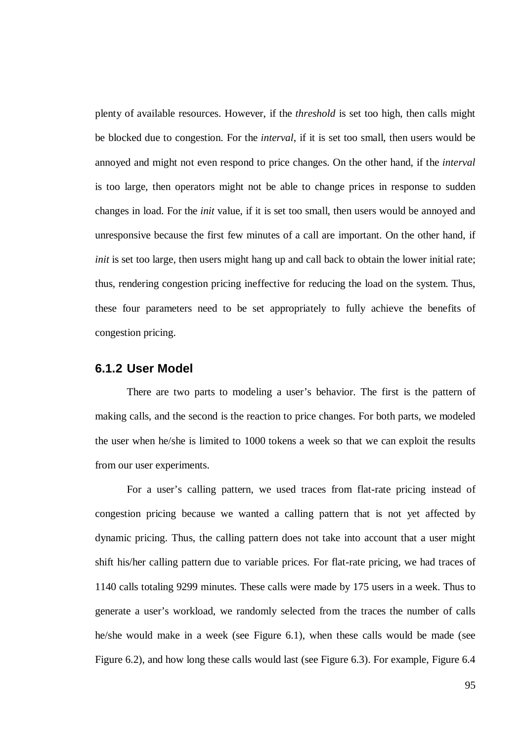plenty of available resources. However, if the *threshold* is set too high, then calls might be blocked due to congestion. For the *interval*, if it is set too small, then users would be annoyed and might not even respond to price changes. On the other hand, if the *interval* is too large, then operators might not be able to change prices in response to sudden changes in load. For the *init* value, if it is set too small, then users would be annoyed and unresponsive because the first few minutes of a call are important. On the other hand, if *init* is set too large, then users might hang up and call back to obtain the lower initial rate; thus, rendering congestion pricing ineffective for reducing the load on the system. Thus, these four parameters need to be set appropriately to fully achieve the benefits of congestion pricing.

### 6.1.2 User Model

There are two parts to modeling a user's behavior. The first is the pattern of making calls, and the second is the reaction to price changes. For both parts, we modeled the user when he/she is limited to 1000 tokens a week so that we can exploit the results from our user experiments.

For a user's calling pattern, we used traces from flat-rate pricing instead of congestion pricing because we wanted a calling pattern that is not yet affected by dynamic pricing. Thus, the calling pattern does not take into account that a user might shift his/her calling pattern due to variable prices. For flat-rate pricing, we had traces of 1140 calls totaling 9299 minutes. These calls were made by 175 users in a week. Thus to generate a user's workload, we randomly selected from the traces the number of calls he/she would make in a week (see Figure 6.1), when these calls would be made (see Figure 6.2), and how long these calls would last (see Figure 6.3). For example, Figure 6.4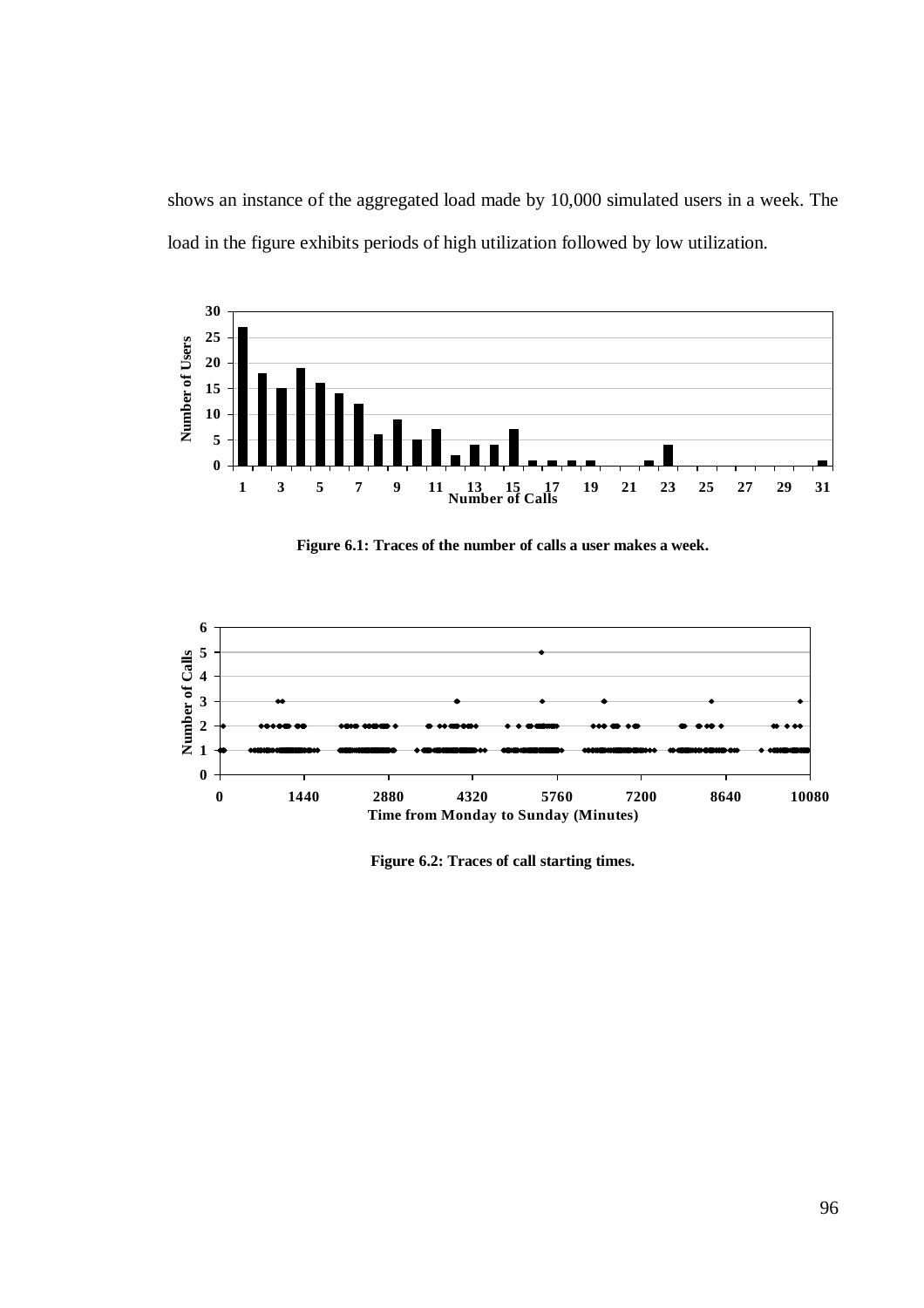shows an instance of the aggregated load made by 10,000 simulated users in a week. The load in the figure exhibits periods of high utilization followed by low utilization.

**Figure 6.1: Traces of the number of calls a user makes a week.**

**Figure 6.2: Traces of call starting times.**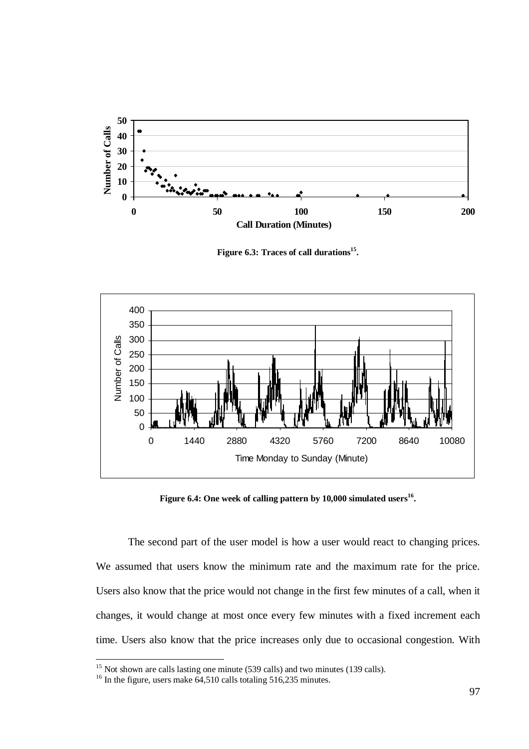**Figure 6.3: Traces of call durations[15].**

**Figure 6.4: One week of calling pattern by 10,000 simulated users[16].**

The second part of the user model is how a user would react to changing prices. We assumed that users know the minimum rate and the maximum rate for the price. Users also know that the price would not change in the first few minutes of a call, when it changes, it would change at most once every few minutes with a fixed increment each time. Users also know that the price increases only due to occasional congestion. With

[15] Not shown are calls lasting one minute (539 calls) and two minutes (139 calls).

[16] In the figure, users make 64,510 calls totaling 516,235 minutes.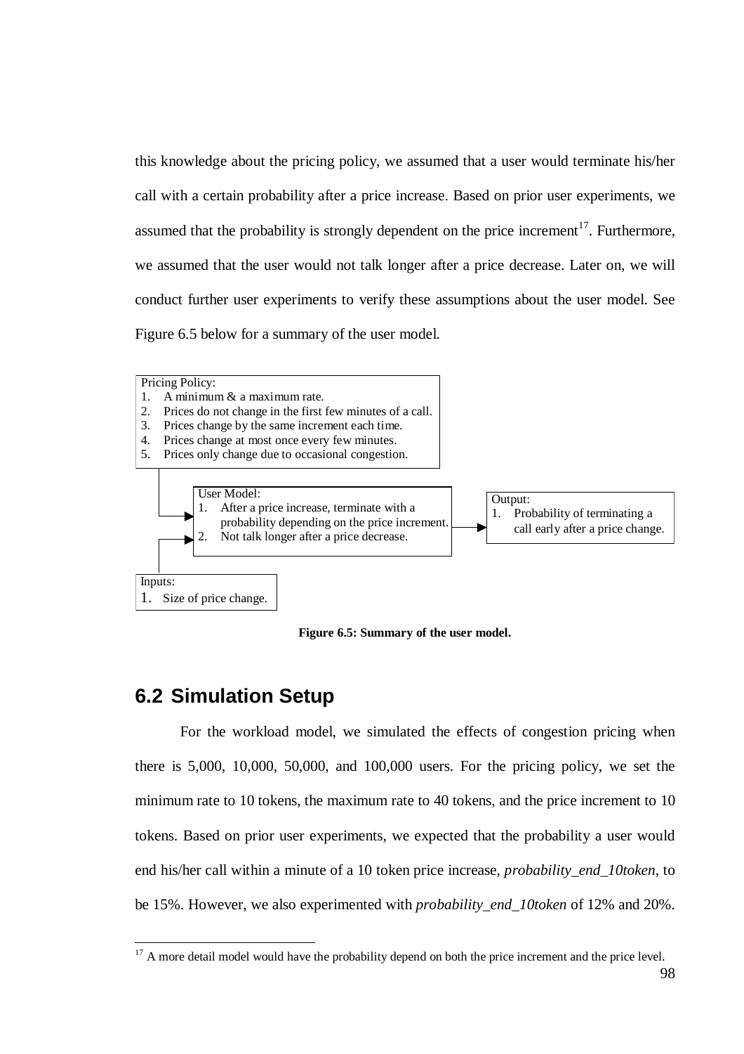this knowledge about the pricing policy, we assumed that a user would terminate his/her call with a certain probability after a price increase. Based on prior user experiments, we assumed that the probability is strongly dependent on the price increment[17]. Furthermore, we assumed that the user would not talk longer after a price decrease. Later on, we will conduct further user experiments to verify these assumptions about the user model. See Figure 6.5 below for a summary of the user model.

Pricing Policy:
1. A minimum & a maximum rate.
2. Prices do not change in the first few minutes of a call.
3. Prices change by the same increment each time.
4. Prices change at most once every few minutes.
5. Prices only change due to occasional congestion.

User Model:
1. After a price increase, terminate with a probability depending on the price increment.
2. Not talk longer after a price decrease.

Output:
1. Probability of terminating a call early after a price change.

Inputs:
1. Size of price change.

**Figure 6.5: Summary of the user model.**

## 6.2 Simulation Setup

For the workload model, we simulated the effects of congestion pricing when there is 5,000, 10,000, 50,000, and 100,000 users. For the pricing policy, we set the minimum rate to 10 tokens, the maximum rate to 40 tokens, and the price increment to 10 tokens. Based on prior user experiments, we expected that the probability a user would end his/her call within a minute of a 10 token price increase, *probability_end_10token*, to be 15%. However, we also experimented with *probability_end_10token* of 12% and 20%.

[17] A more detail model would have the probability depend on both the price increment and the price level.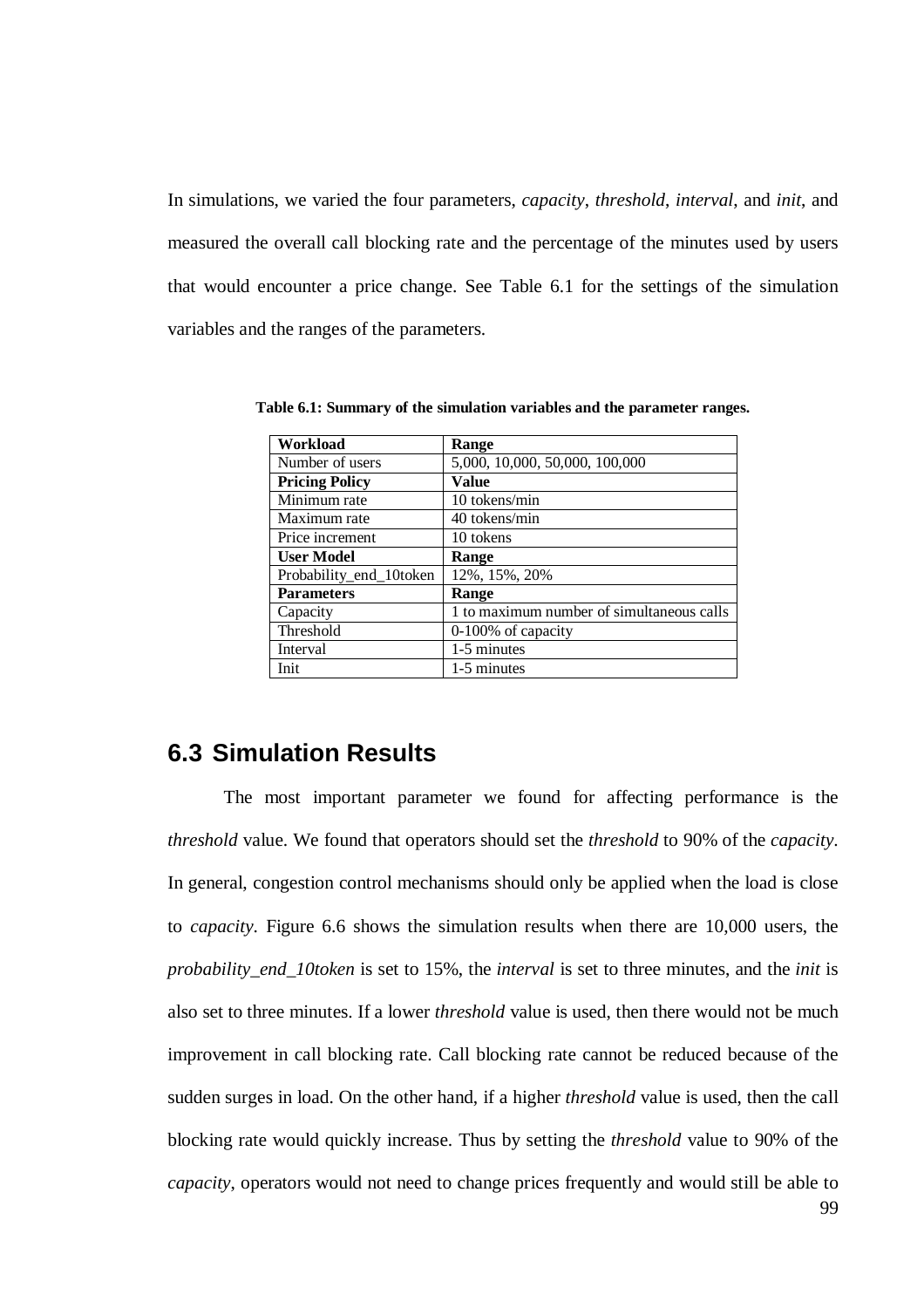In simulations, we varied the four parameters, *capacity*, *threshold*, *interval*, and *init*, and measured the overall call blocking rate and the percentage of the minutes used by users that would encounter a price change. See Table 6.1 for the settings of the simulation variables and the ranges of the parameters.

**Table 6.1: Summary of the simulation variables and the parameter ranges.**

| **Workload** | **Range** |
|---|---|
| Number of users | 5,000, 10,000, 50,000, 100,000 |
| **Pricing Policy** | **Value** |
| Minimum rate | 10 tokens/min |
| Maximum rate | 40 tokens/min |
| Price increment | 10 tokens |
| **User Model** | **Range** |
| Probability_end_10token | 12%, 15%, 20% |
| **Parameters** | **Range** |
| Capacity | 1 to maximum number of simultaneous calls |
| Threshold | 0-100% of capacity |
| Interval | 1-5 minutes |
| Init | 1-5 minutes |

## 6.3 Simulation Results

The most important parameter we found for affecting performance is the *threshold* value. We found that operators should set the *threshold* to 90% of the *capacity*. In general, congestion control mechanisms should only be applied when the load is close to *capacity*. Figure 6.6 shows the simulation results when there are 10,000 users, the *probability_end_10token* is set to 15%, the *interval* is set to three minutes, and the *init* is also set to three minutes. If a lower *threshold* value is used, then there would not be much improvement in call blocking rate. Call blocking rate cannot be reduced because of the sudden surges in load. On the other hand, if a higher *threshold* value is used, then the call blocking rate would quickly increase. Thus by setting the *threshold* value to 90% of the *capacity*, operators would not need to change prices frequently and would still be able to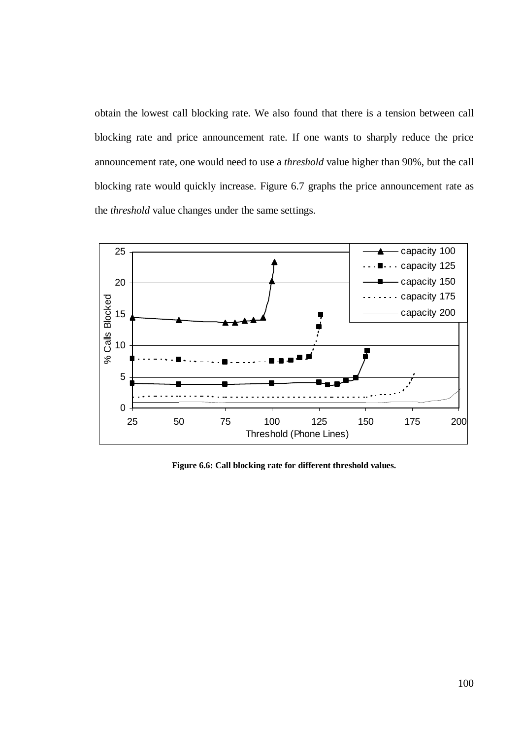obtain the lowest call blocking rate. We also found that there is a tension between call blocking rate and price announcement rate. If one wants to sharply reduce the price announcement rate, one would need to use a *threshold* value higher than 90%, but the call blocking rate would quickly increase. Figure 6.7 graphs the price announcement rate as the *threshold* value changes under the same settings.

**Figure 6.6: Call blocking rate for different threshold values.**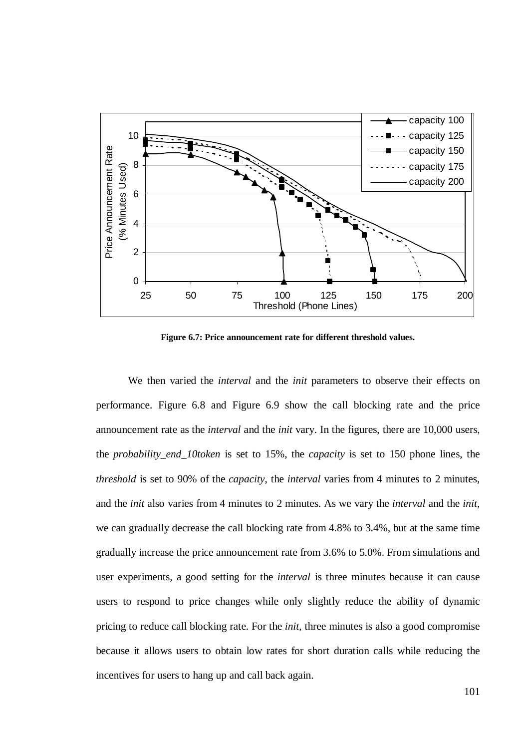**Figure 6.7: Price announcement rate for different threshold values.**

We then varied the *interval* and the *init* parameters to observe their effects on performance. Figure 6.8 and Figure 6.9 show the call blocking rate and the price announcement rate as the *interval* and the *init* vary. In the figures, there are 10,000 users, the *probability_end_10token* is set to 15%, the *capacity* is set to 150 phone lines, the *threshold* is set to 90% of the *capacity*, the *interval* varies from 4 minutes to 2 minutes, and the *init* also varies from 4 minutes to 2 minutes. As we vary the *interval* and the *init*, we can gradually decrease the call blocking rate from 4.8% to 3.4%, but at the same time gradually increase the price announcement rate from 3.6% to 5.0%. From simulations and user experiments, a good setting for the *interval* is three minutes because it can cause users to respond to price changes while only slightly reduce the ability of dynamic pricing to reduce call blocking rate. For the *init*, three minutes is also a good compromise because it allows users to obtain low rates for short duration calls while reducing the incentives for users to hang up and call back again.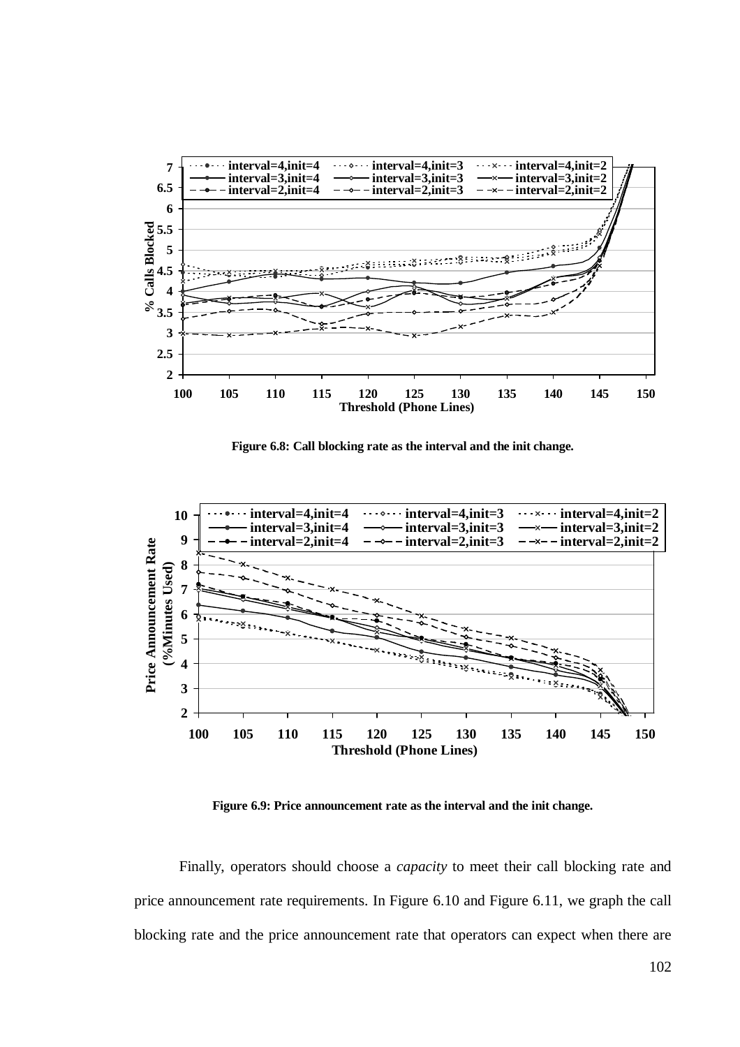Figure 6.8: Call blocking rate as the interval and the init change.

Figure 6.9: Price announcement rate as the interval and the init change.

Finally, operators should choose a *capacity* to meet their call blocking rate and price announcement rate requirements. In Figure 6.10 and Figure 6.11, we graph the call blocking rate and the price announcement rate that operators can expect when there are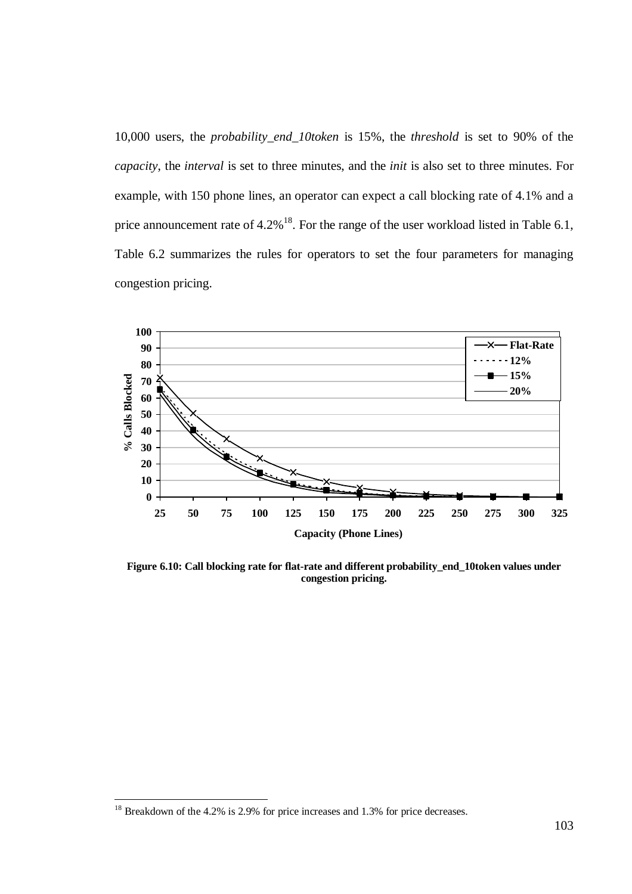10,000 users, the *probability_end_10token* is 15%, the *threshold* is set to 90% of the *capacity*, the *interval* is set to three minutes, and the *init* is also set to three minutes. For example, with 150 phone lines, an operator can expect a call blocking rate of 4.1% and a price announcement rate of 4.2%[18]. For the range of the user workload listed in Table 6.1, Table 6.2 summarizes the rules for operators to set the four parameters for managing congestion pricing.

**Figure 6.10: Call blocking rate for flat-rate and different probability_end_10token values under congestion pricing.**

[18] Breakdown of the 4.2% is 2.9% for price increases and 1.3% for price decreases.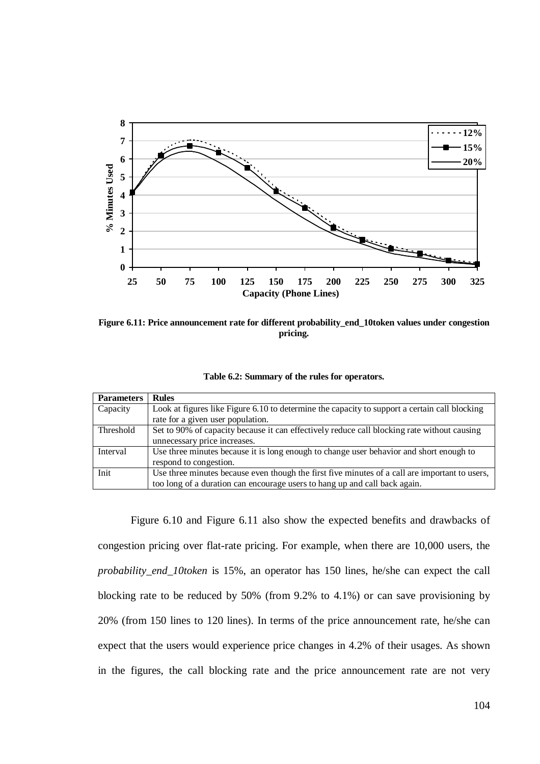**Figure 6.11: Price announcement rate for different probability_end_10token values under congestion pricing.**

**Table 6.2: Summary of the rules for operators.**

| Parameters | Rules |
|---|---|
| Capacity | Look at figures like Figure 6.10 to determine the capacity to support a certain call blocking rate for a given user population. |
| Threshold | Set to 90% of capacity because it can effectively reduce call blocking rate without causing unnecessary price increases. |
| Interval | Use three minutes because it is long enough to change user behavior and short enough to respond to congestion. |
| Init | Use three minutes because even though the first five minutes of a call are important to users, too long of a duration can encourage users to hang up and call back again. |

Figure 6.10 and Figure 6.11 also show the expected benefits and drawbacks of congestion pricing over flat-rate pricing. For example, when there are 10,000 users, the *probability_end_10token* is 15%, an operator has 150 lines, he/she can expect the call blocking rate to be reduced by 50% (from 9.2% to 4.1%) or can save provisioning by 20% (from 150 lines to 120 lines). In terms of the price announcement rate, he/she can expect that the users would experience price changes in 4.2% of their usages. As shown in the figures, the call blocking rate and the price announcement rate are not very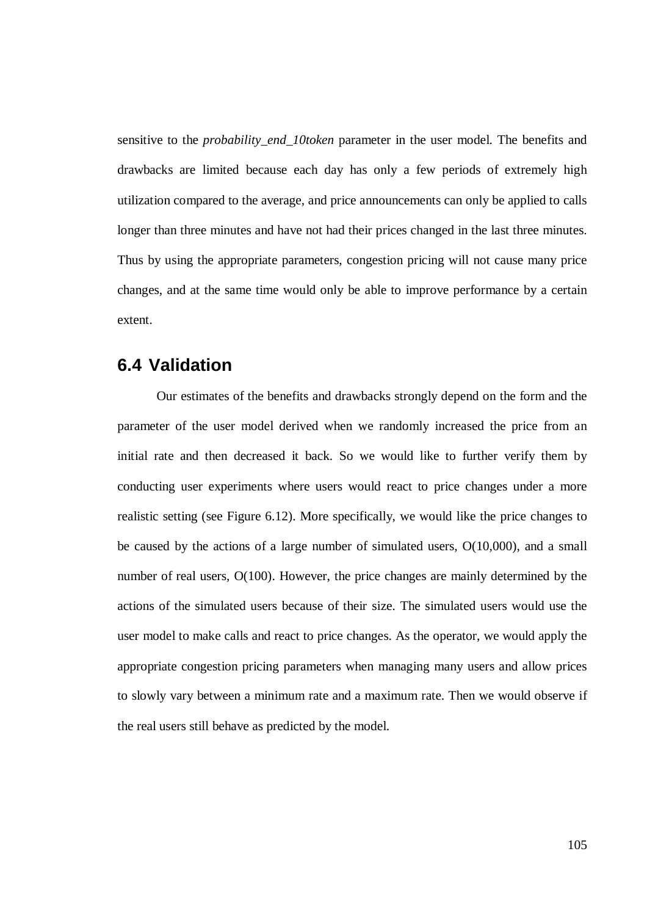sensitive to the *probability_end_10token* parameter in the user model. The benefits and drawbacks are limited because each day has only a few periods of extremely high utilization compared to the average, and price announcements can only be applied to calls longer than three minutes and have not had their prices changed in the last three minutes. Thus by using the appropriate parameters, congestion pricing will not cause many price changes, and at the same time would only be able to improve performance by a certain extent.

## 6.4 Validation

Our estimates of the benefits and drawbacks strongly depend on the form and the parameter of the user model derived when we randomly increased the price from an initial rate and then decreased it back. So we would like to further verify them by conducting user experiments where users would react to price changes under a more realistic setting (see Figure 6.12). More specifically, we would like the price changes to be caused by the actions of a large number of simulated users, O(10,000), and a small number of real users, O(100). However, the price changes are mainly determined by the actions of the simulated users because of their size. The simulated users would use the user model to make calls and react to price changes. As the operator, we would apply the appropriate congestion pricing parameters when managing many users and allow prices to slowly vary between a minimum rate and a maximum rate. Then we would observe if the real users still behave as predicted by the model.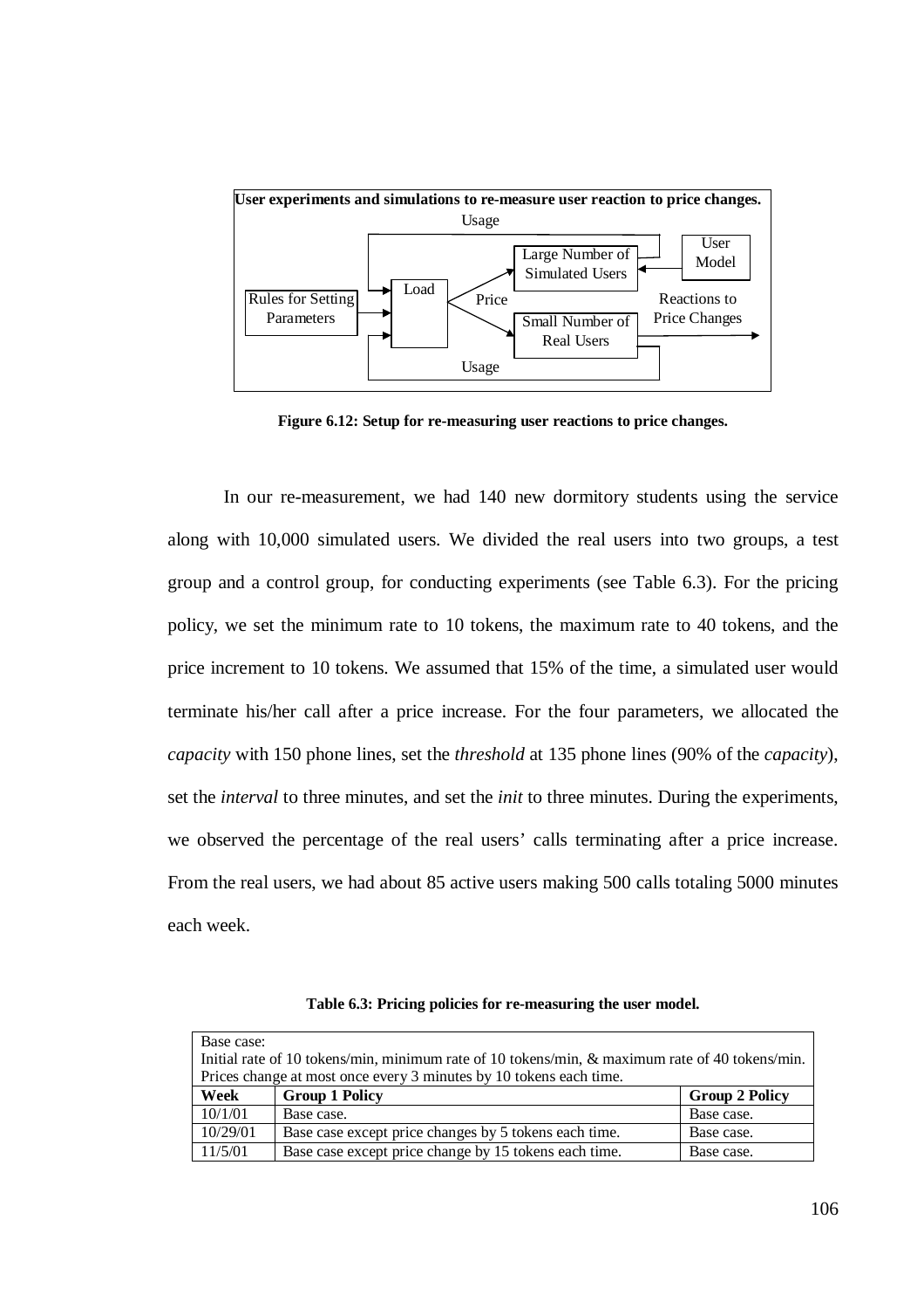User experiments and simulations to re-measure user reaction to price changes.

Usage

Rules for Setting Parameters → Load → Price → Large Number of Simulated Users ← User Model

Small Number of Real Users → Reactions to Price Changes

Usage

**Figure 6.12: Setup for re-measuring user reactions to price changes.**

In our re-measurement, we had 140 new dormitory students using the service along with 10,000 simulated users. We divided the real users into two groups, a test group and a control group, for conducting experiments (see Table 6.3). For the pricing policy, we set the minimum rate to 10 tokens, the maximum rate to 40 tokens, and the price increment to 10 tokens. We assumed that 15% of the time, a simulated user would terminate his/her call after a price increase. For the four parameters, we allocated the *capacity* with 150 phone lines, set the *threshold* at 135 phone lines (90% of the *capacity*), set the *interval* to three minutes, and set the *init* to three minutes. During the experiments, we observed the percentage of the real users' calls terminating after a price increase. From the real users, we had about 85 active users making 500 calls totaling 5000 minutes each week.

**Table 6.3: Pricing policies for re-measuring the user model.**

| Base case:<br>Initial rate of 10 tokens/min, minimum rate of 10 tokens/min, & maximum rate of 40 tokens/min.<br>Prices change at most once every 3 minutes by 10 tokens each time. | | |
|---|---|---|
| **Week** | **Group 1 Policy** | **Group 2 Policy** |
| 10/1/01 | Base case. | Base case. |
| 10/29/01 | Base case except price changes by 5 tokens each time. | Base case. |
| 11/5/01 | Base case except price change by 15 tokens each time. | Base case. |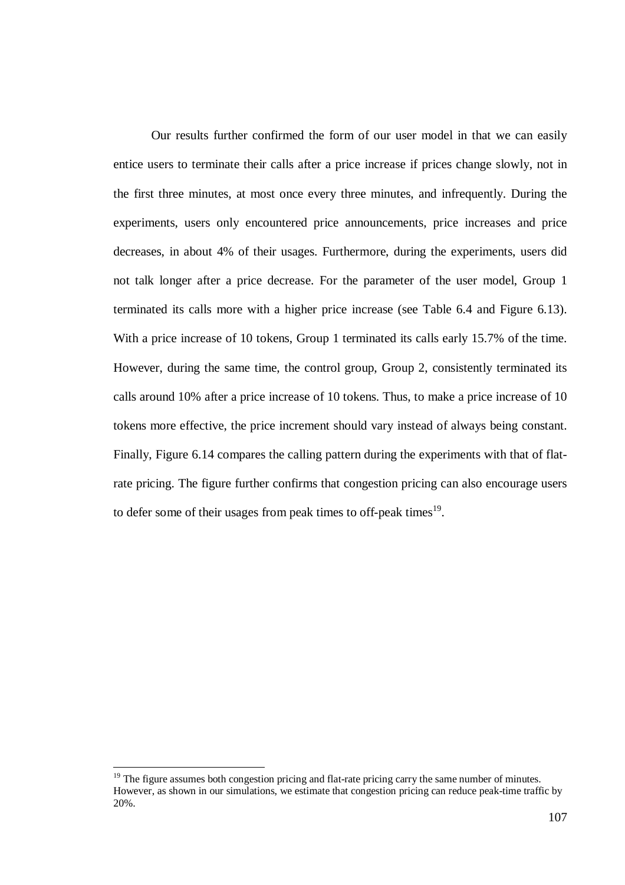Our results further confirmed the form of our user model in that we can easily entice users to terminate their calls after a price increase if prices change slowly, not in the first three minutes, at most once every three minutes, and infrequently. During the experiments, users only encountered price announcements, price increases and price decreases, in about 4% of their usages. Furthermore, during the experiments, users did not talk longer after a price decrease. For the parameter of the user model, Group 1 terminated its calls more with a higher price increase (see Table 6.4 and Figure 6.13). With a price increase of 10 tokens, Group 1 terminated its calls early 15.7% of the time. However, during the same time, the control group, Group 2, consistently terminated its calls around 10% after a price increase of 10 tokens. Thus, to make a price increase of 10 tokens more effective, the price increment should vary instead of always being constant. Finally, Figure 6.14 compares the calling pattern during the experiments with that of flat-rate pricing. The figure further confirms that congestion pricing can also encourage users to defer some of their usages from peak times to off-peak times[19].

---

[19] The figure assumes both congestion pricing and flat-rate pricing carry the same number of minutes. However, as shown in our simulations, we estimate that congestion pricing can reduce peak-time traffic by 20%.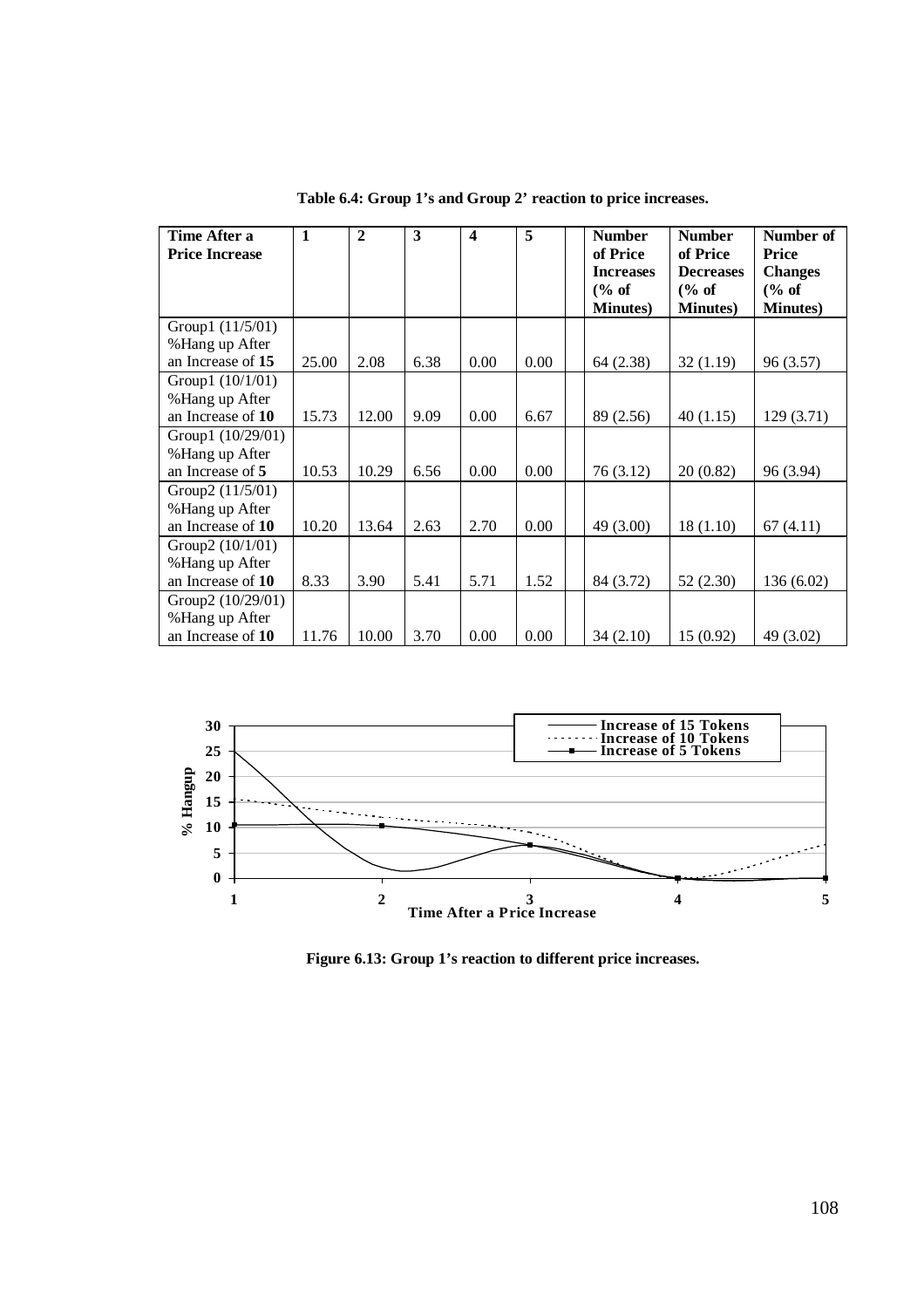**Table 6.4: Group 1's and Group 2' reaction to price increases.**

| Time After a Price Increase | 1 | 2 | 3 | 4 | 5 | | Number of Price Increases (% of Minutes) | Number of Price Decreases (% of Minutes) | Number of Price Changes (% of Minutes) |
|---|---|---|---|---|---|---|---|---|---|
| Group1 (11/5/01) %Hang up After an Increase of **15** | 25.00 | 2.08 | 6.38 | 0.00 | 0.00 | | 64 (2.38) | 32 (1.19) | 96 (3.57) |
| Group1 (10/1/01) %Hang up After an Increase of **10** | 15.73 | 12.00 | 9.09 | 0.00 | 6.67 | | 89 (2.56) | 40 (1.15) | 129 (3.71) |
| Group1 (10/29/01) %Hang up After an Increase of **5** | 10.53 | 10.29 | 6.56 | 0.00 | 0.00 | | 76 (3.12) | 20 (0.82) | 96 (3.94) |
| Group2 (11/5/01) %Hang up After an Increase of **10** | 10.20 | 13.64 | 2.63 | 2.70 | 0.00 | | 49 (3.00) | 18 (1.10) | 67 (4.11) |
| Group2 (10/1/01) %Hang up After an Increase of **10** | 8.33 | 3.90 | 5.41 | 5.71 | 1.52 | | 84 (3.72) | 52 (2.30) | 136 (6.02) |
| Group2 (10/29/01) %Hang up After an Increase of **10** | 11.76 | 10.00 | 3.70 | 0.00 | 0.00 | | 34 (2.10) | 15 (0.92) | 49 (3.02) |

**Figure 6.13: Group 1's reaction to different price increases.**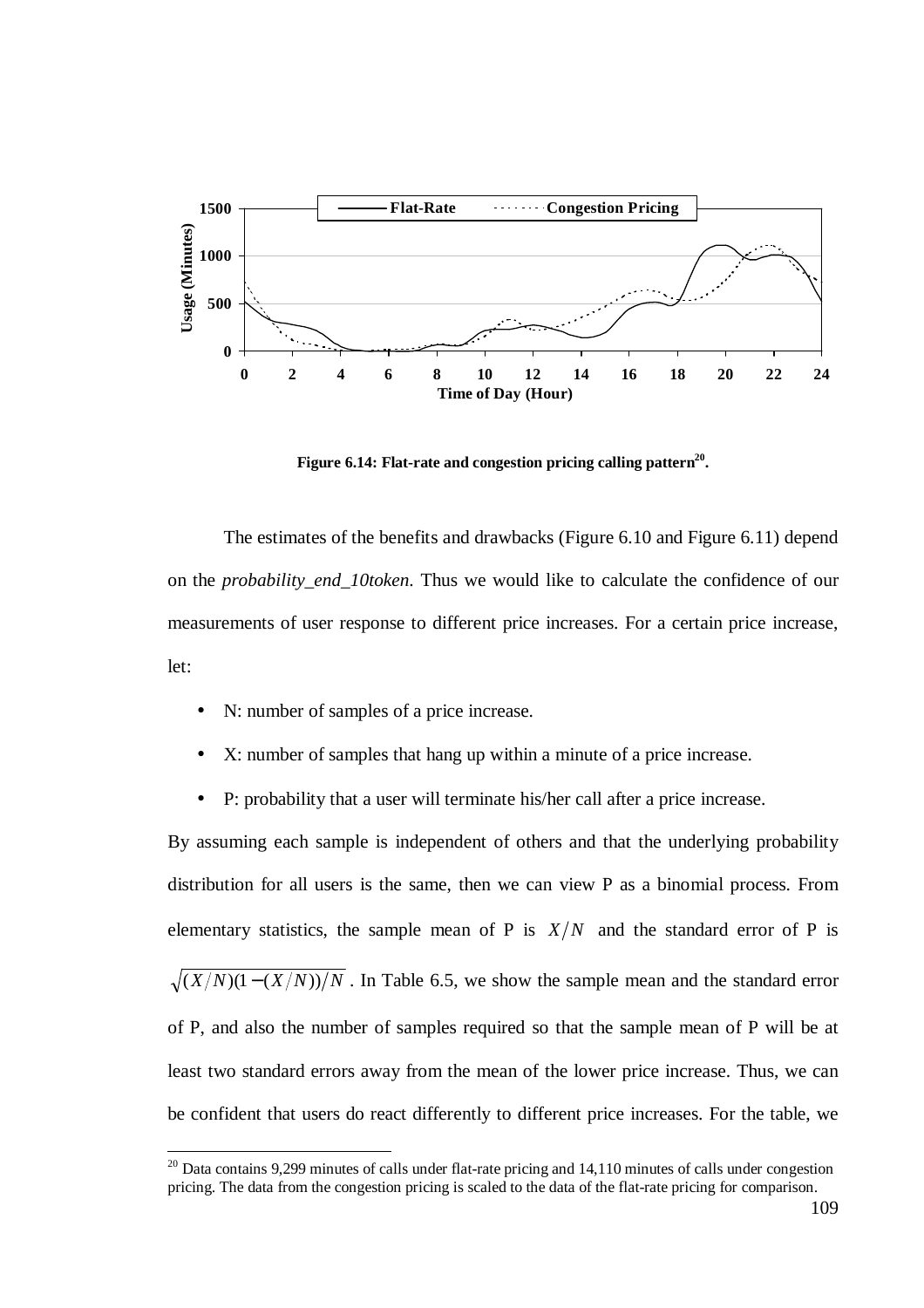**Figure 6.14: Flat-rate and congestion pricing calling pattern[20].**

The estimates of the benefits and drawbacks (Figure 6.10 and Figure 6.11) depend on the *probability_end_10token*. Thus we would like to calculate the confidence of our measurements of user response to different price increases. For a certain price increase, let:

- N: number of samples of a price increase.
- X: number of samples that hang up within a minute of a price increase.
- P: probability that a user will terminate his/her call after a price increase.

By assuming each sample is independent of others and that the underlying probability distribution for all users is the same, then we can view P as a binomial process. From elementary statistics, the sample mean of P is $X/N$ and the standard error of P is $\sqrt{(X/N)(1-(X/N))/N}$. In Table 6.5, we show the sample mean and the standard error of P, and also the number of samples required so that the sample mean of P will be at least two standard errors away from the mean of the lower price increase. Thus, we can be confident that users do react differently to different price increases. For the table, we

[20] Data contains 9,299 minutes of calls under flat-rate pricing and 14,110 minutes of calls under congestion pricing. The data from the congestion pricing is scaled to the data of the flat-rate pricing for comparison.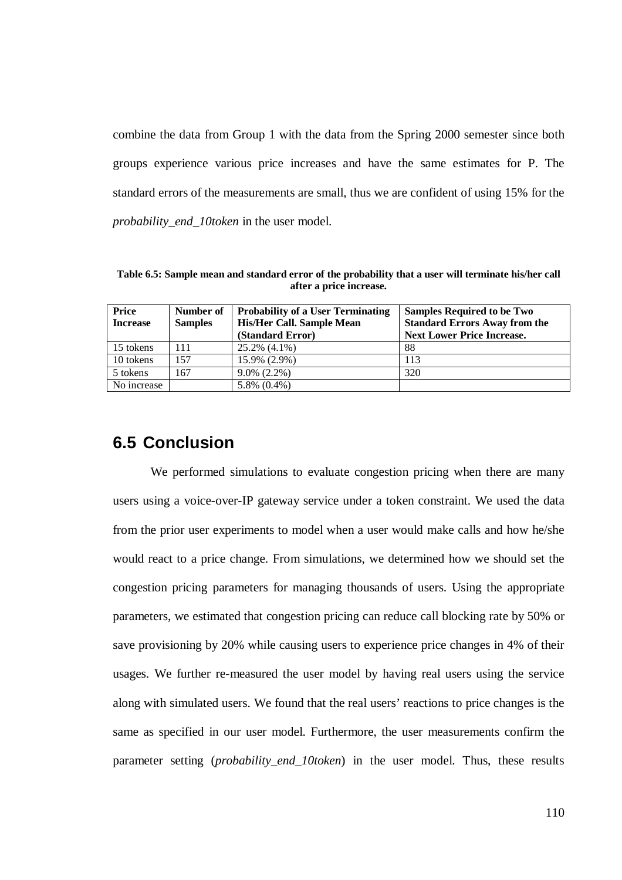combine the data from Group 1 with the data from the Spring 2000 semester since both groups experience various price increases and have the same estimates for P. The standard errors of the measurements are small, thus we are confident of using 15% for the *probability_end_10token* in the user model.

**Table 6.5: Sample mean and standard error of the probability that a user will terminate his/her call after a price increase.**

| Price Increase | Number of Samples | Probability of a User Terminating His/Her Call. Sample Mean (Standard Error) | Samples Required to be Two Standard Errors Away from the Next Lower Price Increase. |
|---|---|---|---|
| 15 tokens | 111 | 25.2% (4.1%) | 88 |
| 10 tokens | 157 | 15.9% (2.9%) | 113 |
| 5 tokens | 167 | 9.0% (2.2%) | 320 |
| No increase | | 5.8% (0.4%) | |

## 6.5 Conclusion

We performed simulations to evaluate congestion pricing when there are many users using a voice-over-IP gateway service under a token constraint. We used the data from the prior user experiments to model when a user would make calls and how he/she would react to a price change. From simulations, we determined how we should set the congestion pricing parameters for managing thousands of users. Using the appropriate parameters, we estimated that congestion pricing can reduce call blocking rate by 50% or save provisioning by 20% while causing users to experience price changes in 4% of their usages. We further re-measured the user model by having real users using the service along with simulated users. We found that the real users' reactions to price changes is the same as specified in our user model. Furthermore, the user measurements confirm the parameter setting (*probability_end_10token*) in the user model. Thus, these results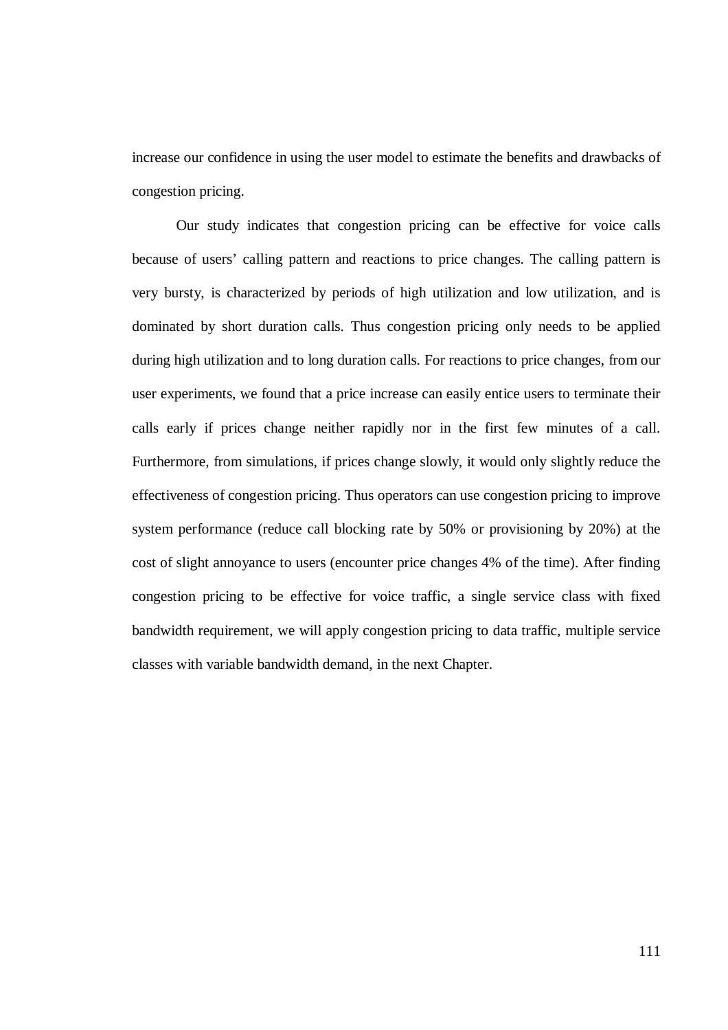increase our confidence in using the user model to estimate the benefits and drawbacks of congestion pricing.

Our study indicates that congestion pricing can be effective for voice calls because of users' calling pattern and reactions to price changes. The calling pattern is very bursty, is characterized by periods of high utilization and low utilization, and is dominated by short duration calls. Thus congestion pricing only needs to be applied during high utilization and to long duration calls. For reactions to price changes, from our user experiments, we found that a price increase can easily entice users to terminate their calls early if prices change neither rapidly nor in the first few minutes of a call. Furthermore, from simulations, if prices change slowly, it would only slightly reduce the effectiveness of congestion pricing. Thus operators can use congestion pricing to improve system performance (reduce call blocking rate by 50% or provisioning by 20%) at the cost of slight annoyance to users (encounter price changes 4% of the time). After finding congestion pricing to be effective for voice traffic, a single service class with fixed bandwidth requirement, we will apply congestion pricing to data traffic, multiple service classes with variable bandwidth demand, in the next Chapter.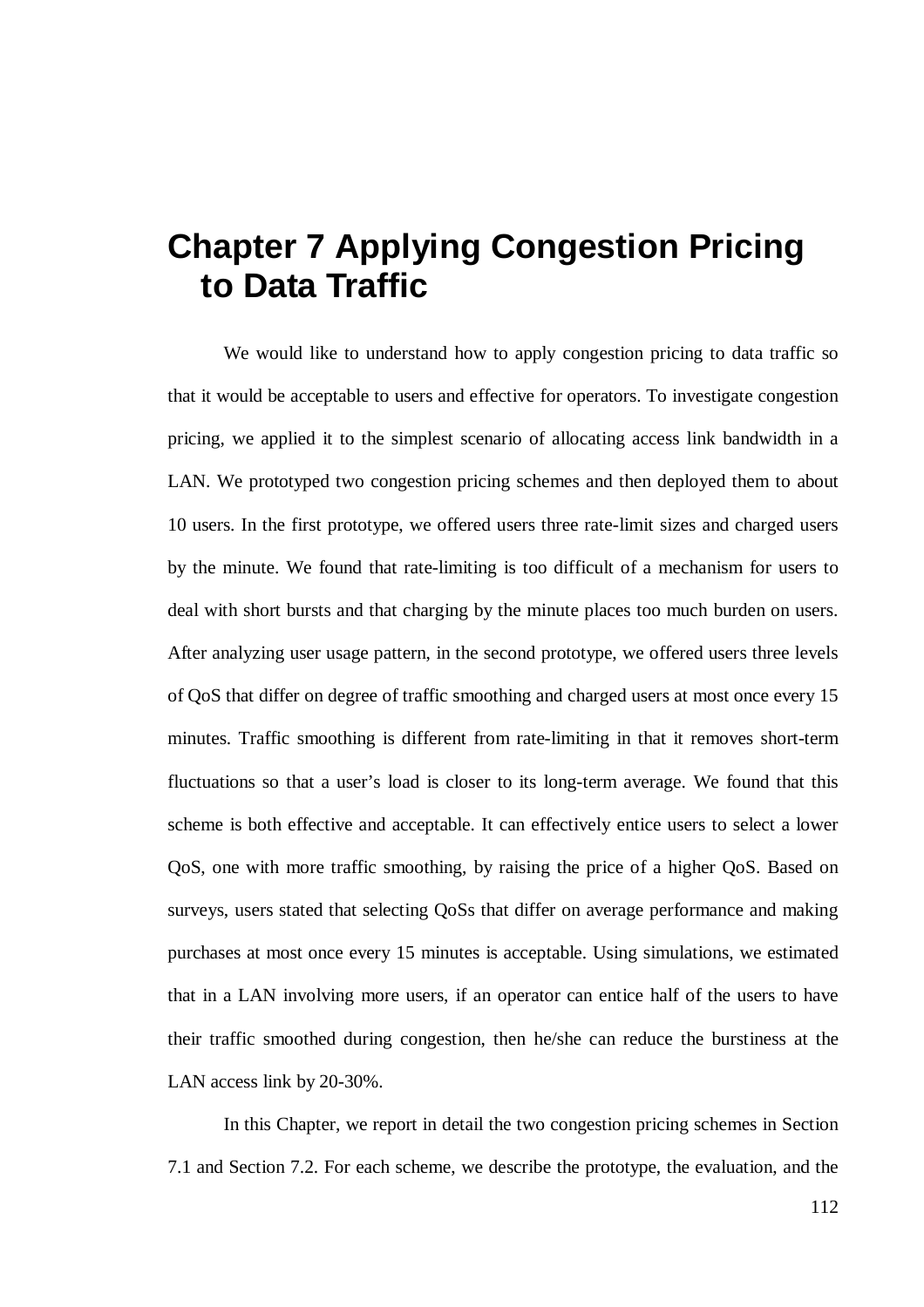# Chapter 7 Applying Congestion Pricing to Data Traffic

We would like to understand how to apply congestion pricing to data traffic so that it would be acceptable to users and effective for operators. To investigate congestion pricing, we applied it to the simplest scenario of allocating access link bandwidth in a LAN. We prototyped two congestion pricing schemes and then deployed them to about 10 users. In the first prototype, we offered users three rate-limit sizes and charged users by the minute. We found that rate-limiting is too difficult of a mechanism for users to deal with short bursts and that charging by the minute places too much burden on users. After analyzing user usage pattern, in the second prototype, we offered users three levels of QoS that differ on degree of traffic smoothing and charged users at most once every 15 minutes. Traffic smoothing is different from rate-limiting in that it removes short-term fluctuations so that a user's load is closer to its long-term average. We found that this scheme is both effective and acceptable. It can effectively entice users to select a lower QoS, one with more traffic smoothing, by raising the price of a higher QoS. Based on surveys, users stated that selecting QoSs that differ on average performance and making purchases at most once every 15 minutes is acceptable. Using simulations, we estimated that in a LAN involving more users, if an operator can entice half of the users to have their traffic smoothed during congestion, then he/she can reduce the burstiness at the LAN access link by 20-30%.

In this Chapter, we report in detail the two congestion pricing schemes in Section 7.1 and Section 7.2. For each scheme, we describe the prototype, the evaluation, and the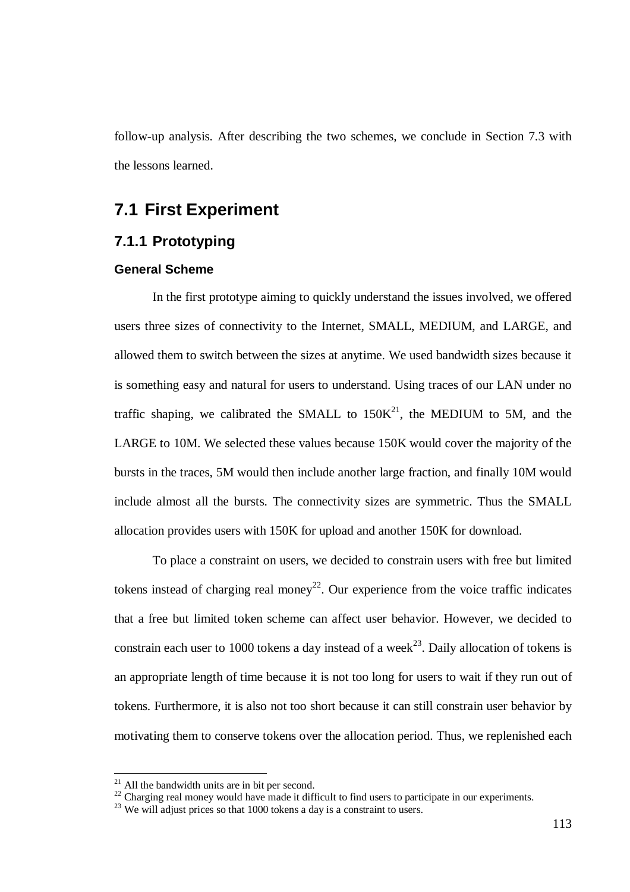follow-up analysis. After describing the two schemes, we conclude in Section 7.3 with the lessons learned.

## 7.1 First Experiment

### 7.1.1 Prototyping

#### General Scheme

In the first prototype aiming to quickly understand the issues involved, we offered users three sizes of connectivity to the Internet, SMALL, MEDIUM, and LARGE, and allowed them to switch between the sizes at anytime. We used bandwidth sizes because it is something easy and natural for users to understand. Using traces of our LAN under no traffic shaping, we calibrated the SMALL to 150K[21], the MEDIUM to 5M, and the LARGE to 10M. We selected these values because 150K would cover the majority of the bursts in the traces, 5M would then include another large fraction, and finally 10M would include almost all the bursts. The connectivity sizes are symmetric. Thus the SMALL allocation provides users with 150K for upload and another 150K for download.

To place a constraint on users, we decided to constrain users with free but limited tokens instead of charging real money[22]. Our experience from the voice traffic indicates that a free but limited token scheme can affect user behavior. However, we decided to constrain each user to 1000 tokens a day instead of a week[23]. Daily allocation of tokens is an appropriate length of time because it is not too long for users to wait if they run out of tokens. Furthermore, it is also not too short because it can still constrain user behavior by motivating them to conserve tokens over the allocation period. Thus, we replenished each

---

[21] All the bandwidth units are in bit per second.

[22] Charging real money would have made it difficult to find users to participate in our experiments.

[23] We will adjust prices so that 1000 tokens a day is a constraint to users.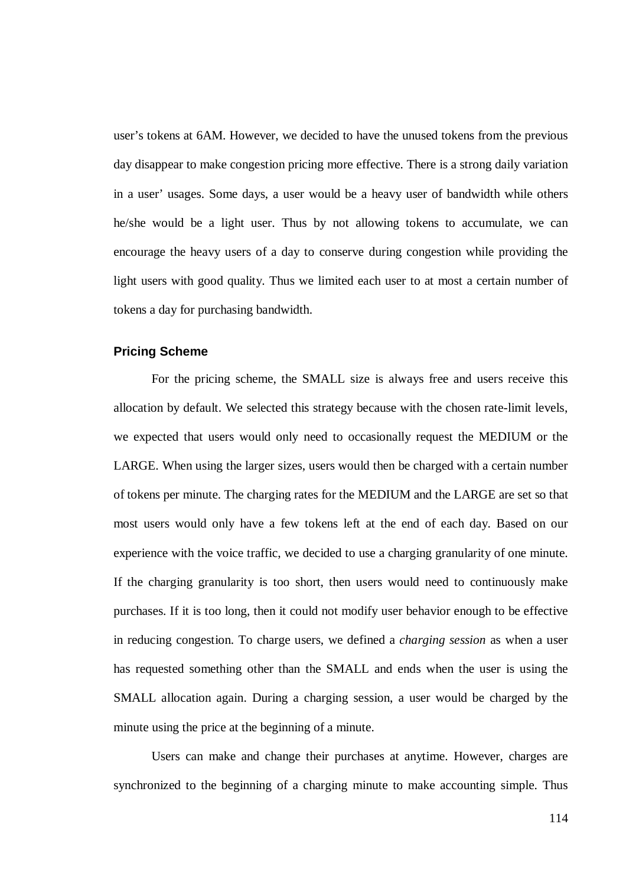user's tokens at 6AM. However, we decided to have the unused tokens from the previous day disappear to make congestion pricing more effective. There is a strong daily variation in a user' usages. Some days, a user would be a heavy user of bandwidth while others he/she would be a light user. Thus by not allowing tokens to accumulate, we can encourage the heavy users of a day to conserve during congestion while providing the light users with good quality. Thus we limited each user to at most a certain number of tokens a day for purchasing bandwidth.

### Pricing Scheme

For the pricing scheme, the SMALL size is always free and users receive this allocation by default. We selected this strategy because with the chosen rate-limit levels, we expected that users would only need to occasionally request the MEDIUM or the LARGE. When using the larger sizes, users would then be charged with a certain number of tokens per minute. The charging rates for the MEDIUM and the LARGE are set so that most users would only have a few tokens left at the end of each day. Based on our experience with the voice traffic, we decided to use a charging granularity of one minute. If the charging granularity is too short, then users would need to continuously make purchases. If it is too long, then it could not modify user behavior enough to be effective in reducing congestion. To charge users, we defined a *charging session* as when a user has requested something other than the SMALL and ends when the user is using the SMALL allocation again. During a charging session, a user would be charged by the minute using the price at the beginning of a minute.

Users can make and change their purchases at anytime. However, charges are synchronized to the beginning of a charging minute to make accounting simple. Thus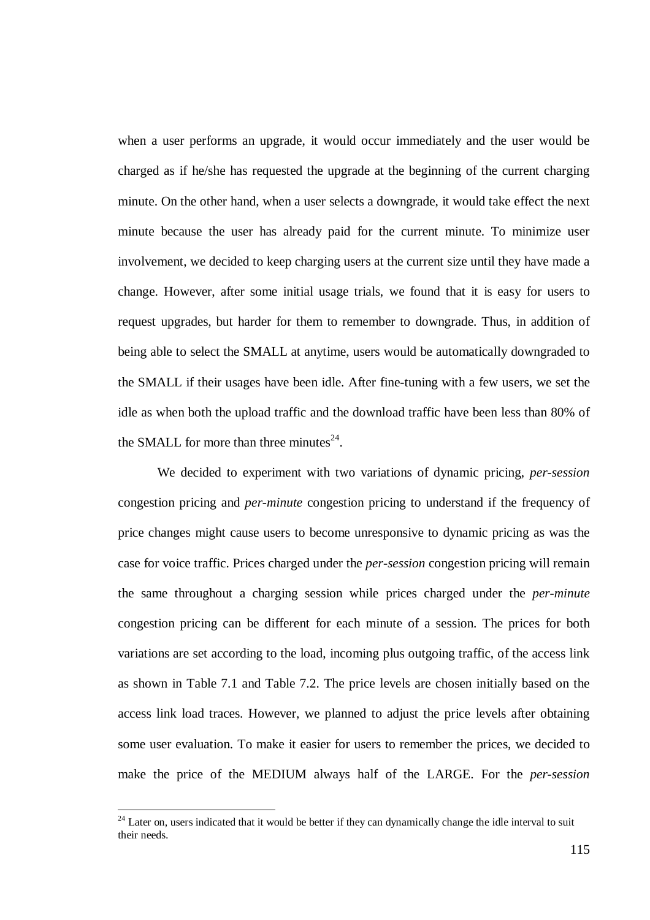when a user performs an upgrade, it would occur immediately and the user would be charged as if he/she has requested the upgrade at the beginning of the current charging minute. On the other hand, when a user selects a downgrade, it would take effect the next minute because the user has already paid for the current minute. To minimize user involvement, we decided to keep charging users at the current size until they have made a change. However, after some initial usage trials, we found that it is easy for users to request upgrades, but harder for them to remember to downgrade. Thus, in addition of being able to select the SMALL at anytime, users would be automatically downgraded to the SMALL if their usages have been idle. After fine-tuning with a few users, we set the idle as when both the upload traffic and the download traffic have been less than 80% of the SMALL for more than three minutes[24].

We decided to experiment with two variations of dynamic pricing, *per-session* congestion pricing and *per-minute* congestion pricing to understand if the frequency of price changes might cause users to become unresponsive to dynamic pricing as was the case for voice traffic. Prices charged under the *per-session* congestion pricing will remain the same throughout a charging session while prices charged under the *per-minute* congestion pricing can be different for each minute of a session. The prices for both variations are set according to the load, incoming plus outgoing traffic, of the access link as shown in Table 7.1 and Table 7.2. The price levels are chosen initially based on the access link load traces. However, we planned to adjust the price levels after obtaining some user evaluation. To make it easier for users to remember the prices, we decided to make the price of the MEDIUM always half of the LARGE. For the *per-session*

[24] Later on, users indicated that it would be better if they can dynamically change the idle interval to suit their needs.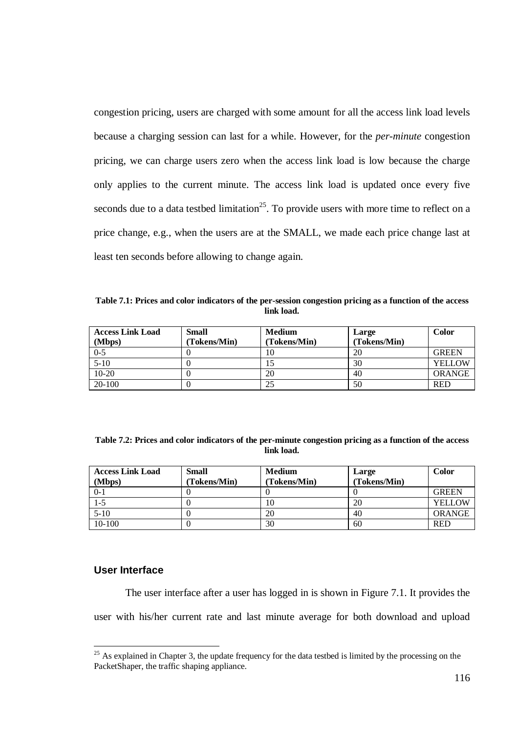congestion pricing, users are charged with some amount for all the access link load levels because a charging session can last for a while. However, for the *per-minute* congestion pricing, we can charge users zero when the access link load is low because the charge only applies to the current minute. The access link load is updated once every five seconds due to a data testbed limitation[25]. To provide users with more time to reflect on a price change, e.g., when the users are at the SMALL, we made each price change last at least ten seconds before allowing to change again.

**Table 7.1: Prices and color indicators of the per-session congestion pricing as a function of the access link load.**

| Access Link Load (Mbps) | Small (Tokens/Min) | Medium (Tokens/Min) | Large (Tokens/Min) | Color |
|---|---|---|---|---|
| 0-5 | 0 | 10 | 20 | GREEN |
| 5-10 | 0 | 15 | 30 | YELLOW |
| 10-20 | 0 | 20 | 40 | ORANGE |
| 20-100 | 0 | 25 | 50 | RED |

**Table 7.2: Prices and color indicators of the per-minute congestion pricing as a function of the access link load.**

| Access Link Load (Mbps) | Small (Tokens/Min) | Medium (Tokens/Min) | Large (Tokens/Min) | Color |
|---|---|---|---|---|
| 0-1 | 0 | 0 | 0 | GREEN |
| 1-5 | 0 | 10 | 20 | YELLOW |
| 5-10 | 0 | 20 | 40 | ORANGE |
| 10-100 | 0 | 30 | 60 | RED |

### User Interface

The user interface after a user has logged in is shown in Figure 7.1. It provides the user with his/her current rate and last minute average for both download and upload

[25] As explained in Chapter 3, the update frequency for the data testbed is limited by the processing on the PacketShaper, the traffic shaping appliance.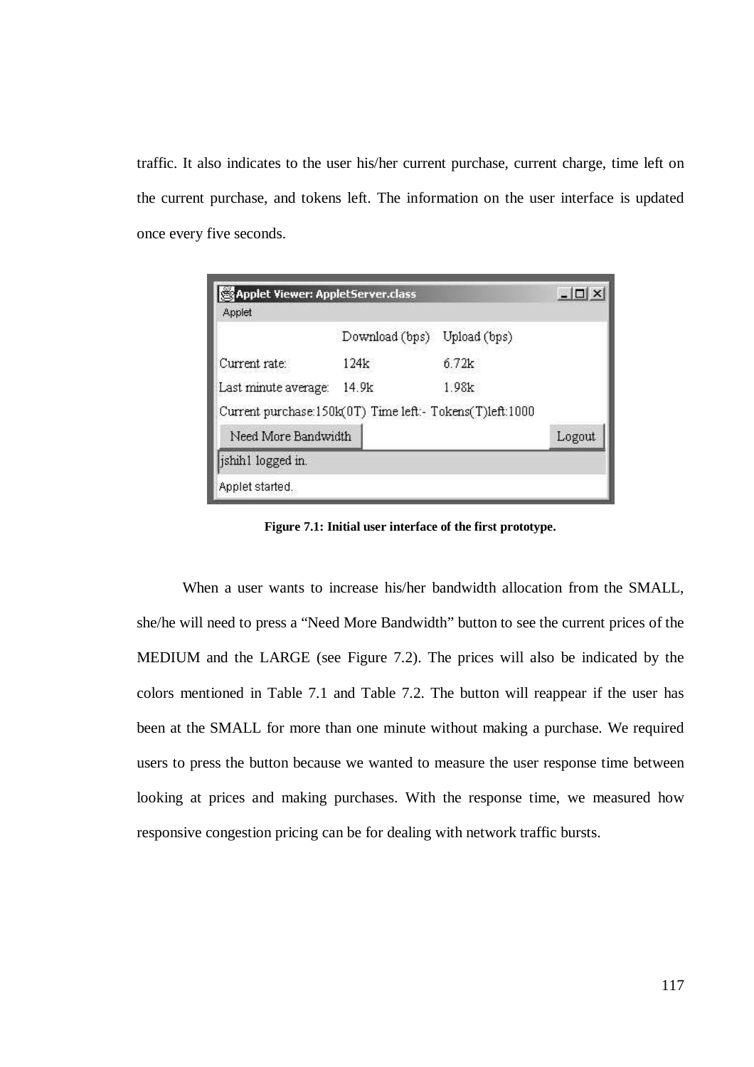traffic. It also indicates to the user his/her current purchase, current charge, time left on the current purchase, and tokens left. The information on the user interface is updated once every five seconds.

**Figure 7.1: Initial user interface of the first prototype.**

When a user wants to increase his/her bandwidth allocation from the SMALL, she/he will need to press a "Need More Bandwidth" button to see the current prices of the MEDIUM and the LARGE (see Figure 7.2). The prices will also be indicated by the colors mentioned in Table 7.1 and Table 7.2. The button will reappear if the user has been at the SMALL for more than one minute without making a purchase. We required users to press the button because we wanted to measure the user response time between looking at prices and making purchases. With the response time, we measured how responsive congestion pricing can be for dealing with network traffic bursts.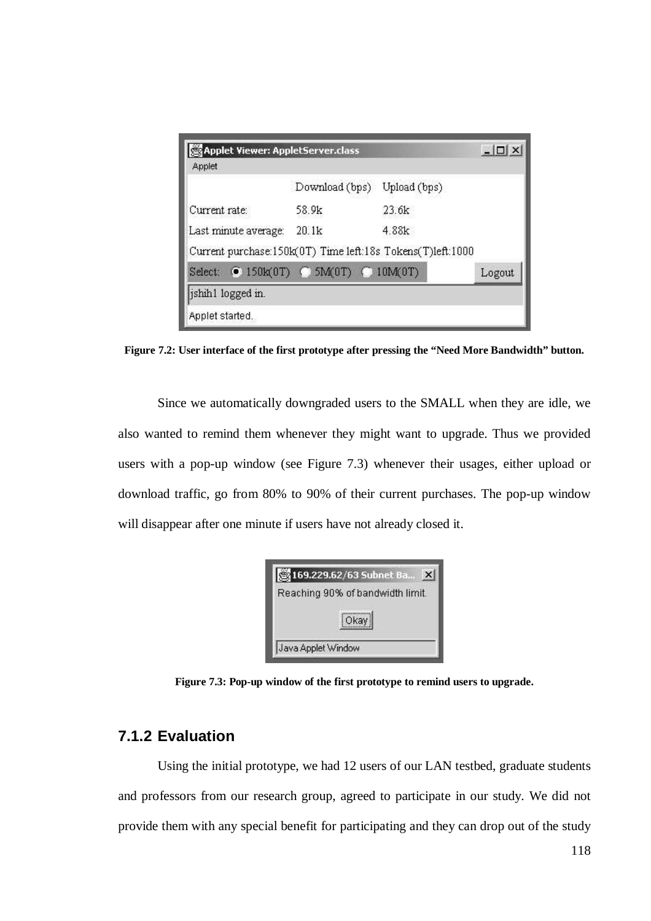Figure 7.2: User interface of the first prototype after pressing the "Need More Bandwidth" button.

Since we automatically downgraded users to the SMALL when they are idle, we also wanted to remind them whenever they might want to upgrade. Thus we provided users with a pop-up window (see Figure 7.3) whenever their usages, either upload or download traffic, go from 80% to 90% of their current purchases. The pop-up window will disappear after one minute if users have not already closed it.

Figure 7.3: Pop-up window of the first prototype to remind users to upgrade.

### 7.1.2 Evaluation

Using the initial prototype, we had 12 users of our LAN testbed, graduate students and professors from our research group, agreed to participate in our study. We did not provide them with any special benefit for participating and they can drop out of the study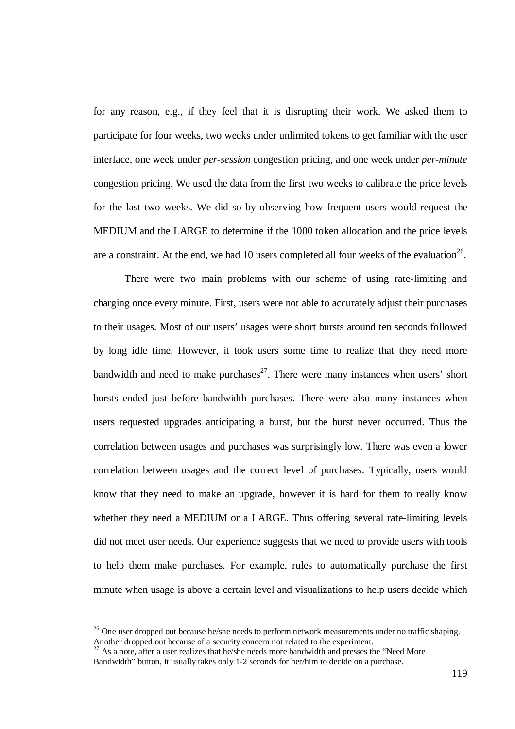for any reason, e.g., if they feel that it is disrupting their work. We asked them to participate for four weeks, two weeks under unlimited tokens to get familiar with the user interface, one week under *per-session* congestion pricing, and one week under *per-minute* congestion pricing. We used the data from the first two weeks to calibrate the price levels for the last two weeks. We did so by observing how frequent users would request the MEDIUM and the LARGE to determine if the 1000 token allocation and the price levels are a constraint. At the end, we had 10 users completed all four weeks of the evaluation[26].

There were two main problems with our scheme of using rate-limiting and charging once every minute. First, users were not able to accurately adjust their purchases to their usages. Most of our users' usages were short bursts around ten seconds followed by long idle time. However, it took users some time to realize that they need more bandwidth and need to make purchases[27]. There were many instances when users' short bursts ended just before bandwidth purchases. There were also many instances when users requested upgrades anticipating a burst, but the burst never occurred. Thus the correlation between usages and purchases was surprisingly low. There was even a lower correlation between usages and the correct level of purchases. Typically, users would know that they need to make an upgrade, however it is hard for them to really know whether they need a MEDIUM or a LARGE. Thus offering several rate-limiting levels did not meet user needs. Our experience suggests that we need to provide users with tools to help them make purchases. For example, rules to automatically purchase the first minute when usage is above a certain level and visualizations to help users decide which

---

[26] One user dropped out because he/she needs to perform network measurements under no traffic shaping. Another dropped out because of a security concern not related to the experiment.

[27] As a note, after a user realizes that he/she needs more bandwidth and presses the "Need More Bandwidth" button, it usually takes only 1-2 seconds for her/him to decide on a purchase.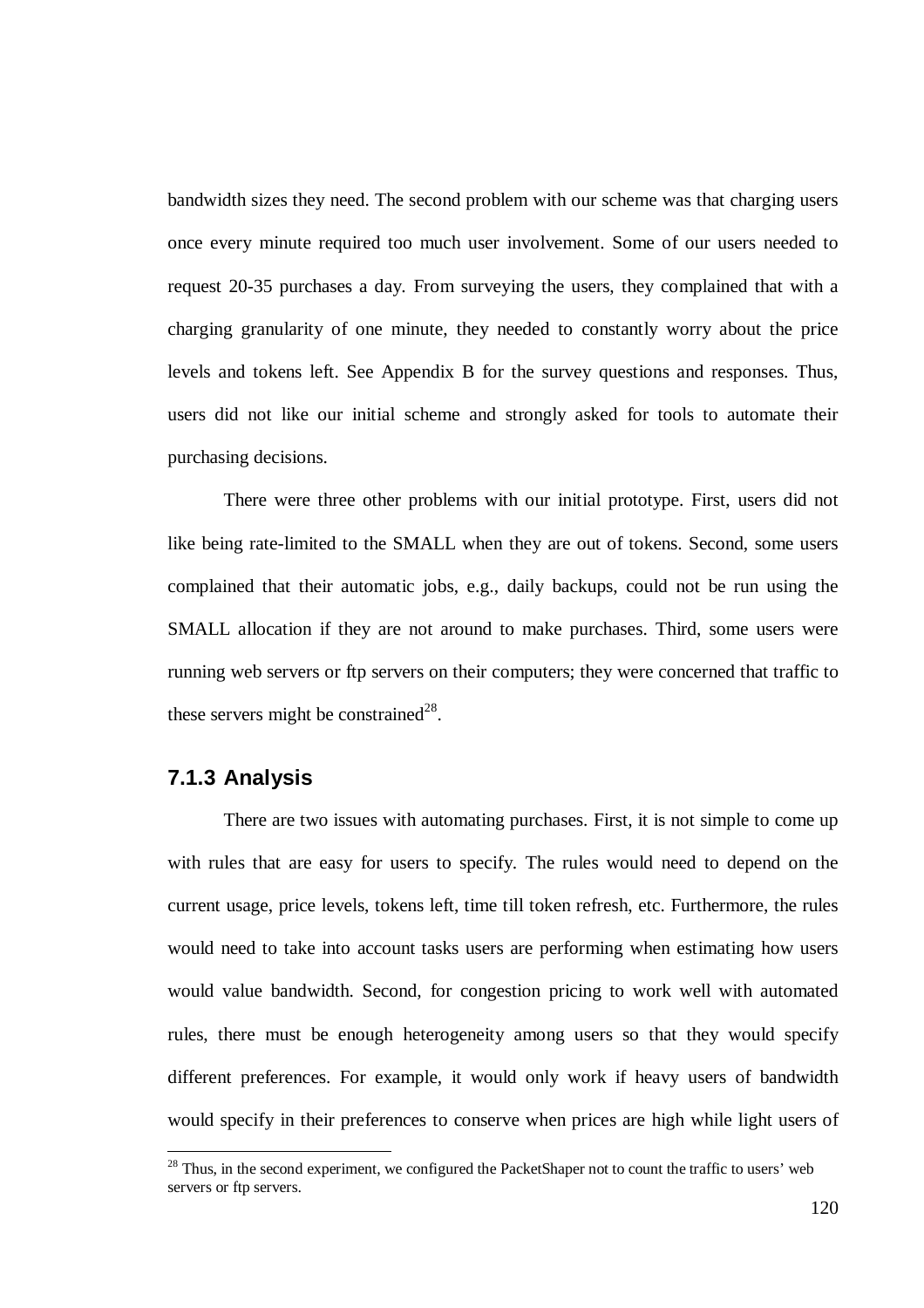bandwidth sizes they need. The second problem with our scheme was that charging users once every minute required too much user involvement. Some of our users needed to request 20-35 purchases a day. From surveying the users, they complained that with a charging granularity of one minute, they needed to constantly worry about the price levels and tokens left. See Appendix B for the survey questions and responses. Thus, users did not like our initial scheme and strongly asked for tools to automate their purchasing decisions.

There were three other problems with our initial prototype. First, users did not like being rate-limited to the SMALL when they are out of tokens. Second, some users complained that their automatic jobs, e.g., daily backups, could not be run using the SMALL allocation if they are not around to make purchases. Third, some users were running web servers or ftp servers on their computers; they were concerned that traffic to these servers might be constrained[28].

### 7.1.3 Analysis

There are two issues with automating purchases. First, it is not simple to come up with rules that are easy for users to specify. The rules would need to depend on the current usage, price levels, tokens left, time till token refresh, etc. Furthermore, the rules would need to take into account tasks users are performing when estimating how users would value bandwidth. Second, for congestion pricing to work well with automated rules, there must be enough heterogeneity among users so that they would specify different preferences. For example, it would only work if heavy users of bandwidth would specify in their preferences to conserve when prices are high while light users of

[28] Thus, in the second experiment, we configured the PacketShaper not to count the traffic to users' web servers or ftp servers.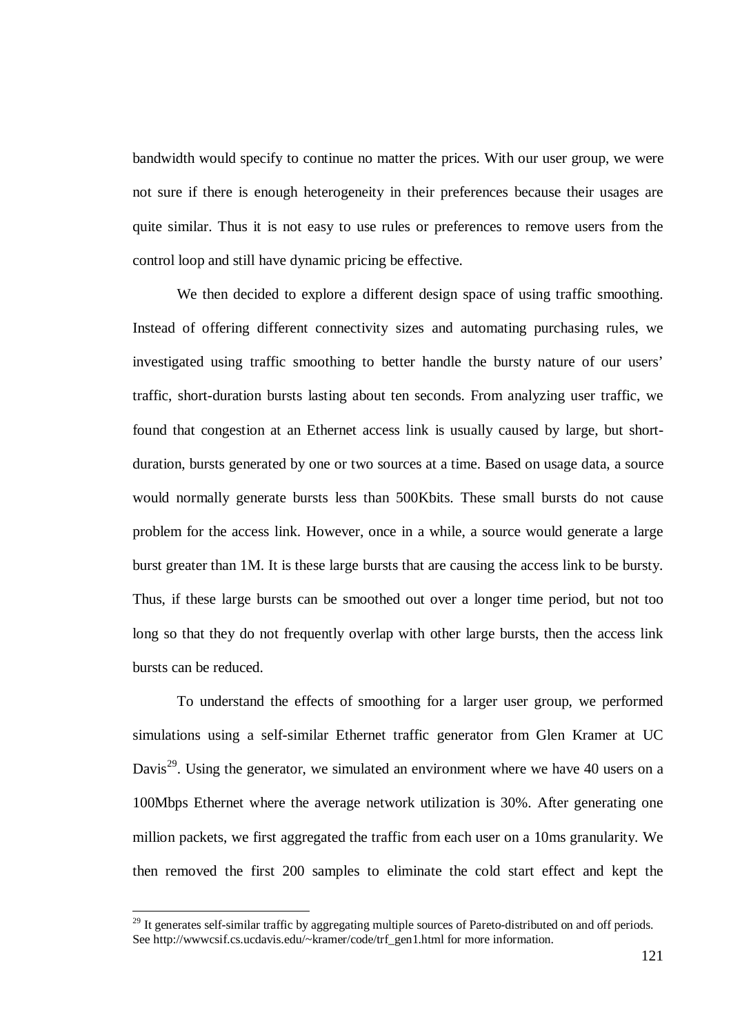bandwidth would specify to continue no matter the prices. With our user group, we were not sure if there is enough heterogeneity in their preferences because their usages are quite similar. Thus it is not easy to use rules or preferences to remove users from the control loop and still have dynamic pricing be effective.

We then decided to explore a different design space of using traffic smoothing. Instead of offering different connectivity sizes and automating purchasing rules, we investigated using traffic smoothing to better handle the bursty nature of our users' traffic, short-duration bursts lasting about ten seconds. From analyzing user traffic, we found that congestion at an Ethernet access link is usually caused by large, but short-duration, bursts generated by one or two sources at a time. Based on usage data, a source would normally generate bursts less than 500Kbits. These small bursts do not cause problem for the access link. However, once in a while, a source would generate a large burst greater than 1M. It is these large bursts that are causing the access link to be bursty. Thus, if these large bursts can be smoothed out over a longer time period, but not too long so that they do not frequently overlap with other large bursts, then the access link bursts can be reduced.

To understand the effects of smoothing for a larger user group, we performed simulations using a self-similar Ethernet traffic generator from Glen Kramer at UC Davis[29]. Using the generator, we simulated an environment where we have 40 users on a 100Mbps Ethernet where the average network utilization is 30%. After generating one million packets, we first aggregated the traffic from each user on a 10ms granularity. We then removed the first 200 samples to eliminate the cold start effect and kept the

---

[29] It generates self-similar traffic by aggregating multiple sources of Pareto-distributed on and off periods. See http://wwwcsif.cs.ucdavis.edu/~kramer/code/trf_gen1.html for more information.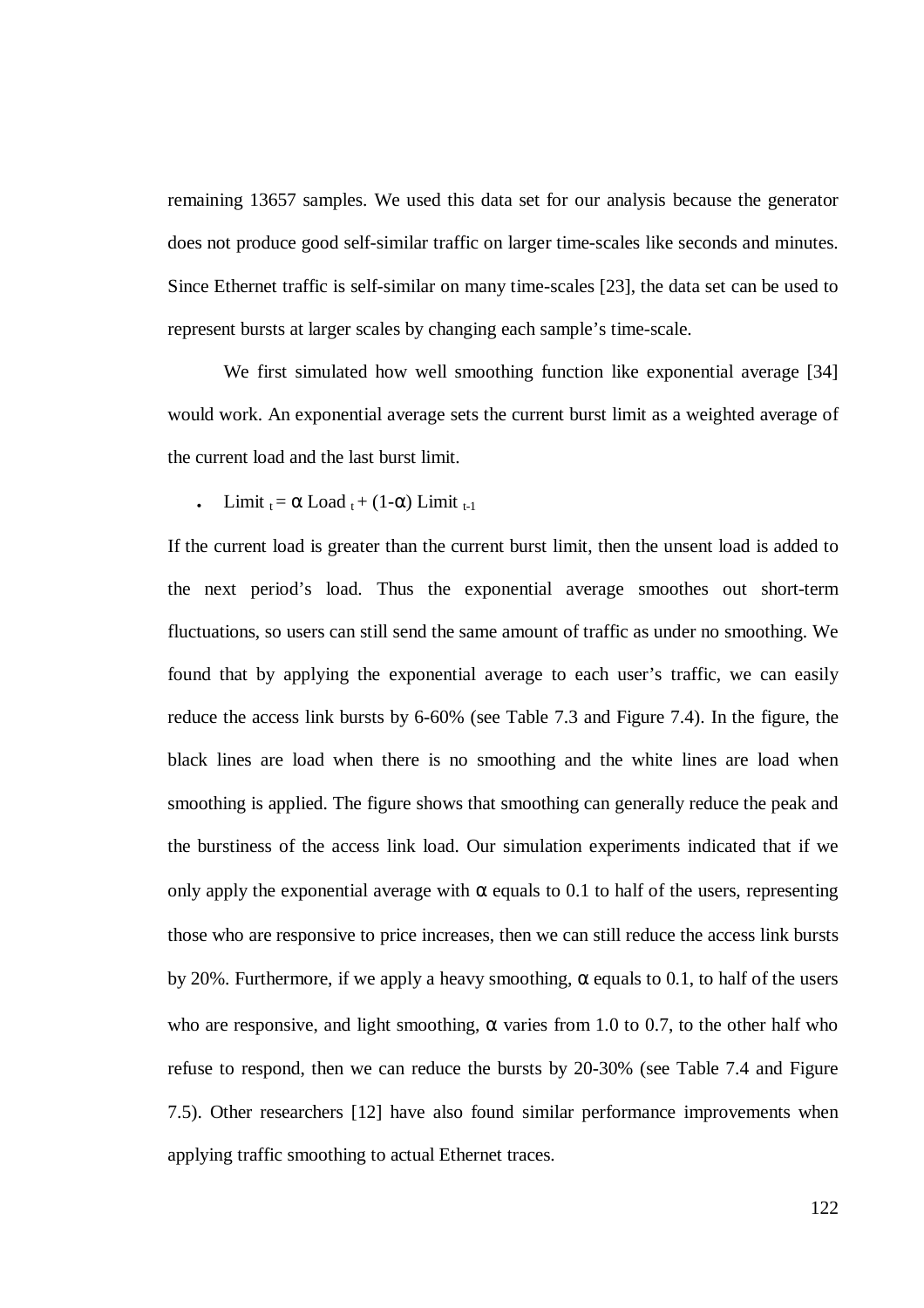remaining 13657 samples. We used this data set for our analysis because the generator does not produce good self-similar traffic on larger time-scales like seconds and minutes. Since Ethernet traffic is self-similar on many time-scales [23], the data set can be used to represent bursts at larger scales by changing each sample's time-scale.

We first simulated how well smoothing function like exponential average [34] would work. An exponential average sets the current burst limit as a weighted average of the current load and the last burst limit.

- $\text{Limit}_t = \alpha \, \text{Load}_t + (1-\alpha) \, \text{Limit}_{t-1}$

If the current load is greater than the current burst limit, then the unsent load is added to the next period's load. Thus the exponential average smoothes out short-term fluctuations, so users can still send the same amount of traffic as under no smoothing. We found that by applying the exponential average to each user's traffic, we can easily reduce the access link bursts by 6-60% (see Table 7.3 and Figure 7.4). In the figure, the black lines are load when there is no smoothing and the white lines are load when smoothing is applied. The figure shows that smoothing can generally reduce the peak and the burstiness of the access link load. Our simulation experiments indicated that if we only apply the exponential average with $\alpha$ equals to 0.1 to half of the users, representing those who are responsive to price increases, then we can still reduce the access link bursts by 20%. Furthermore, if we apply a heavy smoothing, $\alpha$ equals to 0.1, to half of the users who are responsive, and light smoothing, $\alpha$ varies from 1.0 to 0.7, to the other half who refuse to respond, then we can reduce the bursts by 20-30% (see Table 7.4 and Figure 7.5). Other researchers [12] have also found similar performance improvements when applying traffic smoothing to actual Ethernet traces.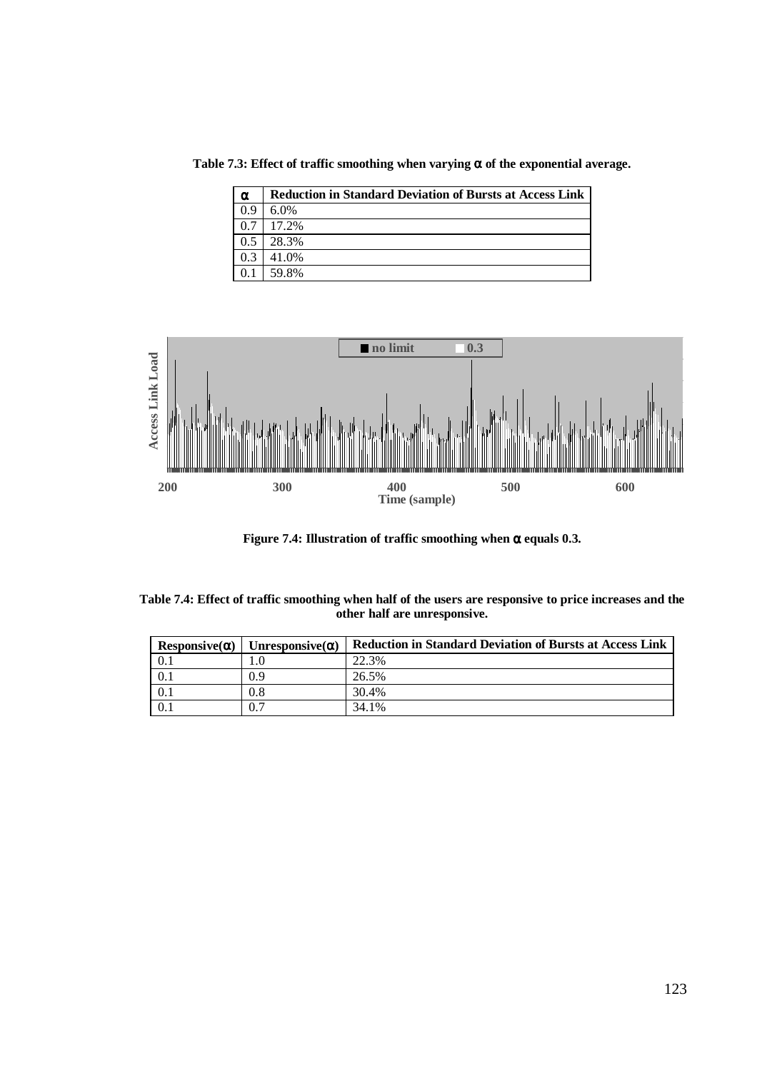**Table 7.3: Effect of traffic smoothing when varying α of the exponential average.**

| α | Reduction in Standard Deviation of Bursts at Access Link |
|---|---|
| 0.9 | 6.0% |
| 0.7 | 17.2% |
| 0.5 | 28.3% |
| 0.3 | 41.0% |
| 0.1 | 59.8% |

**Figure 7.4: Illustration of traffic smoothing when α equals 0.3.**

**Table 7.4: Effect of traffic smoothing when half of the users are responsive to price increases and the other half are unresponsive.**

| Responsive(α) | Unresponsive(α) | Reduction in Standard Deviation of Bursts at Access Link |
|---|---|---|
| 0.1 | 1.0 | 22.3% |
| 0.1 | 0.9 | 26.5% |
| 0.1 | 0.8 | 30.4% |
| 0.1 | 0.7 | 34.1% |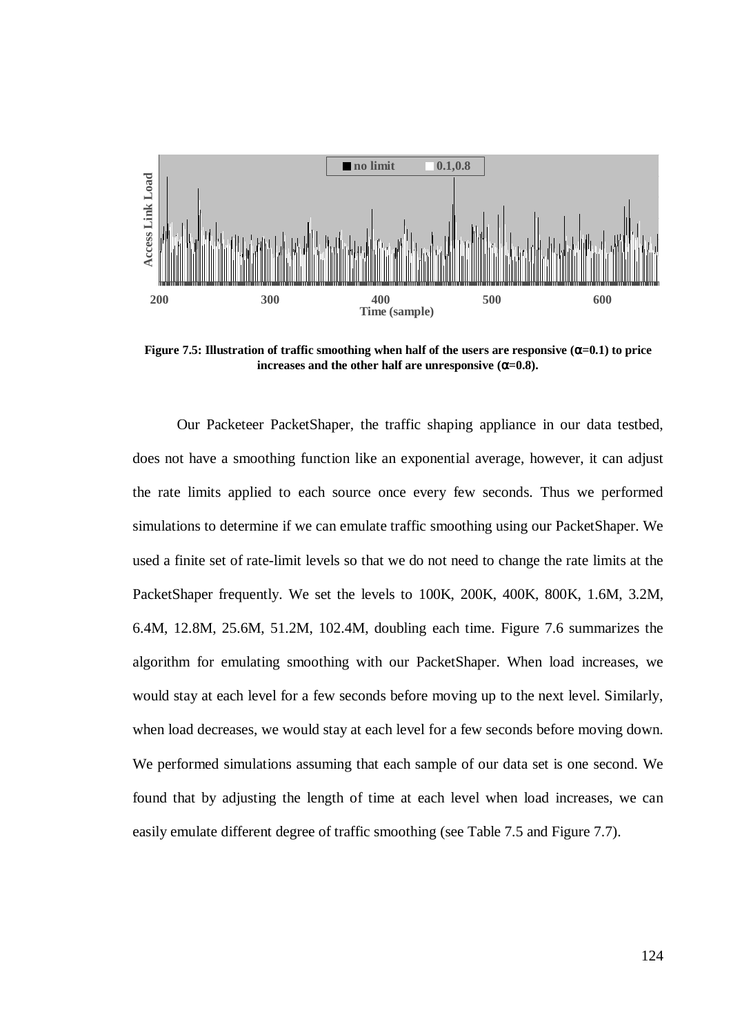**Figure 7.5: Illustration of traffic smoothing when half of the users are responsive ($\alpha$=0.1) to price increases and the other half are unresponsive ($\alpha$=0.8).**

Our Packeteer PacketShaper, the traffic shaping appliance in our data testbed, does not have a smoothing function like an exponential average, however, it can adjust the rate limits applied to each source once every few seconds. Thus we performed simulations to determine if we can emulate traffic smoothing using our PacketShaper. We used a finite set of rate-limit levels so that we do not need to change the rate limits at the PacketShaper frequently. We set the levels to 100K, 200K, 400K, 800K, 1.6M, 3.2M, 6.4M, 12.8M, 25.6M, 51.2M, 102.4M, doubling each time. Figure 7.6 summarizes the algorithm for emulating smoothing with our PacketShaper. When load increases, we would stay at each level for a few seconds before moving up to the next level. Similarly, when load decreases, we would stay at each level for a few seconds before moving down. We performed simulations assuming that each sample of our data set is one second. We found that by adjusting the length of time at each level when load increases, we can easily emulate different degree of traffic smoothing (see Table 7.5 and Figure 7.7).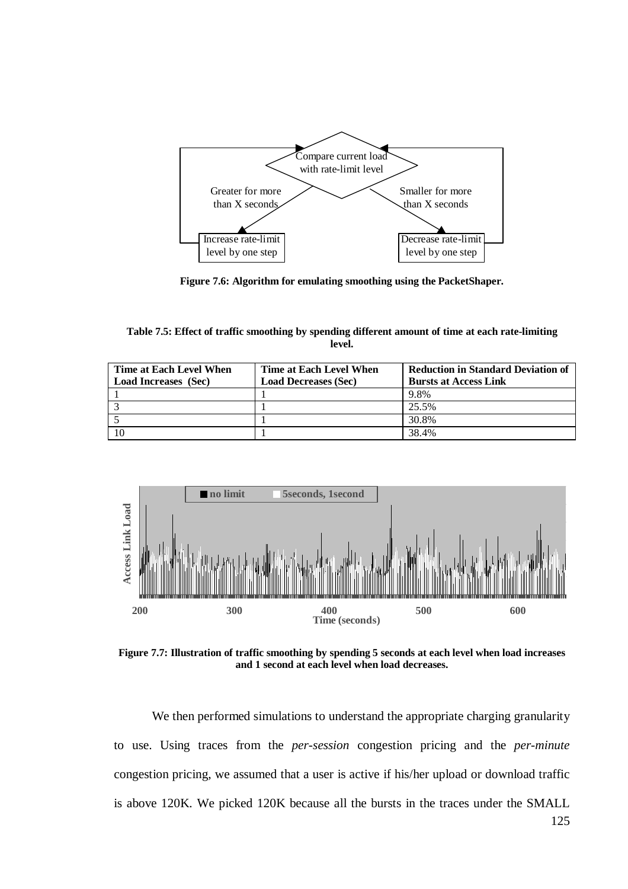Figure 7.6: Algorithm for emulating smoothing using the PacketShaper.

**Table 7.5: Effect of traffic smoothing by spending different amount of time at each rate-limiting level.**

| Time at Each Level When Load Increases (Sec) | Time at Each Level When Load Decreases (Sec) | Reduction in Standard Deviation of Bursts at Access Link |
|---|---|---|
| 1 | 1 | 9.8% |
| 3 | 1 | 25.5% |
| 5 | 1 | 30.8% |
| 10 | 1 | 38.4% |

Figure 7.7: Illustration of traffic smoothing by spending 5 seconds at each level when load increases and 1 second at each level when load decreases.

We then performed simulations to understand the appropriate charging granularity to use. Using traces from the *per-session* congestion pricing and the *per-minute* congestion pricing, we assumed that a user is active if his/her upload or download traffic is above 120K. We picked 120K because all the bursts in the traces under the SMALL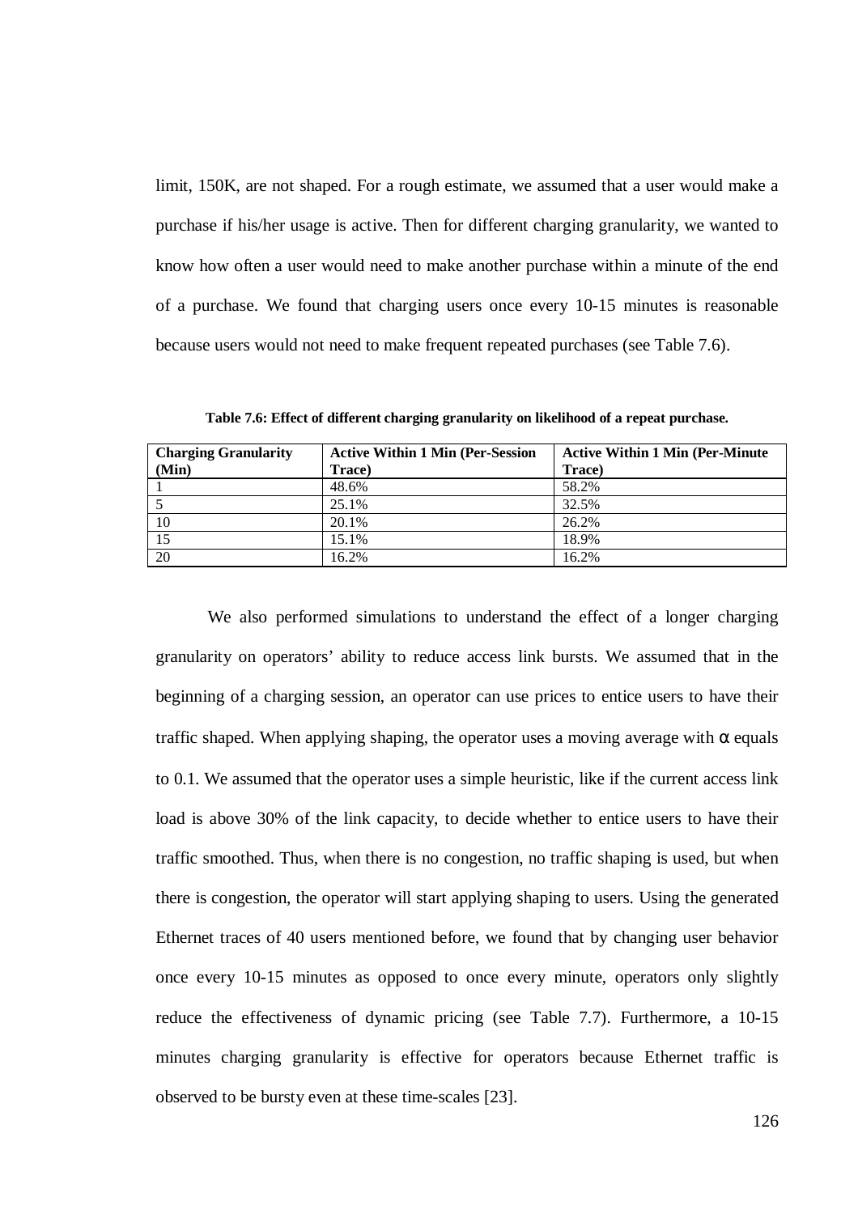limit, 150K, are not shaped. For a rough estimate, we assumed that a user would make a purchase if his/her usage is active. Then for different charging granularity, we wanted to know how often a user would need to make another purchase within a minute of the end of a purchase. We found that charging users once every 10-15 minutes is reasonable because users would not need to make frequent repeated purchases (see Table 7.6).

**Table 7.6: Effect of different charging granularity on likelihood of a repeat purchase.**

| Charging Granularity (Min) | Active Within 1 Min (Per-Session Trace) | Active Within 1 Min (Per-Minute Trace) |
|---|---|---|
| 1 | 48.6% | 58.2% |
| 5 | 25.1% | 32.5% |
| 10 | 20.1% | 26.2% |
| 15 | 15.1% | 18.9% |
| 20 | 16.2% | 16.2% |

We also performed simulations to understand the effect of a longer charging granularity on operators' ability to reduce access link bursts. We assumed that in the beginning of a charging session, an operator can use prices to entice users to have their traffic shaped. When applying shaping, the operator uses a moving average with $\alpha$ equals to 0.1. We assumed that the operator uses a simple heuristic, like if the current access link load is above 30% of the link capacity, to decide whether to entice users to have their traffic smoothed. Thus, when there is no congestion, no traffic shaping is used, but when there is congestion, the operator will start applying shaping to users. Using the generated Ethernet traces of 40 users mentioned before, we found that by changing user behavior once every 10-15 minutes as opposed to once every minute, operators only slightly reduce the effectiveness of dynamic pricing (see Table 7.7). Furthermore, a 10-15 minutes charging granularity is effective for operators because Ethernet traffic is observed to be bursty even at these time-scales [23].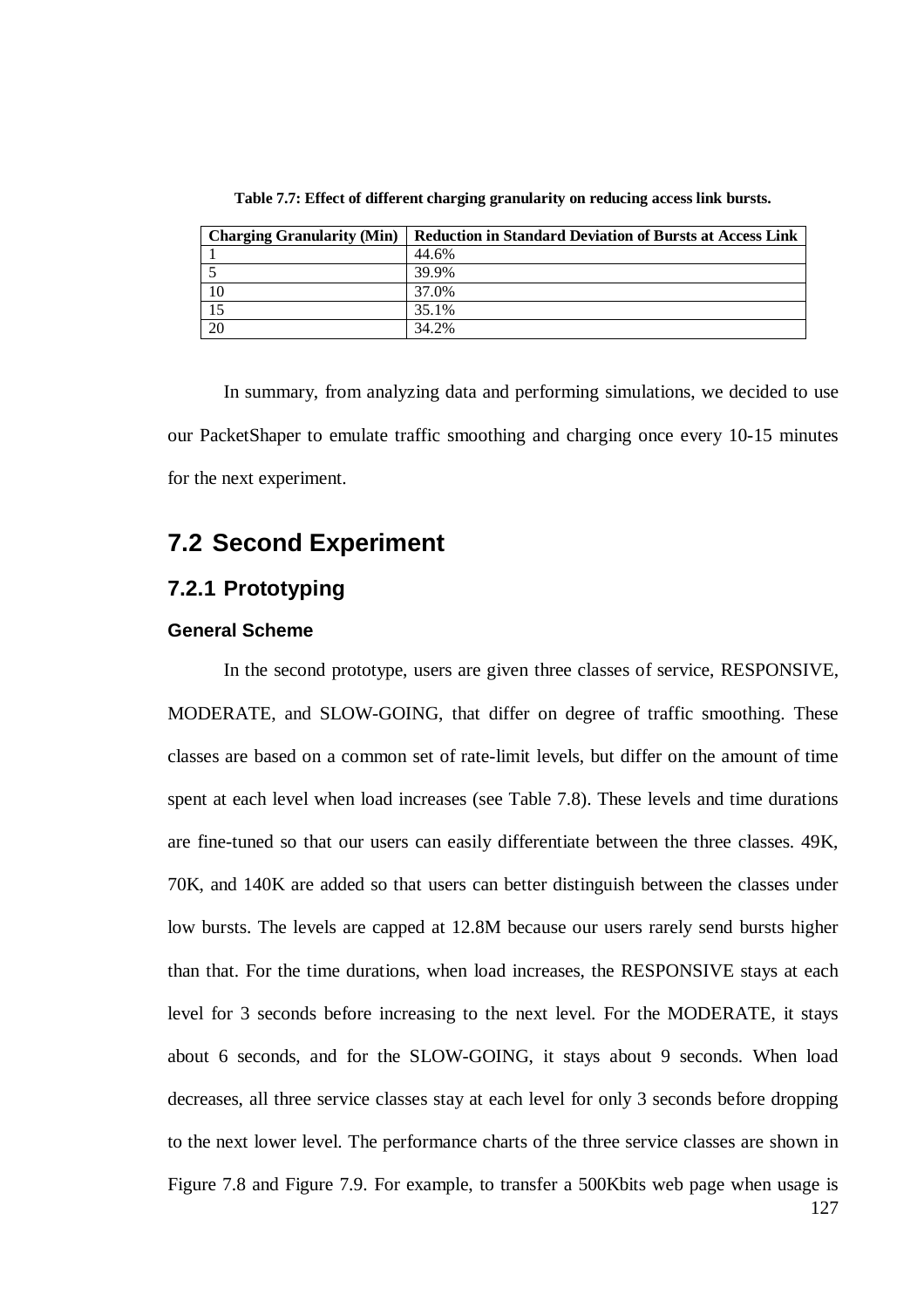**Table 7.7: Effect of different charging granularity on reducing access link bursts.**

| Charging Granularity (Min) | Reduction in Standard Deviation of Bursts at Access Link |
|---|---|
| 1 | 44.6% |
| 5 | 39.9% |
| 10 | 37.0% |
| 15 | 35.1% |
| 20 | 34.2% |

In summary, from analyzing data and performing simulations, we decided to use our PacketShaper to emulate traffic smoothing and charging once every 10-15 minutes for the next experiment.

## 7.2 Second Experiment

### 7.2.1 Prototyping

#### General Scheme

In the second prototype, users are given three classes of service, RESPONSIVE, MODERATE, and SLOW-GOING, that differ on degree of traffic smoothing. These classes are based on a common set of rate-limit levels, but differ on the amount of time spent at each level when load increases (see Table 7.8). These levels and time durations are fine-tuned so that our users can easily differentiate between the three classes. 49K, 70K, and 140K are added so that users can better distinguish between the classes under low bursts. The levels are capped at 12.8M because our users rarely send bursts higher than that. For the time durations, when load increases, the RESPONSIVE stays at each level for 3 seconds before increasing to the next level. For the MODERATE, it stays about 6 seconds, and for the SLOW-GOING, it stays about 9 seconds. When load decreases, all three service classes stay at each level for only 3 seconds before dropping to the next lower level. The performance charts of the three service classes are shown in Figure 7.8 and Figure 7.9. For example, to transfer a 500Kbits web page when usage is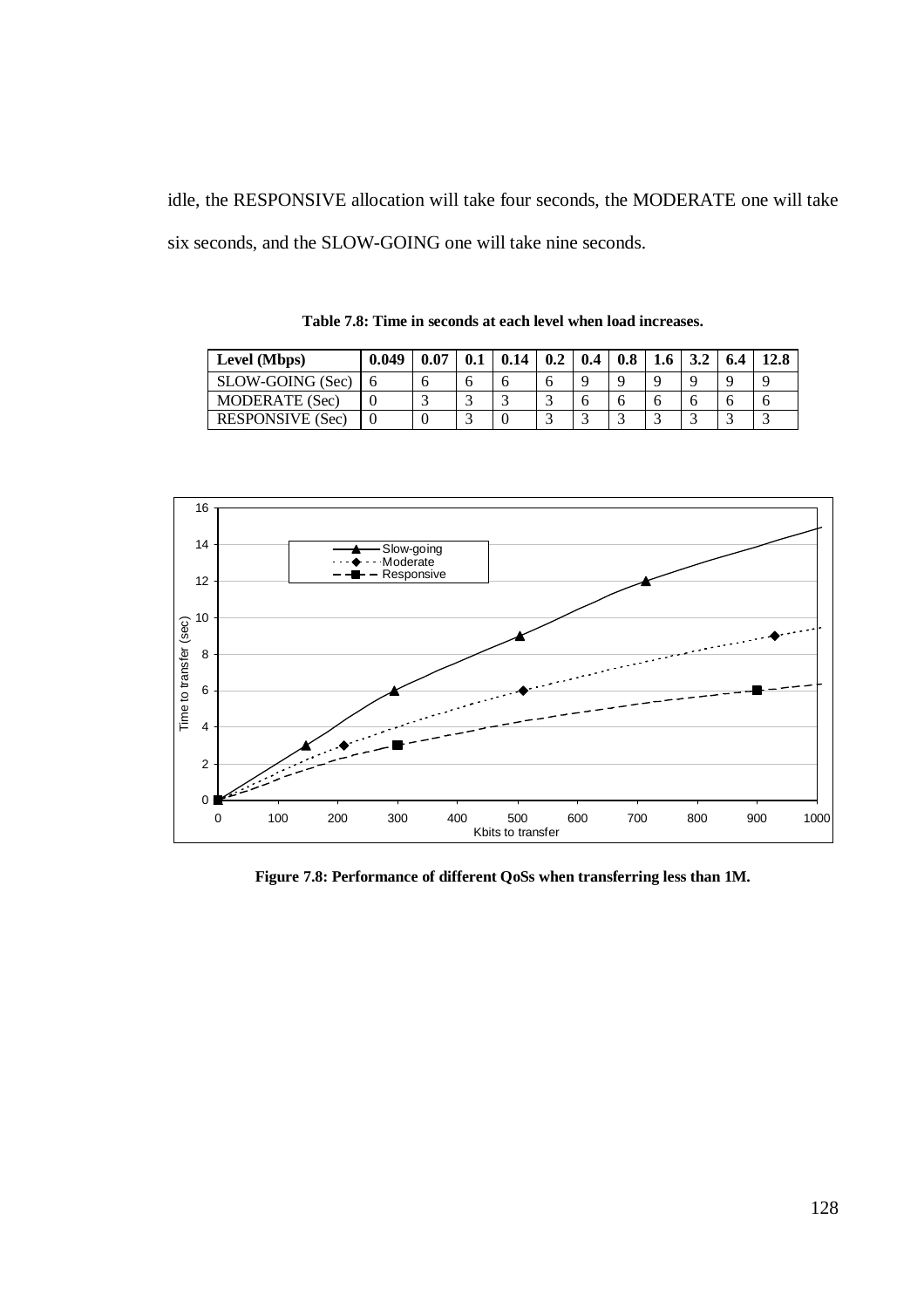idle, the RESPONSIVE allocation will take four seconds, the MODERATE one will take six seconds, and the SLOW-GOING one will take nine seconds.

**Table 7.8: Time in seconds at each level when load increases.**

| Level (Mbps) | 0.049 | 0.07 | 0.1 | 0.14 | 0.2 | 0.4 | 0.8 | 1.6 | 3.2 | 6.4 | 12.8 |
|---|---|---|---|---|---|---|---|---|---|---|---|
| SLOW-GOING (Sec) | 6 | 6 | 6 | 6 | 6 | 9 | 9 | 9 | 9 | 9 | 9 |
| MODERATE (Sec) | 0 | 3 | 3 | 3 | 3 | 6 | 6 | 6 | 6 | 6 | 6 |
| RESPONSIVE (Sec) | 0 | 0 | 3 | 0 | 3 | 3 | 3 | 3 | 3 | 3 | 3 |

**Figure 7.8: Performance of different QoSs when transferring less than 1M.**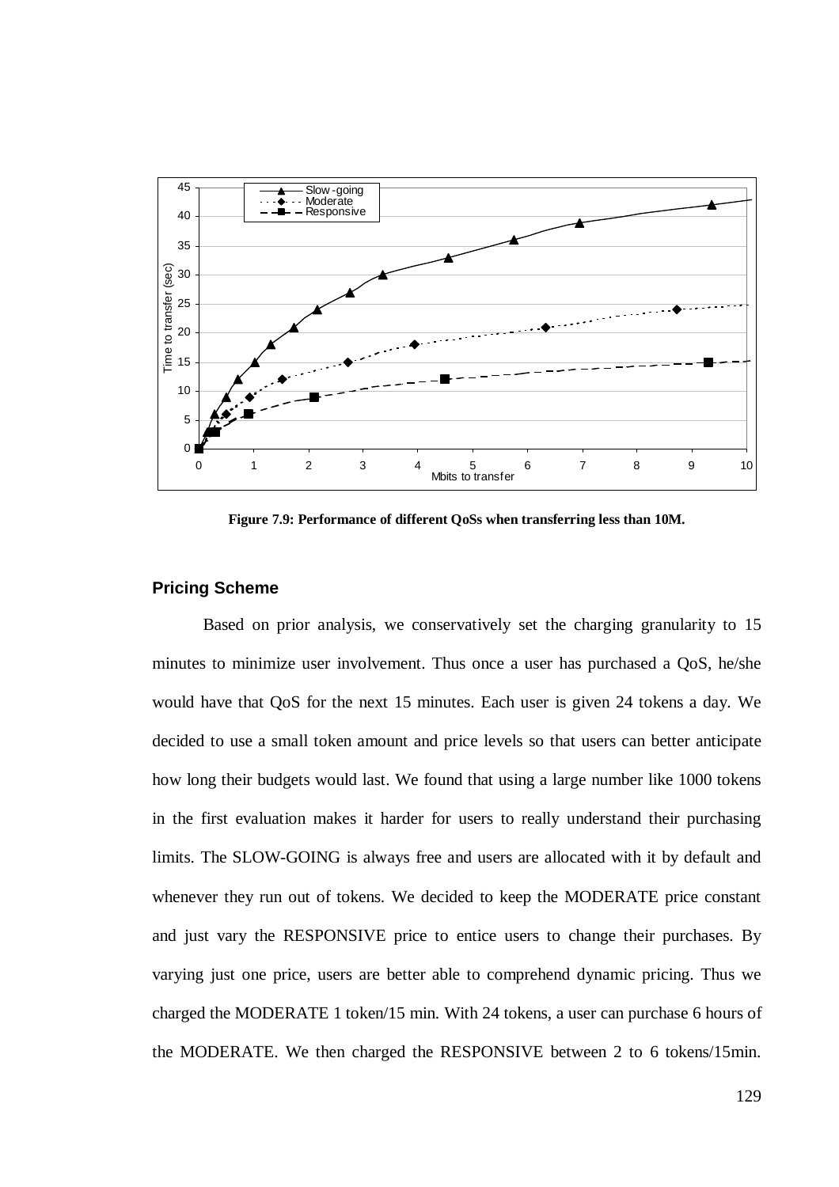**Figure 7.9: Performance of different QoSs when transferring less than 10M.**

### Pricing Scheme

Based on prior analysis, we conservatively set the charging granularity to 15 minutes to minimize user involvement. Thus once a user has purchased a QoS, he/she would have that QoS for the next 15 minutes. Each user is given 24 tokens a day. We decided to use a small token amount and price levels so that users can better anticipate how long their budgets would last. We found that using a large number like 1000 tokens in the first evaluation makes it harder for users to really understand their purchasing limits. The SLOW-GOING is always free and users are allocated with it by default and whenever they run out of tokens. We decided to keep the MODERATE price constant and just vary the RESPONSIVE price to entice users to change their purchases. By varying just one price, users are better able to comprehend dynamic pricing. Thus we charged the MODERATE 1 token/15 min. With 24 tokens, a user can purchase 6 hours of the MODERATE. We then charged the RESPONSIVE between 2 to 6 tokens/15min.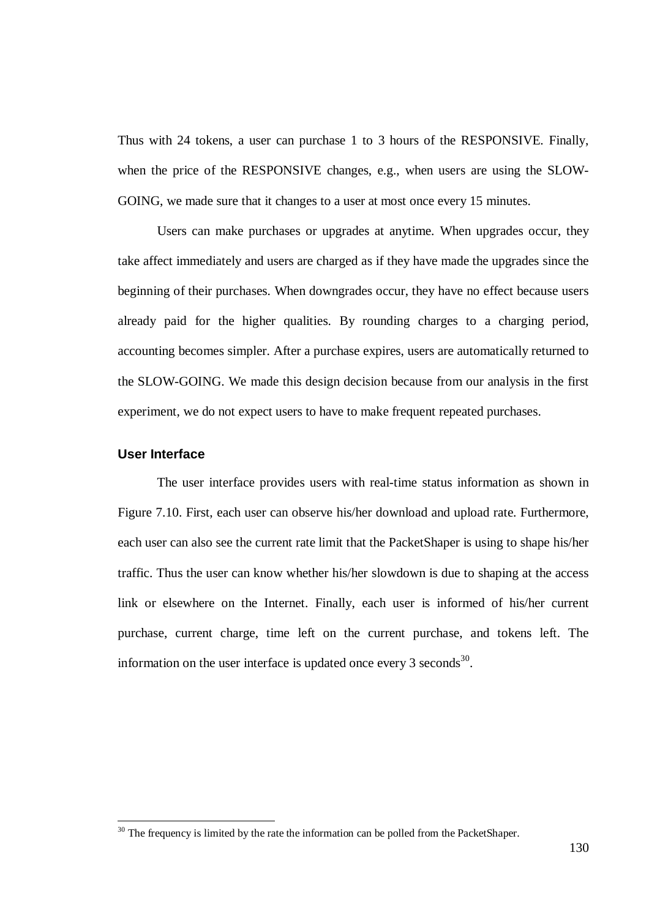Thus with 24 tokens, a user can purchase 1 to 3 hours of the RESPONSIVE. Finally, when the price of the RESPONSIVE changes, e.g., when users are using the SLOW-GOING, we made sure that it changes to a user at most once every 15 minutes.

Users can make purchases or upgrades at anytime. When upgrades occur, they take affect immediately and users are charged as if they have made the upgrades since the beginning of their purchases. When downgrades occur, they have no effect because users already paid for the higher qualities. By rounding charges to a charging period, accounting becomes simpler. After a purchase expires, users are automatically returned to the SLOW-GOING. We made this design decision because from our analysis in the first experiment, we do not expect users to have to make frequent repeated purchases.

### User Interface

The user interface provides users with real-time status information as shown in Figure 7.10. First, each user can observe his/her download and upload rate. Furthermore, each user can also see the current rate limit that the PacketShaper is using to shape his/her traffic. Thus the user can know whether his/her slowdown is due to shaping at the access link or elsewhere on the Internet. Finally, each user is informed of his/her current purchase, current charge, time left on the current purchase, and tokens left. The information on the user interface is updated once every 3 seconds[30].

[30] The frequency is limited by the rate the information can be polled from the PacketShaper.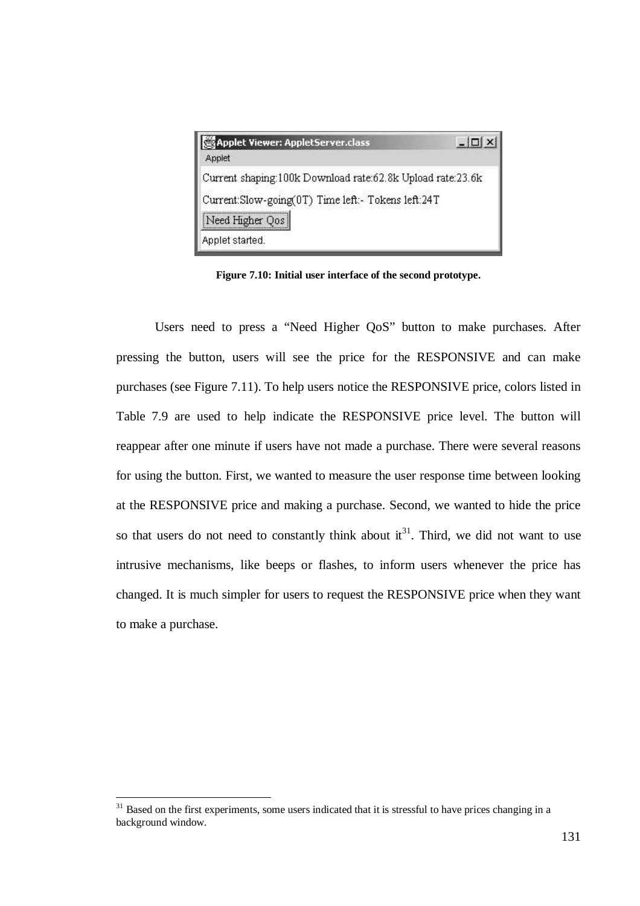Applet Viewer: AppletServer.class

Applet

Current shaping:100k Download rate:62.8k Upload rate:23.6k

Current:Slow-going(0T) Time left:- Tokens left:24T

Need Higher Qos

Applet started.

**Figure 7.10: Initial user interface of the second prototype.**

Users need to press a "Need Higher QoS" button to make purchases. After pressing the button, users will see the price for the RESPONSIVE and can make purchases (see Figure 7.11). To help users notice the RESPONSIVE price, colors listed in Table 7.9 are used to help indicate the RESPONSIVE price level. The button will reappear after one minute if users have not made a purchase. There were several reasons for using the button. First, we wanted to measure the user response time between looking at the RESPONSIVE price and making a purchase. Second, we wanted to hide the price so that users do not need to constantly think about it[31]. Third, we did not want to use intrusive mechanisms, like beeps or flashes, to inform users whenever the price has changed. It is much simpler for users to request the RESPONSIVE price when they want to make a purchase.

[31] Based on the first experiments, some users indicated that it is stressful to have prices changing in a background window.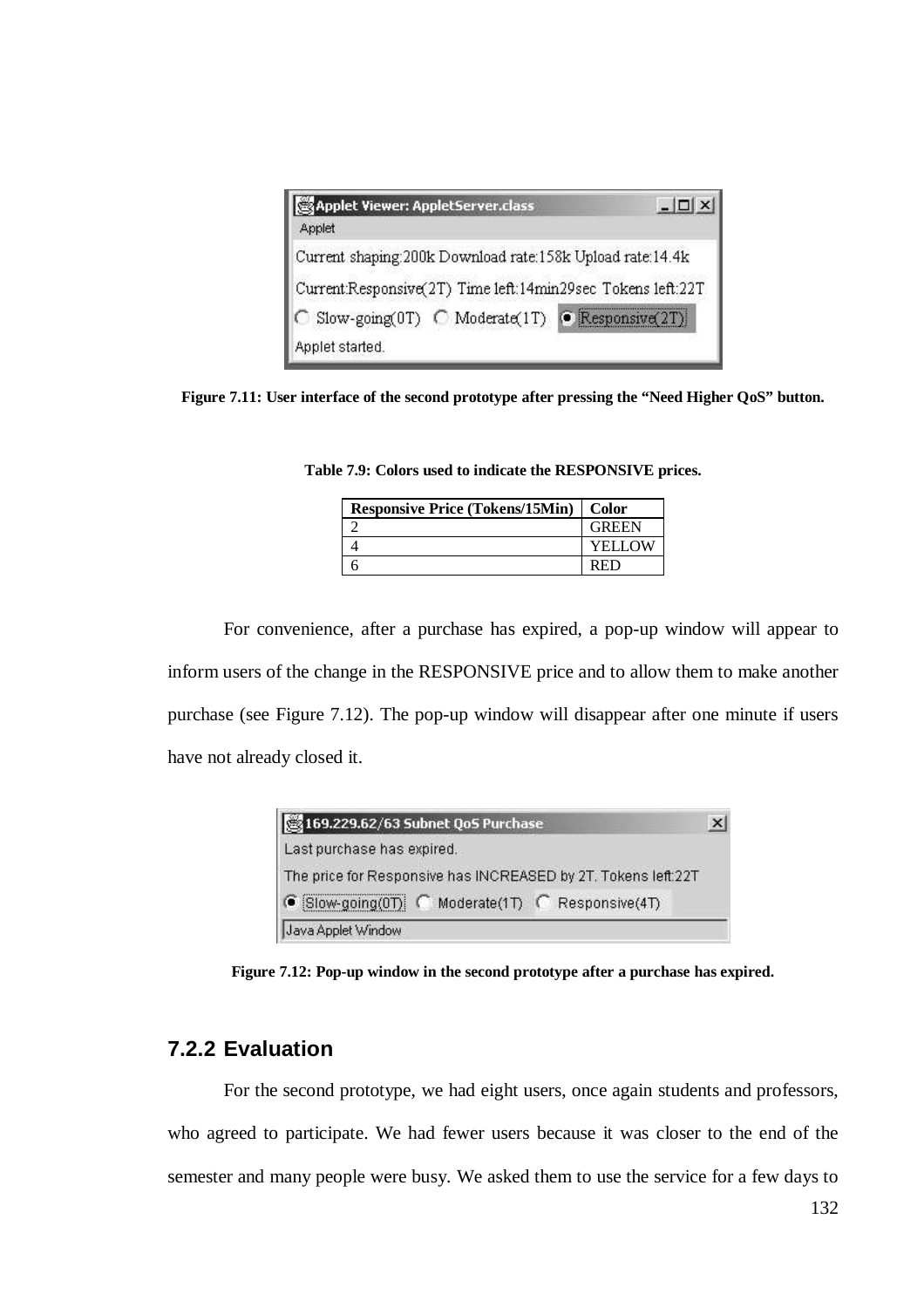Figure 7.11: User interface of the second prototype after pressing the “Need Higher QoS” button.

Table 7.9: Colors used to indicate the RESPONSIVE prices.

| Responsive Price (Tokens/15Min) | Color |
| --- | --- |
| 2 | GREEN |
| 4 | YELLOW |
| 6 | RED |

For convenience, after a purchase has expired, a pop-up window will appear to inform users of the change in the RESPONSIVE price and to allow them to make another purchase (see Figure 7.12). The pop-up window will disappear after one minute if users have not already closed it.

Figure 7.12: Pop-up window in the second prototype after a purchase has expired.

### 7.2.2 Evaluation

For the second prototype, we had eight users, once again students and professors, who agreed to participate. We had fewer users because it was closer to the end of the semester and many people were busy. We asked them to use the service for a few days to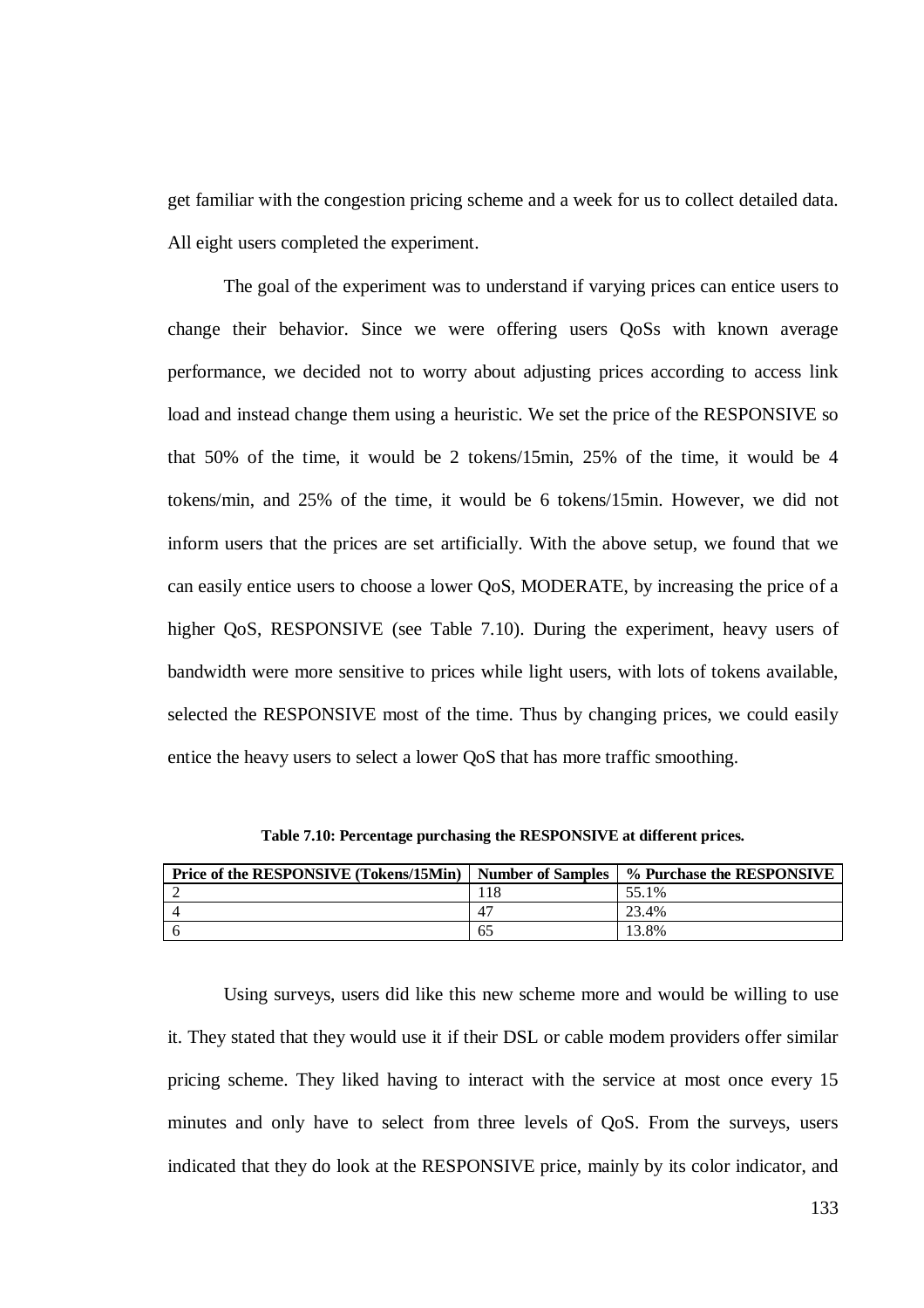get familiar with the congestion pricing scheme and a week for us to collect detailed data. All eight users completed the experiment.

The goal of the experiment was to understand if varying prices can entice users to change their behavior. Since we were offering users QoSs with known average performance, we decided not to worry about adjusting prices according to access link load and instead change them using a heuristic. We set the price of the RESPONSIVE so that 50% of the time, it would be 2 tokens/15min, 25% of the time, it would be 4 tokens/min, and 25% of the time, it would be 6 tokens/15min. However, we did not inform users that the prices are set artificially. With the above setup, we found that we can easily entice users to choose a lower QoS, MODERATE, by increasing the price of a higher QoS, RESPONSIVE (see Table 7.10). During the experiment, heavy users of bandwidth were more sensitive to prices while light users, with lots of tokens available, selected the RESPONSIVE most of the time. Thus by changing prices, we could easily entice the heavy users to select a lower QoS that has more traffic smoothing.

**Table 7.10: Percentage purchasing the RESPONSIVE at different prices.**

| Price of the RESPONSIVE (Tokens/15Min) | Number of Samples | % Purchase the RESPONSIVE |
|---|---|---|
| 2 | 118 | 55.1% |
| 4 | 47 | 23.4% |
| 6 | 65 | 13.8% |

Using surveys, users did like this new scheme more and would be willing to use it. They stated that they would use it if their DSL or cable modem providers offer similar pricing scheme. They liked having to interact with the service at most once every 15 minutes and only have to select from three levels of QoS. From the surveys, users indicated that they do look at the RESPONSIVE price, mainly by its color indicator, and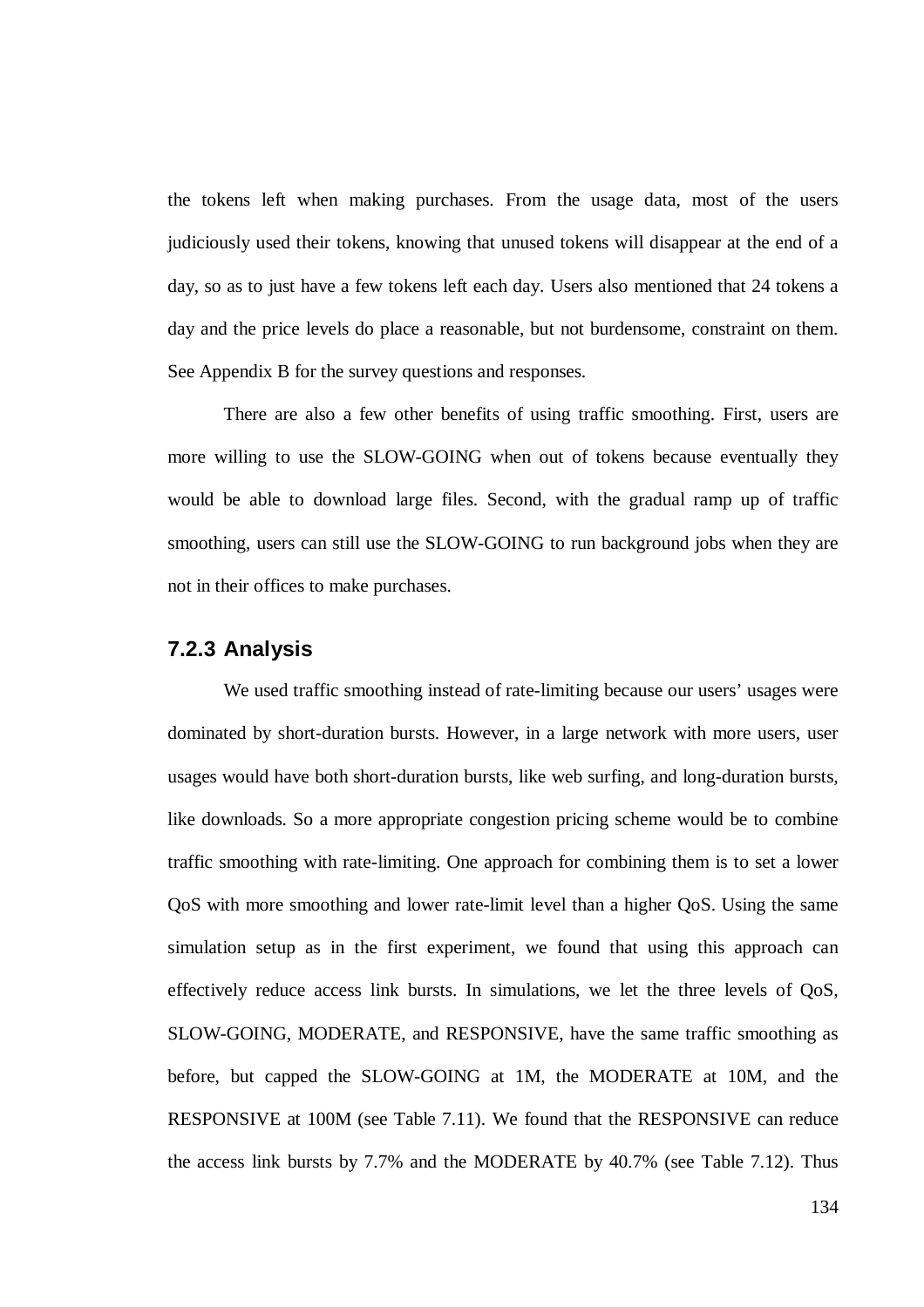the tokens left when making purchases. From the usage data, most of the users judiciously used their tokens, knowing that unused tokens will disappear at the end of a day, so as to just have a few tokens left each day. Users also mentioned that 24 tokens a day and the price levels do place a reasonable, but not burdensome, constraint on them. See Appendix B for the survey questions and responses.

There are also a few other benefits of using traffic smoothing. First, users are more willing to use the SLOW-GOING when out of tokens because eventually they would be able to download large files. Second, with the gradual ramp up of traffic smoothing, users can still use the SLOW-GOING to run background jobs when they are not in their offices to make purchases.

### 7.2.3 Analysis

We used traffic smoothing instead of rate-limiting because our users' usages were dominated by short-duration bursts. However, in a large network with more users, user usages would have both short-duration bursts, like web surfing, and long-duration bursts, like downloads. So a more appropriate congestion pricing scheme would be to combine traffic smoothing with rate-limiting. One approach for combining them is to set a lower QoS with more smoothing and lower rate-limit level than a higher QoS. Using the same simulation setup as in the first experiment, we found that using this approach can effectively reduce access link bursts. In simulations, we let the three levels of QoS, SLOW-GOING, MODERATE, and RESPONSIVE, have the same traffic smoothing as before, but capped the SLOW-GOING at 1M, the MODERATE at 10M, and the RESPONSIVE at 100M (see Table 7.11). We found that the RESPONSIVE can reduce the access link bursts by 7.7% and the MODERATE by 40.7% (see Table 7.12). Thus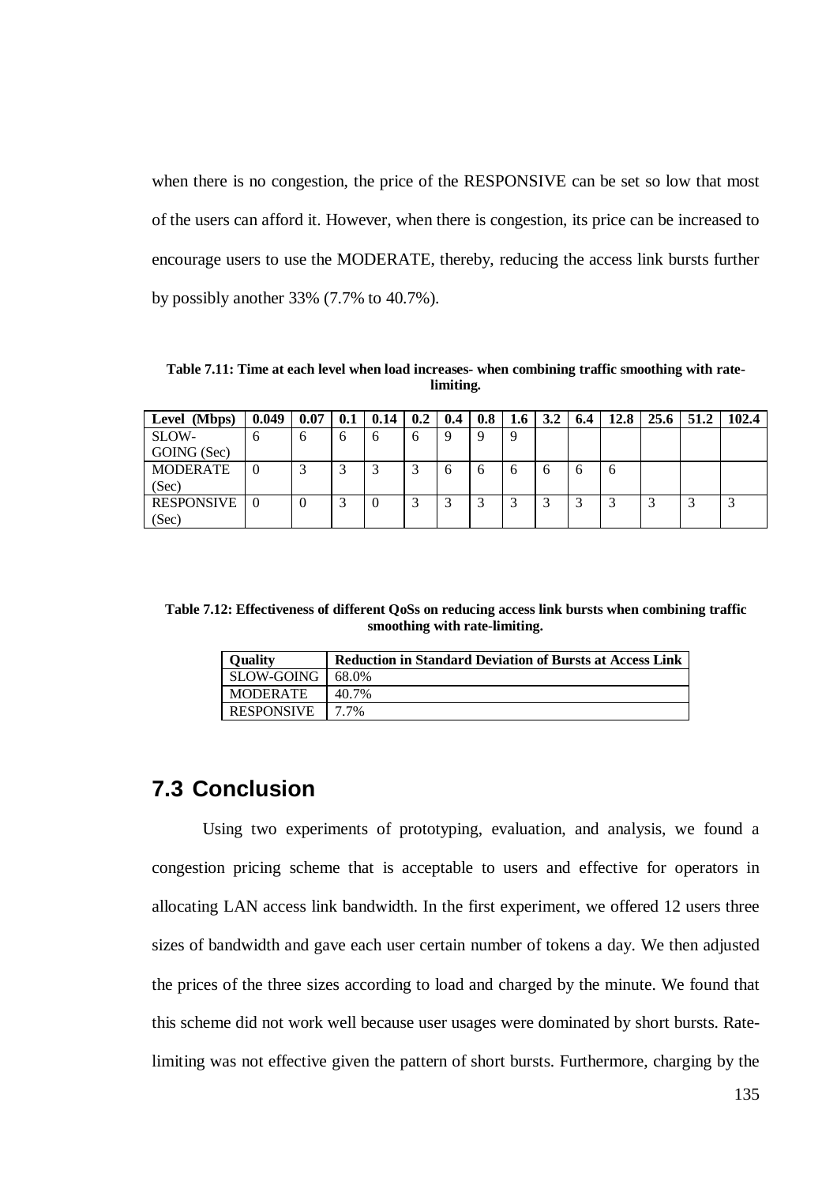when there is no congestion, the price of the RESPONSIVE can be set so low that most of the users can afford it. However, when there is congestion, its price can be increased to encourage users to use the MODERATE, thereby, reducing the access link bursts further by possibly another 33% (7.7% to 40.7%).

**Table 7.11: Time at each level when load increases- when combining traffic smoothing with rate-limiting.**

| Level (Mbps) | 0.049 | 0.07 | 0.1 | 0.14 | 0.2 | 0.4 | 0.8 | 1.6 | 3.2 | 6.4 | 12.8 | 25.6 | 51.2 | 102.4 |
|---|---|---|---|---|---|---|---|---|---|---|---|---|---|---|
| SLOW-GOING (Sec) | 6 | 6 | 6 | 6 | 6 | 9 | 9 | 9 | | | | | | |
| MODERATE (Sec) | 0 | 3 | 3 | 3 | 3 | 6 | 6 | 6 | 6 | 6 | 6 | | | |
| RESPONSIVE (Sec) | 0 | 0 | 3 | 0 | 3 | 3 | 3 | 3 | 3 | 3 | 3 | 3 | 3 | 3 |

**Table 7.12: Effectiveness of different QoSs on reducing access link bursts when combining traffic smoothing with rate-limiting.**

| Quality | Reduction in Standard Deviation of Bursts at Access Link |
|---|---|
| SLOW-GOING | 68.0% |
| MODERATE | 40.7% |
| RESPONSIVE | 7.7% |

## 7.3 Conclusion

Using two experiments of prototyping, evaluation, and analysis, we found a congestion pricing scheme that is acceptable to users and effective for operators in allocating LAN access link bandwidth. In the first experiment, we offered 12 users three sizes of bandwidth and gave each user certain number of tokens a day. We then adjusted the prices of the three sizes according to load and charged by the minute. We found that this scheme did not work well because user usages were dominated by short bursts. Rate-limiting was not effective given the pattern of short bursts. Furthermore, charging by the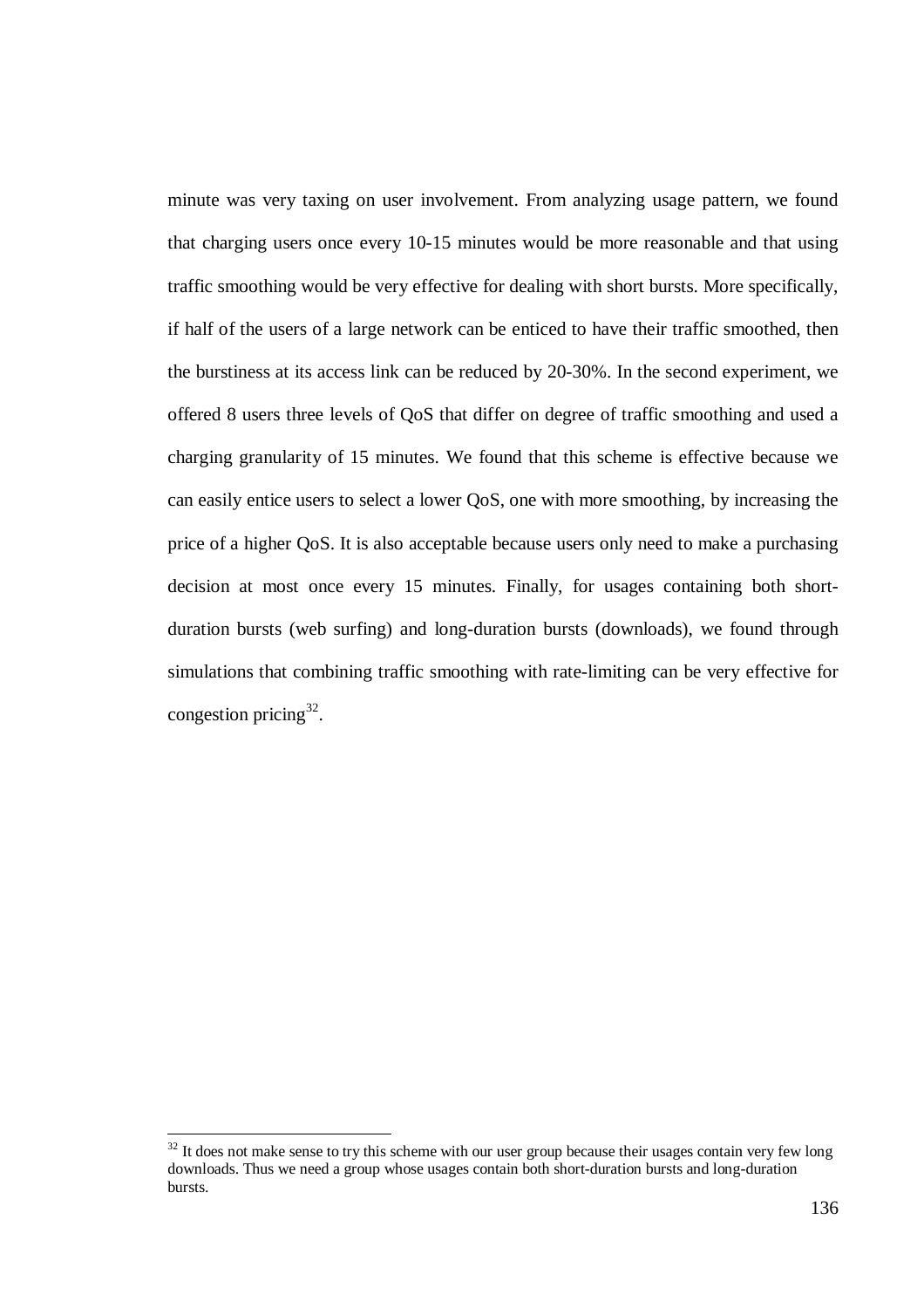minute was very taxing on user involvement. From analyzing usage pattern, we found that charging users once every 10-15 minutes would be more reasonable and that using traffic smoothing would be very effective for dealing with short bursts. More specifically, if half of the users of a large network can be enticed to have their traffic smoothed, then the burstiness at its access link can be reduced by 20-30%. In the second experiment, we offered 8 users three levels of QoS that differ on degree of traffic smoothing and used a charging granularity of 15 minutes. We found that this scheme is effective because we can easily entice users to select a lower QoS, one with more smoothing, by increasing the price of a higher QoS. It is also acceptable because users only need to make a purchasing decision at most once every 15 minutes. Finally, for usages containing both short-duration bursts (web surfing) and long-duration bursts (downloads), we found through simulations that combining traffic smoothing with rate-limiting can be very effective for congestion pricing[32].

---

[32] It does not make sense to try this scheme with our user group because their usages contain very few long downloads. Thus we need a group whose usages contain both short-duration bursts and long-duration bursts.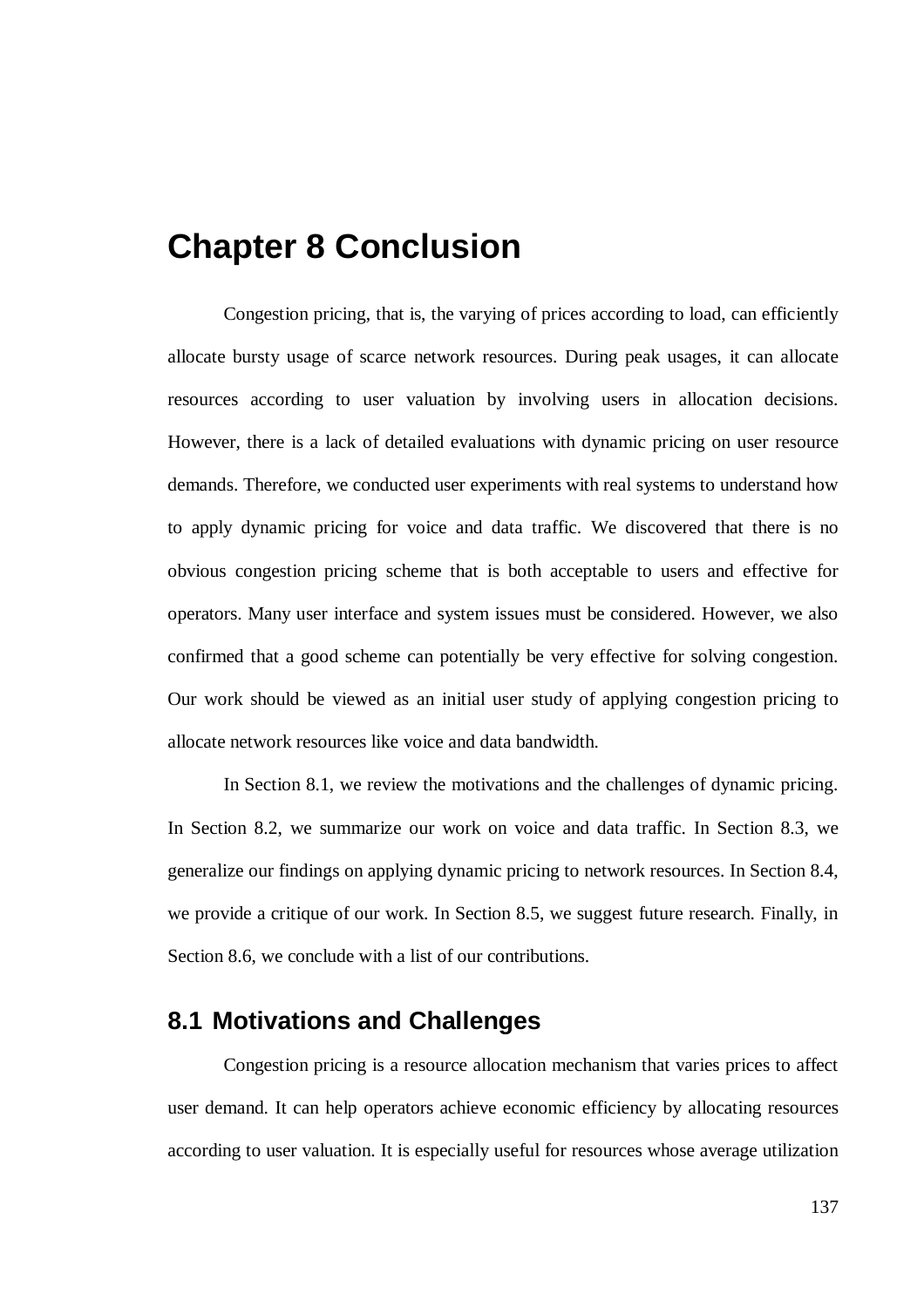# Chapter 8 Conclusion

Congestion pricing, that is, the varying of prices according to load, can efficiently allocate bursty usage of scarce network resources. During peak usages, it can allocate resources according to user valuation by involving users in allocation decisions. However, there is a lack of detailed evaluations with dynamic pricing on user resource demands. Therefore, we conducted user experiments with real systems to understand how to apply dynamic pricing for voice and data traffic. We discovered that there is no obvious congestion pricing scheme that is both acceptable to users and effective for operators. Many user interface and system issues must be considered. However, we also confirmed that a good scheme can potentially be very effective for solving congestion. Our work should be viewed as an initial user study of applying congestion pricing to allocate network resources like voice and data bandwidth.

In Section 8.1, we review the motivations and the challenges of dynamic pricing. In Section 8.2, we summarize our work on voice and data traffic. In Section 8.3, we generalize our findings on applying dynamic pricing to network resources. In Section 8.4, we provide a critique of our work. In Section 8.5, we suggest future research. Finally, in Section 8.6, we conclude with a list of our contributions.

## 8.1 Motivations and Challenges

Congestion pricing is a resource allocation mechanism that varies prices to affect user demand. It can help operators achieve economic efficiency by allocating resources according to user valuation. It is especially useful for resources whose average utilization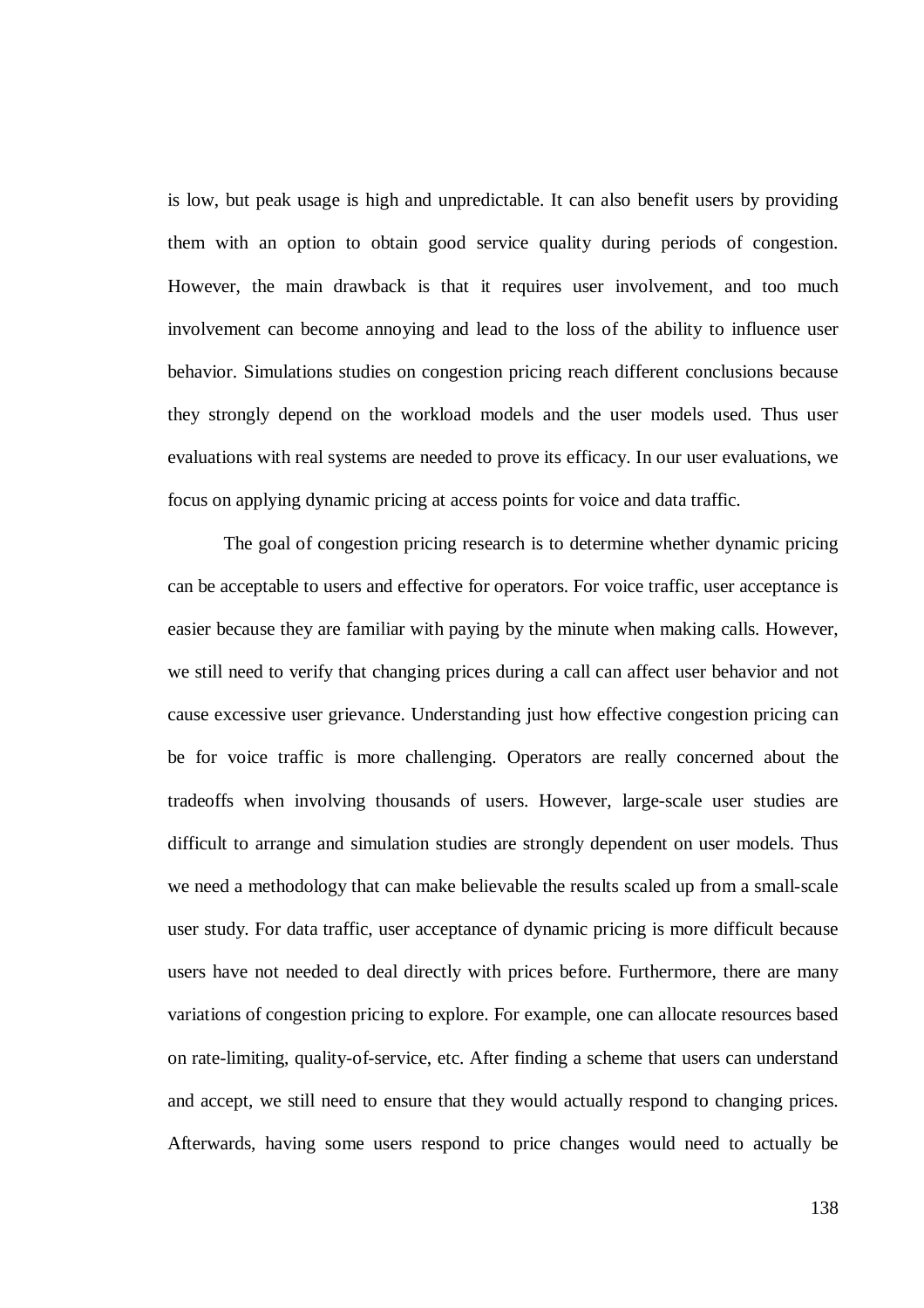is low, but peak usage is high and unpredictable. It can also benefit users by providing them with an option to obtain good service quality during periods of congestion. However, the main drawback is that it requires user involvement, and too much involvement can become annoying and lead to the loss of the ability to influence user behavior. Simulations studies on congestion pricing reach different conclusions because they strongly depend on the workload models and the user models used. Thus user evaluations with real systems are needed to prove its efficacy. In our user evaluations, we focus on applying dynamic pricing at access points for voice and data traffic.

The goal of congestion pricing research is to determine whether dynamic pricing can be acceptable to users and effective for operators. For voice traffic, user acceptance is easier because they are familiar with paying by the minute when making calls. However, we still need to verify that changing prices during a call can affect user behavior and not cause excessive user grievance. Understanding just how effective congestion pricing can be for voice traffic is more challenging. Operators are really concerned about the tradeoffs when involving thousands of users. However, large-scale user studies are difficult to arrange and simulation studies are strongly dependent on user models. Thus we need a methodology that can make believable the results scaled up from a small-scale user study. For data traffic, user acceptance of dynamic pricing is more difficult because users have not needed to deal directly with prices before. Furthermore, there are many variations of congestion pricing to explore. For example, one can allocate resources based on rate-limiting, quality-of-service, etc. After finding a scheme that users can understand and accept, we still need to ensure that they would actually respond to changing prices. Afterwards, having some users respond to price changes would need to actually be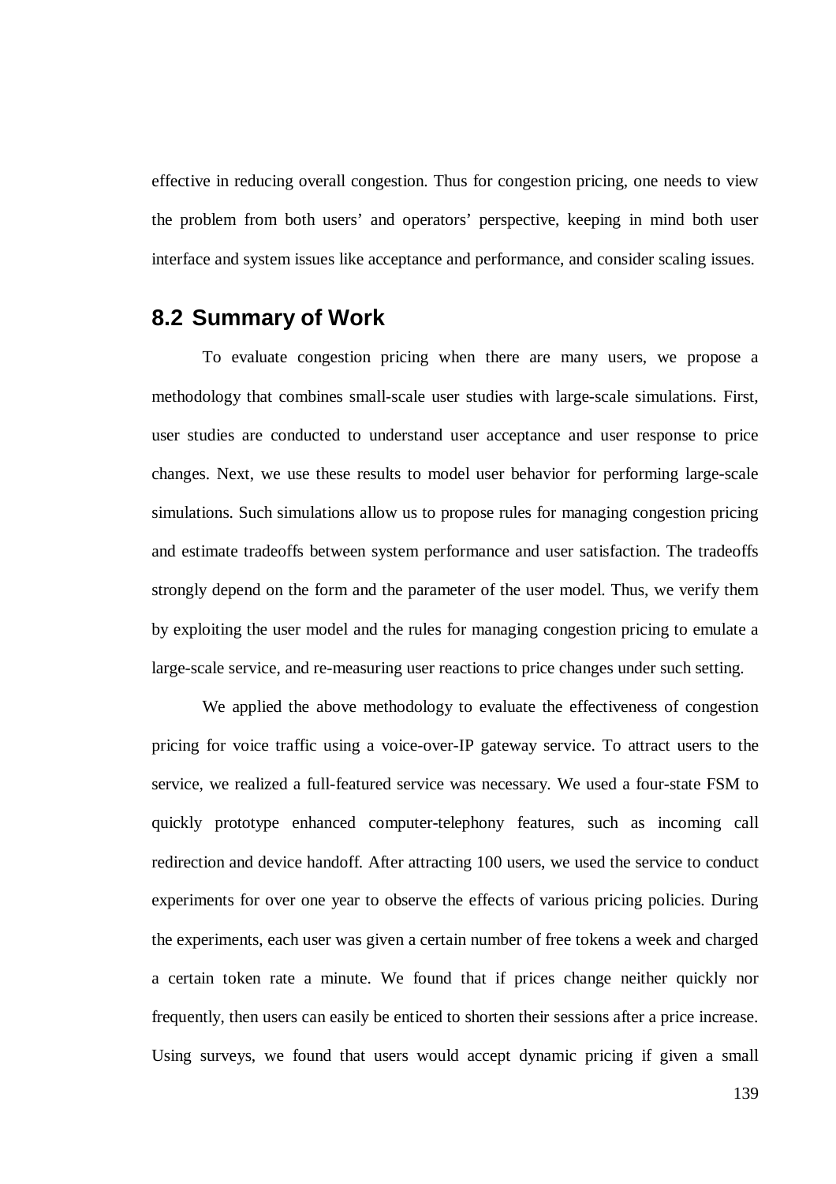effective in reducing overall congestion. Thus for congestion pricing, one needs to view the problem from both users' and operators' perspective, keeping in mind both user interface and system issues like acceptance and performance, and consider scaling issues.

## 8.2 Summary of Work

To evaluate congestion pricing when there are many users, we propose a methodology that combines small-scale user studies with large-scale simulations. First, user studies are conducted to understand user acceptance and user response to price changes. Next, we use these results to model user behavior for performing large-scale simulations. Such simulations allow us to propose rules for managing congestion pricing and estimate tradeoffs between system performance and user satisfaction. The tradeoffs strongly depend on the form and the parameter of the user model. Thus, we verify them by exploiting the user model and the rules for managing congestion pricing to emulate a large-scale service, and re-measuring user reactions to price changes under such setting.

We applied the above methodology to evaluate the effectiveness of congestion pricing for voice traffic using a voice-over-IP gateway service. To attract users to the service, we realized a full-featured service was necessary. We used a four-state FSM to quickly prototype enhanced computer-telephony features, such as incoming call redirection and device handoff. After attracting 100 users, we used the service to conduct experiments for over one year to observe the effects of various pricing policies. During the experiments, each user was given a certain number of free tokens a week and charged a certain token rate a minute. We found that if prices change neither quickly nor frequently, then users can easily be enticed to shorten their sessions after a price increase. Using surveys, we found that users would accept dynamic pricing if given a small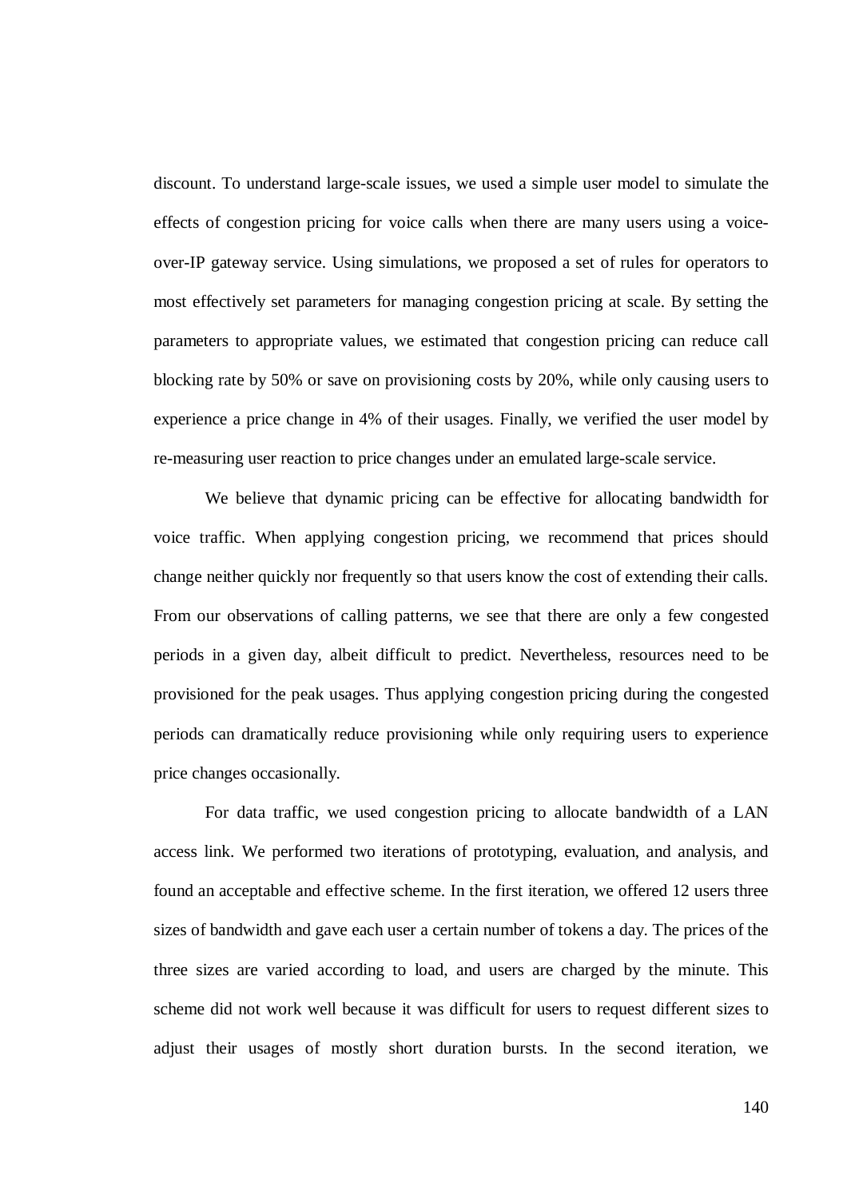discount. To understand large-scale issues, we used a simple user model to simulate the effects of congestion pricing for voice calls when there are many users using a voice-over-IP gateway service. Using simulations, we proposed a set of rules for operators to most effectively set parameters for managing congestion pricing at scale. By setting the parameters to appropriate values, we estimated that congestion pricing can reduce call blocking rate by 50% or save on provisioning costs by 20%, while only causing users to experience a price change in 4% of their usages. Finally, we verified the user model by re-measuring user reaction to price changes under an emulated large-scale service.

We believe that dynamic pricing can be effective for allocating bandwidth for voice traffic. When applying congestion pricing, we recommend that prices should change neither quickly nor frequently so that users know the cost of extending their calls. From our observations of calling patterns, we see that there are only a few congested periods in a given day, albeit difficult to predict. Nevertheless, resources need to be provisioned for the peak usages. Thus applying congestion pricing during the congested periods can dramatically reduce provisioning while only requiring users to experience price changes occasionally.

For data traffic, we used congestion pricing to allocate bandwidth of a LAN access link. We performed two iterations of prototyping, evaluation, and analysis, and found an acceptable and effective scheme. In the first iteration, we offered 12 users three sizes of bandwidth and gave each user a certain number of tokens a day. The prices of the three sizes are varied according to load, and users are charged by the minute. This scheme did not work well because it was difficult for users to request different sizes to adjust their usages of mostly short duration bursts. In the second iteration, we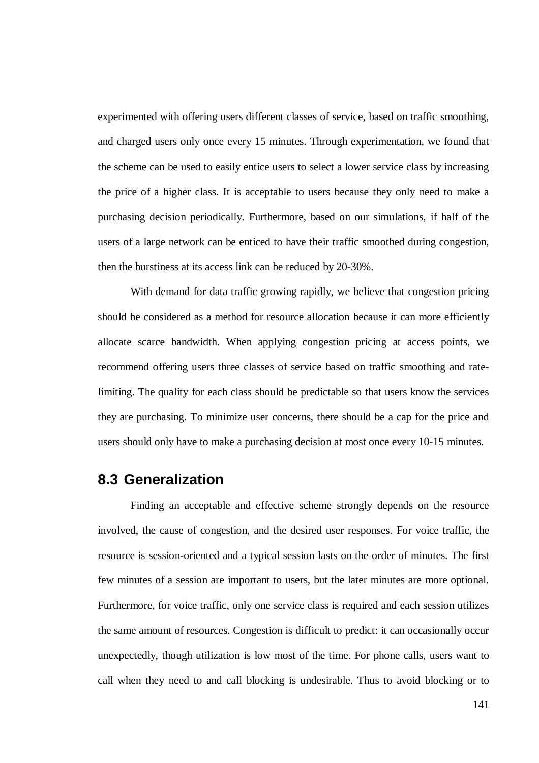experimented with offering users different classes of service, based on traffic smoothing, and charged users only once every 15 minutes. Through experimentation, we found that the scheme can be used to easily entice users to select a lower service class by increasing the price of a higher class. It is acceptable to users because they only need to make a purchasing decision periodically. Furthermore, based on our simulations, if half of the users of a large network can be enticed to have their traffic smoothed during congestion, then the burstiness at its access link can be reduced by 20-30%.

With demand for data traffic growing rapidly, we believe that congestion pricing should be considered as a method for resource allocation because it can more efficiently allocate scarce bandwidth. When applying congestion pricing at access points, we recommend offering users three classes of service based on traffic smoothing and rate-limiting. The quality for each class should be predictable so that users know the services they are purchasing. To minimize user concerns, there should be a cap for the price and users should only have to make a purchasing decision at most once every 10-15 minutes.

## 8.3 Generalization

Finding an acceptable and effective scheme strongly depends on the resource involved, the cause of congestion, and the desired user responses. For voice traffic, the resource is session-oriented and a typical session lasts on the order of minutes. The first few minutes of a session are important to users, but the later minutes are more optional. Furthermore, for voice traffic, only one service class is required and each session utilizes the same amount of resources. Congestion is difficult to predict: it can occasionally occur unexpectedly, though utilization is low most of the time. For phone calls, users want to call when they need to and call blocking is undesirable. Thus to avoid blocking or to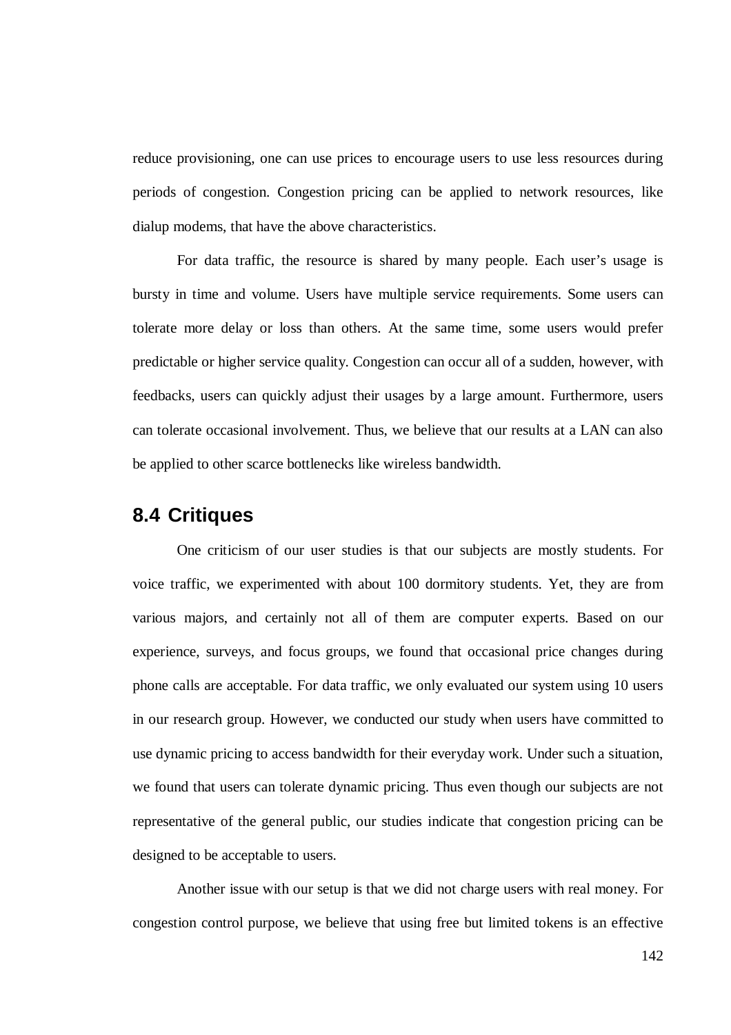reduce provisioning, one can use prices to encourage users to use less resources during periods of congestion. Congestion pricing can be applied to network resources, like dialup modems, that have the above characteristics.

For data traffic, the resource is shared by many people. Each user's usage is bursty in time and volume. Users have multiple service requirements. Some users can tolerate more delay or loss than others. At the same time, some users would prefer predictable or higher service quality. Congestion can occur all of a sudden, however, with feedbacks, users can quickly adjust their usages by a large amount. Furthermore, users can tolerate occasional involvement. Thus, we believe that our results at a LAN can also be applied to other scarce bottlenecks like wireless bandwidth.

## 8.4 Critiques

One criticism of our user studies is that our subjects are mostly students. For voice traffic, we experimented with about 100 dormitory students. Yet, they are from various majors, and certainly not all of them are computer experts. Based on our experience, surveys, and focus groups, we found that occasional price changes during phone calls are acceptable. For data traffic, we only evaluated our system using 10 users in our research group. However, we conducted our study when users have committed to use dynamic pricing to access bandwidth for their everyday work. Under such a situation, we found that users can tolerate dynamic pricing. Thus even though our subjects are not representative of the general public, our studies indicate that congestion pricing can be designed to be acceptable to users.

Another issue with our setup is that we did not charge users with real money. For congestion control purpose, we believe that using free but limited tokens is an effective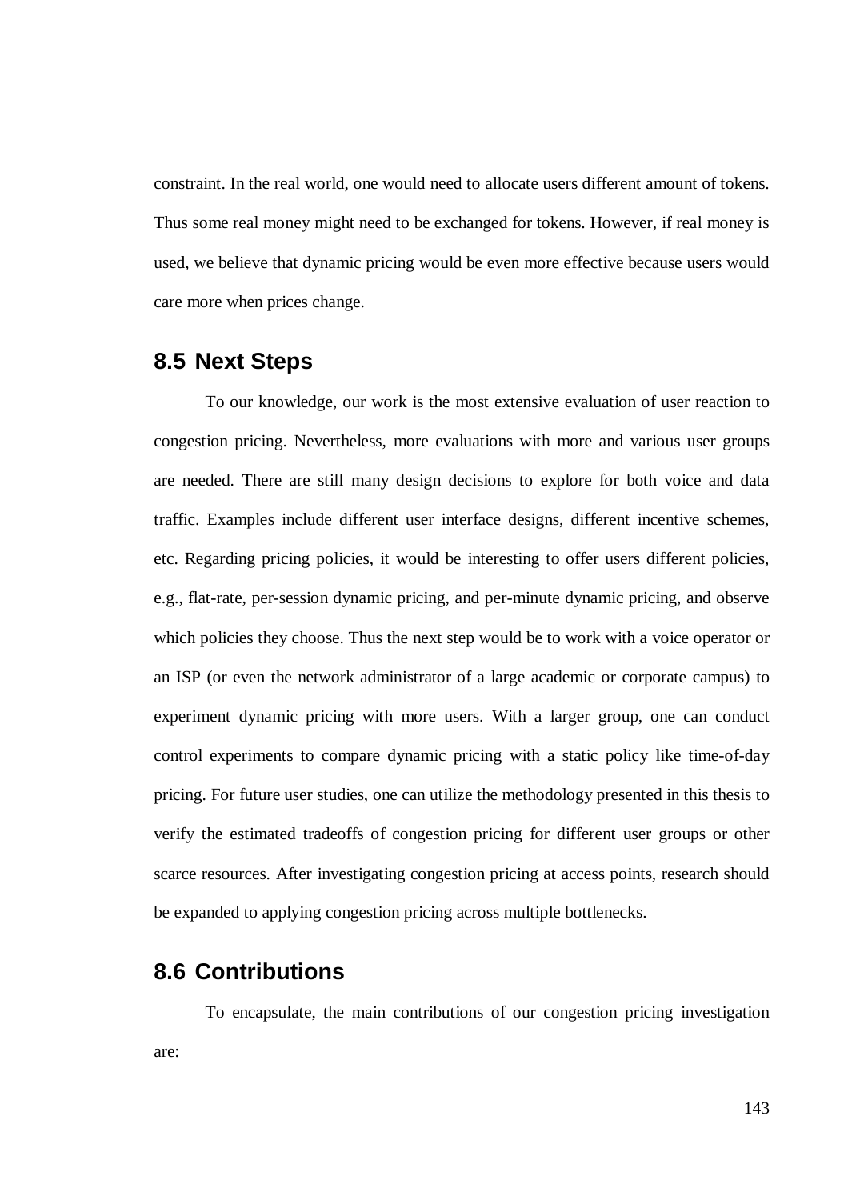constraint. In the real world, one would need to allocate users different amount of tokens. Thus some real money might need to be exchanged for tokens. However, if real money is used, we believe that dynamic pricing would be even more effective because users would care more when prices change.

## 8.5 Next Steps

To our knowledge, our work is the most extensive evaluation of user reaction to congestion pricing. Nevertheless, more evaluations with more and various user groups are needed. There are still many design decisions to explore for both voice and data traffic. Examples include different user interface designs, different incentive schemes, etc. Regarding pricing policies, it would be interesting to offer users different policies, e.g., flat-rate, per-session dynamic pricing, and per-minute dynamic pricing, and observe which policies they choose. Thus the next step would be to work with a voice operator or an ISP (or even the network administrator of a large academic or corporate campus) to experiment dynamic pricing with more users. With a larger group, one can conduct control experiments to compare dynamic pricing with a static policy like time-of-day pricing. For future user studies, one can utilize the methodology presented in this thesis to verify the estimated tradeoffs of congestion pricing for different user groups or other scarce resources. After investigating congestion pricing at access points, research should be expanded to applying congestion pricing across multiple bottlenecks.

## 8.6 Contributions

To encapsulate, the main contributions of our congestion pricing investigation are: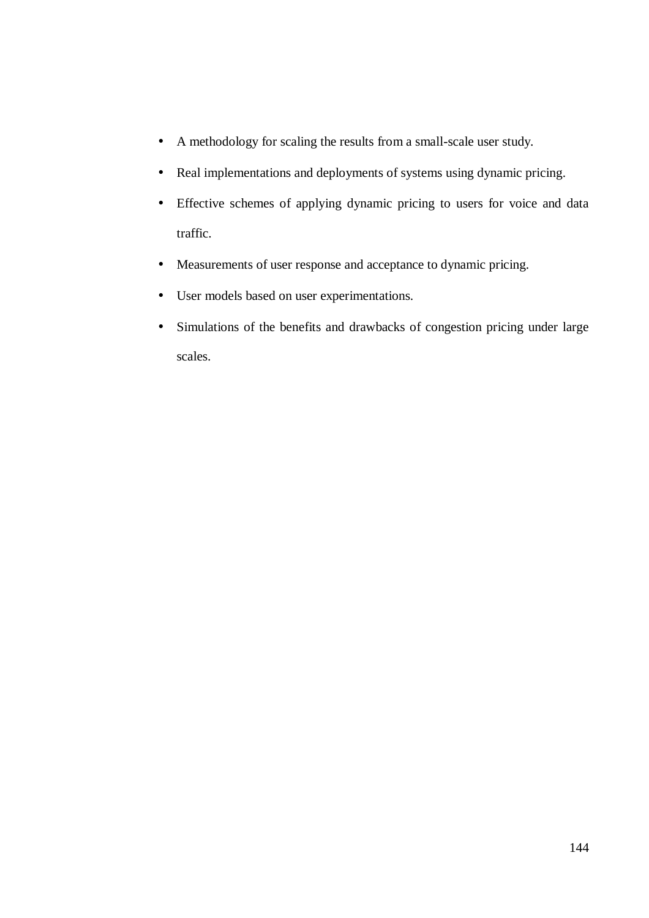- A methodology for scaling the results from a small-scale user study.
- Real implementations and deployments of systems using dynamic pricing.
- Effective schemes of applying dynamic pricing to users for voice and data traffic.
- Measurements of user response and acceptance to dynamic pricing.
- User models based on user experimentations.
- Simulations of the benefits and drawbacks of congestion pricing under large scales.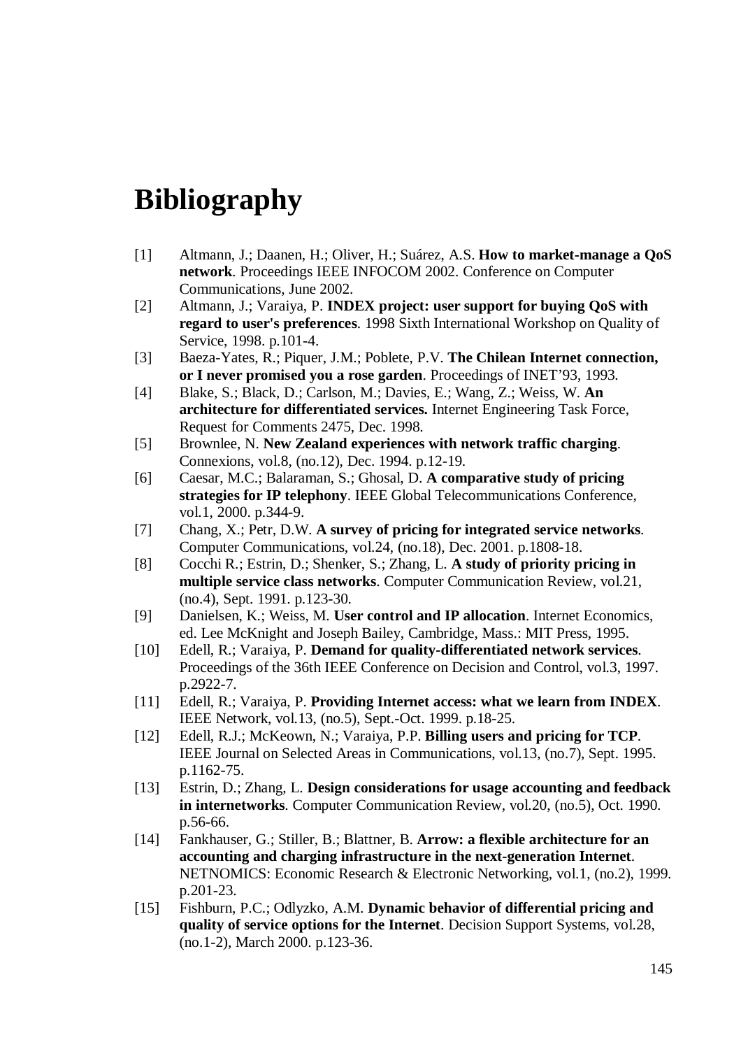# Bibliography

[1] Altmann, J.; Daanen, H.; Oliver, H.; Suárez, A.S. **How to market-manage a QoS network**. Proceedings IEEE INFOCOM 2002. Conference on Computer Communications, June 2002.

[2] Altmann, J.; Varaiya, P. **INDEX project: user support for buying QoS with regard to user's preferences**. 1998 Sixth International Workshop on Quality of Service, 1998. p.101-4.

[3] Baeza-Yates, R.; Piquer, J.M.; Poblete, P.V. **The Chilean Internet connection, or I never promised you a rose garden**. Proceedings of INET'93, 1993.

[4] Blake, S.; Black, D.; Carlson, M.; Davies, E.; Wang, Z.; Weiss, W. **An architecture for differentiated services.** Internet Engineering Task Force, Request for Comments 2475, Dec. 1998.

[5] Brownlee, N. **New Zealand experiences with network traffic charging**. Connexions, vol.8, (no.12), Dec. 1994. p.12-19.

[6] Caesar, M.C.; Balaraman, S.; Ghosal, D. **A comparative study of pricing strategies for IP telephony**. IEEE Global Telecommunications Conference, vol.1, 2000. p.344-9.

[7] Chang, X.; Petr, D.W. **A survey of pricing for integrated service networks**. Computer Communications, vol.24, (no.18), Dec. 2001. p.1808-18.

[8] Cocchi R.; Estrin, D.; Shenker, S.; Zhang, L. **A study of priority pricing in multiple service class networks**. Computer Communication Review, vol.21, (no.4), Sept. 1991. p.123-30.

[9] Danielsen, K.; Weiss, M. **User control and IP allocation**. Internet Economics, ed. Lee McKnight and Joseph Bailey, Cambridge, Mass.: MIT Press, 1995.

[10] Edell, R.; Varaiya, P. **Demand for quality-differentiated network services**. Proceedings of the 36th IEEE Conference on Decision and Control, vol.3, 1997. p.2922-7.

[11] Edell, R.; Varaiya, P. **Providing Internet access: what we learn from INDEX**. IEEE Network, vol.13, (no.5), Sept.-Oct. 1999. p.18-25.

[12] Edell, R.J.; McKeown, N.; Varaiya, P.P. **Billing users and pricing for TCP**. IEEE Journal on Selected Areas in Communications, vol.13, (no.7), Sept. 1995. p.1162-75.

[13] Estrin, D.; Zhang, L. **Design considerations for usage accounting and feedback in internetworks**. Computer Communication Review, vol.20, (no.5), Oct. 1990. p.56-66.

[14] Fankhauser, G.; Stiller, B.; Blattner, B. **Arrow: a flexible architecture for an accounting and charging infrastructure in the next-generation Internet**. NETNOMICS: Economic Research & Electronic Networking, vol.1, (no.2), 1999. p.201-23.

[15] Fishburn, P.C.; Odlyzko, A.M. **Dynamic behavior of differential pricing and quality of service options for the Internet**. Decision Support Systems, vol.28, (no.1-2), March 2000. p.123-36.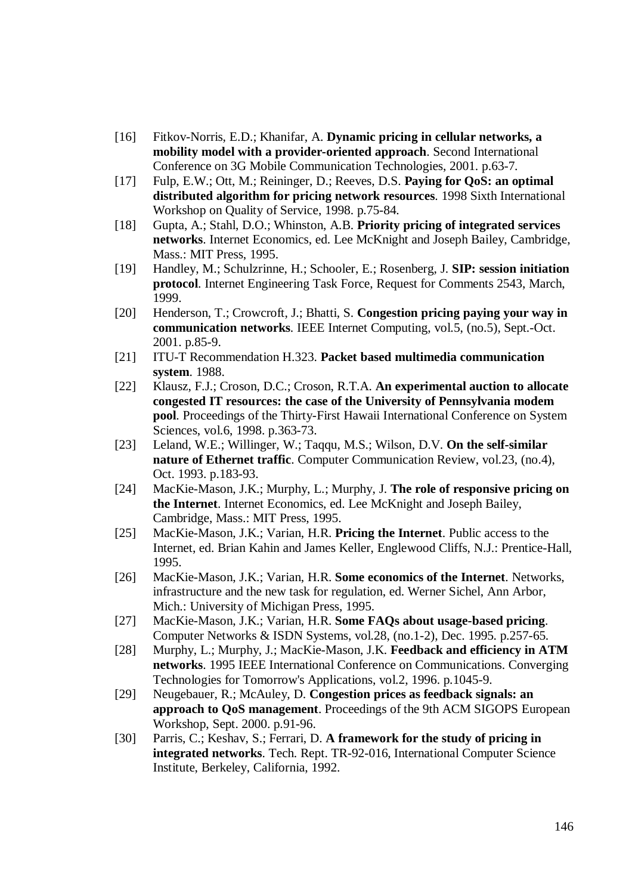[16] Fitkov-Norris, E.D.; Khanifar, A. **Dynamic pricing in cellular networks, a mobility model with a provider-oriented approach**. Second International Conference on 3G Mobile Communication Technologies, 2001. p.63-7.

[17] Fulp, E.W.; Ott, M.; Reininger, D.; Reeves, D.S. **Paying for QoS: an optimal distributed algorithm for pricing network resources**. 1998 Sixth International Workshop on Quality of Service, 1998. p.75-84.

[18] Gupta, A.; Stahl, D.O.; Whinston, A.B. **Priority pricing of integrated services networks**. Internet Economics, ed. Lee McKnight and Joseph Bailey, Cambridge, Mass.: MIT Press, 1995.

[19] Handley, M.; Schulzrinne, H.; Schooler, E.; Rosenberg, J. **SIP: session initiation protocol**. Internet Engineering Task Force, Request for Comments 2543, March, 1999.

[20] Henderson, T.; Crowcroft, J.; Bhatti, S. **Congestion pricing paying your way in communication networks**. IEEE Internet Computing, vol.5, (no.5), Sept.-Oct. 2001. p.85-9.

[21] ITU-T Recommendation H.323. **Packet based multimedia communication system**. 1988.

[22] Klausz, F.J.; Croson, D.C.; Croson, R.T.A. **An experimental auction to allocate congested IT resources: the case of the University of Pennsylvania modem pool**. Proceedings of the Thirty-First Hawaii International Conference on System Sciences, vol.6, 1998. p.363-73.

[23] Leland, W.E.; Willinger, W.; Taqqu, M.S.; Wilson, D.V. **On the self-similar nature of Ethernet traffic**. Computer Communication Review, vol.23, (no.4), Oct. 1993. p.183-93.

[24] MacKie-Mason, J.K.; Murphy, L.; Murphy, J. **The role of responsive pricing on the Internet**. Internet Economics, ed. Lee McKnight and Joseph Bailey, Cambridge, Mass.: MIT Press, 1995.

[25] MacKie-Mason, J.K.; Varian, H.R. **Pricing the Internet**. Public access to the Internet, ed. Brian Kahin and James Keller, Englewood Cliffs, N.J.: Prentice-Hall, 1995.

[26] MacKie-Mason, J.K.; Varian, H.R. **Some economics of the Internet**. Networks, infrastructure and the new task for regulation, ed. Werner Sichel, Ann Arbor, Mich.: University of Michigan Press, 1995.

[27] MacKie-Mason, J.K.; Varian, H.R. **Some FAQs about usage-based pricing**. Computer Networks & ISDN Systems, vol.28, (no.1-2), Dec. 1995. p.257-65.

[28] Murphy, L.; Murphy, J.; MacKie-Mason, J.K. **Feedback and efficiency in ATM networks**. 1995 IEEE International Conference on Communications. Converging Technologies for Tomorrow's Applications, vol.2, 1996. p.1045-9.

[29] Neugebauer, R.; McAuley, D. **Congestion prices as feedback signals: an approach to QoS management**. Proceedings of the 9th ACM SIGOPS European Workshop, Sept. 2000. p.91-96.

[30] Parris, C.; Keshav, S.; Ferrari, D. **A framework for the study of pricing in integrated networks**. Tech. Rept. TR-92-016, International Computer Science Institute, Berkeley, California, 1992.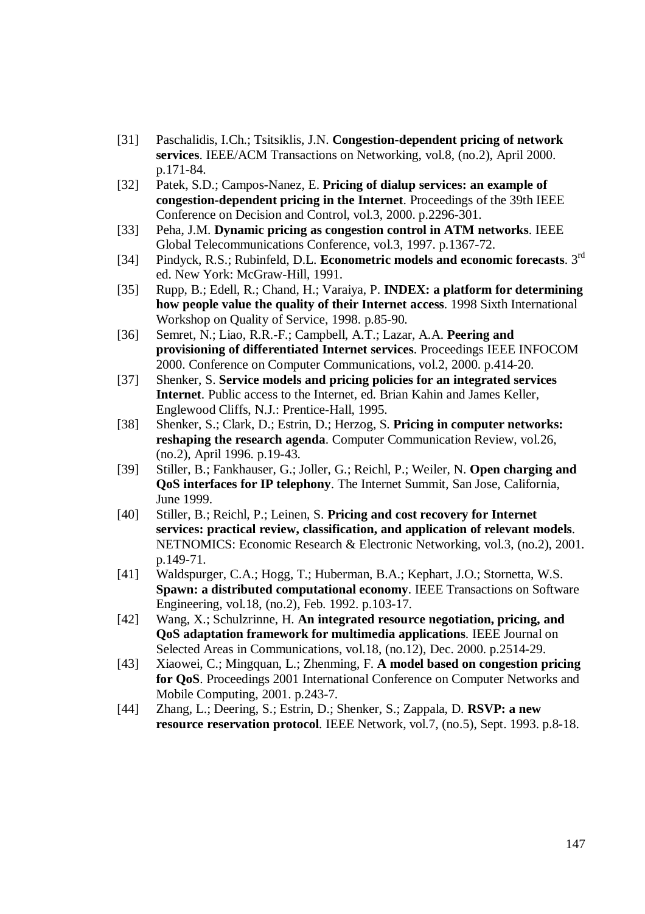[31] Paschalidis, I.Ch.; Tsitsiklis, J.N. **Congestion-dependent pricing of network services**. IEEE/ACM Transactions on Networking, vol.8, (no.2), April 2000. p.171-84.

[32] Patek, S.D.; Campos-Nanez, E. **Pricing of dialup services: an example of congestion-dependent pricing in the Internet**. Proceedings of the 39th IEEE Conference on Decision and Control, vol.3, 2000. p.2296-301.

[33] Peha, J.M. **Dynamic pricing as congestion control in ATM networks**. IEEE Global Telecommunications Conference, vol.3, 1997. p.1367-72.

[34] Pindyck, R.S.; Rubinfeld, D.L. **Econometric models and economic forecasts**. 3rd ed. New York: McGraw-Hill, 1991.

[35] Rupp, B.; Edell, R.; Chand, H.; Varaiya, P. **INDEX: a platform for determining how people value the quality of their Internet access**. 1998 Sixth International Workshop on Quality of Service, 1998. p.85-90.

[36] Semret, N.; Liao, R.R.-F.; Campbell, A.T.; Lazar, A.A. **Peering and provisioning of differentiated Internet services**. Proceedings IEEE INFOCOM 2000. Conference on Computer Communications, vol.2, 2000. p.414-20.

[37] Shenker, S. **Service models and pricing policies for an integrated services Internet**. Public access to the Internet, ed. Brian Kahin and James Keller, Englewood Cliffs, N.J.: Prentice-Hall, 1995.

[38] Shenker, S.; Clark, D.; Estrin, D.; Herzog, S. **Pricing in computer networks: reshaping the research agenda**. Computer Communication Review, vol.26, (no.2), April 1996. p.19-43.

[39] Stiller, B.; Fankhauser, G.; Joller, G.; Reichl, P.; Weiler, N. **Open charging and QoS interfaces for IP telephony**. The Internet Summit, San Jose, California, June 1999.

[40] Stiller, B.; Reichl, P.; Leinen, S. **Pricing and cost recovery for Internet services: practical review, classification, and application of relevant models**. NETNOMICS: Economic Research & Electronic Networking, vol.3, (no.2), 2001. p.149-71.

[41] Waldspurger, C.A.; Hogg, T.; Huberman, B.A.; Kephart, J.O.; Stornetta, W.S. **Spawn: a distributed computational economy**. IEEE Transactions on Software Engineering, vol.18, (no.2), Feb. 1992. p.103-17.

[42] Wang, X.; Schulzrinne, H. **An integrated resource negotiation, pricing, and QoS adaptation framework for multimedia applications**. IEEE Journal on Selected Areas in Communications, vol.18, (no.12), Dec. 2000. p.2514-29.

[43] Xiaowei, C.; Mingquan, L.; Zhenming, F. **A model based on congestion pricing for QoS**. Proceedings 2001 International Conference on Computer Networks and Mobile Computing, 2001. p.243-7.

[44] Zhang, L.; Deering, S.; Estrin, D.; Shenker, S.; Zappala, D. **RSVP: a new resource reservation protocol**. IEEE Network, vol.7, (no.5), Sept. 1993. p.8-18.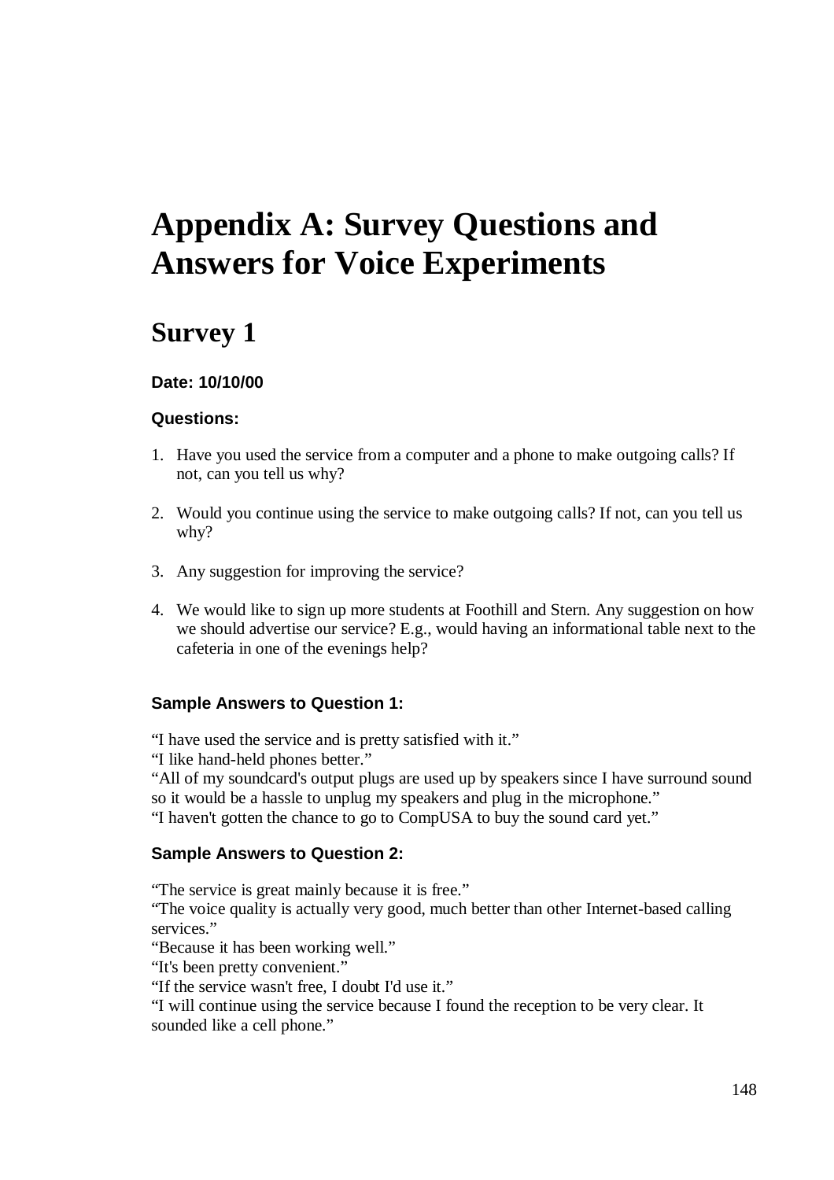# Appendix A: Survey Questions and Answers for Voice Experiments

## Survey 1

**Date: 10/10/00**

**Questions:**

1. Have you used the service from a computer and a phone to make outgoing calls? If not, can you tell us why?

2. Would you continue using the service to make outgoing calls? If not, can you tell us why?

3. Any suggestion for improving the service?

4. We would like to sign up more students at Foothill and Stern. Any suggestion on how we should advertise our service? E.g., would having an informational table next to the cafeteria in one of the evenings help?

**Sample Answers to Question 1:**

"I have used the service and is pretty satisfied with it."
"I like hand-held phones better."
"All of my soundcard's output plugs are used up by speakers since I have surround sound so it would be a hassle to unplug my speakers and plug in the microphone."
"I haven't gotten the chance to go to CompUSA to buy the sound card yet."

**Sample Answers to Question 2:**

"The service is great mainly because it is free."
"The voice quality is actually very good, much better than other Internet-based calling services."
"Because it has been working well."
"It's been pretty convenient."
"If the service wasn't free, I doubt I'd use it."
"I will continue using the service because I found the reception to be very clear. It sounded like a cell phone."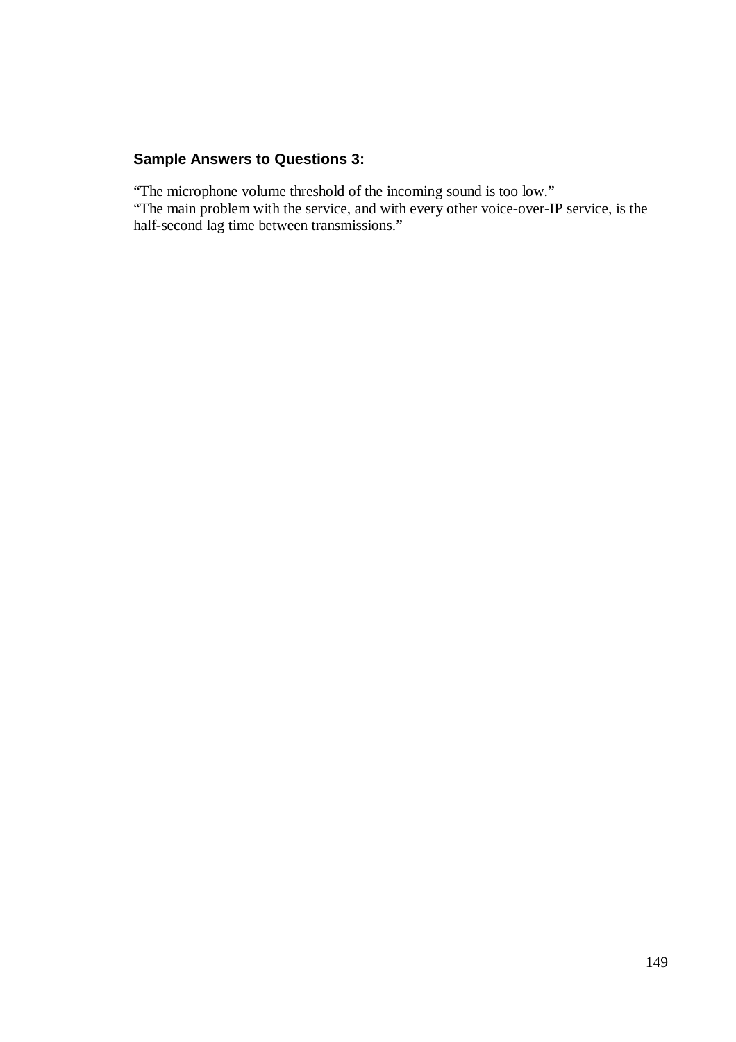**Sample Answers to Questions 3:**

"The microphone volume threshold of the incoming sound is too low."
"The main problem with the service, and with every other voice-over-IP service, is the half-second lag time between transmissions."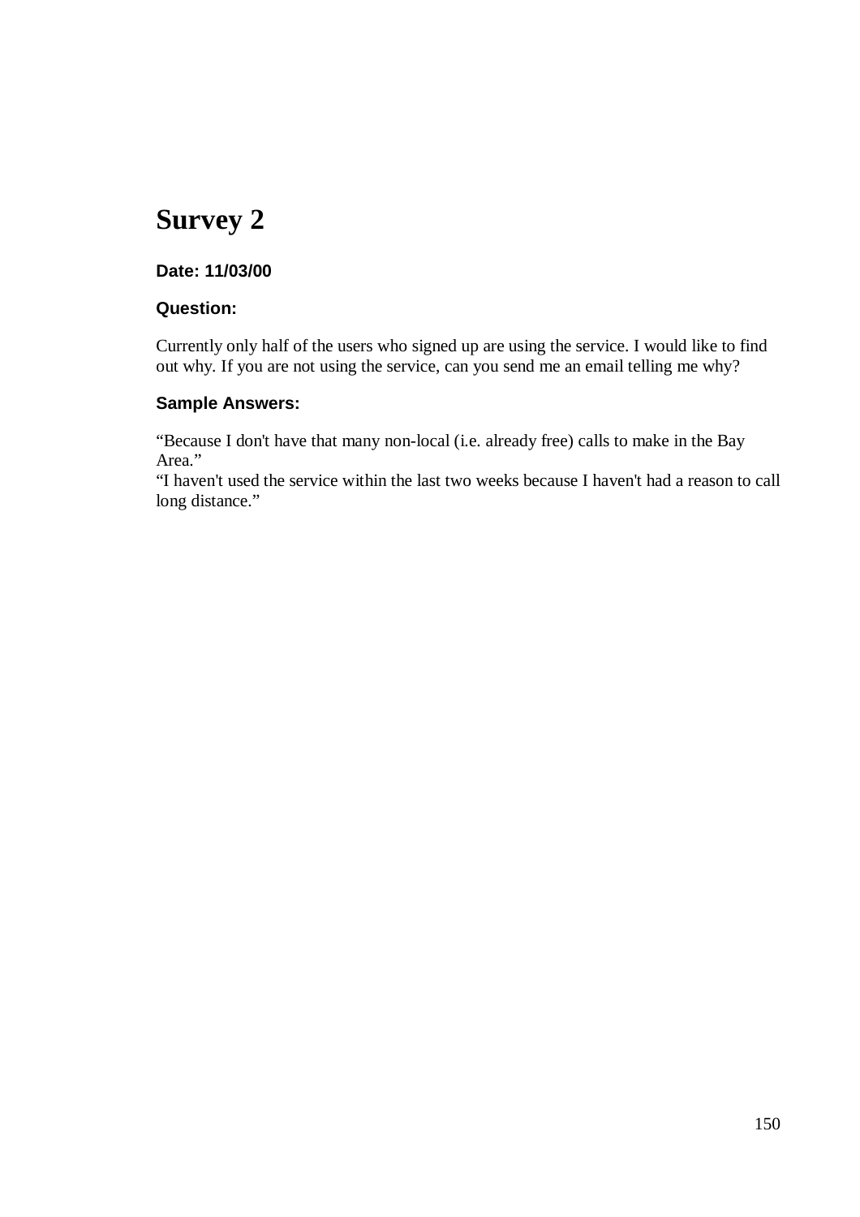# Survey 2

### Date: 11/03/00

### Question:

Currently only half of the users who signed up are using the service. I would like to find out why. If you are not using the service, can you send me an email telling me why?

### Sample Answers:

"Because I don't have that many non-local (i.e. already free) calls to make in the Bay Area."
"I haven't used the service within the last two weeks because I haven't had a reason to call long distance."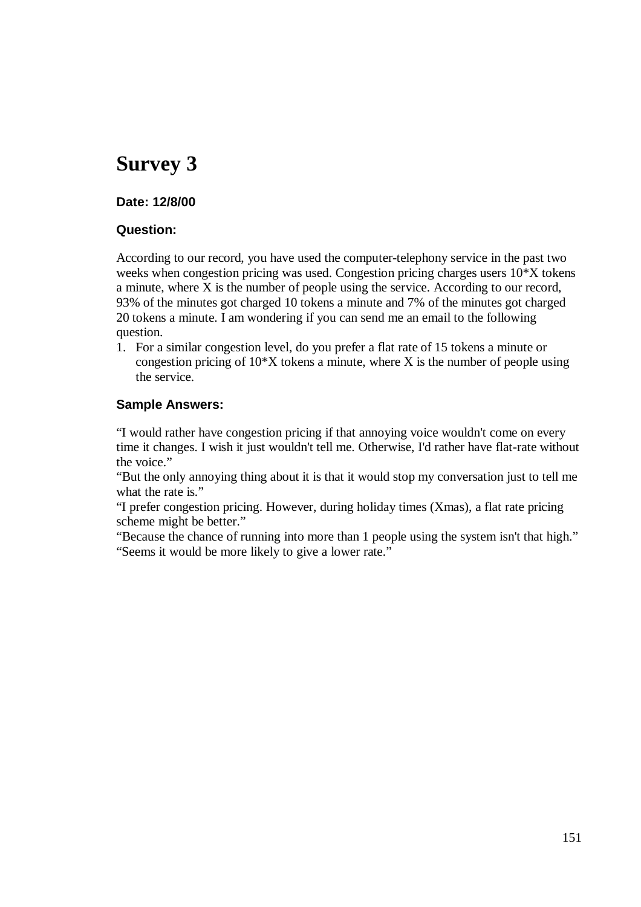# Survey 3

**Date: 12/8/00**

**Question:**

According to our record, you have used the computer-telephony service in the past two weeks when congestion pricing was used. Congestion pricing charges users 10*X tokens a minute, where X is the number of people using the service. According to our record, 93% of the minutes got charged 10 tokens a minute and 7% of the minutes got charged 20 tokens a minute. I am wondering if you can send me an email to the following question.

1. For a similar congestion level, do you prefer a flat rate of 15 tokens a minute or congestion pricing of 10*X tokens a minute, where X is the number of people using the service.

**Sample Answers:**

"I would rather have congestion pricing if that annoying voice wouldn't come on every time it changes. I wish it just wouldn't tell me. Otherwise, I'd rather have flat-rate without the voice."
"But the only annoying thing about it is that it would stop my conversation just to tell me what the rate is."
"I prefer congestion pricing. However, during holiday times (Xmas), a flat rate pricing scheme might be better."
"Because the chance of running into more than 1 people using the system isn't that high."
"Seems it would be more likely to give a lower rate."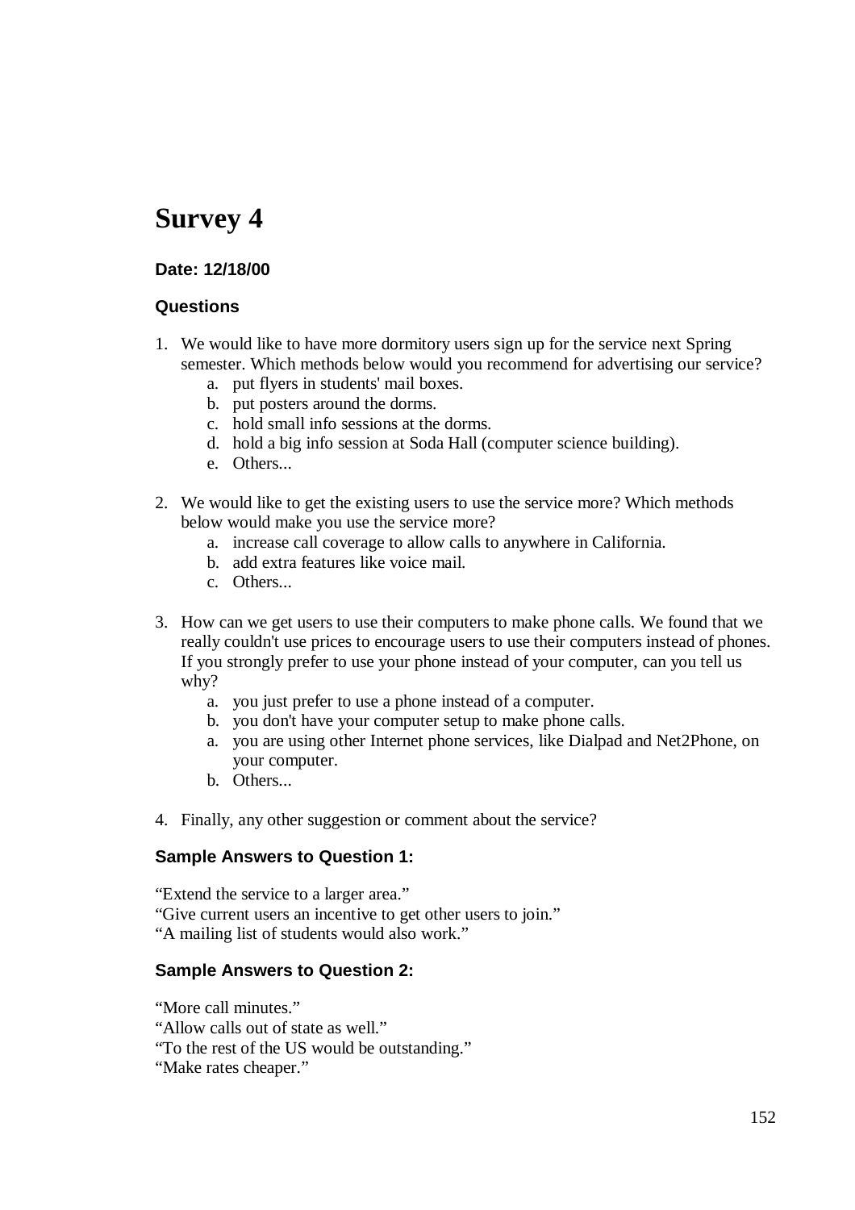# Survey 4

**Date: 12/18/00**

**Questions**

1. We would like to have more dormitory users sign up for the service next Spring semester. Which methods below would you recommend for advertising our service?
    a. put flyers in students' mail boxes.
    b. put posters around the dorms.
    c. hold small info sessions at the dorms.
    d. hold a big info session at Soda Hall (computer science building).
    e. Others...

2. We would like to get the existing users to use the service more? Which methods below would make you use the service more?
    a. increase call coverage to allow calls to anywhere in California.
    b. add extra features like voice mail.
    c. Others...

3. How can we get users to use their computers to make phone calls. We found that we really couldn't use prices to encourage users to use their computers instead of phones. If you strongly prefer to use your phone instead of your computer, can you tell us why?
    a. you just prefer to use a phone instead of a computer.
    b. you don't have your computer setup to make phone calls.
    a. you are using other Internet phone services, like Dialpad and Net2Phone, on your computer.
    b. Others...

4. Finally, any other suggestion or comment about the service?

**Sample Answers to Question 1:**

"Extend the service to a larger area."
"Give current users an incentive to get other users to join."
"A mailing list of students would also work."

**Sample Answers to Question 2:**

"More call minutes."
"Allow calls out of state as well."
"To the rest of the US would be outstanding."
"Make rates cheaper."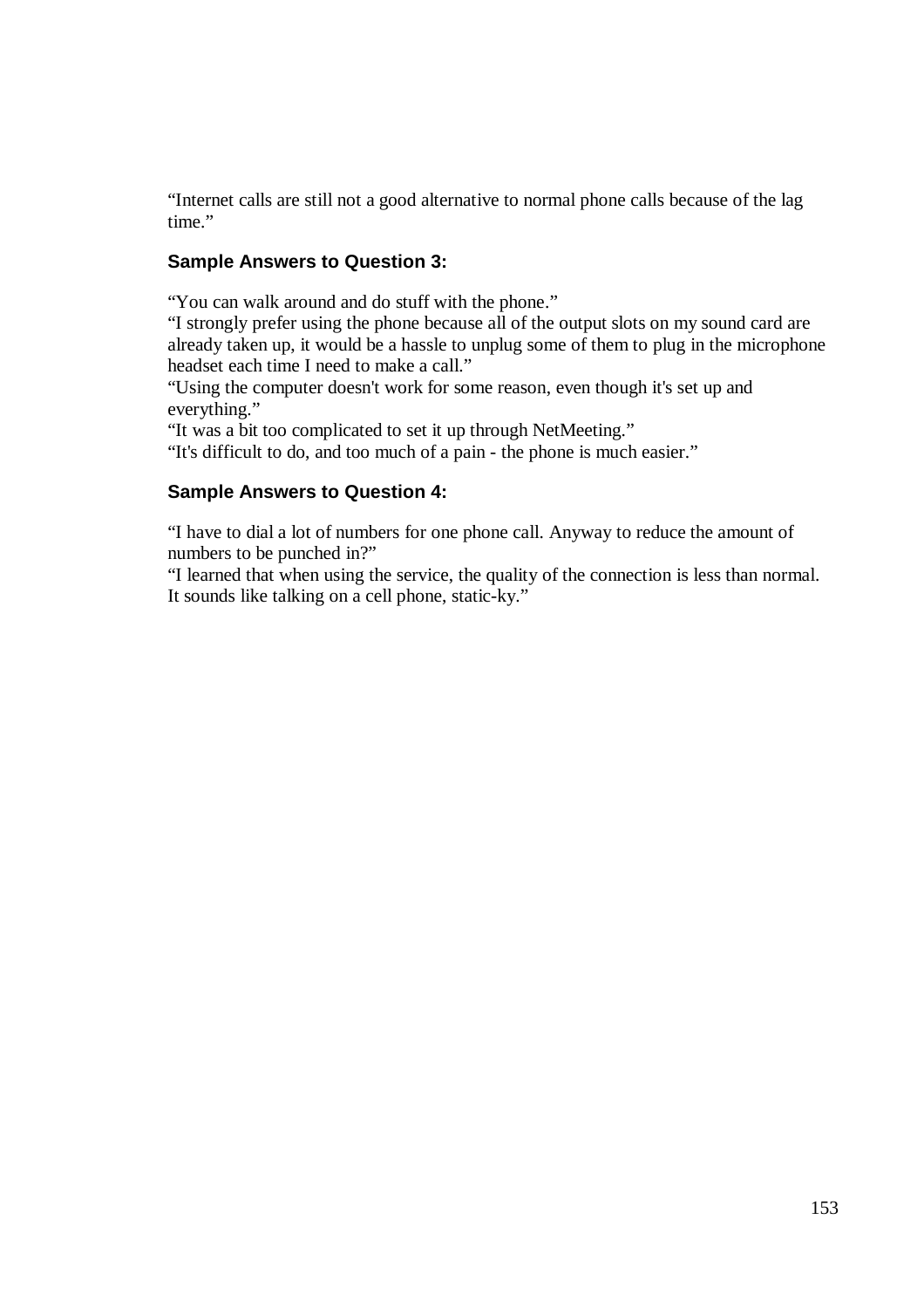"Internet calls are still not a good alternative to normal phone calls because of the lag time."

### Sample Answers to Question 3:

"You can walk around and do stuff with the phone."
"I strongly prefer using the phone because all of the output slots on my sound card are already taken up, it would be a hassle to unplug some of them to plug in the microphone headset each time I need to make a call."
"Using the computer doesn't work for some reason, even though it's set up and everything."
"It was a bit too complicated to set it up through NetMeeting."
"It's difficult to do, and too much of a pain - the phone is much easier."

### Sample Answers to Question 4:

"I have to dial a lot of numbers for one phone call. Anyway to reduce the amount of numbers to be punched in?"
"I learned that when using the service, the quality of the connection is less than normal. It sounds like talking on a cell phone, static-ky."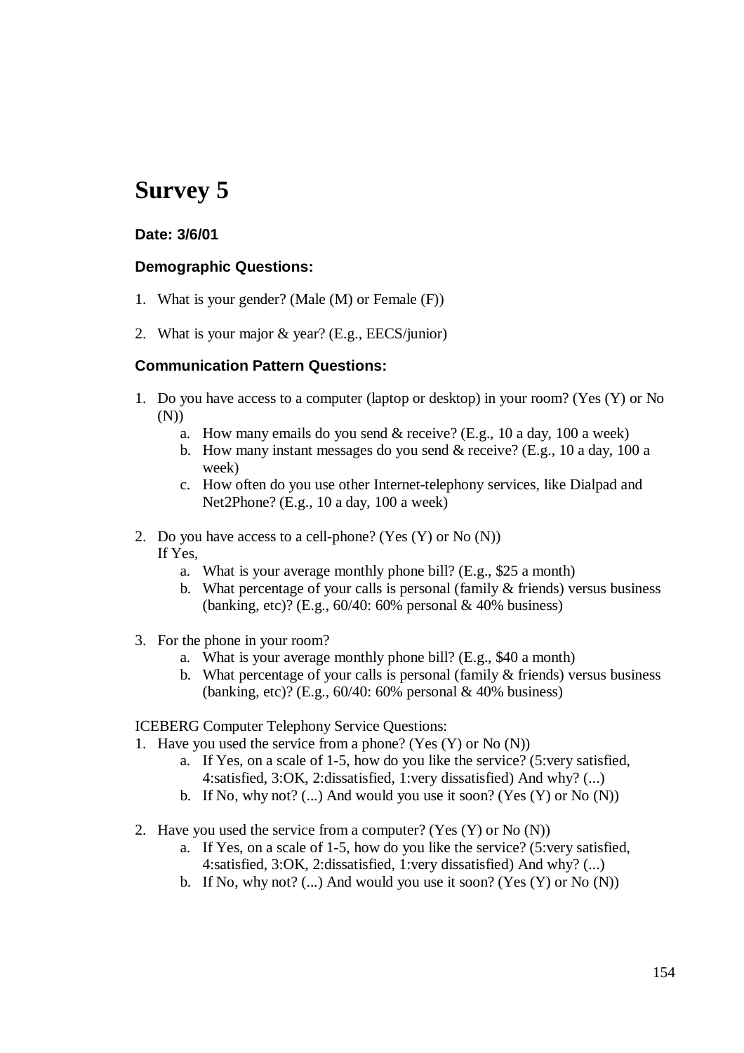# Survey 5

**Date: 3/6/01**

**Demographic Questions:**

1. What is your gender? (Male (M) or Female (F))

2. What is your major & year? (E.g., EECS/junior)

**Communication Pattern Questions:**

1. Do you have access to a computer (laptop or desktop) in your room? (Yes (Y) or No (N))
    a. How many emails do you send & receive? (E.g., 10 a day, 100 a week)
    b. How many instant messages do you send & receive? (E.g., 10 a day, 100 a week)
    c. How often do you use other Internet-telephony services, like Dialpad and Net2Phone? (E.g., 10 a day, 100 a week)

2. Do you have access to a cell-phone? (Yes (Y) or No (N))
   If Yes,
    a. What is your average monthly phone bill? (E.g., $25 a month)
    b. What percentage of your calls is personal (family & friends) versus business (banking, etc)? (E.g., 60/40: 60% personal & 40% business)

3. For the phone in your room?
    a. What is your average monthly phone bill? (E.g., $40 a month)
    b. What percentage of your calls is personal (family & friends) versus business (banking, etc)? (E.g., 60/40: 60% personal & 40% business)

ICEBERG Computer Telephony Service Questions:

1. Have you used the service from a phone? (Yes (Y) or No (N))
    a. If Yes, on a scale of 1-5, how do you like the service? (5:very satisfied, 4:satisfied, 3:OK, 2:dissatisfied, 1:very dissatisfied) And why? (...)
    b. If No, why not? (...) And would you use it soon? (Yes (Y) or No (N))

2. Have you used the service from a computer? (Yes (Y) or No (N))
    a. If Yes, on a scale of 1-5, how do you like the service? (5:very satisfied, 4:satisfied, 3:OK, 2:dissatisfied, 1:very dissatisfied) And why? (...)
    b. If No, why not? (...) And would you use it soon? (Yes (Y) or No (N))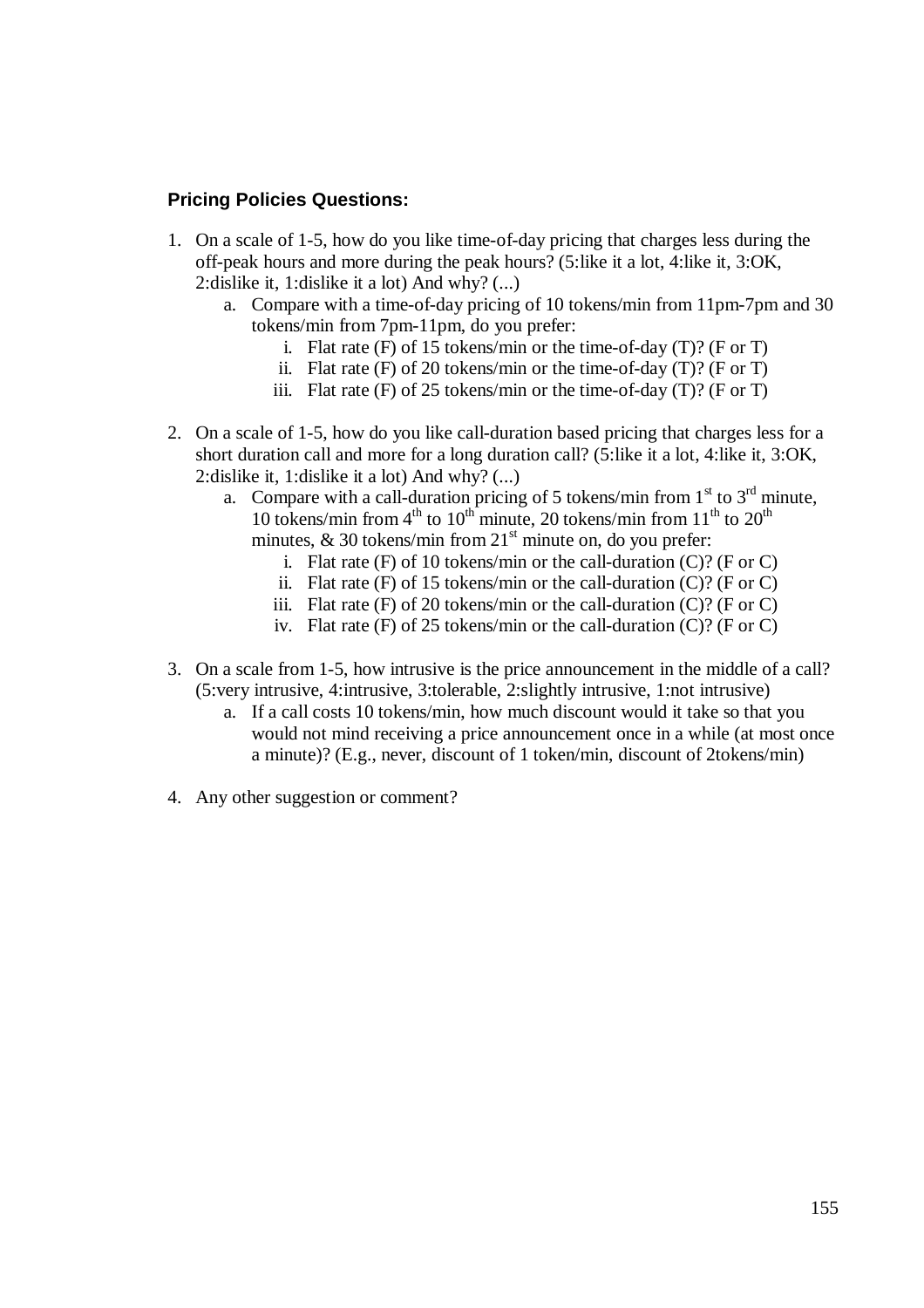**Pricing Policies Questions:**

1. On a scale of 1-5, how do you like time-of-day pricing that charges less during the off-peak hours and more during the peak hours? (5:like it a lot, 4:like it, 3:OK, 2:dislike it, 1:dislike it a lot) And why? (...)
    a. Compare with a time-of-day pricing of 10 tokens/min from 11pm-7pm and 30 tokens/min from 7pm-11pm, do you prefer:
        i. Flat rate (F) of 15 tokens/min or the time-of-day (T)? (F or T)
        ii. Flat rate (F) of 20 tokens/min or the time-of-day (T)? (F or T)
        iii. Flat rate (F) of 25 tokens/min or the time-of-day (T)? (F or T)

2. On a scale of 1-5, how do you like call-duration based pricing that charges less for a short duration call and more for a long duration call? (5:like it a lot, 4:like it, 3:OK, 2:dislike it, 1:dislike it a lot) And why? (...)
    a. Compare with a call-duration pricing of 5 tokens/min from 1st to 3rd minute, 10 tokens/min from 4th to 10th minute, 20 tokens/min from 11th to 20th minutes, & 30 tokens/min from 21st minute on, do you prefer:
        i. Flat rate (F) of 10 tokens/min or the call-duration (C)? (F or C)
        ii. Flat rate (F) of 15 tokens/min or the call-duration (C)? (F or C)
        iii. Flat rate (F) of 20 tokens/min or the call-duration (C)? (F or C)
        iv. Flat rate (F) of 25 tokens/min or the call-duration (C)? (F or C)

3. On a scale from 1-5, how intrusive is the price announcement in the middle of a call? (5:very intrusive, 4:intrusive, 3:tolerable, 2:slightly intrusive, 1:not intrusive)
    a. If a call costs 10 tokens/min, how much discount would it take so that you would not mind receiving a price announcement once in a while (at most once a minute)? (E.g., never, discount of 1 token/min, discount of 2tokens/min)

4. Any other suggestion or comment?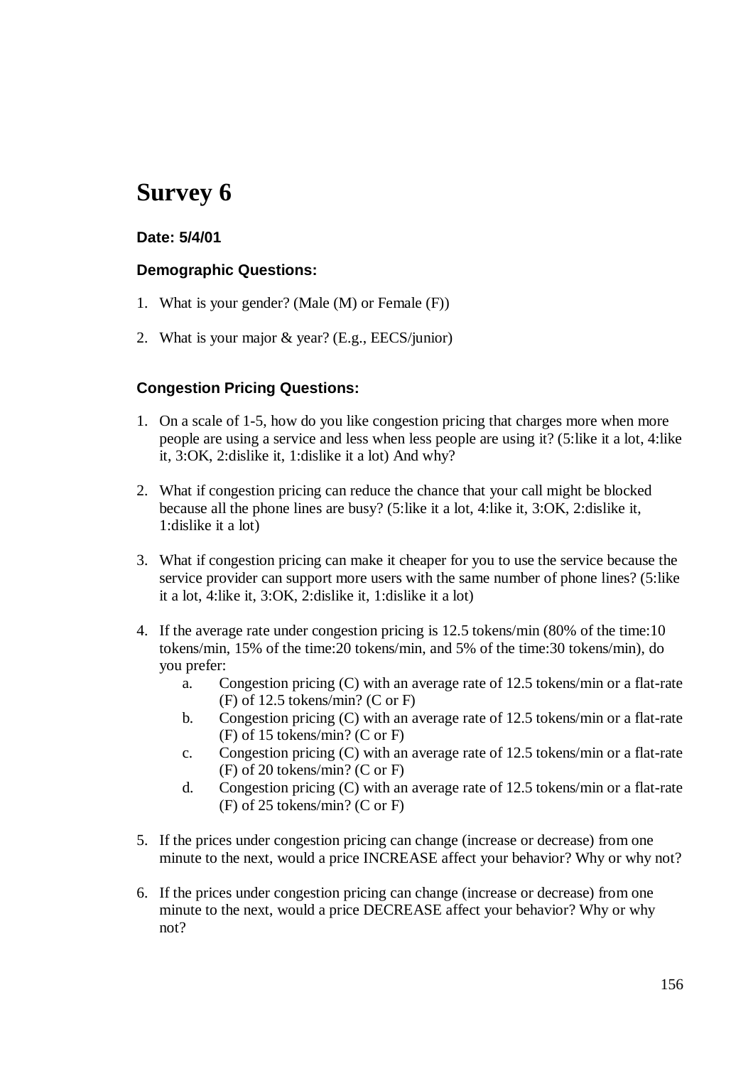# Survey 6

**Date: 5/4/01**

**Demographic Questions:**

1. What is your gender? (Male (M) or Female (F))

2. What is your major & year? (E.g., EECS/junior)

**Congestion Pricing Questions:**

1. On a scale of 1-5, how do you like congestion pricing that charges more when more people are using a service and less when less people are using it? (5:like it a lot, 4:like it, 3:OK, 2:dislike it, 1:dislike it a lot) And why?

2. What if congestion pricing can reduce the chance that your call might be blocked because all the phone lines are busy? (5:like it a lot, 4:like it, 3:OK, 2:dislike it, 1:dislike it a lot)

3. What if congestion pricing can make it cheaper for you to use the service because the service provider can support more users with the same number of phone lines? (5:like it a lot, 4:like it, 3:OK, 2:dislike it, 1:dislike it a lot)

4. If the average rate under congestion pricing is 12.5 tokens/min (80% of the time:10 tokens/min, 15% of the time:20 tokens/min, and 5% of the time:30 tokens/min), do you prefer:
   a. Congestion pricing (C) with an average rate of 12.5 tokens/min or a flat-rate (F) of 12.5 tokens/min? (C or F)
   b. Congestion pricing (C) with an average rate of 12.5 tokens/min or a flat-rate (F) of 15 tokens/min? (C or F)
   c. Congestion pricing (C) with an average rate of 12.5 tokens/min or a flat-rate (F) of 20 tokens/min? (C or F)
   d. Congestion pricing (C) with an average rate of 12.5 tokens/min or a flat-rate (F) of 25 tokens/min? (C or F)

5. If the prices under congestion pricing can change (increase or decrease) from one minute to the next, would a price INCREASE affect your behavior? Why or why not?

6. If the prices under congestion pricing can change (increase or decrease) from one minute to the next, would a price DECREASE affect your behavior? Why or why not?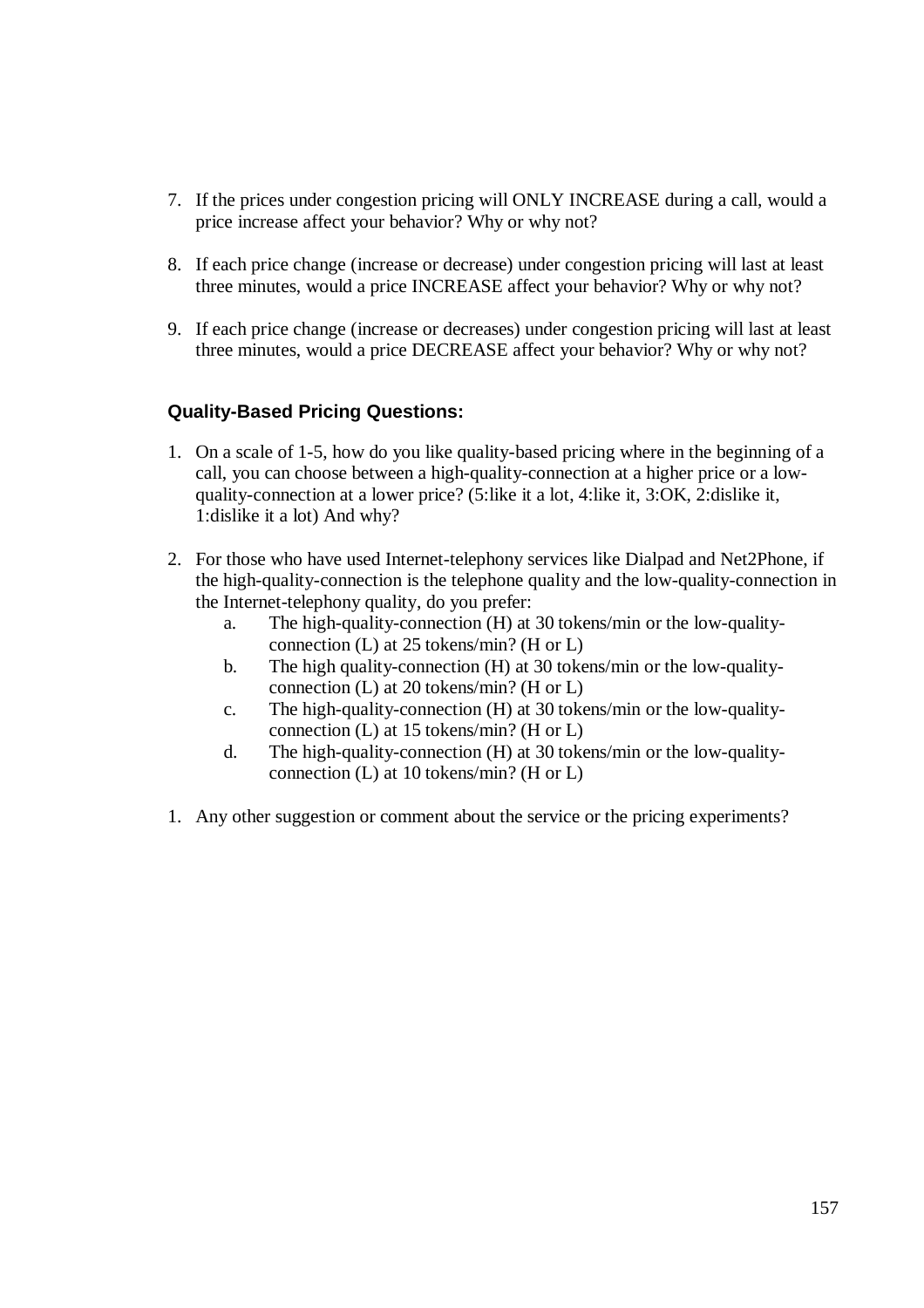7. If the prices under congestion pricing will ONLY INCREASE during a call, would a price increase affect your behavior? Why or why not?

8. If each price change (increase or decrease) under congestion pricing will last at least three minutes, would a price INCREASE affect your behavior? Why or why not?

9. If each price change (increase or decreases) under congestion pricing will last at least three minutes, would a price DECREASE affect your behavior? Why or why not?

### Quality-Based Pricing Questions:

1. On a scale of 1-5, how do you like quality-based pricing where in the beginning of a call, you can choose between a high-quality-connection at a higher price or a low-quality-connection at a lower price? (5:like it a lot, 4:like it, 3:OK, 2:dislike it, 1:dislike it a lot) And why?

2. For those who have used Internet-telephony services like Dialpad and Net2Phone, if the high-quality-connection is the telephone quality and the low-quality-connection in the Internet-telephony quality, do you prefer:
   a. The high-quality-connection (H) at 30 tokens/min or the low-quality-connection (L) at 25 tokens/min? (H or L)
   b. The high quality-connection (H) at 30 tokens/min or the low-quality-connection (L) at 20 tokens/min? (H or L)
   c. The high-quality-connection (H) at 30 tokens/min or the low-quality-connection (L) at 15 tokens/min? (H or L)
   d. The high-quality-connection (H) at 30 tokens/min or the low-quality-connection (L) at 10 tokens/min? (H or L)

1. Any other suggestion or comment about the service or the pricing experiments?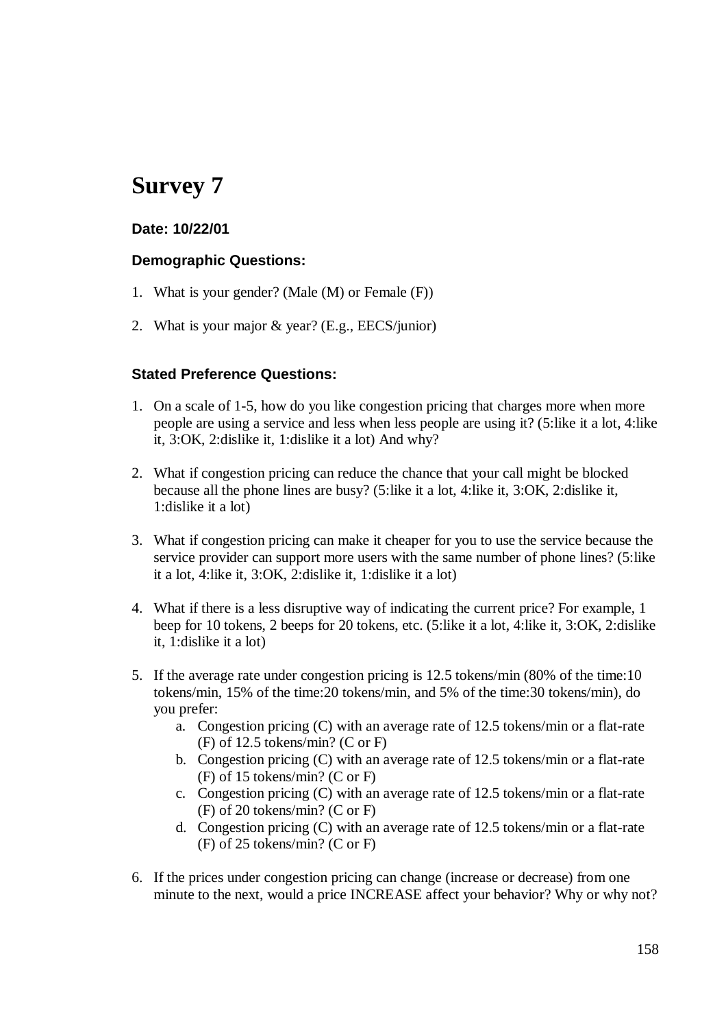# Survey 7

**Date: 10/22/01**

**Demographic Questions:**

1. What is your gender? (Male (M) or Female (F))

2. What is your major & year? (E.g., EECS/junior)

**Stated Preference Questions:**

1. On a scale of 1-5, how do you like congestion pricing that charges more when more people are using a service and less when less people are using it? (5:like it a lot, 4:like it, 3:OK, 2:dislike it, 1:dislike it a lot) And why?

2. What if congestion pricing can reduce the chance that your call might be blocked because all the phone lines are busy? (5:like it a lot, 4:like it, 3:OK, 2:dislike it, 1:dislike it a lot)

3. What if congestion pricing can make it cheaper for you to use the service because the service provider can support more users with the same number of phone lines? (5:like it a lot, 4:like it, 3:OK, 2:dislike it, 1:dislike it a lot)

4. What if there is a less disruptive way of indicating the current price? For example, 1 beep for 10 tokens, 2 beeps for 20 tokens, etc. (5:like it a lot, 4:like it, 3:OK, 2:dislike it, 1:dislike it a lot)

5. If the average rate under congestion pricing is 12.5 tokens/min (80% of the time:10 tokens/min, 15% of the time:20 tokens/min, and 5% of the time:30 tokens/min), do you prefer:
   a. Congestion pricing (C) with an average rate of 12.5 tokens/min or a flat-rate (F) of 12.5 tokens/min? (C or F)
   b. Congestion pricing (C) with an average rate of 12.5 tokens/min or a flat-rate (F) of 15 tokens/min? (C or F)
   c. Congestion pricing (C) with an average rate of 12.5 tokens/min or a flat-rate (F) of 20 tokens/min? (C or F)
   d. Congestion pricing (C) with an average rate of 12.5 tokens/min or a flat-rate (F) of 25 tokens/min? (C or F)

6. If the prices under congestion pricing can change (increase or decrease) from one minute to the next, would a price INCREASE affect your behavior? Why or why not?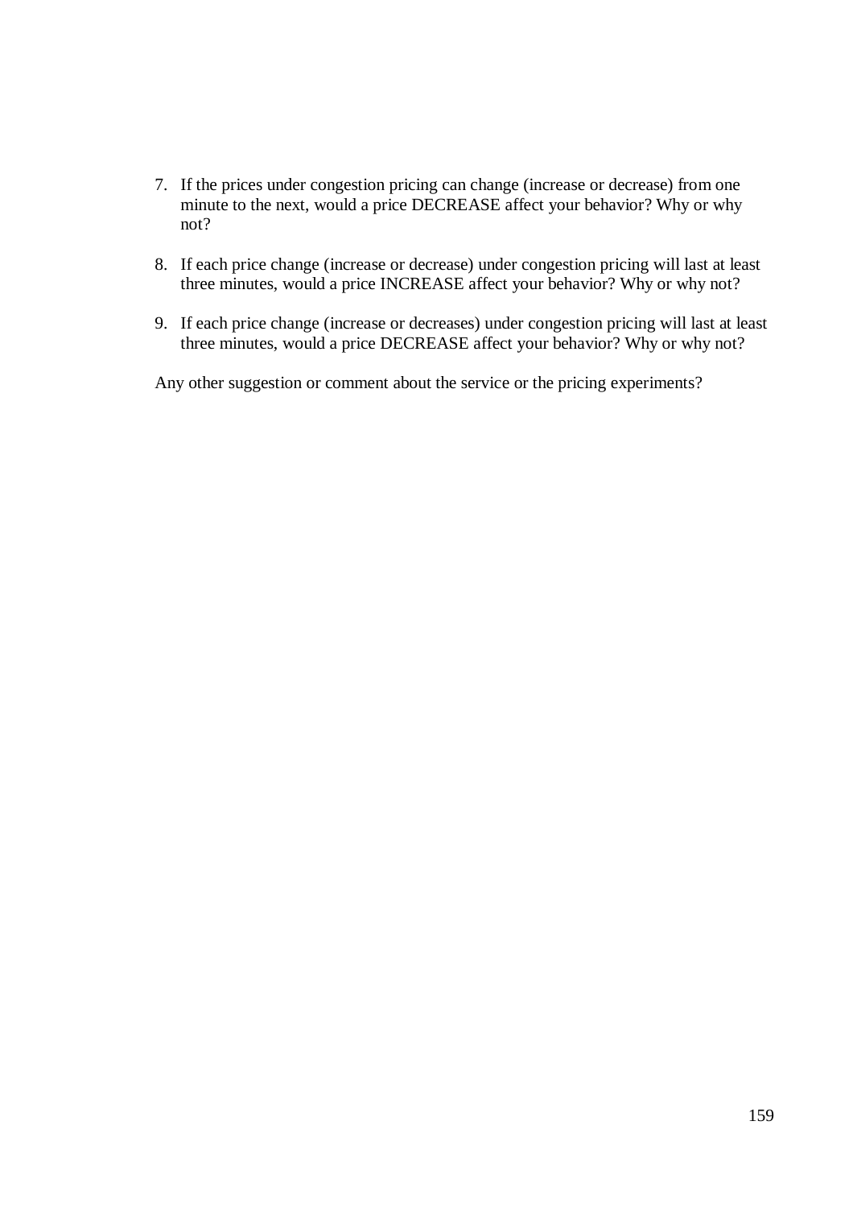7. If the prices under congestion pricing can change (increase or decrease) from one minute to the next, would a price DECREASE affect your behavior? Why or why not?

8. If each price change (increase or decrease) under congestion pricing will last at least three minutes, would a price INCREASE affect your behavior? Why or why not?

9. If each price change (increase or decreases) under congestion pricing will last at least three minutes, would a price DECREASE affect your behavior? Why or why not?

Any other suggestion or comment about the service or the pricing experiments?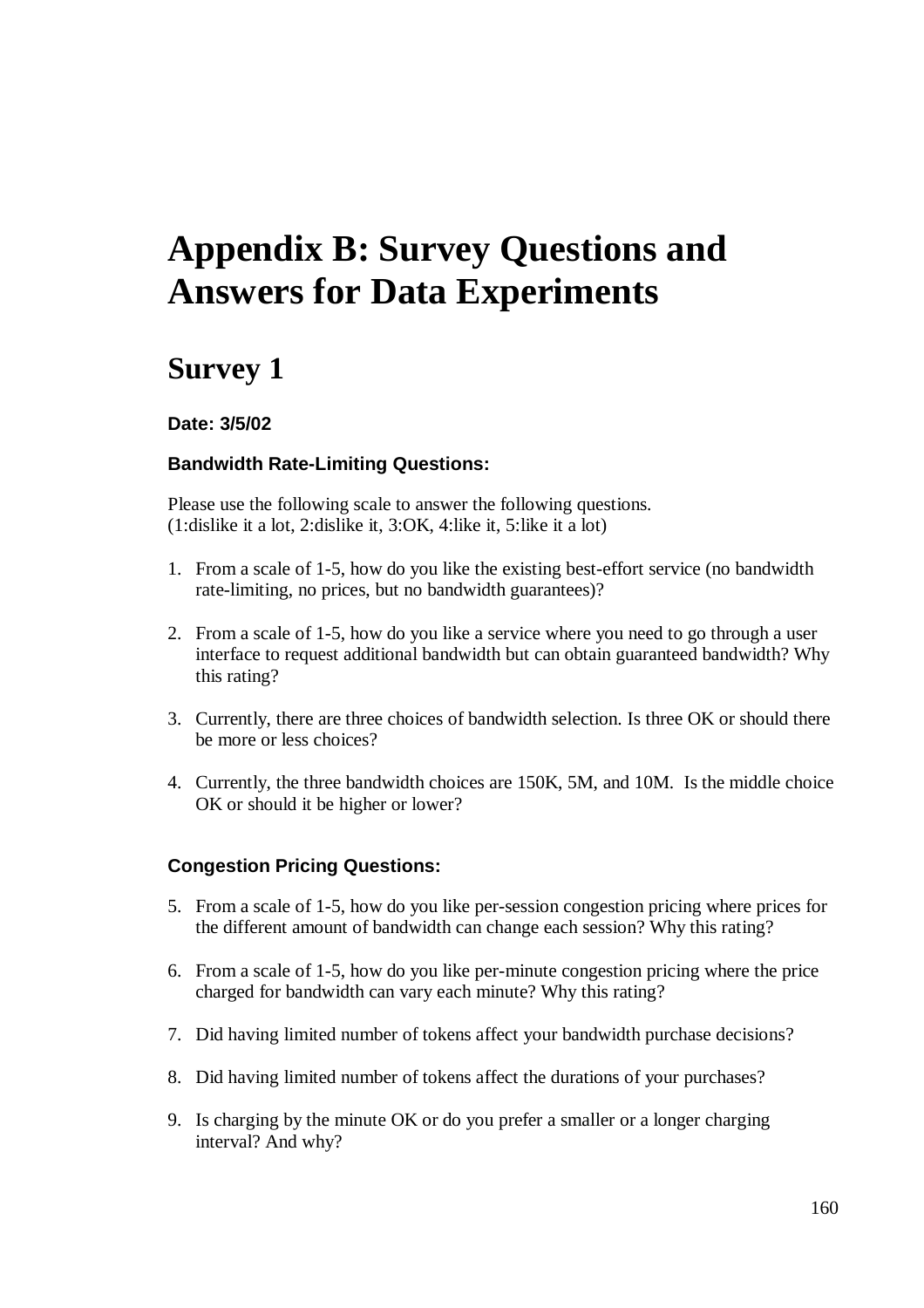# Appendix B: Survey Questions and Answers for Data Experiments

## Survey 1

**Date: 3/5/02**

**Bandwidth Rate-Limiting Questions:**

Please use the following scale to answer the following questions.
(1:dislike it a lot, 2:dislike it, 3:OK, 4:like it, 5:like it a lot)

1. From a scale of 1-5, how do you like the existing best-effort service (no bandwidth rate-limiting, no prices, but no bandwidth guarantees)?

2. From a scale of 1-5, how do you like a service where you need to go through a user interface to request additional bandwidth but can obtain guaranteed bandwidth? Why this rating?

3. Currently, there are three choices of bandwidth selection. Is three OK or should there be more or less choices?

4. Currently, the three bandwidth choices are 150K, 5M, and 10M. Is the middle choice OK or should it be higher or lower?

**Congestion Pricing Questions:**

5. From a scale of 1-5, how do you like per-session congestion pricing where prices for the different amount of bandwidth can change each session? Why this rating?

6. From a scale of 1-5, how do you like per-minute congestion pricing where the price charged for bandwidth can vary each minute? Why this rating?

7. Did having limited number of tokens affect your bandwidth purchase decisions?

8. Did having limited number of tokens affect the durations of your purchases?

9. Is charging by the minute OK or do you prefer a smaller or a longer charging interval? And why?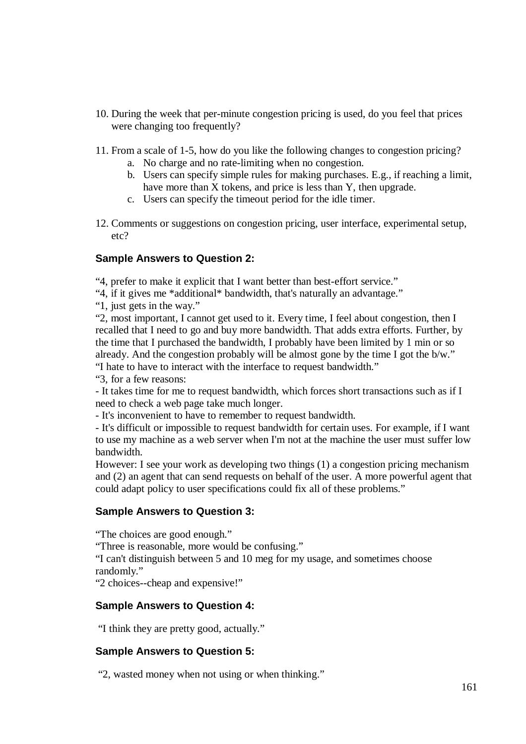10. During the week that per-minute congestion pricing is used, do you feel that prices were changing too frequently?

11. From a scale of 1-5, how do you like the following changes to congestion pricing?
    a. No charge and no rate-limiting when no congestion.
    b. Users can specify simple rules for making purchases. E.g., if reaching a limit, have more than X tokens, and price is less than Y, then upgrade.
    c. Users can specify the timeout period for the idle timer.

12. Comments or suggestions on congestion pricing, user interface, experimental setup, etc?

### Sample Answers to Question 2:

"4, prefer to make it explicit that I want better than best-effort service."
"4, if it gives me *additional* bandwidth, that's naturally an advantage."
"1, just gets in the way."
"2, most important, I cannot get used to it. Every time, I feel about congestion, then I recalled that I need to go and buy more bandwidth. That adds extra efforts. Further, by the time that I purchased the bandwidth, I probably have been limited by 1 min or so already. And the congestion probably will be almost gone by the time I got the b/w."
"I hate to have to interact with the interface to request bandwidth."
"3, for a few reasons:
- It takes time for me to request bandwidth, which forces short transactions such as if I need to check a web page take much longer.
- It's inconvenient to have to remember to request bandwidth.
- It's difficult or impossible to request bandwidth for certain uses. For example, if I want to use my machine as a web server when I'm not at the machine the user must suffer low bandwidth.
However: I see your work as developing two things (1) a congestion pricing mechanism and (2) an agent that can send requests on behalf of the user. A more powerful agent that could adapt policy to user specifications could fix all of these problems."

### Sample Answers to Question 3:

"The choices are good enough."
"Three is reasonable, more would be confusing."
"I can't distinguish between 5 and 10 meg for my usage, and sometimes choose randomly."
"2 choices--cheap and expensive!"

### Sample Answers to Question 4:

"I think they are pretty good, actually."

### Sample Answers to Question 5:

"2, wasted money when not using or when thinking."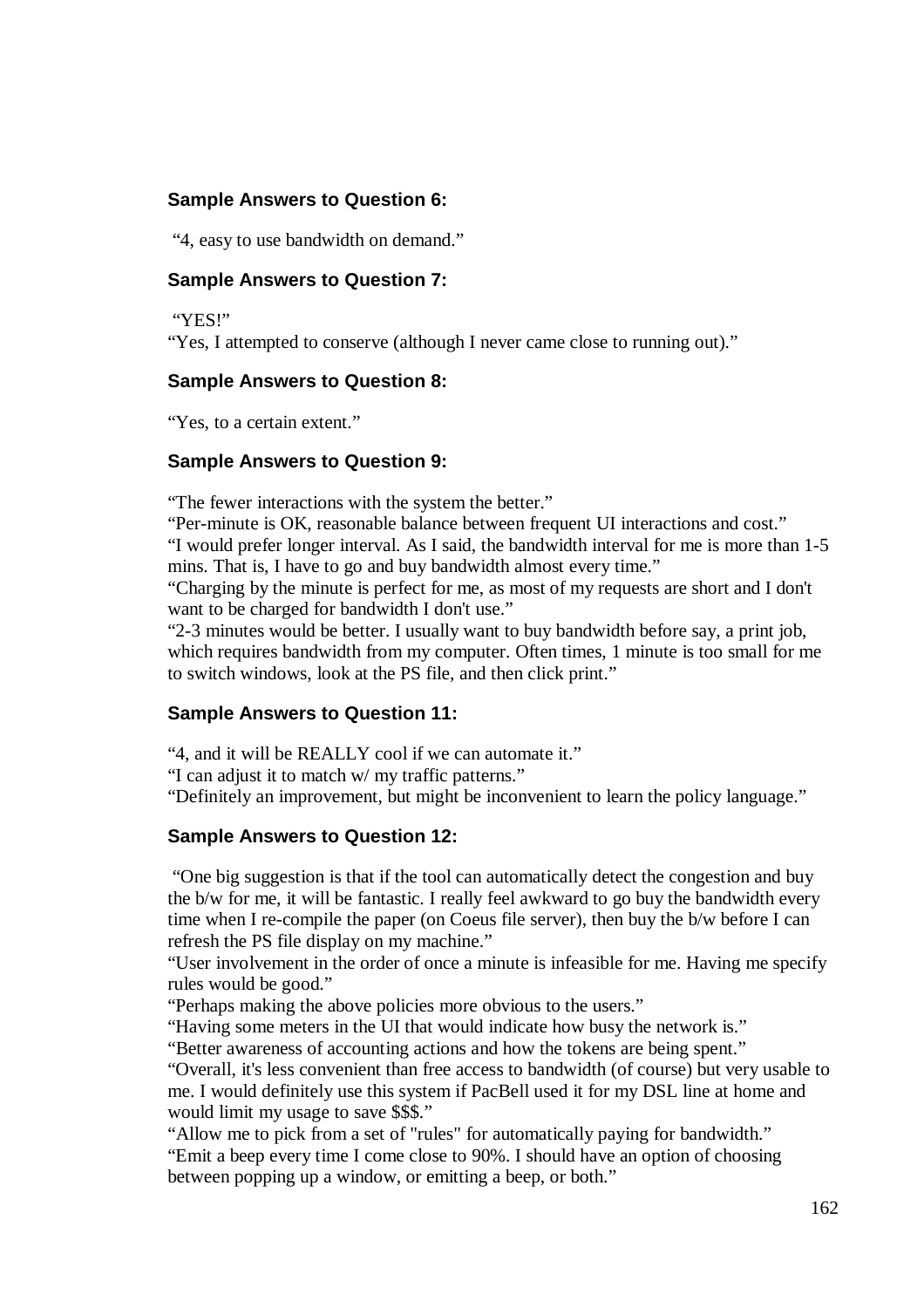### Sample Answers to Question 6:

"4, easy to use bandwidth on demand."

### Sample Answers to Question 7:

"YES!"

"Yes, I attempted to conserve (although I never came close to running out)."

### Sample Answers to Question 8:

"Yes, to a certain extent."

### Sample Answers to Question 9:

"The fewer interactions with the system the better."

"Per-minute is OK, reasonable balance between frequent UI interactions and cost."

"I would prefer longer interval. As I said, the bandwidth interval for me is more than 1-5 mins. That is, I have to go and buy bandwidth almost every time."

"Charging by the minute is perfect for me, as most of my requests are short and I don't want to be charged for bandwidth I don't use."

"2-3 minutes would be better. I usually want to buy bandwidth before say, a print job, which requires bandwidth from my computer. Often times, 1 minute is too small for me to switch windows, look at the PS file, and then click print."

### Sample Answers to Question 11:

"4, and it will be REALLY cool if we can automate it."

"I can adjust it to match w/ my traffic patterns."

"Definitely an improvement, but might be inconvenient to learn the policy language."

### Sample Answers to Question 12:

"One big suggestion is that if the tool can automatically detect the congestion and buy the b/w for me, it will be fantastic. I really feel awkward to go buy the bandwidth every time when I re-compile the paper (on Coeus file server), then buy the b/w before I can refresh the PS file display on my machine."

"User involvement in the order of once a minute is infeasible for me. Having me specify rules would be good."

"Perhaps making the above policies more obvious to the users."

"Having some meters in the UI that would indicate how busy the network is."

"Better awareness of accounting actions and how the tokens are being spent."

"Overall, it's less convenient than free access to bandwidth (of course) but very usable to me. I would definitely use this system if PacBell used it for my DSL line at home and would limit my usage to save $$$."

"Allow me to pick from a set of "rules" for automatically paying for bandwidth."

"Emit a beep every time I come close to 90%. I should have an option of choosing between popping up a window, or emitting a beep, or both."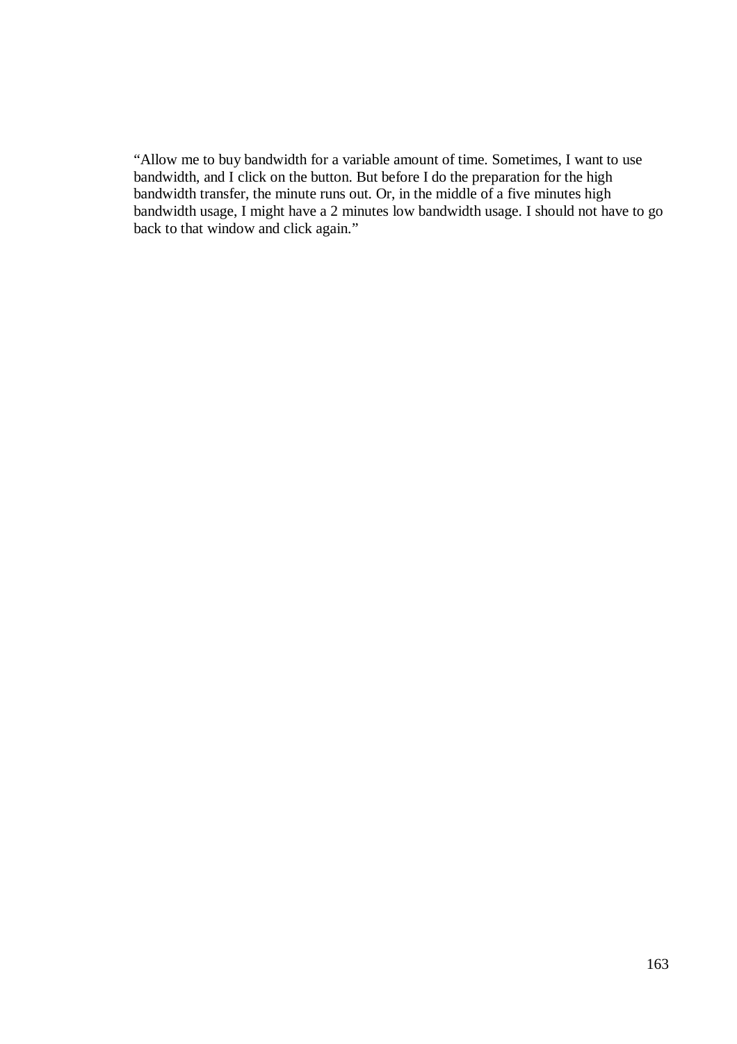"Allow me to buy bandwidth for a variable amount of time. Sometimes, I want to use bandwidth, and I click on the button. But before I do the preparation for the high bandwidth transfer, the minute runs out. Or, in the middle of a five minutes high bandwidth usage, I might have a 2 minutes low bandwidth usage. I should not have to go back to that window and click again."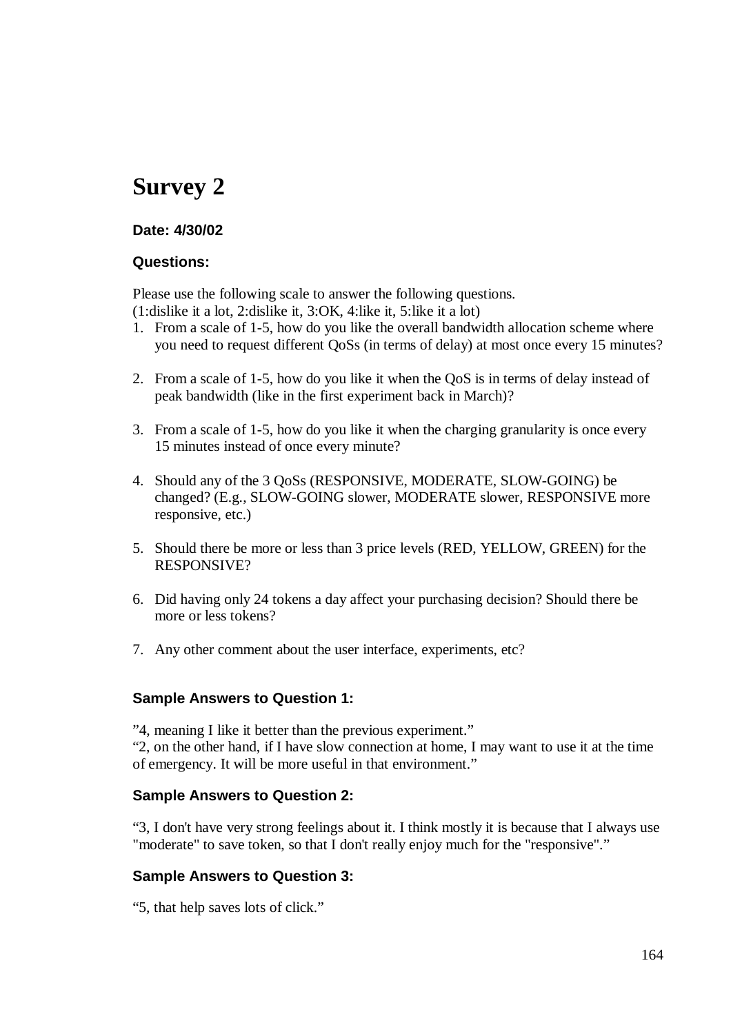# Survey 2

**Date: 4/30/02**

**Questions:**

Please use the following scale to answer the following questions.
(1:dislike it a lot, 2:dislike it, 3:OK, 4:like it, 5:like it a lot)

1. From a scale of 1-5, how do you like the overall bandwidth allocation scheme where you need to request different QoSs (in terms of delay) at most once every 15 minutes?

2. From a scale of 1-5, how do you like it when the QoS is in terms of delay instead of peak bandwidth (like in the first experiment back in March)?

3. From a scale of 1-5, how do you like it when the charging granularity is once every 15 minutes instead of once every minute?

4. Should any of the 3 QoSs (RESPONSIVE, MODERATE, SLOW-GOING) be changed? (E.g., SLOW-GOING slower, MODERATE slower, RESPONSIVE more responsive, etc.)

5. Should there be more or less than 3 price levels (RED, YELLOW, GREEN) for the RESPONSIVE?

6. Did having only 24 tokens a day affect your purchasing decision? Should there be more or less tokens?

7. Any other comment about the user interface, experiments, etc?

**Sample Answers to Question 1:**

"4, meaning I like it better than the previous experiment."
"2, on the other hand, if I have slow connection at home, I may want to use it at the time of emergency. It will be more useful in that environment."

**Sample Answers to Question 2:**

"3, I don't have very strong feelings about it. I think mostly it is because that I always use "moderate" to save token, so that I don't really enjoy much for the "responsive"."

**Sample Answers to Question 3:**

"5, that help saves lots of click."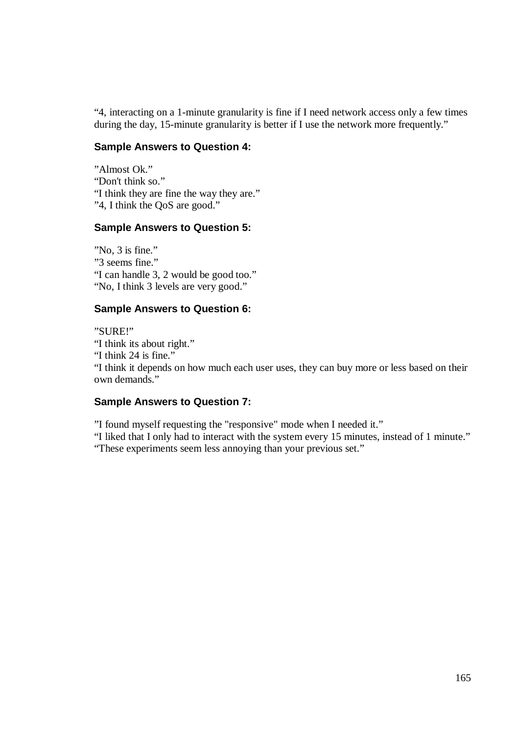"4, interacting on a 1-minute granularity is fine if I need network access only a few times during the day, 15-minute granularity is better if I use the network more frequently."

**Sample Answers to Question 4:**

"Almost Ok."
"Don't think so."
"I think they are fine the way they are."
"4, I think the QoS are good."

**Sample Answers to Question 5:**

"No, 3 is fine."
"3 seems fine."
"I can handle 3, 2 would be good too."
"No, I think 3 levels are very good."

**Sample Answers to Question 6:**

"SURE!"
"I think its about right."
"I think 24 is fine."
"I think it depends on how much each user uses, they can buy more or less based on their own demands."

**Sample Answers to Question 7:**

"I found myself requesting the "responsive" mode when I needed it."
"I liked that I only had to interact with the system every 15 minutes, instead of 1 minute."
"These experiments seem less annoying than your previous set."